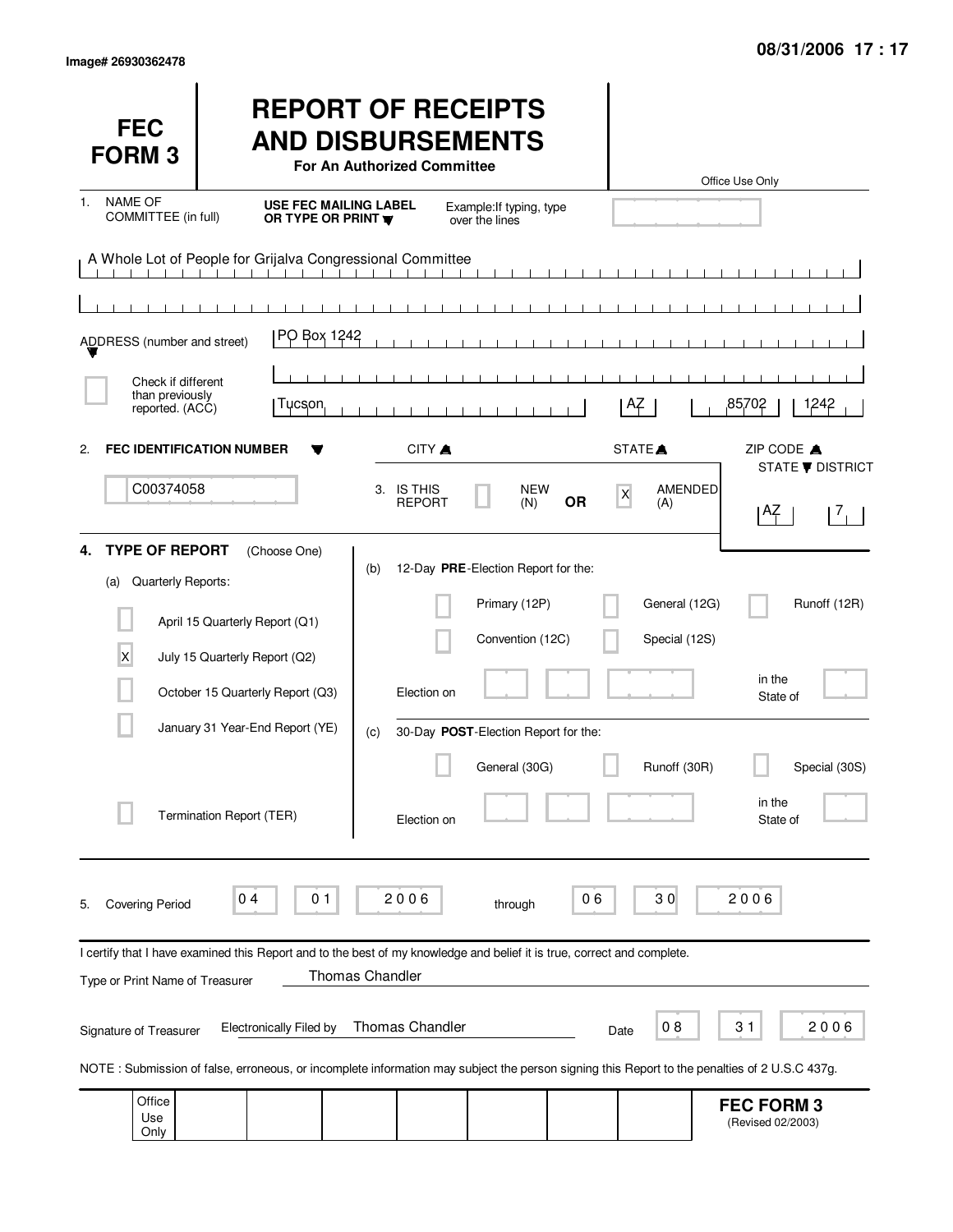Image# 26930362478

08/31/2006 17 : 17

# FEC FORM 3

# REPORT OF RECEIPTS AND DISBURSEMENTS

**For An Authorized Committee**

Office Use Only

1. NAME OF COMMITTEE (in full) — **USE FEC MAILING LABEL OR TYPE OR PRINT** — Example: If typing, type over the lines

A Whole Lot of People for Grijalva Congressional Committee

ADDRESS (number and street): PO Box 1242

[ ] Check if different than previously reported. (ACC)

| CITY | STATE | ZIP CODE |
|---|---|---|
| Tucson | AZ | 85702 1242 |

2. **FEC IDENTIFICATION NUMBER**: C00374058

3. IS THIS REPORT: [ ] NEW (N) **OR** [X] AMENDED (A)

STATE / DISTRICT: AZ 7

4. **TYPE OF REPORT** (Choose One)

(a) Quarterly Reports:

- [ ] April 15 Quarterly Report (Q1)
- [X] July 15 Quarterly Report (Q2)
- [ ] October 15 Quarterly Report (Q3)
- [ ] January 31 Year-End Report (YE)
- [ ] Termination Report (TER)

(b) 12-Day **PRE**-Election Report for the:

- [ ] Primary (12P)
- [ ] General (12G)
- [ ] Runoff (12R)
- [ ] Convention (12C)
- [ ] Special (12S)

Election on ______ in the State of ______

(c) 30-Day **POST**-Election Report for the:

- [ ] General (30G)
- [ ] Runoff (30R)
- [ ] Special (30S)

Election on ______ in the State of ______

5. Covering Period 04 01 2006 through 06 30 2006

I certify that I have examined this Report and to the best of my knowledge and belief it is true, correct and complete.

Type or Print Name of Treasurer: Thomas Chandler

Signature of Treasurer: Electronically Filed by Thomas Chandler — Date 08 31 2006

NOTE : Submission of false, erroneous, or incomplete information may subject the person signing this Report to the penalties of 2 U.S.C 437g.

Office Use Only

**FEC FORM 3**
(Revised 02/2003)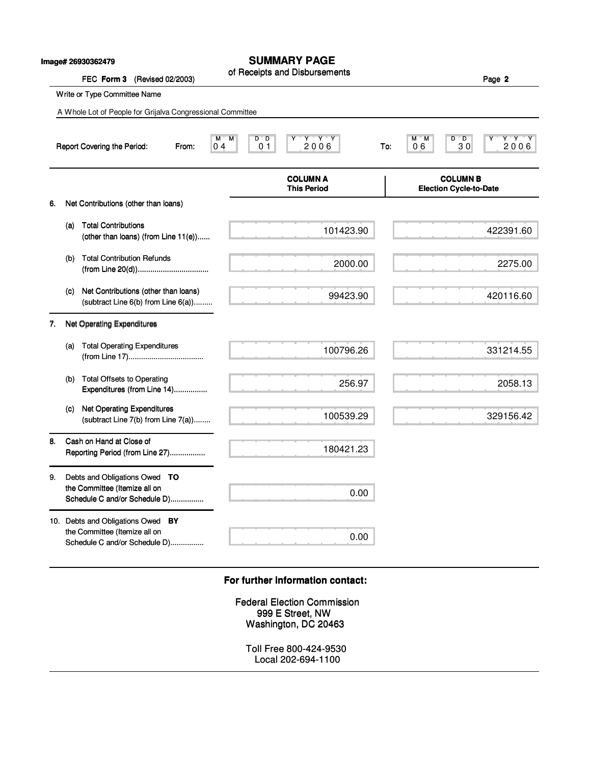Image# 26930362479

# SUMMARY PAGE
of Receipts and Disbursements

FEC **Form 3** (Revised 02/2003)

Page **2**

Write or Type Committee Name

A Whole Lot of People for Grijalva Congressional Committee

Report Covering the Period: From: 04 01 2006 To: 06 30 2006

| | COLUMN A This Period | COLUMN B Election Cycle-to-Date |
|---|---|---|
| 6. Net Contributions (other than loans) | | |
| (a) Total Contributions (other than loans) (from Line 11(e)) | 101423.90 | 422391.60 |
| (b) Total Contribution Refunds (from Line 20(d)) | 2000.00 | 2275.00 |
| (c) Net Contributions (other than loans) (subtract Line 6(b) from Line 6(a)) | 99423.90 | 420116.60 |
| 7. Net Operating Expenditures | | |
| (a) Total Operating Expenditures (from Line 17) | 100796.26 | 331214.55 |
| (b) Total Offsets to Operating Expenditures (from Line 14) | 256.97 | 2058.13 |
| (c) Net Operating Expenditures (subtract Line 7(b) from Line 7(a)) | 100539.29 | 329156.42 |
| 8. Cash on Hand at Close of Reporting Period (from Line 27) | 180421.23 | |
| 9. Debts and Obligations Owed **TO** the Committee (Itemize all on Schedule C and/or Schedule D) | 0.00 | |
| 10. Debts and Obligations Owed **BY** the Committee (Itemize all on Schedule C and/or Schedule D) | 0.00 | |

**For further information contact:**

Federal Election Commission
999 E Street, NW
Washington, DC 20463

Toll Free 800-424-9530
Local 202-694-1100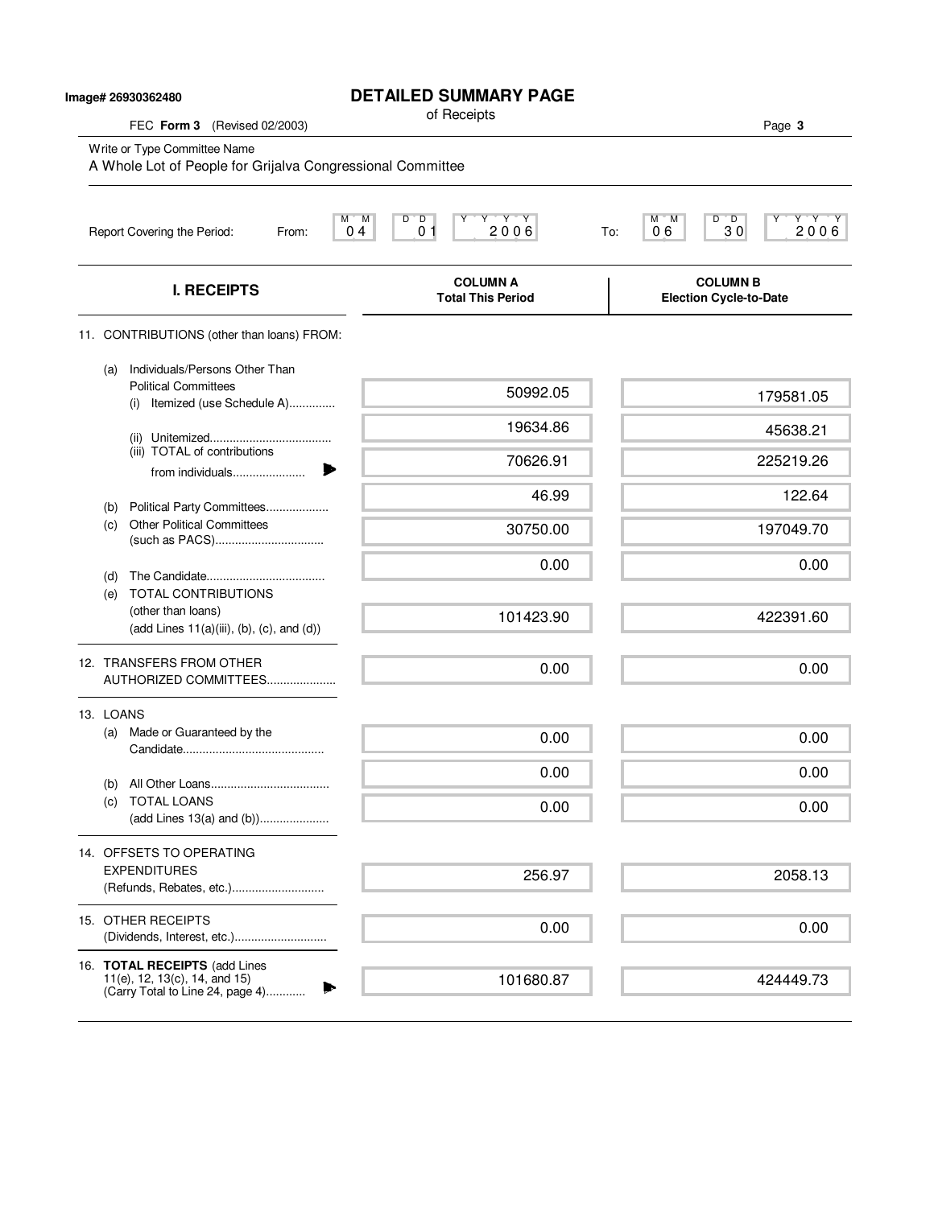Image# 26930362480

# DETAILED SUMMARY PAGE

of Receipts

FEC **Form 3** (Revised 02/2003)

Write or Type Committee Name

A Whole Lot of People for Grijalva Congressional Committee

Report Covering the Period: From: 04 01 2006 To: 06 30 2006

| I. RECEIPTS | COLUMN A Total This Period | COLUMN B Election Cycle-to-Date |
|---|---|---|
| 11. CONTRIBUTIONS (other than loans) FROM: | | |
| (a) Individuals/Persons Other Than Political Committees (i) Itemized (use Schedule A)............. | 50992.05 | 179581.05 |
| (ii) Unitemized.................................... | 19634.86 | 45638.21 |
| (iii) TOTAL of contributions from individuals..................... | 70626.91 | 225219.26 |
| (b) Political Party Committees.................. | 46.99 | 122.64 |
| (c) Other Political Committees (such as PACS)................................ | 30750.00 | 197049.70 |
| (d) The Candidate.................................. | 0.00 | 0.00 |
| (e) TOTAL CONTRIBUTIONS (other than loans) (add Lines 11(a)(iii), (b), (c), and (d)) | 101423.90 | 422391.60 |
| 12. TRANSFERS FROM OTHER AUTHORIZED COMMITTEES.................... | 0.00 | 0.00 |
| 13. LOANS | | |
| (a) Made or Guaranteed by the Candidate.......................................... | 0.00 | 0.00 |
| (b) All Other Loans................................... | 0.00 | 0.00 |
| (c) TOTAL LOANS (add Lines 13(a) and (b)).................... | 0.00 | 0.00 |
| 14. OFFSETS TO OPERATING EXPENDITURES (Refunds, Rebates, etc.)........................... | 256.97 | 2058.13 |
| 15. OTHER RECEIPTS (Dividends, Interest, etc.)........................... | 0.00 | 0.00 |
| 16. **TOTAL RECEIPTS** (add Lines 11(e), 12, 13(c), 14, and 15) (Carry Total to Line 24, page 4)........... | 101680.87 | 424449.73 |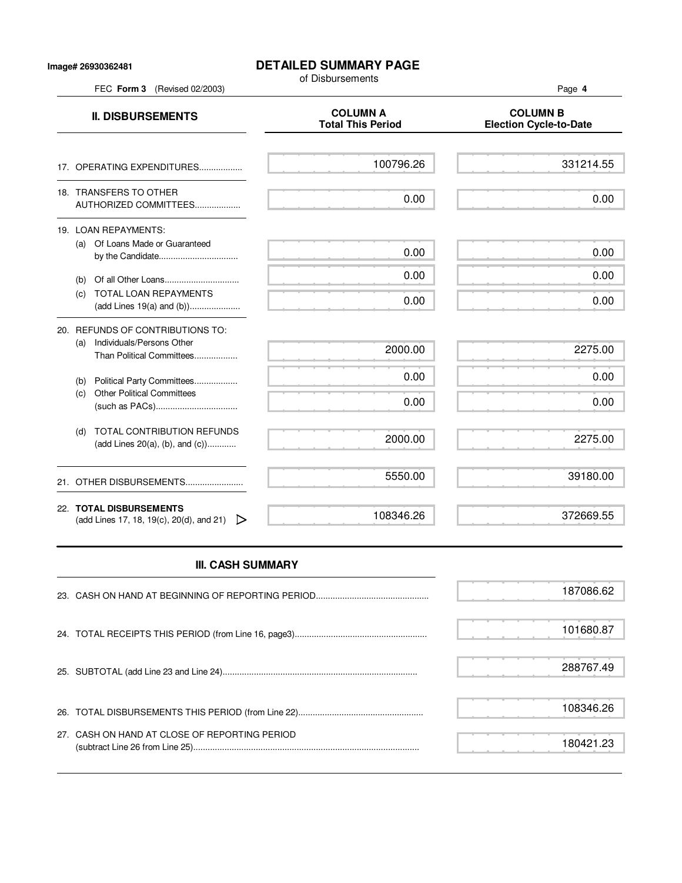Image# 26930362481

# DETAILED SUMMARY PAGE

of Disbursements

FEC **Form 3** (Revised 02/2003)

| **II. DISBURSEMENTS** | **COLUMN A Total This Period** | **COLUMN B Election Cycle-to-Date** |
|---|---|---|
| 17. OPERATING EXPENDITURES.................. | 100796.26 | 331214.55 |
| 18. TRANSFERS TO OTHER AUTHORIZED COMMITTEES.................. | 0.00 | 0.00 |
| 19. LOAN REPAYMENTS: | | |
| (a) Of Loans Made or Guaranteed by the Candidate................................. | 0.00 | 0.00 |
| (b) Of all Other Loans.............................. | 0.00 | 0.00 |
| (c) TOTAL LOAN REPAYMENTS (add Lines 19(a) and (b)).................... | 0.00 | 0.00 |
| 20. REFUNDS OF CONTRIBUTIONS TO: | | |
| (a) Individuals/Persons Other Than Political Committees.................. | 2000.00 | 2275.00 |
| (b) Political Party Committees.................. | 0.00 | 0.00 |
| (c) Other Political Committees (such as PACs).................................. | 0.00 | 0.00 |
| (d) TOTAL CONTRIBUTION REFUNDS (add Lines 20(a), (b), and (c))........... | 2000.00 | 2275.00 |
| 21. OTHER DISBURSEMENTS........................ | 5550.00 | 39180.00 |
| 22. **TOTAL DISBURSEMENTS** (add Lines 17, 18, 19(c), 20(d), and 21) ▷ | 108346.26 | 372669.55 |

## III. CASH SUMMARY

| | |
|---|---|
| 23. CASH ON HAND AT BEGINNING OF REPORTING PERIOD............................................... | 187086.62 |
| 24. TOTAL RECEIPTS THIS PERIOD (from Line 16, page3)...................................................... | 101680.87 |
| 25. SUBTOTAL (add Line 23 and Line 24)................................................................................ | 288767.49 |
| 26. TOTAL DISBURSEMENTS THIS PERIOD (from Line 22)................................................... | 108346.26 |
| 27. CASH ON HAND AT CLOSE OF REPORTING PERIOD (subtract Line 26 from Line 25)............................................................................................ | 180421.23 |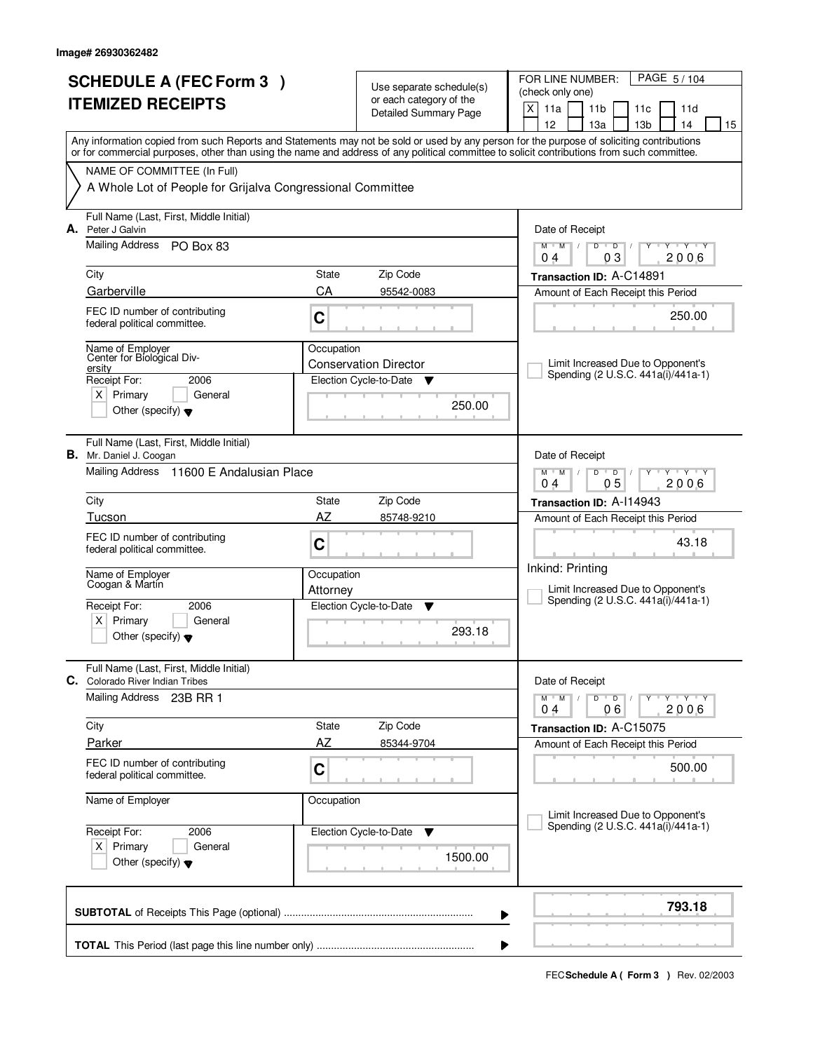Image# 26930362482

# SCHEDULE A (FEC Form 3 )
# ITEMIZED RECEIPTS

Use separate schedule(s) or each category of the Detailed Summary Page

FOR LINE NUMBER: (check only one)

[X] 11a [ ] 11b [ ] 11c [ ] 11d [ ] 12 [ ] 13a [ ] 13b [ ] 14 [ ] 15

Any information copied from such Reports and Statements may not be sold or used by any person for the purpose of soliciting contributions or for commercial purposes, other than using the name and address of any political committee to solicit contributions from such committee.

NAME OF COMMITTEE (In Full)

A Whole Lot of People for Grijalva Congressional Committee

---

**A.** Full Name (Last, First, Middle Initial): Peter J Galvin

Mailing Address: PO Box 83

City: Garberville | State: CA | Zip Code: 95542-0083

FEC ID number of contributing federal political committee: C

Name of Employer: Center for Biological Diversity

Occupation: Conservation Director

Receipt For: 2006 — [X] Primary [ ] General [ ] Other (specify)

Election Cycle-to-Date: 250.00

Date of Receipt: 04 / 03 / 2006

Transaction ID: A-C14891

Amount of Each Receipt this Period: 250.00

[ ] Limit Increased Due to Opponent's Spending (2 U.S.C. 441a(i)/441a-1)

---

**B.** Full Name (Last, First, Middle Initial): Mr. Daniel J. Coogan

Mailing Address: 11600 E Andalusian Place

City: Tucson | State: AZ | Zip Code: 85748-9210

FEC ID number of contributing federal political committee: C

Name of Employer: Coogan & Martin

Occupation: Attorney

Receipt For: 2006 — [X] Primary [ ] General [ ] Other (specify)

Election Cycle-to-Date: 293.18

Date of Receipt: 04 / 05 / 2006

Transaction ID: A-I14943

Amount of Each Receipt this Period: 43.18

Inkind: Printing

[ ] Limit Increased Due to Opponent's Spending (2 U.S.C. 441a(i)/441a-1)

---

**C.** Full Name (Last, First, Middle Initial): Colorado River Indian Tribes

Mailing Address: 23B RR 1

City: Parker | State: AZ | Zip Code: 85344-9704

FEC ID number of contributing federal political committee: C

Name of Employer:

Occupation:

Receipt For: 2006 — [X] Primary [ ] General [ ] Other (specify)

Election Cycle-to-Date: 1500.00

Date of Receipt: 04 / 06 / 2006

Transaction ID: A-C15075

Amount of Each Receipt this Period: 500.00

[ ] Limit Increased Due to Opponent's Spending (2 U.S.C. 441a(i)/441a-1)

---

**SUBTOTAL** of Receipts This Page (optional): **793.18**

**TOTAL** This Period (last page this line number only):

FEC **Schedule A ( Form 3 )** Rev. 02/2003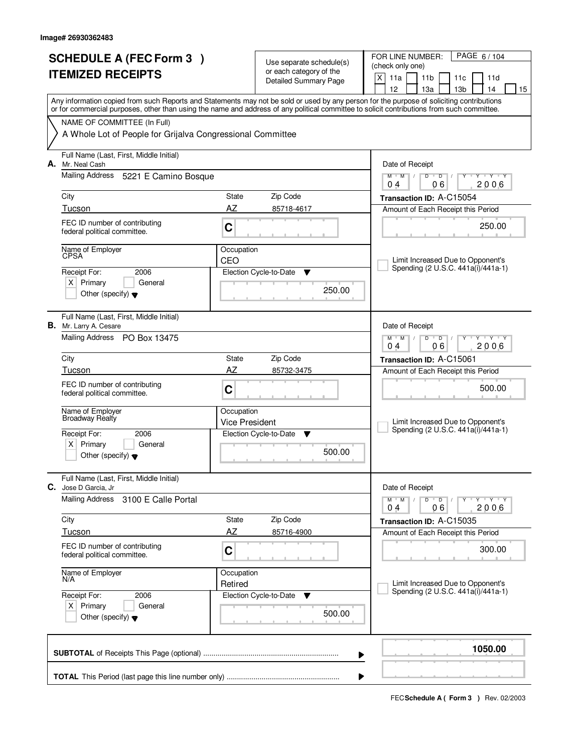Image# 26930362483

# SCHEDULE A (FEC Form 3 )
# ITEMIZED RECEIPTS

Use separate schedule(s) or each category of the Detailed Summary Page

FOR LINE NUMBER: (check only one)
[X] 11a [ ] 11b [ ] 11c [ ] 11d [ ] 12 [ ] 13a [ ] 13b [ ] 14 [ ] 15

PAGE 6 / 104

Any information copied from such Reports and Statements may not be sold or used by any person for the purpose of soliciting contributions or for commercial purposes, other than using the name and address of any political committee to solicit contributions from such committee.

NAME OF COMMITTEE (In Full)
A Whole Lot of People for Grijalva Congressional Committee

---

**A.** Full Name (Last, First, Middle Initial): Mr. Neal Cash
Mailing Address: 5221 E Camino Bosque
City: Tucson | State: AZ | Zip Code: 85718-4617
FEC ID number of contributing federal political committee: C
Name of Employer: CPSA | Occupation: CEO
Receipt For: 2006 [X] Primary [ ] General [ ] Other (specify)
Election Cycle-to-Date: 250.00
Date of Receipt: 04 / 06 / 2006
Transaction ID: A-C15054
Amount of Each Receipt this Period: 250.00
[ ] Limit Increased Due to Opponent's Spending (2 U.S.C. 441a(i)/441a-1)

---

**B.** Full Name (Last, First, Middle Initial): Mr. Larry A. Cesare
Mailing Address: PO Box 13475
City: Tucson | State: AZ | Zip Code: 85732-3475
FEC ID number of contributing federal political committee: C
Name of Employer: Broadway Realty | Occupation: Vice President
Receipt For: 2006 [X] Primary [ ] General [ ] Other (specify)
Election Cycle-to-Date: 500.00
Date of Receipt: 04 / 06 / 2006
Transaction ID: A-C15061
Amount of Each Receipt this Period: 500.00
[ ] Limit Increased Due to Opponent's Spending (2 U.S.C. 441a(i)/441a-1)

---

**C.** Full Name (Last, First, Middle Initial): Jose D Garcia, Jr
Mailing Address: 3100 E Calle Portal
City: Tucson | State: AZ | Zip Code: 85716-4900
FEC ID number of contributing federal political committee: C
Name of Employer: N/A | Occupation: Retired
Receipt For: 2006 [X] Primary [ ] General [ ] Other (specify)
Election Cycle-to-Date: 500.00
Date of Receipt: 04 / 06 / 2006
Transaction ID: A-C15035
Amount of Each Receipt this Period: 300.00
[ ] Limit Increased Due to Opponent's Spending (2 U.S.C. 441a(i)/441a-1)

---

**SUBTOTAL** of Receipts This Page (optional): **1050.00**

**TOTAL** This Period (last page this line number only):

FEC **Schedule A ( Form 3 )** Rev. 02/2003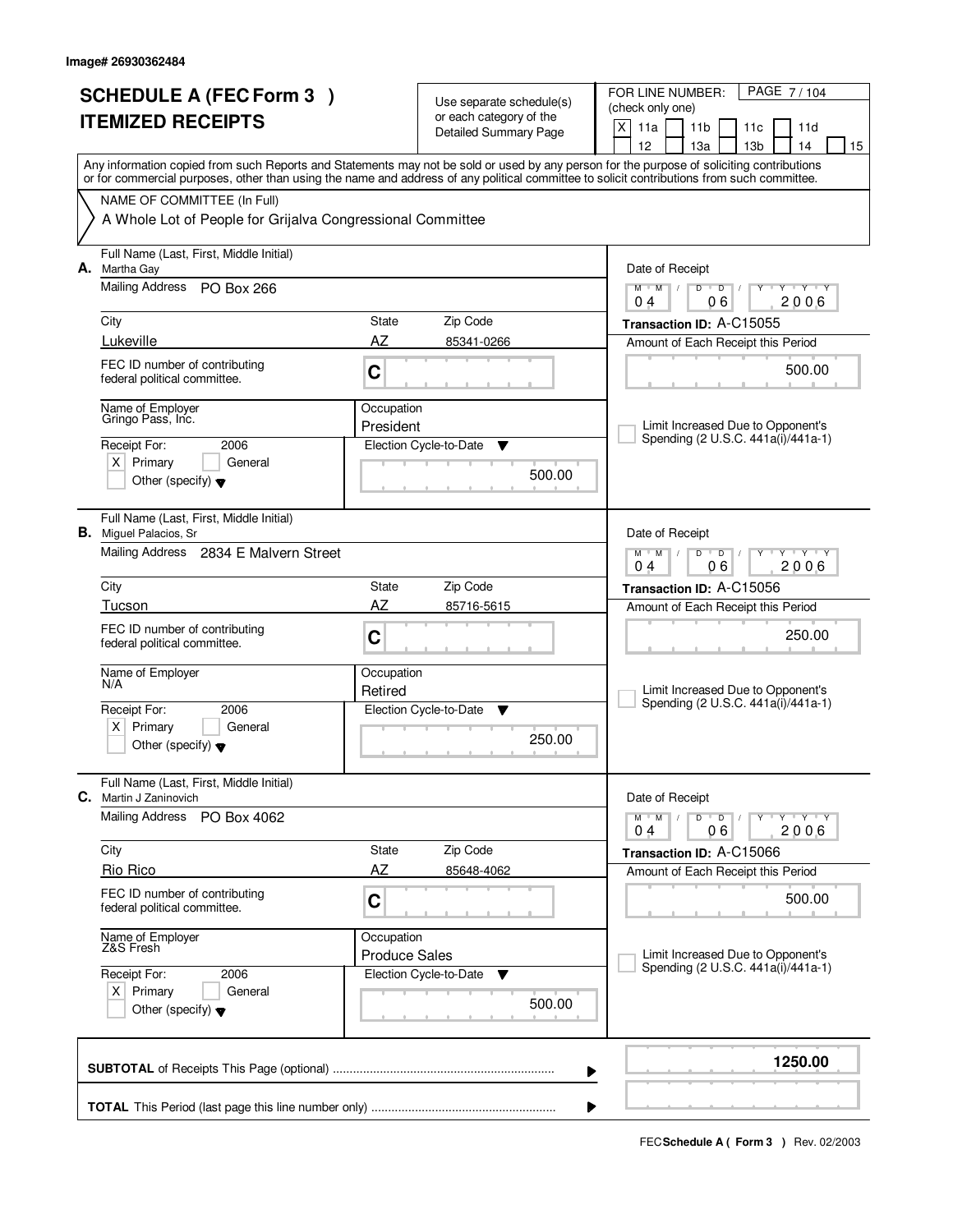Image# 26930362484

# SCHEDULE A (FEC Form 3 )
# ITEMIZED RECEIPTS

Use separate schedule(s) or each category of the Detailed Summary Page

FOR LINE NUMBER: (check only one)

X 11a | 11b | 11c | 11d | 12 | 13a | 13b | 14 | 15

PAGE 7 / 104

Any information copied from such Reports and Statements may not be sold or used by any person for the purpose of soliciting contributions or for commercial purposes, other than using the name and address of any political committee to solicit contributions from such committee.

NAME OF COMMITTEE (In Full)

A Whole Lot of People for Grijalva Congressional Committee

---

**A.** Full Name (Last, First, Middle Initial): Martha Gay

Mailing Address: PO Box 266

City: Lukeville | State: AZ | Zip Code: 85341-0266

FEC ID number of contributing federal political committee: C

Name of Employer: Gringo Pass, Inc.

Occupation: President

Receipt For: 2006 — X Primary | General | Other (specify)

Election Cycle-to-Date: 500.00

Date of Receipt: 04 / 06 / 2006

Transaction ID: A-C15055

Amount of Each Receipt this Period: 500.00

Limit Increased Due to Opponent's Spending (2 U.S.C. 441a(i)/441a-1)

---

**B.** Full Name (Last, First, Middle Initial): Miguel Palacios, Sr

Mailing Address: 2834 E Malvern Street

City: Tucson | State: AZ | Zip Code: 85716-5615

FEC ID number of contributing federal political committee: C

Name of Employer: N/A

Occupation: Retired

Receipt For: 2006 — X Primary | General | Other (specify)

Election Cycle-to-Date: 250.00

Date of Receipt: 04 / 06 / 2006

Transaction ID: A-C15056

Amount of Each Receipt this Period: 250.00

Limit Increased Due to Opponent's Spending (2 U.S.C. 441a(i)/441a-1)

---

**C.** Full Name (Last, First, Middle Initial): Martin J Zaninovich

Mailing Address: PO Box 4062

City: Rio Rico | State: AZ | Zip Code: 85648-4062

FEC ID number of contributing federal political committee: C

Name of Employer: Z&S Fresh

Occupation: Produce Sales

Receipt For: 2006 — X Primary | General | Other (specify)

Election Cycle-to-Date: 500.00

Date of Receipt: 04 / 06 / 2006

Transaction ID: A-C15066

Amount of Each Receipt this Period: 500.00

Limit Increased Due to Opponent's Spending (2 U.S.C. 441a(i)/441a-1)

---

**SUBTOTAL** of Receipts This Page (optional): **1250.00**

**TOTAL** This Period (last page this line number only):

FEC **Schedule A ( Form 3 )** Rev. 02/2003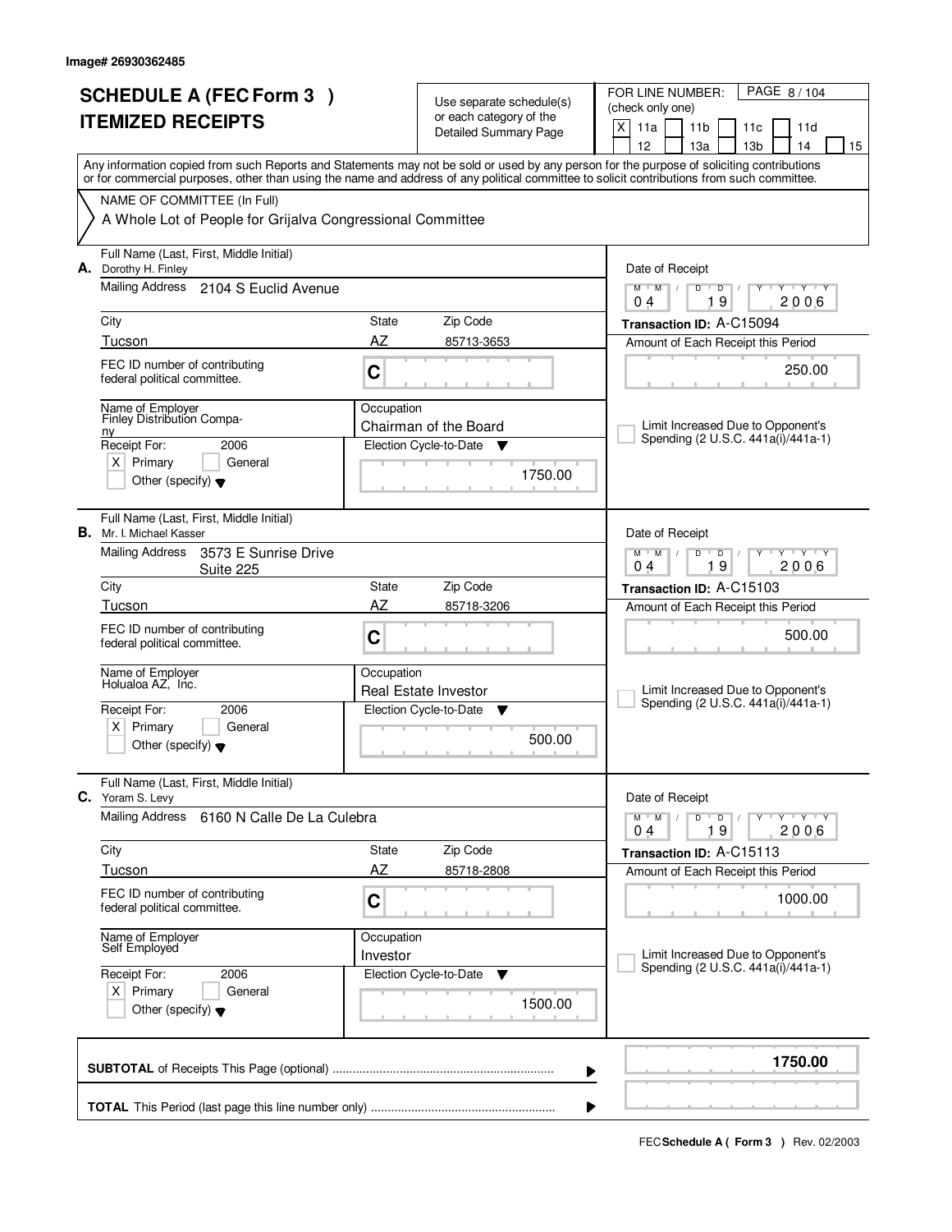Image# 26930362485

# SCHEDULE A (FEC Form 3 )
# ITEMIZED RECEIPTS

Use separate schedule(s) or each category of the Detailed Summary Page

FOR LINE NUMBER: (check only one)

PAGE 8 / 104

[X] 11a [ ] 11b [ ] 11c [ ] 11d [ ] 12 [ ] 13a [ ] 13b [ ] 14 [ ] 15

Any information copied from such Reports and Statements may not be sold or used by any person for the purpose of soliciting contributions or for commercial purposes, other than using the name and address of any political committee to solicit contributions from such committee.

NAME OF COMMITTEE (In Full)

A Whole Lot of People for Grijalva Congressional Committee

---

**A.** Full Name (Last, First, Middle Initial): Dorothy H. Finley

Mailing Address: 2104 S Euclid Avenue

City: Tucson | State: AZ | Zip Code: 85713-3653

FEC ID number of contributing federal political committee: C

Name of Employer: Finley Distribution Company

Occupation: Chairman of the Board

Receipt For: 2006 [X] Primary [ ] General [ ] Other (specify)

Election Cycle-to-Date: 1750.00

Date of Receipt: 04 19 2006

Transaction ID: A-C15094

Amount of Each Receipt this Period: 250.00

[ ] Limit Increased Due to Opponent's Spending (2 U.S.C. 441a(i)/441a-1)

---

**B.** Full Name (Last, First, Middle Initial): Mr. I. Michael Kasser

Mailing Address: 3573 E Sunrise Drive Suite 225

City: Tucson | State: AZ | Zip Code: 85718-3206

FEC ID number of contributing federal political committee: C

Name of Employer: Holualoa AZ, Inc.

Occupation: Real Estate Investor

Receipt For: 2006 [X] Primary [ ] General [ ] Other (specify)

Election Cycle-to-Date: 500.00

Date of Receipt: 04 19 2006

Transaction ID: A-C15103

Amount of Each Receipt this Period: 500.00

[ ] Limit Increased Due to Opponent's Spending (2 U.S.C. 441a(i)/441a-1)

---

**C.** Full Name (Last, First, Middle Initial): Yoram S. Levy

Mailing Address: 6160 N Calle De La Culebra

City: Tucson | State: AZ | Zip Code: 85718-2808

FEC ID number of contributing federal political committee: C

Name of Employer: Self Employed

Occupation: Investor

Receipt For: 2006 [X] Primary [ ] General [ ] Other (specify)

Election Cycle-to-Date: 1500.00

Date of Receipt: 04 19 2006

Transaction ID: A-C15113

Amount of Each Receipt this Period: 1000.00

[ ] Limit Increased Due to Opponent's Spending (2 U.S.C. 441a(i)/441a-1)

---

**SUBTOTAL** of Receipts This Page (optional): **1750.00**

**TOTAL** This Period (last page this line number only):

FEC **Schedule A ( Form 3 )** Rev. 02/2003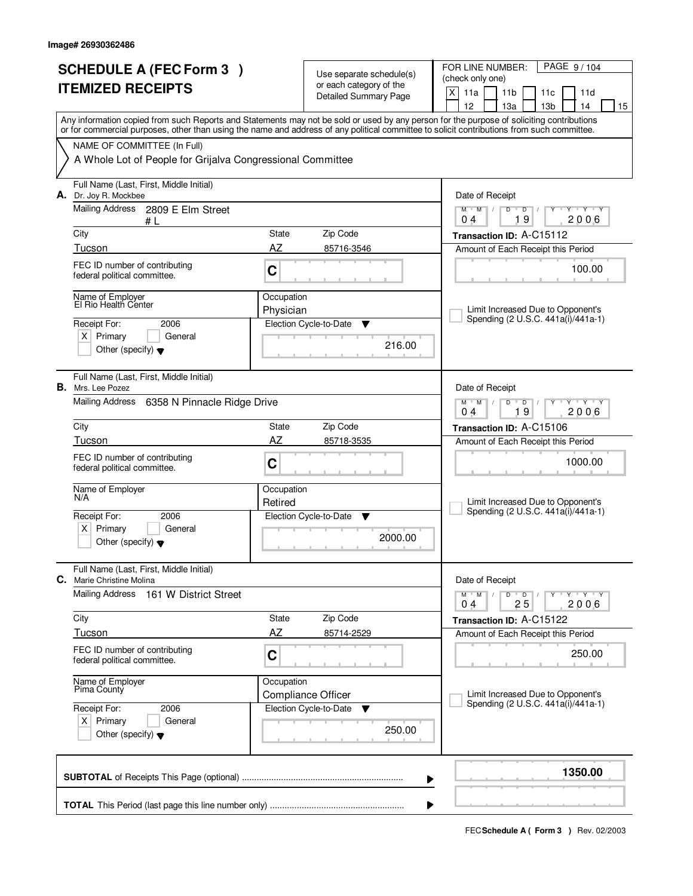Image# 26930362486

# SCHEDULE A (FEC Form 3 ) ITEMIZED RECEIPTS

Use separate schedule(s) or each category of the Detailed Summary Page

FOR LINE NUMBER: (check only one)

[X] 11a [ ] 11b [ ] 11c [ ] 11d [ ] 12 [ ] 13a [ ] 13b [ ] 14 [ ] 15

Any information copied from such Reports and Statements may not be sold or used by any person for the purpose of soliciting contributions or for commercial purposes, other than using the name and address of any political committee to solicit contributions from such committee.

NAME OF COMMITTEE (In Full)

A Whole Lot of People for Grijalva Congressional Committee

---

**A.** Full Name (Last, First, Middle Initial): Dr. Joy R. Mockbee

Mailing Address: 2809 E Elm Street # L

City: Tucson | State: AZ | Zip Code: 85716-3546

FEC ID number of contributing federal political committee: C

Name of Employer: El Rio Health Center

Occupation: Physician

Receipt For: 2006 — [X] Primary [ ] General [ ] Other (specify)

Election Cycle-to-Date: 216.00

Date of Receipt: 04 / 19 / 2006

Transaction ID: A-C15112

Amount of Each Receipt this Period: 100.00

[ ] Limit Increased Due to Opponent's Spending (2 U.S.C. 441a(i)/441a-1)

---

**B.** Full Name (Last, First, Middle Initial): Mrs. Lee Pozez

Mailing Address: 6358 N Pinnacle Ridge Drive

City: Tucson | State: AZ | Zip Code: 85718-3535

FEC ID number of contributing federal political committee: C

Name of Employer: N/A

Occupation: Retired

Receipt For: 2006 — [X] Primary [ ] General [ ] Other (specify)

Election Cycle-to-Date: 2000.00

Date of Receipt: 04 / 19 / 2006

Transaction ID: A-C15106

Amount of Each Receipt this Period: 1000.00

[ ] Limit Increased Due to Opponent's Spending (2 U.S.C. 441a(i)/441a-1)

---

**C.** Full Name (Last, First, Middle Initial): Marie Christine Molina

Mailing Address: 161 W District Street

City: Tucson | State: AZ | Zip Code: 85714-2529

FEC ID number of contributing federal political committee: C

Name of Employer: Pima County

Occupation: Compliance Officer

Receipt For: 2006 — [X] Primary [ ] General [ ] Other (specify)

Election Cycle-to-Date: 250.00

Date of Receipt: 04 / 25 / 2006

Transaction ID: A-C15122

Amount of Each Receipt this Period: 250.00

[ ] Limit Increased Due to Opponent's Spending (2 U.S.C. 441a(i)/441a-1)

---

**SUBTOTAL** of Receipts This Page (optional): **1350.00**

**TOTAL** This Period (last page this line number only):

FEC **Schedule A ( Form 3 )** Rev. 02/2003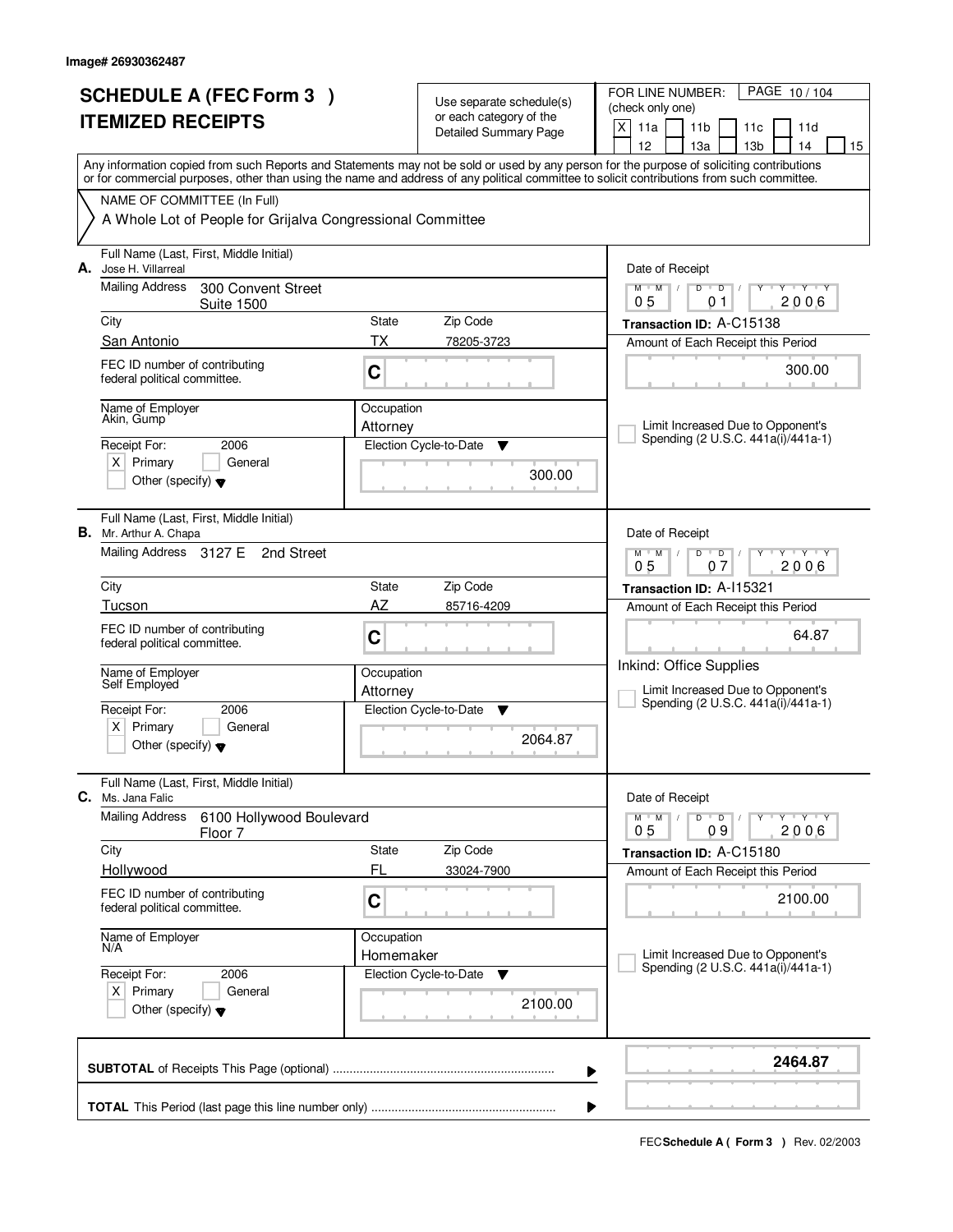Image# 26930362487

# SCHEDULE A (FEC Form 3 )
# ITEMIZED RECEIPTS

Use separate schedule(s) or each category of the Detailed Summary Page

FOR LINE NUMBER: (check only one)

[X] 11a [ ] 11b [ ] 11c [ ] 11d [ ] 12 [ ] 13a [ ] 13b [ ] 14 [ ] 15

Any information copied from such Reports and Statements may not be sold or used by any person for the purpose of soliciting contributions or for commercial purposes, other than using the name and address of any political committee to solicit contributions from such committee.

NAME OF COMMITTEE (In Full)

A Whole Lot of People for Grijalva Congressional Committee

---

**A.** Full Name (Last, First, Middle Initial): Jose H. Villarreal

Mailing Address: 300 Convent Street, Suite 1500

City: San Antonio | State: TX | Zip Code: 78205-3723

FEC ID number of contributing federal political committee: C

Name of Employer: Akin, Gump

Occupation: Attorney

Receipt For: 2006 [X] Primary [ ] General [ ] Other (specify)

Election Cycle-to-Date: 300.00

Date of Receipt: 05/01/2006

Transaction ID: A-C15138

Amount of Each Receipt this Period: 300.00

[ ] Limit Increased Due to Opponent's Spending (2 U.S.C. 441a(i)/441a-1)

---

**B.** Full Name (Last, First, Middle Initial): Mr. Arthur A. Chapa

Mailing Address: 3127 E 2nd Street

City: Tucson | State: AZ | Zip Code: 85716-4209

FEC ID number of contributing federal political committee: C

Name of Employer: Self Employed

Occupation: Attorney

Receipt For: 2006 [X] Primary [ ] General [ ] Other (specify)

Election Cycle-to-Date: 2064.87

Date of Receipt: 05/07/2006

Transaction ID: A-I15321

Amount of Each Receipt this Period: 64.87

Inkind: Office Supplies

[ ] Limit Increased Due to Opponent's Spending (2 U.S.C. 441a(i)/441a-1)

---

**C.** Full Name (Last, First, Middle Initial): Ms. Jana Falic

Mailing Address: 6100 Hollywood Boulevard, Floor 7

City: Hollywood | State: FL | Zip Code: 33024-7900

FEC ID number of contributing federal political committee: C

Name of Employer: N/A

Occupation: Homemaker

Receipt For: 2006 [X] Primary [ ] General [ ] Other (specify)

Election Cycle-to-Date: 2100.00

Date of Receipt: 05/09/2006

Transaction ID: A-C15180

Amount of Each Receipt this Period: 2100.00

[ ] Limit Increased Due to Opponent's Spending (2 U.S.C. 441a(i)/441a-1)

---

**SUBTOTAL** of Receipts This Page (optional): **2464.87**

**TOTAL** This Period (last page this line number only):

FEC **Schedule A ( Form 3 )** Rev. 02/2003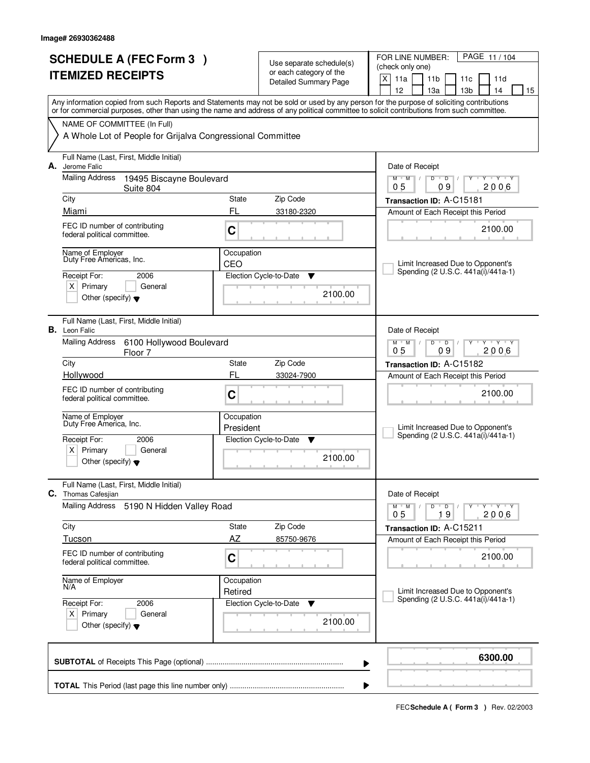Image# 26930362488

# SCHEDULE A (FEC Form 3 )
# ITEMIZED RECEIPTS

Use separate schedule(s) or each category of the Detailed Summary Page

FOR LINE NUMBER: (check only one)
[X] 11a [ ] 11b [ ] 11c [ ] 11d [ ] 12 [ ] 13a [ ] 13b [ ] 14 [ ] 15

PAGE 11 / 104

Any information copied from such Reports and Statements may not be sold or used by any person for the purpose of soliciting contributions or for commercial purposes, other than using the name and address of any political committee to solicit contributions from such committee.

NAME OF COMMITTEE (In Full)
A Whole Lot of People for Grijalva Congressional Committee

---

**A.** Full Name (Last, First, Middle Initial): Jerome Falic

Mailing Address: 19495 Biscayne Boulevard, Suite 804

City: Miami | State: FL | Zip Code: 33180-2320

FEC ID number of contributing federal political committee: C

Name of Employer: Duty Free Americas, Inc.

Occupation: CEO

Receipt For: 2006 — [X] Primary [ ] General [ ] Other (specify)

Election Cycle-to-Date: 2100.00

Date of Receipt: 05 09 2006

Transaction ID: A-C15181

Amount of Each Receipt this Period: 2100.00

[ ] Limit Increased Due to Opponent's Spending (2 U.S.C. 441a(i)/441a-1)

---

**B.** Full Name (Last, First, Middle Initial): Leon Falic

Mailing Address: 6100 Hollywood Boulevard, Floor 7

City: Hollywood | State: FL | Zip Code: 33024-7900

FEC ID number of contributing federal political committee: C

Name of Employer: Duty Free America, Inc.

Occupation: President

Receipt For: 2006 — [X] Primary [ ] General [ ] Other (specify)

Election Cycle-to-Date: 2100.00

Date of Receipt: 05 09 2006

Transaction ID: A-C15182

Amount of Each Receipt this Period: 2100.00

[ ] Limit Increased Due to Opponent's Spending (2 U.S.C. 441a(i)/441a-1)

---

**C.** Full Name (Last, First, Middle Initial): Thomas Cafesjian

Mailing Address: 5190 N Hidden Valley Road

City: Tucson | State: AZ | Zip Code: 85750-9676

FEC ID number of contributing federal political committee: C

Name of Employer: N/A

Occupation: Retired

Receipt For: 2006 — [X] Primary [ ] General [ ] Other (specify)

Election Cycle-to-Date: 2100.00

Date of Receipt: 05 19 2006

Transaction ID: A-C15211

Amount of Each Receipt this Period: 2100.00

[ ] Limit Increased Due to Opponent's Spending (2 U.S.C. 441a(i)/441a-1)

---

**SUBTOTAL** of Receipts This Page (optional): 6300.00

**TOTAL** This Period (last page this line number only):

FEC **Schedule A ( Form 3 )** Rev. 02/2003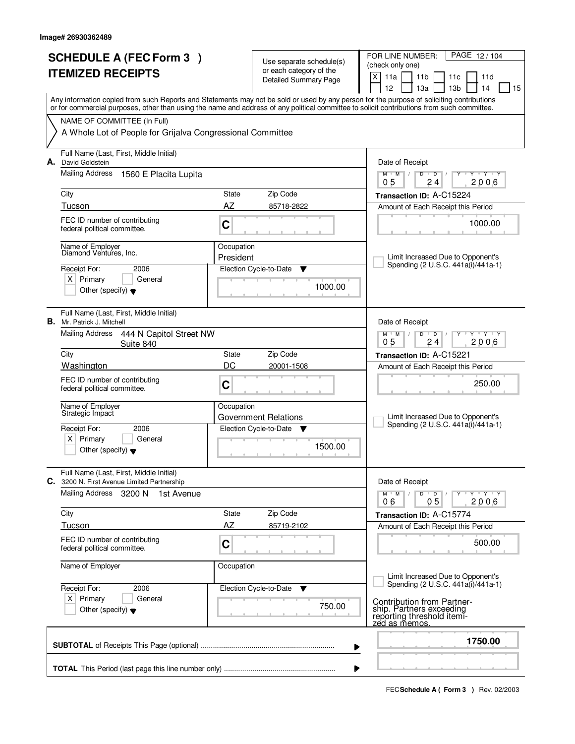Image# 26930362489

# SCHEDULE A (FEC Form 3 )
# ITEMIZED RECEIPTS

Use separate schedule(s) or each category of the Detailed Summary Page

FOR LINE NUMBER: (check only one)

[X] 11a [ ] 11b [ ] 11c [ ] 11d [ ] 12 [ ] 13a [ ] 13b [ ] 14 [ ] 15

PAGE 12 / 104

Any information copied from such Reports and Statements may not be sold or used by any person for the purpose of soliciting contributions or for commercial purposes, other than using the name and address of any political committee to solicit contributions from such committee.

NAME OF COMMITTEE (In Full)

A Whole Lot of People for Grijalva Congressional Committee

---

**A.** Full Name (Last, First, Middle Initial): David Goldstein

Mailing Address: 1560 E Placita Lupita

City: Tucson | State: AZ | Zip Code: 85718-2822

FEC ID number of contributing federal political committee: C

Name of Employer: Diamond Ventures, Inc.

Occupation: President

Receipt For: 2006 — [X] Primary [ ] General [ ] Other (specify)

Election Cycle-to-Date: 1000.00

Date of Receipt: 05 / 24 / 2006

Transaction ID: A-C15224

Amount of Each Receipt this Period: 1000.00

[ ] Limit Increased Due to Opponent's Spending (2 U.S.C. 441a(i)/441a-1)

---

**B.** Full Name (Last, First, Middle Initial): Mr. Patrick J. Mitchell

Mailing Address: 444 N Capitol Street NW Suite 840

City: Washington | State: DC | Zip Code: 20001-1508

FEC ID number of contributing federal political committee: C

Name of Employer: Strategic Impact

Occupation: Government Relations

Receipt For: 2006 — [X] Primary [ ] General [ ] Other (specify)

Election Cycle-to-Date: 1500.00

Date of Receipt: 05 / 24 / 2006

Transaction ID: A-C15221

Amount of Each Receipt this Period: 250.00

[ ] Limit Increased Due to Opponent's Spending (2 U.S.C. 441a(i)/441a-1)

---

**C.** Full Name (Last, First, Middle Initial): 3200 N. First Avenue Limited Partnership

Mailing Address: 3200 N 1st Avenue

City: Tucson | State: AZ | Zip Code: 85719-2102

FEC ID number of contributing federal political committee: C

Name of Employer:

Occupation:

Receipt For: 2006 — [X] Primary [ ] General [ ] Other (specify)

Election Cycle-to-Date: 750.00

Date of Receipt: 06 / 05 / 2006

Transaction ID: A-C15774

Amount of Each Receipt this Period: 500.00

[ ] Limit Increased Due to Opponent's Spending (2 U.S.C. 441a(i)/441a-1)

Contribution from Partnership. Partners exceeding reporting threshold itemized as memos.

---

**SUBTOTAL** of Receipts This Page (optional): 1750.00

**TOTAL** This Period (last page this line number only):

FEC **Schedule A ( Form 3 )** Rev. 02/2003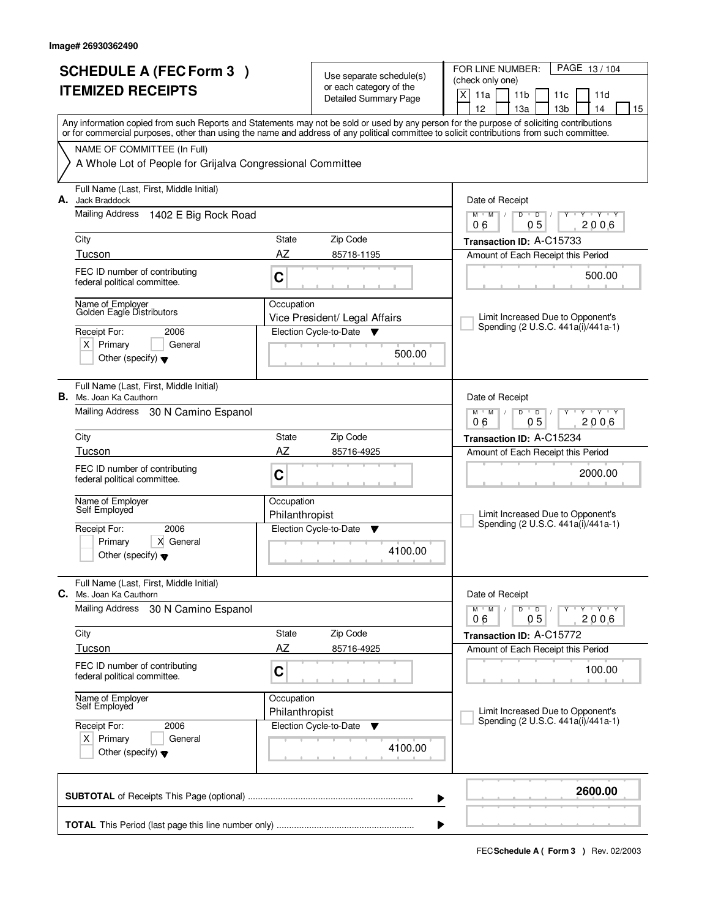Image# 26930362490

# SCHEDULE A (FEC Form 3 )
## ITEMIZED RECEIPTS

Use separate schedule(s) or each category of the Detailed Summary Page

FOR LINE NUMBER: (check only one)

[X] 11a [ ] 11b [ ] 11c [ ] 11d [ ] 12 [ ] 13a [ ] 13b [ ] 14 [ ] 15

Any information copied from such Reports and Statements may not be sold or used by any person for the purpose of soliciting contributions or for commercial purposes, other than using the name and address of any political committee to solicit contributions from such committee.

NAME OF COMMITTEE (In Full)

A Whole Lot of People for Grijalva Congressional Committee

---

**A.** Full Name (Last, First, Middle Initial): Jack Braddock

Mailing Address: 1402 E Big Rock Road

City: Tucson | State: AZ | Zip Code: 85718-1195

FEC ID number of contributing federal political committee: C

Name of Employer: Golden Eagle Distributors

Occupation: Vice President/ Legal Affairs

Receipt For: 2006 — [X] Primary [ ] General [ ] Other (specify)

Election Cycle-to-Date: 500.00

Date of Receipt: 06 / 05 / 2006

Transaction ID: A-C15733

Amount of Each Receipt this Period: 500.00

[ ] Limit Increased Due to Opponent's Spending (2 U.S.C. 441a(i)/441a-1)

---

**B.** Full Name (Last, First, Middle Initial): Ms. Joan Ka Cauthorn

Mailing Address: 30 N Camino Espanol

City: Tucson | State: AZ | Zip Code: 85716-4925

FEC ID number of contributing federal political committee: C

Name of Employer: Self Employed

Occupation: Philanthropist

Receipt For: 2006 — [ ] Primary [X] General [ ] Other (specify)

Election Cycle-to-Date: 4100.00

Date of Receipt: 06 / 05 / 2006

Transaction ID: A-C15234

Amount of Each Receipt this Period: 2000.00

[ ] Limit Increased Due to Opponent's Spending (2 U.S.C. 441a(i)/441a-1)

---

**C.** Full Name (Last, First, Middle Initial): Ms. Joan Ka Cauthorn

Mailing Address: 30 N Camino Espanol

City: Tucson | State: AZ | Zip Code: 85716-4925

FEC ID number of contributing federal political committee: C

Name of Employer: Self Employed

Occupation: Philanthropist

Receipt For: 2006 — [X] Primary [ ] General [ ] Other (specify)

Election Cycle-to-Date: 4100.00

Date of Receipt: 06 / 05 / 2006

Transaction ID: A-C15772

Amount of Each Receipt this Period: 100.00

[ ] Limit Increased Due to Opponent's Spending (2 U.S.C. 441a(i)/441a-1)

---

**SUBTOTAL** of Receipts This Page (optional): **2600.00**

**TOTAL** This Period (last page this line number only):

FEC **Schedule A ( Form 3 )** Rev. 02/2003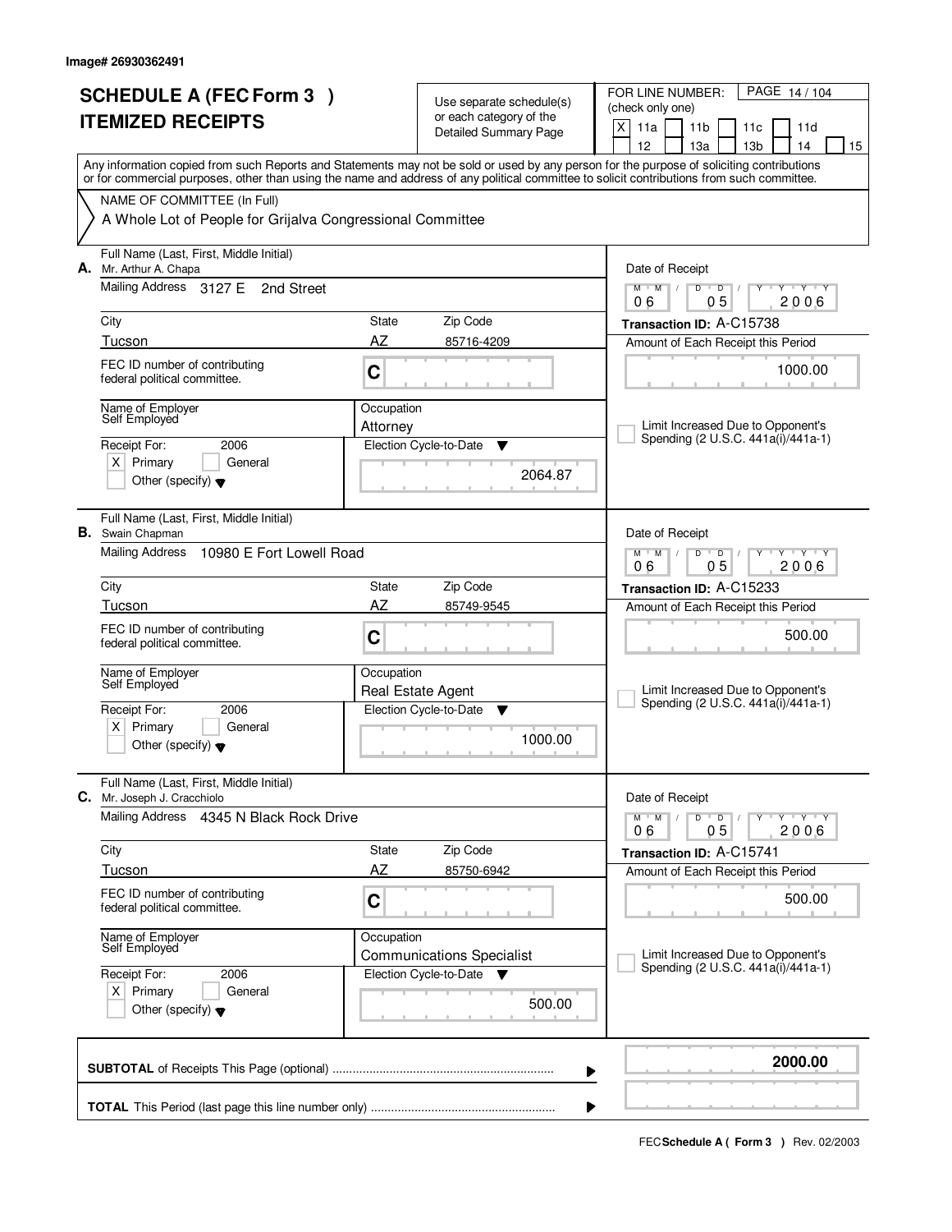Image# 26930362491

# SCHEDULE A (FEC Form 3 )
# ITEMIZED RECEIPTS

Use separate schedule(s) or each category of the Detailed Summary Page

FOR LINE NUMBER: (check only one)
[X] 11a [ ] 11b [ ] 11c [ ] 11d [ ] 12 [ ] 13a [ ] 13b [ ] 14 [ ] 15

PAGE 14 / 104

Any information copied from such Reports and Statements may not be sold or used by any person for the purpose of soliciting contributions or for commercial purposes, other than using the name and address of any political committee to solicit contributions from such committee.

NAME OF COMMITTEE (In Full)
A Whole Lot of People for Grijalva Congressional Committee

---

**A.** Full Name (Last, First, Middle Initial): Mr. Arthur A. Chapa

Mailing Address: 3127 E 2nd Street

City: Tucson | State: AZ | Zip Code: 85716-4209

FEC ID number of contributing federal political committee: C

Name of Employer: Self Employed

Occupation: Attorney

Receipt For: 2006 — [X] Primary [ ] General [ ] Other (specify)

Election Cycle-to-Date: 2064.87

Date of Receipt: 06 / 05 / 2006

Transaction ID: A-C15738

Amount of Each Receipt this Period: 1000.00

[ ] Limit Increased Due to Opponent's Spending (2 U.S.C. 441a(i)/441a-1)

---

**B.** Full Name (Last, First, Middle Initial): Swain Chapman

Mailing Address: 10980 E Fort Lowell Road

City: Tucson | State: AZ | Zip Code: 85749-9545

FEC ID number of contributing federal political committee: C

Name of Employer: Self Employed

Occupation: Real Estate Agent

Receipt For: 2006 — [X] Primary [ ] General [ ] Other (specify)

Election Cycle-to-Date: 1000.00

Date of Receipt: 06 / 05 / 2006

Transaction ID: A-C15233

Amount of Each Receipt this Period: 500.00

[ ] Limit Increased Due to Opponent's Spending (2 U.S.C. 441a(i)/441a-1)

---

**C.** Full Name (Last, First, Middle Initial): Mr. Joseph J. Cracchiolo

Mailing Address: 4345 N Black Rock Drive

City: Tucson | State: AZ | Zip Code: 85750-6942

FEC ID number of contributing federal political committee: C

Name of Employer: Self Employed

Occupation: Communications Specialist

Receipt For: 2006 — [X] Primary [ ] General [ ] Other (specify)

Election Cycle-to-Date: 500.00

Date of Receipt: 06 / 05 / 2006

Transaction ID: A-C15741

Amount of Each Receipt this Period: 500.00

[ ] Limit Increased Due to Opponent's Spending (2 U.S.C. 441a(i)/441a-1)

---

**SUBTOTAL** of Receipts This Page (optional): **2000.00**

**TOTAL** This Period (last page this line number only):

FEC **Schedule A ( Form 3 )** Rev. 02/2003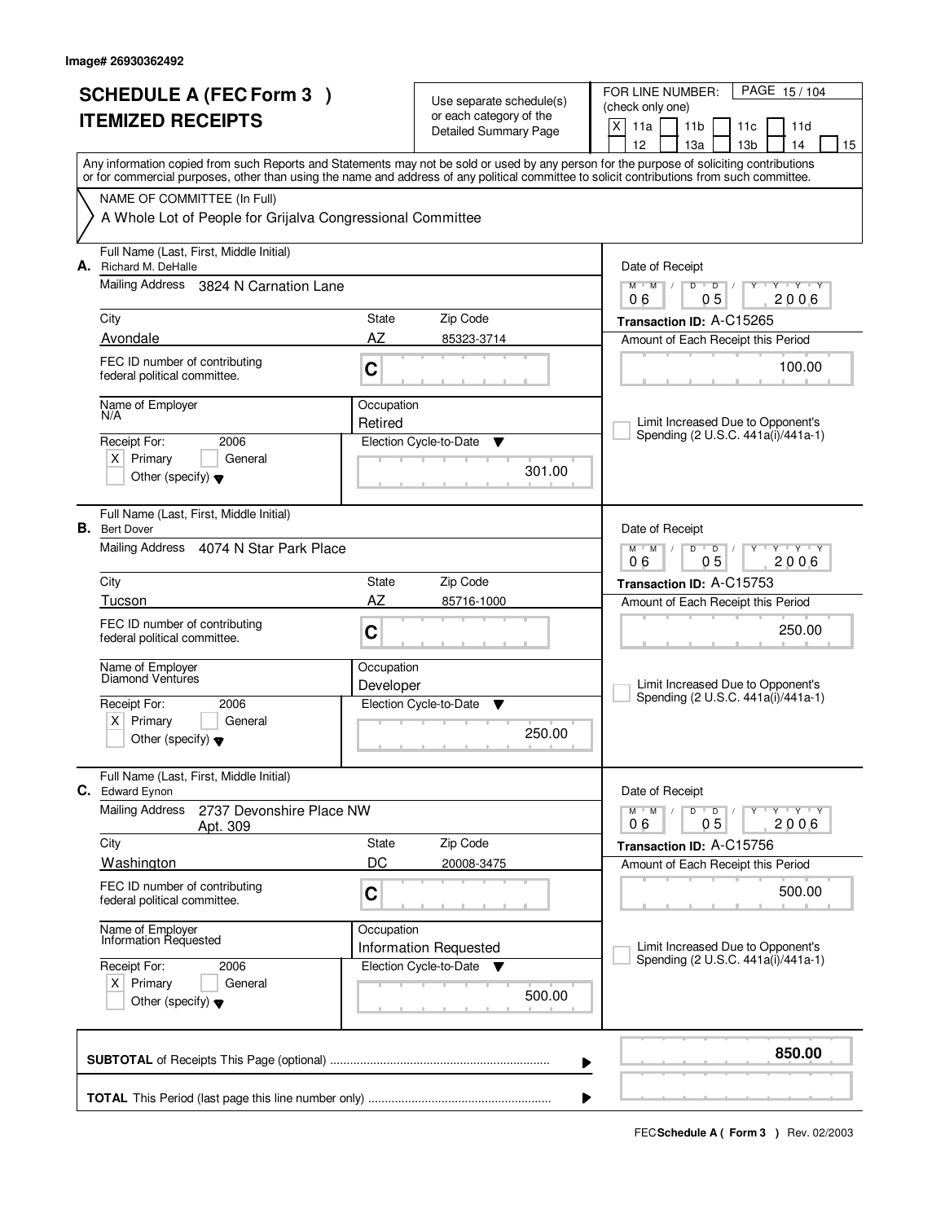Image# 26930362492

# SCHEDULE A (FEC Form 3 )
# ITEMIZED RECEIPTS

Use separate schedule(s) or each category of the Detailed Summary Page

FOR LINE NUMBER: (check only one)
[X] 11a [ ] 11b [ ] 11c [ ] 11d [ ] 12 [ ] 13a [ ] 13b [ ] 14 [ ] 15

Any information copied from such Reports and Statements may not be sold or used by any person for the purpose of soliciting contributions or for commercial purposes, other than using the name and address of any political committee to solicit contributions from such committee.

NAME OF COMMITTEE (In Full)
A Whole Lot of People for Grijalva Congressional Committee

---

**A.** Full Name (Last, First, Middle Initial): Richard M. DeHalle
Mailing Address: 3824 N Carnation Lane
City: Avondale | State: AZ | Zip Code: 85323-3714
FEC ID number of contributing federal political committee: C
Name of Employer: N/A
Occupation: Retired
Receipt For: 2006 — [X] Primary [ ] General [ ] Other (specify)
Election Cycle-to-Date: 301.00
Date of Receipt: 06 / 05 / 2006
Transaction ID: A-C15265
Amount of Each Receipt this Period: 100.00
[ ] Limit Increased Due to Opponent's Spending (2 U.S.C. 441a(i)/441a-1)

---

**B.** Full Name (Last, First, Middle Initial): Bert Dover
Mailing Address: 4074 N Star Park Place
City: Tucson | State: AZ | Zip Code: 85716-1000
FEC ID number of contributing federal political committee: C
Name of Employer: Diamond Ventures
Occupation: Developer
Receipt For: 2006 — [X] Primary [ ] General [ ] Other (specify)
Election Cycle-to-Date: 250.00
Date of Receipt: 06 / 05 / 2006
Transaction ID: A-C15753
Amount of Each Receipt this Period: 250.00
[ ] Limit Increased Due to Opponent's Spending (2 U.S.C. 441a(i)/441a-1)

---

**C.** Full Name (Last, First, Middle Initial): Edward Eynon
Mailing Address: 2737 Devonshire Place NW Apt. 309
City: Washington | State: DC | Zip Code: 20008-3475
FEC ID number of contributing federal political committee: C
Name of Employer: Information Requested
Occupation: Information Requested
Receipt For: 2006 — [X] Primary [ ] General [ ] Other (specify)
Election Cycle-to-Date: 500.00
Date of Receipt: 06 / 05 / 2006
Transaction ID: A-C15756
Amount of Each Receipt this Period: 500.00
[ ] Limit Increased Due to Opponent's Spending (2 U.S.C. 441a(i)/441a-1)

---

**SUBTOTAL** of Receipts This Page (optional): **850.00**

**TOTAL** This Period (last page this line number only):

FEC **Schedule A ( Form 3 )** Rev. 02/2003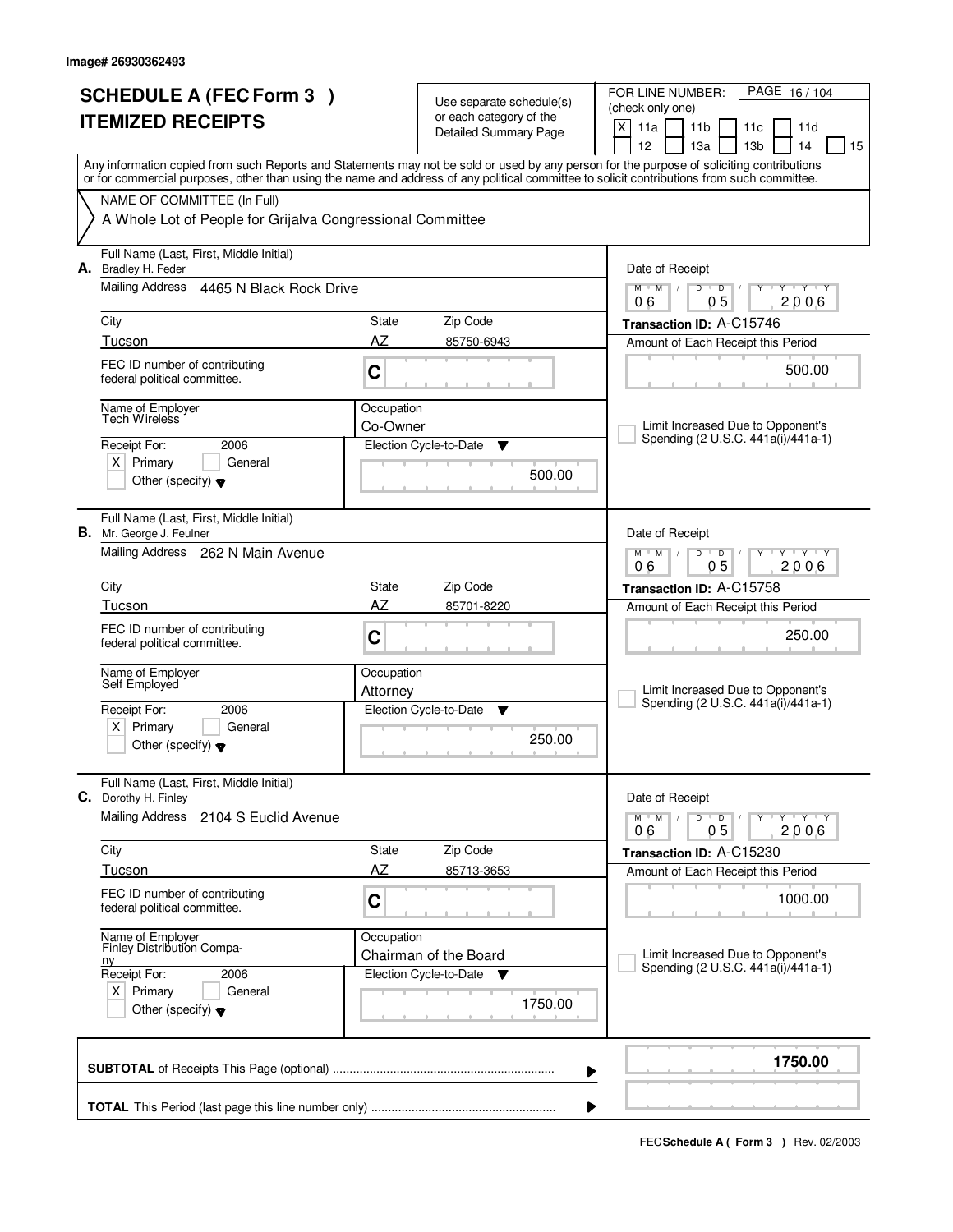Image# 26930362493

# SCHEDULE A (FEC Form 3 ) ITEMIZED RECEIPTS

Use separate schedule(s) or each category of the Detailed Summary Page

FOR LINE NUMBER: (check only one)

- [X] 11a
- [ ] 11b
- [ ] 11c
- [ ] 11d
- [ ] 12
- [ ] 13a
- [ ] 13b
- [ ] 14
- [ ] 15

Any information copied from such Reports and Statements may not be sold or used by any person for the purpose of soliciting contributions or for commercial purposes, other than using the name and address of any political committee to solicit contributions from such committee.

NAME OF COMMITTEE (In Full)

A Whole Lot of People for Grijalva Congressional Committee

---

**A.** Full Name (Last, First, Middle Initial): Bradley H. Feder

Mailing Address: 4465 N Black Rock Drive

City: Tucson | State: AZ | Zip Code: 85750-6943

FEC ID number of contributing federal political committee: C

Name of Employer: Tech Wireless

Occupation: Co-Owner

Receipt For: 2006 — [X] Primary [ ] General [ ] Other (specify)

Election Cycle-to-Date: 500.00

Date of Receipt: 06 / 05 / 2006

Transaction ID: A-C15746

Amount of Each Receipt this Period: 500.00

[ ] Limit Increased Due to Opponent's Spending (2 U.S.C. 441a(i)/441a-1)

---

**B.** Full Name (Last, First, Middle Initial): Mr. George J. Feulner

Mailing Address: 262 N Main Avenue

City: Tucson | State: AZ | Zip Code: 85701-8220

FEC ID number of contributing federal political committee: C

Name of Employer: Self Employed

Occupation: Attorney

Receipt For: 2006 — [X] Primary [ ] General [ ] Other (specify)

Election Cycle-to-Date: 250.00

Date of Receipt: 06 / 05 / 2006

Transaction ID: A-C15758

Amount of Each Receipt this Period: 250.00

[ ] Limit Increased Due to Opponent's Spending (2 U.S.C. 441a(i)/441a-1)

---

**C.** Full Name (Last, First, Middle Initial): Dorothy H. Finley

Mailing Address: 2104 S Euclid Avenue

City: Tucson | State: AZ | Zip Code: 85713-3653

FEC ID number of contributing federal political committee: C

Name of Employer: Finley Distribution Company

Occupation: Chairman of the Board

Receipt For: 2006 — [X] Primary [ ] General [ ] Other (specify)

Election Cycle-to-Date: 1750.00

Date of Receipt: 06 / 05 / 2006

Transaction ID: A-C15230

Amount of Each Receipt this Period: 1000.00

[ ] Limit Increased Due to Opponent's Spending (2 U.S.C. 441a(i)/441a-1)

---

**SUBTOTAL** of Receipts This Page (optional): **1750.00**

**TOTAL** This Period (last page this line number only):

FEC **Schedule A ( Form 3 )** Rev. 02/2003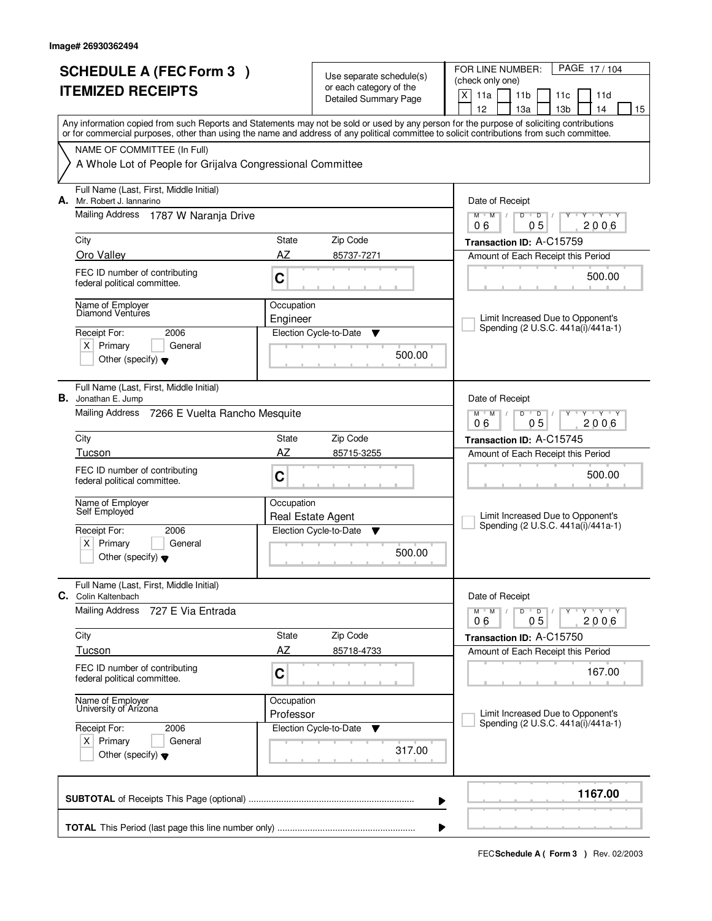Image# 26930362494

# SCHEDULE A (FEC Form 3 )
# ITEMIZED RECEIPTS

Use separate schedule(s) or each category of the Detailed Summary Page

FOR LINE NUMBER: (check only one)
[X] 11a [ ] 11b [ ] 11c [ ] 11d [ ] 12 [ ] 13a [ ] 13b [ ] 14 [ ] 15

PAGE 17 / 104

Any information copied from such Reports and Statements may not be sold or used by any person for the purpose of soliciting contributions or for commercial purposes, other than using the name and address of any political committee to solicit contributions from such committee.

NAME OF COMMITTEE (In Full)
A Whole Lot of People for Grijalva Congressional Committee

---

**A.** Full Name (Last, First, Middle Initial): Mr. Robert J. Iannarino

Mailing Address: 1787 W Naranja Drive

| City | State | Zip Code |
|---|---|---|
| Oro Valley | AZ | 85737-7271 |

FEC ID number of contributing federal political committee: C

Name of Employer: Diamond Ventures
Occupation: Engineer

Receipt For: 2006 — [X] Primary [ ] General [ ] Other (specify)

Election Cycle-to-Date: 500.00

Date of Receipt: 06 / 05 / 2006
Transaction ID: A-C15759
Amount of Each Receipt this Period: 500.00

[ ] Limit Increased Due to Opponent's Spending (2 U.S.C. 441a(i)/441a-1)

---

**B.** Full Name (Last, First, Middle Initial): Jonathan E. Jump

Mailing Address: 7266 E Vuelta Rancho Mesquite

| City | State | Zip Code |
|---|---|---|
| Tucson | AZ | 85715-3255 |

FEC ID number of contributing federal political committee: C

Name of Employer: Self Employed
Occupation: Real Estate Agent

Receipt For: 2006 — [X] Primary [ ] General [ ] Other (specify)

Election Cycle-to-Date: 500.00

Date of Receipt: 06 / 05 / 2006
Transaction ID: A-C15745
Amount of Each Receipt this Period: 500.00

[ ] Limit Increased Due to Opponent's Spending (2 U.S.C. 441a(i)/441a-1)

---

**C.** Full Name (Last, First, Middle Initial): Colin Kaltenbach

Mailing Address: 727 E Via Entrada

| City | State | Zip Code |
|---|---|---|
| Tucson | AZ | 85718-4733 |

FEC ID number of contributing federal political committee: C

Name of Employer: University of Arizona
Occupation: Professor

Receipt For: 2006 — [X] Primary [ ] General [ ] Other (specify)

Election Cycle-to-Date: 317.00

Date of Receipt: 06 / 05 / 2006
Transaction ID: A-C15750
Amount of Each Receipt this Period: 167.00

[ ] Limit Increased Due to Opponent's Spending (2 U.S.C. 441a(i)/441a-1)

---

**SUBTOTAL** of Receipts This Page (optional) ........ 1167.00

**TOTAL** This Period (last page this line number only) ........

FEC **Schedule A ( Form 3 )** Rev. 02/2003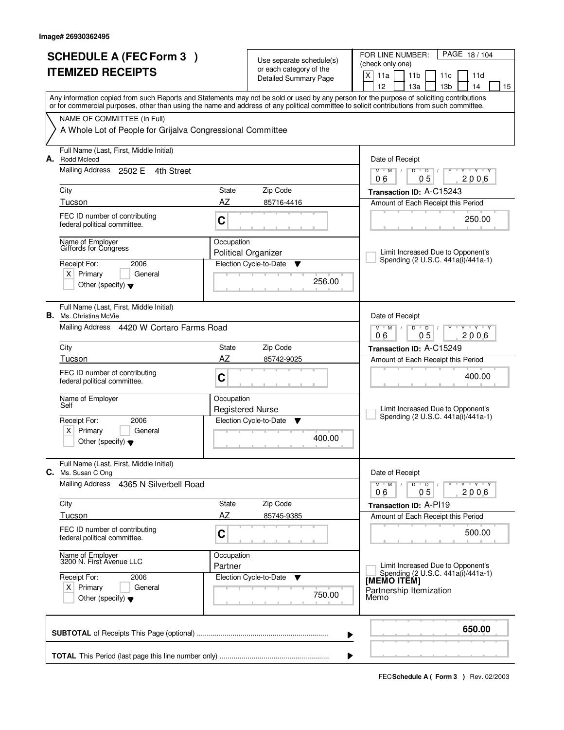Image# 26930362495

# SCHEDULE A (FEC Form 3 )
## ITEMIZED RECEIPTS

Use separate schedule(s) or each category of the Detailed Summary Page

FOR LINE NUMBER: (check only one)
[X] 11a [ ] 11b [ ] 11c [ ] 11d [ ] 12 [ ] 13a [ ] 13b [ ] 14 [ ] 15

Any information copied from such Reports and Statements may not be sold or used by any person for the purpose of soliciting contributions or for commercial purposes, other than using the name and address of any political committee to solicit contributions from such committee.

NAME OF COMMITTEE (In Full)
A Whole Lot of People for Grijalva Congressional Committee

---

**A.** Full Name (Last, First, Middle Initial): Rodd Mcleod
Mailing Address: 2502 E 4th Street
City: Tucson | State: AZ | Zip Code: 85716-4416
FEC ID number of contributing federal political committee: C
Name of Employer: Giffords for Congress
Occupation: Political Organizer
Receipt For: 2006 [X] Primary [ ] General [ ] Other (specify)
Election Cycle-to-Date: 256.00
Date of Receipt: 06 05 2006
Transaction ID: A-C15243
Amount of Each Receipt this Period: 250.00
[ ] Limit Increased Due to Opponent's Spending (2 U.S.C. 441a(i)/441a-1)

---

**B.** Full Name (Last, First, Middle Initial): Ms. Christina McVie
Mailing Address: 4420 W Cortaro Farms Road
City: Tucson | State: AZ | Zip Code: 85742-9025
FEC ID number of contributing federal political committee: C
Name of Employer: Self
Occupation: Registered Nurse
Receipt For: 2006 [X] Primary [ ] General [ ] Other (specify)
Election Cycle-to-Date: 400.00
Date of Receipt: 06 05 2006
Transaction ID: A-C15249
Amount of Each Receipt this Period: 400.00
[ ] Limit Increased Due to Opponent's Spending (2 U.S.C. 441a(i)/441a-1)

---

**C.** Full Name (Last, First, Middle Initial): Ms. Susan C Ong
Mailing Address: 4365 N Silverbell Road
City: Tucson | State: AZ | Zip Code: 85745-9385
FEC ID number of contributing federal political committee: C
Name of Employer: 3200 N. First Avenue LLC
Occupation: Partner
Receipt For: 2006 [X] Primary [ ] General [ ] Other (specify)
Election Cycle-to-Date: 750.00
Date of Receipt: 06 05 2006
Transaction ID: A-PI19
Amount of Each Receipt this Period: 500.00
[ ] Limit Increased Due to Opponent's Spending (2 U.S.C. 441a(i)/441a-1)
[MEMO ITEM]
Partnership Itemization Memo

---

**SUBTOTAL** of Receipts This Page (optional): 650.00

**TOTAL** This Period (last page this line number only):

FEC **Schedule A ( Form 3 )** Rev. 02/2003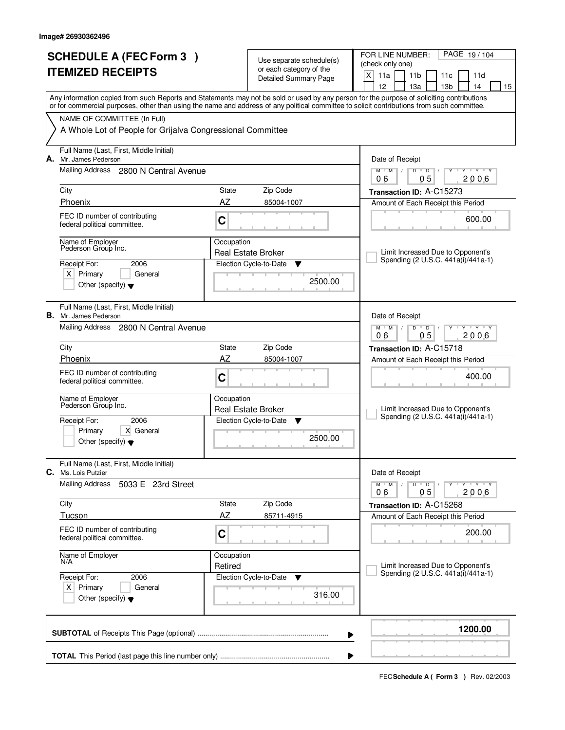Image# 26930362496

# SCHEDULE A (FEC Form 3 )
# ITEMIZED RECEIPTS

Use separate schedule(s) or each category of the Detailed Summary Page

FOR LINE NUMBER: (check only one)

[X] 11a [ ] 11b [ ] 11c [ ] 11d [ ] 12 [ ] 13a [ ] 13b [ ] 14 [ ] 15

Any information copied from such Reports and Statements may not be sold or used by any person for the purpose of soliciting contributions or for commercial purposes, other than using the name and address of any political committee to solicit contributions from such committee.

NAME OF COMMITTEE (In Full)

A Whole Lot of People for Grijalva Congressional Committee

---

**A.** Full Name (Last, First, Middle Initial): Mr. James Pederson

Mailing Address: 2800 N Central Avenue

City: Phoenix | State: AZ | Zip Code: 85004-1007

FEC ID number of contributing federal political committee: C

Name of Employer: Pederson Group Inc.

Occupation: Real Estate Broker

Receipt For: 2006 — [X] Primary [ ] General [ ] Other (specify)

Election Cycle-to-Date: 2500.00

Date of Receipt: 06/05/2006

Transaction ID: A-C15273

Amount of Each Receipt this Period: 600.00

[ ] Limit Increased Due to Opponent's Spending (2 U.S.C. 441a(i)/441a-1)

---

**B.** Full Name (Last, First, Middle Initial): Mr. James Pederson

Mailing Address: 2800 N Central Avenue

City: Phoenix | State: AZ | Zip Code: 85004-1007

FEC ID number of contributing federal political committee: C

Name of Employer: Pederson Group Inc.

Occupation: Real Estate Broker

Receipt For: 2006 — [ ] Primary [X] General [ ] Other (specify)

Election Cycle-to-Date: 2500.00

Date of Receipt: 06/05/2006

Transaction ID: A-C15718

Amount of Each Receipt this Period: 400.00

[ ] Limit Increased Due to Opponent's Spending (2 U.S.C. 441a(i)/441a-1)

---

**C.** Full Name (Last, First, Middle Initial): Ms. Lois Putzier

Mailing Address: 5033 E 23rd Street

City: Tucson | State: AZ | Zip Code: 85711-4915

FEC ID number of contributing federal political committee: C

Name of Employer: N/A

Occupation: Retired

Receipt For: 2006 — [X] Primary [ ] General [ ] Other (specify)

Election Cycle-to-Date: 316.00

Date of Receipt: 06/05/2006

Transaction ID: A-C15268

Amount of Each Receipt this Period: 200.00

[ ] Limit Increased Due to Opponent's Spending (2 U.S.C. 441a(i)/441a-1)

---

**SUBTOTAL** of Receipts This Page (optional): **1200.00**

**TOTAL** This Period (last page this line number only):

FEC **Schedule A ( Form 3 )** Rev. 02/2003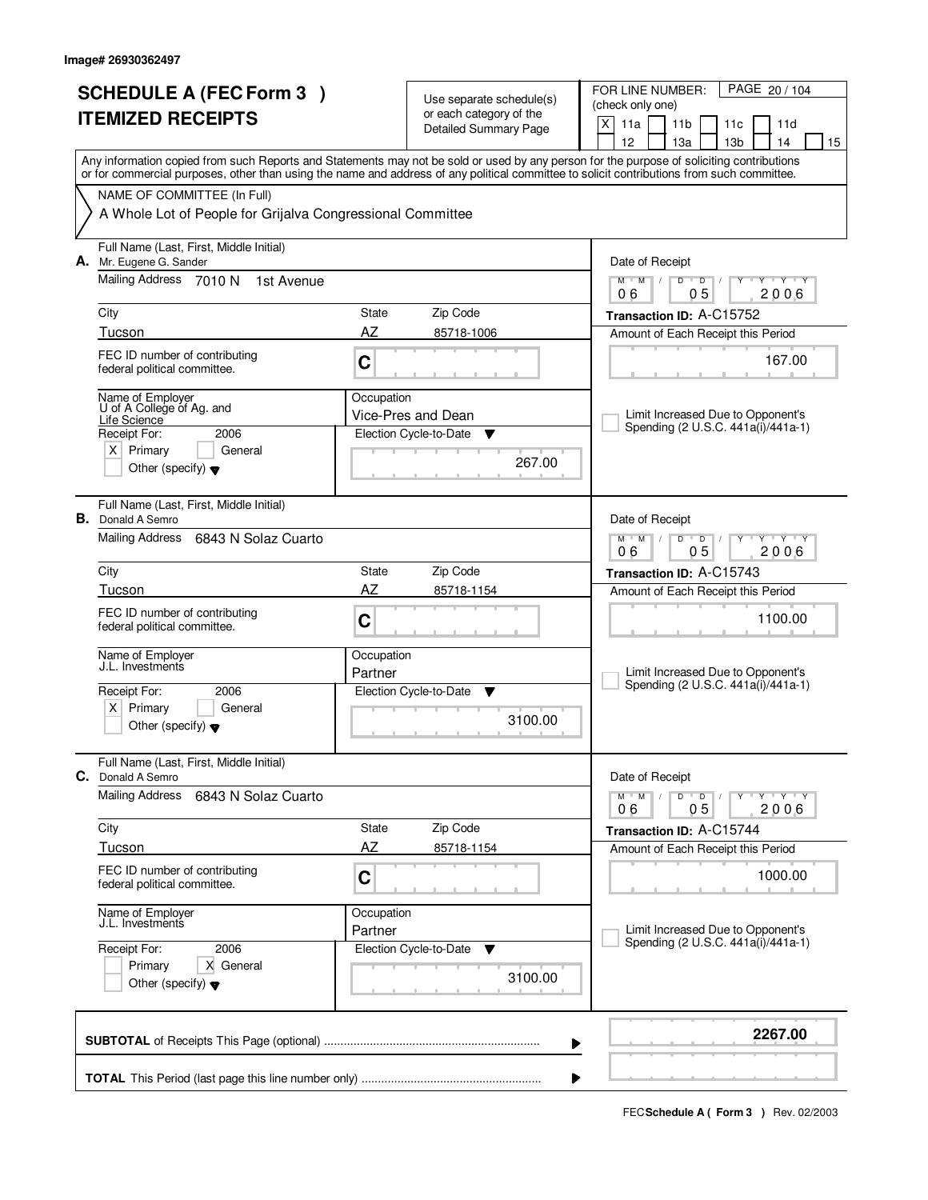Image# 26930362497

# SCHEDULE A (FEC Form 3 )
## ITEMIZED RECEIPTS

Use separate schedule(s) or each category of the Detailed Summary Page

FOR LINE NUMBER: (check only one)

[X] 11a [ ] 11b [ ] 11c [ ] 11d [ ] 12 [ ] 13a [ ] 13b [ ] 14 [ ] 15

Any information copied from such Reports and Statements may not be sold or used by any person for the purpose of soliciting contributions or for commercial purposes, other than using the name and address of any political committee to solicit contributions from such committee.

NAME OF COMMITTEE (In Full)

A Whole Lot of People for Grijalva Congressional Committee

---

**A.** Full Name (Last, First, Middle Initial): Mr. Eugene G. Sander

Mailing Address: 7010 N 1st Avenue

City: Tucson | State: AZ | Zip Code: 85718-1006

FEC ID number of contributing federal political committee: C

Name of Employer: U of A College of Ag. and Life Science

Occupation: Vice-Pres and Dean

Receipt For: 2006 — [X] Primary [ ] General [ ] Other (specify)

Election Cycle-to-Date: 267.00

Date of Receipt: 06 / 05 / 2006

Transaction ID: A-C15752

Amount of Each Receipt this Period: 167.00

[ ] Limit Increased Due to Opponent's Spending (2 U.S.C. 441a(i)/441a-1)

---

**B.** Full Name (Last, First, Middle Initial): Donald A Semro

Mailing Address: 6843 N Solaz Cuarto

City: Tucson | State: AZ | Zip Code: 85718-1154

FEC ID number of contributing federal political committee: C

Name of Employer: J.L. Investments

Occupation: Partner

Receipt For: 2006 — [X] Primary [ ] General [ ] Other (specify)

Election Cycle-to-Date: 3100.00

Date of Receipt: 06 / 05 / 2006

Transaction ID: A-C15743

Amount of Each Receipt this Period: 1100.00

[ ] Limit Increased Due to Opponent's Spending (2 U.S.C. 441a(i)/441a-1)

---

**C.** Full Name (Last, First, Middle Initial): Donald A Semro

Mailing Address: 6843 N Solaz Cuarto

City: Tucson | State: AZ | Zip Code: 85718-1154

FEC ID number of contributing federal political committee: C

Name of Employer: J.L. Investments

Occupation: Partner

Receipt For: 2006 — [ ] Primary [X] General [ ] Other (specify)

Election Cycle-to-Date: 3100.00

Date of Receipt: 06 / 05 / 2006

Transaction ID: A-C15744

Amount of Each Receipt this Period: 1000.00

[ ] Limit Increased Due to Opponent's Spending (2 U.S.C. 441a(i)/441a-1)

---

**SUBTOTAL** of Receipts This Page (optional): **2267.00**

**TOTAL** This Period (last page this line number only):

FEC **Schedule A ( Form 3 )** Rev. 02/2003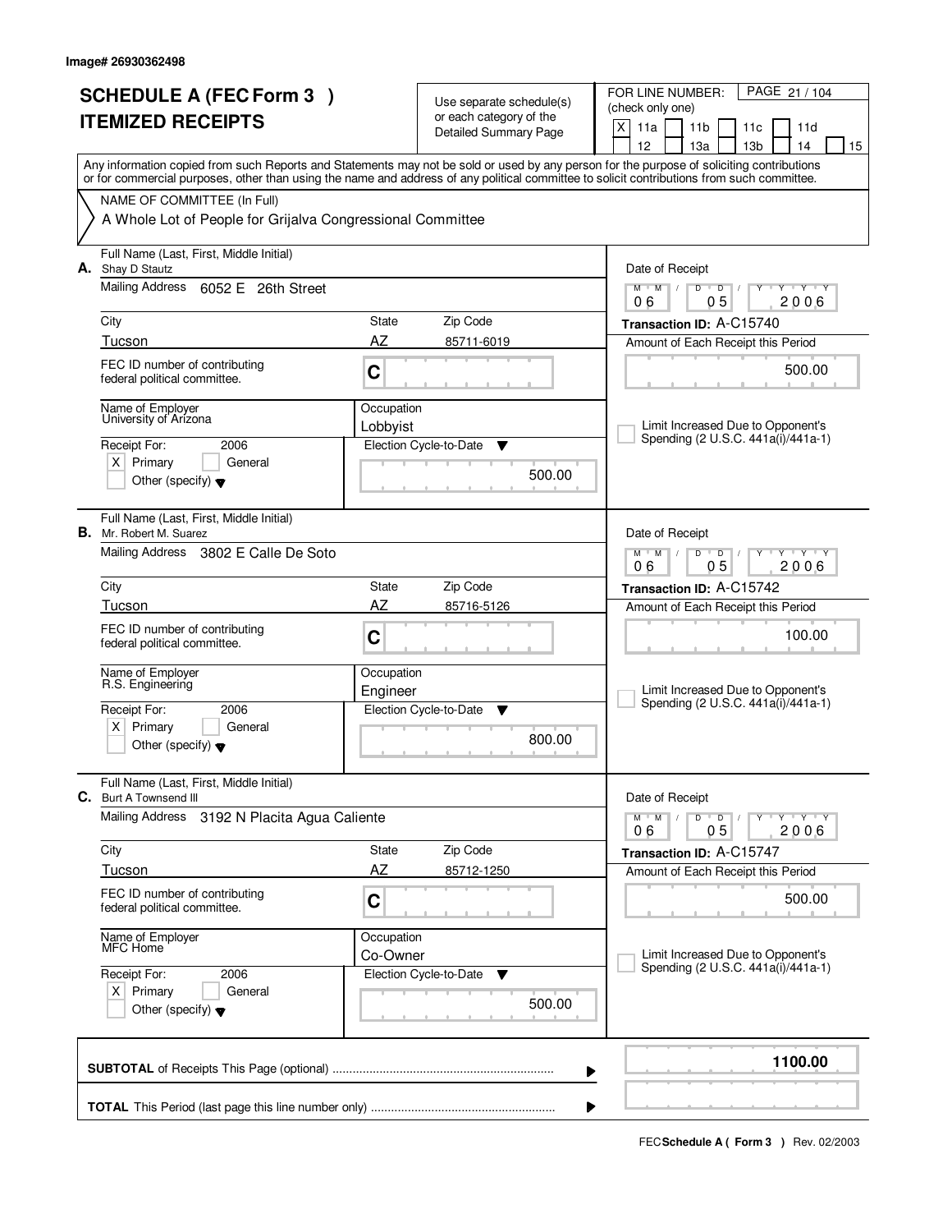Image# 26930362498

# SCHEDULE A (FEC Form 3 )
# ITEMIZED RECEIPTS

Use separate schedule(s) or each category of the Detailed Summary Page

FOR LINE NUMBER: (check only one)

[X] 11a [ ] 11b [ ] 11c [ ] 11d [ ] 12 [ ] 13a [ ] 13b [ ] 14 [ ] 15

PAGE 21 / 104

Any information copied from such Reports and Statements may not be sold or used by any person for the purpose of soliciting contributions or for commercial purposes, other than using the name and address of any political committee to solicit contributions from such committee.

NAME OF COMMITTEE (In Full)

A Whole Lot of People for Grijalva Congressional Committee

---

**A.** Full Name (Last, First, Middle Initial): Shay D Stautz

Mailing Address: 6052 E 26th Street

City: Tucson | State: AZ | Zip Code: 85711-6019

FEC ID number of contributing federal political committee: C

Name of Employer: University of Arizona

Occupation: Lobbyist

Receipt For: 2006 — [X] Primary [ ] General [ ] Other (specify)

Election Cycle-to-Date: 500.00

Date of Receipt: 06 / 05 / 2006

Transaction ID: A-C15740

Amount of Each Receipt this Period: 500.00

[ ] Limit Increased Due to Opponent's Spending (2 U.S.C. 441a(i)/441a-1)

---

**B.** Full Name (Last, First, Middle Initial): Mr. Robert M. Suarez

Mailing Address: 3802 E Calle De Soto

City: Tucson | State: AZ | Zip Code: 85716-5126

FEC ID number of contributing federal political committee: C

Name of Employer: R.S. Engineering

Occupation: Engineer

Receipt For: 2006 — [X] Primary [ ] General [ ] Other (specify)

Election Cycle-to-Date: 800.00

Date of Receipt: 06 / 05 / 2006

Transaction ID: A-C15742

Amount of Each Receipt this Period: 100.00

[ ] Limit Increased Due to Opponent's Spending (2 U.S.C. 441a(i)/441a-1)

---

**C.** Full Name (Last, First, Middle Initial): Burt A Townsend III

Mailing Address: 3192 N Placita Agua Caliente

City: Tucson | State: AZ | Zip Code: 85712-1250

FEC ID number of contributing federal political committee: C

Name of Employer: MFC Home

Occupation: Co-Owner

Receipt For: 2006 — [X] Primary [ ] General [ ] Other (specify)

Election Cycle-to-Date: 500.00

Date of Receipt: 06 / 05 / 2006

Transaction ID: A-C15747

Amount of Each Receipt this Period: 500.00

[ ] Limit Increased Due to Opponent's Spending (2 U.S.C. 441a(i)/441a-1)

---

**SUBTOTAL** of Receipts This Page (optional) ........ **1100.00**

**TOTAL** This Period (last page this line number only) ........

FEC Schedule A ( Form 3 ) Rev. 02/2003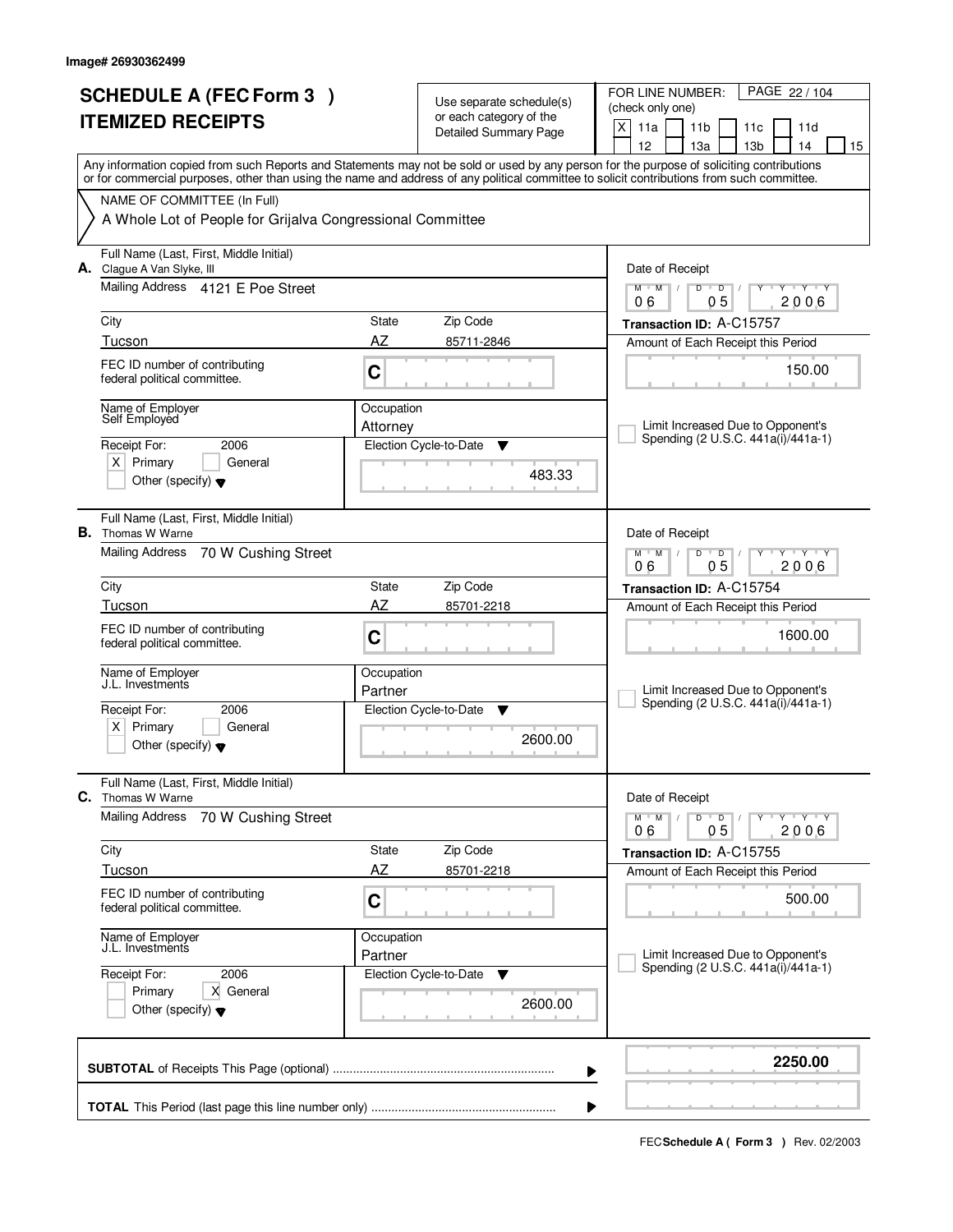Image# 26930362499

# SCHEDULE A (FEC Form 3 )
# ITEMIZED RECEIPTS

Use separate schedule(s) or each category of the Detailed Summary Page

FOR LINE NUMBER: (check only one)
[X] 11a [ ] 11b [ ] 11c [ ] 11d [ ] 12 [ ] 13a [ ] 13b [ ] 14 [ ] 15

PAGE 22 / 104

Any information copied from such Reports and Statements may not be sold or used by any person for the purpose of soliciting contributions or for commercial purposes, other than using the name and address of any political committee to solicit contributions from such committee.

NAME OF COMMITTEE (In Full)
A Whole Lot of People for Grijalva Congressional Committee

---

**A.** Full Name (Last, First, Middle Initial): Clague A Van Slyke, III

Mailing Address: 4121 E Poe Street

City: Tucson | State: AZ | Zip Code: 85711-2846

FEC ID number of contributing federal political committee: C

Name of Employer: Self Employed

Occupation: Attorney

Receipt For: 2006 — [X] Primary [ ] General [ ] Other (specify)

Election Cycle-to-Date: 483.33

Date of Receipt: 06 / 05 / 2006

Transaction ID: A-C15757

Amount of Each Receipt this Period: 150.00

[ ] Limit Increased Due to Opponent's Spending (2 U.S.C. 441a(i)/441a-1)

---

**B.** Full Name (Last, First, Middle Initial): Thomas W Warne

Mailing Address: 70 W Cushing Street

City: Tucson | State: AZ | Zip Code: 85701-2218

FEC ID number of contributing federal political committee: C

Name of Employer: J.L. Investments

Occupation: Partner

Receipt For: 2006 — [X] Primary [ ] General [ ] Other (specify)

Election Cycle-to-Date: 2600.00

Date of Receipt: 06 / 05 / 2006

Transaction ID: A-C15754

Amount of Each Receipt this Period: 1600.00

[ ] Limit Increased Due to Opponent's Spending (2 U.S.C. 441a(i)/441a-1)

---

**C.** Full Name (Last, First, Middle Initial): Thomas W Warne

Mailing Address: 70 W Cushing Street

City: Tucson | State: AZ | Zip Code: 85701-2218

FEC ID number of contributing federal political committee: C

Name of Employer: J.L. Investments

Occupation: Partner

Receipt For: 2006 — [ ] Primary [X] General [ ] Other (specify)

Election Cycle-to-Date: 2600.00

Date of Receipt: 06 / 05 / 2006

Transaction ID: A-C15755

Amount of Each Receipt this Period: 500.00

[ ] Limit Increased Due to Opponent's Spending (2 U.S.C. 441a(i)/441a-1)

---

**SUBTOTAL** of Receipts This Page (optional): **2250.00**

**TOTAL** This Period (last page this line number only):

FEC **Schedule A ( Form 3 )** Rev. 02/2003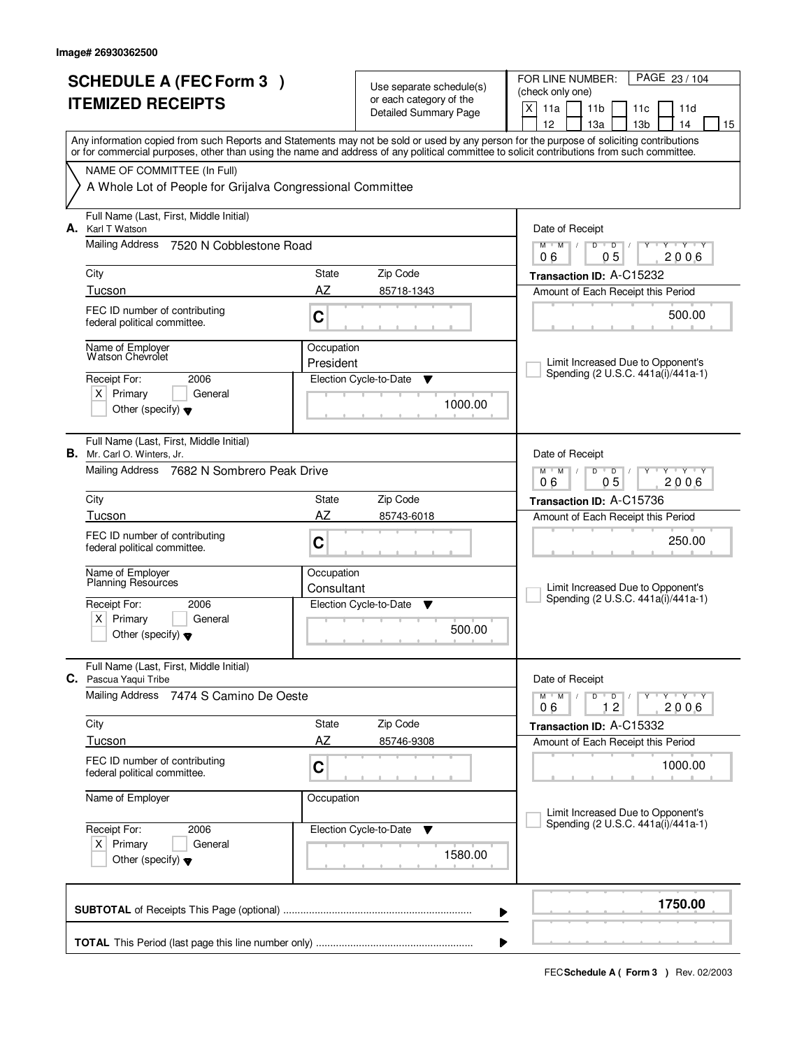Image# 26930362500

# SCHEDULE A (FEC Form 3 )
# ITEMIZED RECEIPTS

Use separate schedule(s) or each category of the Detailed Summary Page

FOR LINE NUMBER: (check only one)

[X] 11a [ ] 11b [ ] 11c [ ] 11d [ ] 12 [ ] 13a [ ] 13b [ ] 14 [ ] 15

PAGE 23 / 104

Any information copied from such Reports and Statements may not be sold or used by any person for the purpose of soliciting contributions or for commercial purposes, other than using the name and address of any political committee to solicit contributions from such committee.

NAME OF COMMITTEE (In Full)

A Whole Lot of People for Grijalva Congressional Committee

---

**A.** Full Name (Last, First, Middle Initial): Karl T Watson

Mailing Address: 7520 N Cobblestone Road

City: Tucson | State: AZ | Zip Code: 85718-1343

FEC ID number of contributing federal political committee: C

Name of Employer: Watson Chevrolet

Occupation: President

Receipt For: 2006 — [X] Primary [ ] General [ ] Other (specify)

Election Cycle-to-Date: 1000.00

Date of Receipt: 06 / 05 / 2006

Transaction ID: A-C15232

Amount of Each Receipt this Period: 500.00

[ ] Limit Increased Due to Opponent's Spending (2 U.S.C. 441a(i)/441a-1)

---

**B.** Full Name (Last, First, Middle Initial): Mr. Carl O. Winters, Jr.

Mailing Address: 7682 N Sombrero Peak Drive

City: Tucson | State: AZ | Zip Code: 85743-6018

FEC ID number of contributing federal political committee: C

Name of Employer: Planning Resources

Occupation: Consultant

Receipt For: 2006 — [X] Primary [ ] General [ ] Other (specify)

Election Cycle-to-Date: 500.00

Date of Receipt: 06 / 05 / 2006

Transaction ID: A-C15736

Amount of Each Receipt this Period: 250.00

[ ] Limit Increased Due to Opponent's Spending (2 U.S.C. 441a(i)/441a-1)

---

**C.** Full Name (Last, First, Middle Initial): Pascua Yaqui Tribe

Mailing Address: 7474 S Camino De Oeste

City: Tucson | State: AZ | Zip Code: 85746-9308

FEC ID number of contributing federal political committee: C

Name of Employer:

Occupation:

Receipt For: 2006 — [X] Primary [ ] General [ ] Other (specify)

Election Cycle-to-Date: 1580.00

Date of Receipt: 06 / 12 / 2006

Transaction ID: A-C15332

Amount of Each Receipt this Period: 1000.00

[ ] Limit Increased Due to Opponent's Spending (2 U.S.C. 441a(i)/441a-1)

---

**SUBTOTAL** of Receipts This Page (optional): **1750.00**

**TOTAL** This Period (last page this line number only):

FEC **Schedule A ( Form 3 )** Rev. 02/2003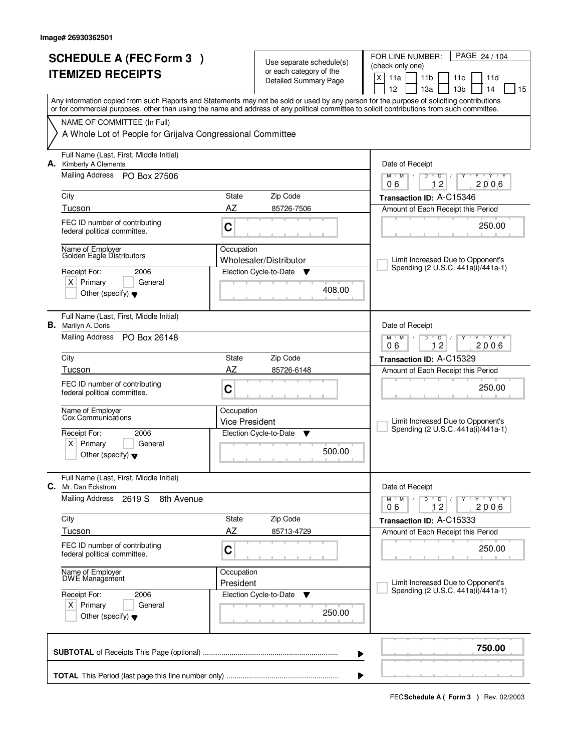Image# 26930362501

# SCHEDULE A (FEC Form 3 )
# ITEMIZED RECEIPTS

Use separate schedule(s) or each category of the Detailed Summary Page

FOR LINE NUMBER: (check only one)

[X] 11a [ ] 11b [ ] 11c [ ] 11d [ ] 12 [ ] 13a [ ] 13b [ ] 14 [ ] 15

PAGE 24 / 104

Any information copied from such Reports and Statements may not be sold or used by any person for the purpose of soliciting contributions or for commercial purposes, other than using the name and address of any political committee to solicit contributions from such committee.

NAME OF COMMITTEE (In Full)

A Whole Lot of People for Grijalva Congressional Committee

---

**A.** Full Name (Last, First, Middle Initial): Kimberly A Clements

Mailing Address: PO Box 27506

City: Tucson | State: AZ | Zip Code: 85726-7506

FEC ID number of contributing federal political committee: C

Name of Employer: Golden Eagle Distributors

Occupation: Wholesaler/Distributor

Receipt For: 2006 [X] Primary [ ] General [ ] Other (specify)

Election Cycle-to-Date: 408.00

Date of Receipt: 06 12 2006

Transaction ID: A-C15346

Amount of Each Receipt this Period: 250.00

[ ] Limit Increased Due to Opponent's Spending (2 U.S.C. 441a(i)/441a-1)

---

**B.** Full Name (Last, First, Middle Initial): Marilyn A. Doris

Mailing Address: PO Box 26148

City: Tucson | State: AZ | Zip Code: 85726-6148

FEC ID number of contributing federal political committee: C

Name of Employer: Cox Communications

Occupation: Vice President

Receipt For: 2006 [X] Primary [ ] General [ ] Other (specify)

Election Cycle-to-Date: 500.00

Date of Receipt: 06 12 2006

Transaction ID: A-C15329

Amount of Each Receipt this Period: 250.00

[ ] Limit Increased Due to Opponent's Spending (2 U.S.C. 441a(i)/441a-1)

---

**C.** Full Name (Last, First, Middle Initial): Mr. Dan Eckstrom

Mailing Address: 2619 S 8th Avenue

City: Tucson | State: AZ | Zip Code: 85713-4729

FEC ID number of contributing federal political committee: C

Name of Employer: DWE Management

Occupation: President

Receipt For: 2006 [X] Primary [ ] General [ ] Other (specify)

Election Cycle-to-Date: 250.00

Date of Receipt: 06 12 2006

Transaction ID: A-C15333

Amount of Each Receipt this Period: 250.00

[ ] Limit Increased Due to Opponent's Spending (2 U.S.C. 441a(i)/441a-1)

---

**SUBTOTAL** of Receipts This Page (optional): **750.00**

**TOTAL** This Period (last page this line number only):

FEC **Schedule A ( Form 3 )** Rev. 02/2003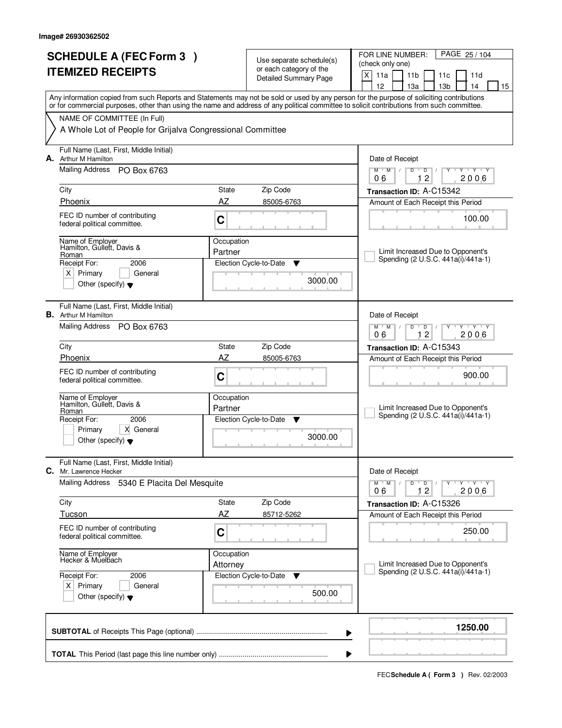Image# 26930362502

# SCHEDULE A (FEC Form 3 )
# ITEMIZED RECEIPTS

Use separate schedule(s) or each category of the Detailed Summary Page

FOR LINE NUMBER: (check only one)

X 11a | 11b | 11c | 11d | 12 | 13a | 13b | 14 | 15

PAGE 25 / 104

Any information copied from such Reports and Statements may not be sold or used by any person for the purpose of soliciting contributions or for commercial purposes, other than using the name and address of any political committee to solicit contributions from such committee.

NAME OF COMMITTEE (In Full)
A Whole Lot of People for Grijalva Congressional Committee

---

**A.** Full Name (Last, First, Middle Initial): Arthur M Hamilton

Mailing Address: PO Box 6763

City: Phoenix | State: AZ | Zip Code: 85005-6763

FEC ID number of contributing federal political committee: C

Name of Employer: Hamilton, Gullett, Davis & Roman

Occupation: Partner

Receipt For: 2006 — X Primary | General | Other (specify)

Election Cycle-to-Date: 3000.00

Date of Receipt: 06 12 2006

Transaction ID: A-C15342

Amount of Each Receipt this Period: 100.00

Limit Increased Due to Opponent's Spending (2 U.S.C. 441a(i)/441a-1)

---

**B.** Full Name (Last, First, Middle Initial): Arthur M Hamilton

Mailing Address: PO Box 6763

City: Phoenix | State: AZ | Zip Code: 85005-6763

FEC ID number of contributing federal political committee: C

Name of Employer: Hamilton, Gullett, Davis & Roman

Occupation: Partner

Receipt For: 2006 — Primary | X General | Other (specify)

Election Cycle-to-Date: 3000.00

Date of Receipt: 06 12 2006

Transaction ID: A-C15343

Amount of Each Receipt this Period: 900.00

Limit Increased Due to Opponent's Spending (2 U.S.C. 441a(i)/441a-1)

---

**C.** Full Name (Last, First, Middle Initial): Mr. Lawrence Hecker

Mailing Address: 5340 E Placita Del Mesquite

City: Tucson | State: AZ | Zip Code: 85712-5262

FEC ID number of contributing federal political committee: C

Name of Employer: Hecker & Muelbach

Occupation: Attorney

Receipt For: 2006 — X Primary | General | Other (specify)

Election Cycle-to-Date: 500.00

Date of Receipt: 06 12 2006

Transaction ID: A-C15326

Amount of Each Receipt this Period: 250.00

Limit Increased Due to Opponent's Spending (2 U.S.C. 441a(i)/441a-1)

---

**SUBTOTAL** of Receipts This Page (optional): **1250.00**

**TOTAL** This Period (last page this line number only):

FEC **Schedule A ( Form 3 )** Rev. 02/2003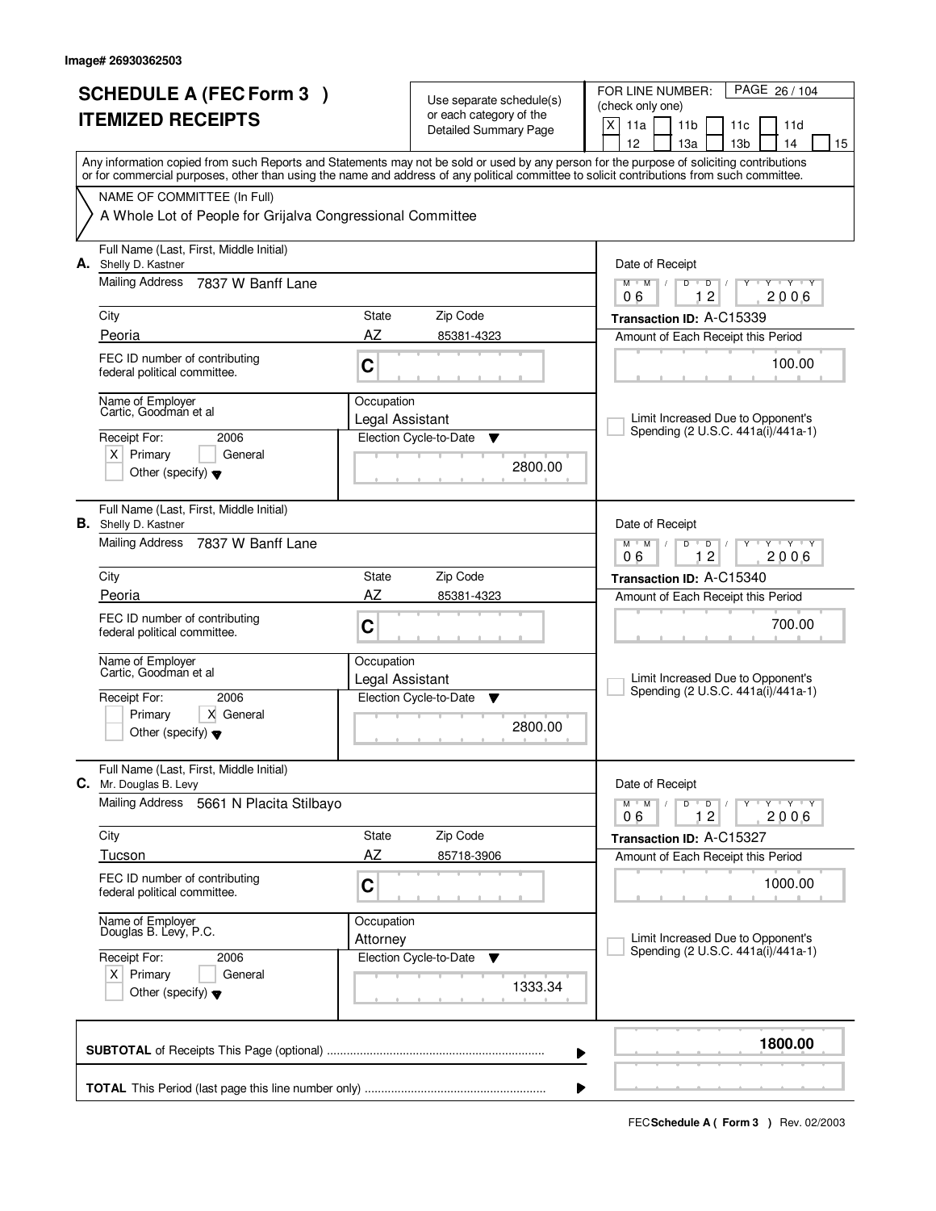Image# 26930362503

# SCHEDULE A (FEC Form 3 ) ITEMIZED RECEIPTS

Use separate schedule(s) or each category of the Detailed Summary Page

FOR LINE NUMBER: (check only one)

[X] 11a [ ] 11b [ ] 11c [ ] 11d [ ] 12 [ ] 13a [ ] 13b [ ] 14 [ ] 15

Any information copied from such Reports and Statements may not be sold or used by any person for the purpose of soliciting contributions or for commercial purposes, other than using the name and address of any political committee to solicit contributions from such committee.

NAME OF COMMITTEE (In Full)
A Whole Lot of People for Grijalva Congressional Committee

---

**A.** Full Name (Last, First, Middle Initial): Shelly D. Kastner

Mailing Address: 7837 W Banff Lane

City: Peoria | State: AZ | Zip Code: 85381-4323

FEC ID number of contributing federal political committee: C

Name of Employer: Cartic, Goodman et al

Occupation: Legal Assistant

Receipt For: 2006 — [X] Primary [ ] General [ ] Other (specify)

Election Cycle-to-Date: 2800.00

Date of Receipt: 06 / 12 / 2006

Transaction ID: A-C15339

Amount of Each Receipt this Period: 100.00

[ ] Limit Increased Due to Opponent's Spending (2 U.S.C. 441a(i)/441a-1)

---

**B.** Full Name (Last, First, Middle Initial): Shelly D. Kastner

Mailing Address: 7837 W Banff Lane

City: Peoria | State: AZ | Zip Code: 85381-4323

FEC ID number of contributing federal political committee: C

Name of Employer: Cartic, Goodman et al

Occupation: Legal Assistant

Receipt For: 2006 — [ ] Primary [X] General [ ] Other (specify)

Election Cycle-to-Date: 2800.00

Date of Receipt: 06 / 12 / 2006

Transaction ID: A-C15340

Amount of Each Receipt this Period: 700.00

[ ] Limit Increased Due to Opponent's Spending (2 U.S.C. 441a(i)/441a-1)

---

**C.** Full Name (Last, First, Middle Initial): Mr. Douglas B. Levy

Mailing Address: 5661 N Placita Stilbayo

City: Tucson | State: AZ | Zip Code: 85718-3906

FEC ID number of contributing federal political committee: C

Name of Employer: Douglas B. Levy, P.C.

Occupation: Attorney

Receipt For: 2006 — [X] Primary [ ] General [ ] Other (specify)

Election Cycle-to-Date: 1333.34

Date of Receipt: 06 / 12 / 2006

Transaction ID: A-C15327

Amount of Each Receipt this Period: 1000.00

[ ] Limit Increased Due to Opponent's Spending (2 U.S.C. 441a(i)/441a-1)

---

**SUBTOTAL** of Receipts This Page (optional): **1800.00**

**TOTAL** This Period (last page this line number only):

FEC **Schedule A ( Form 3 )** Rev. 02/2003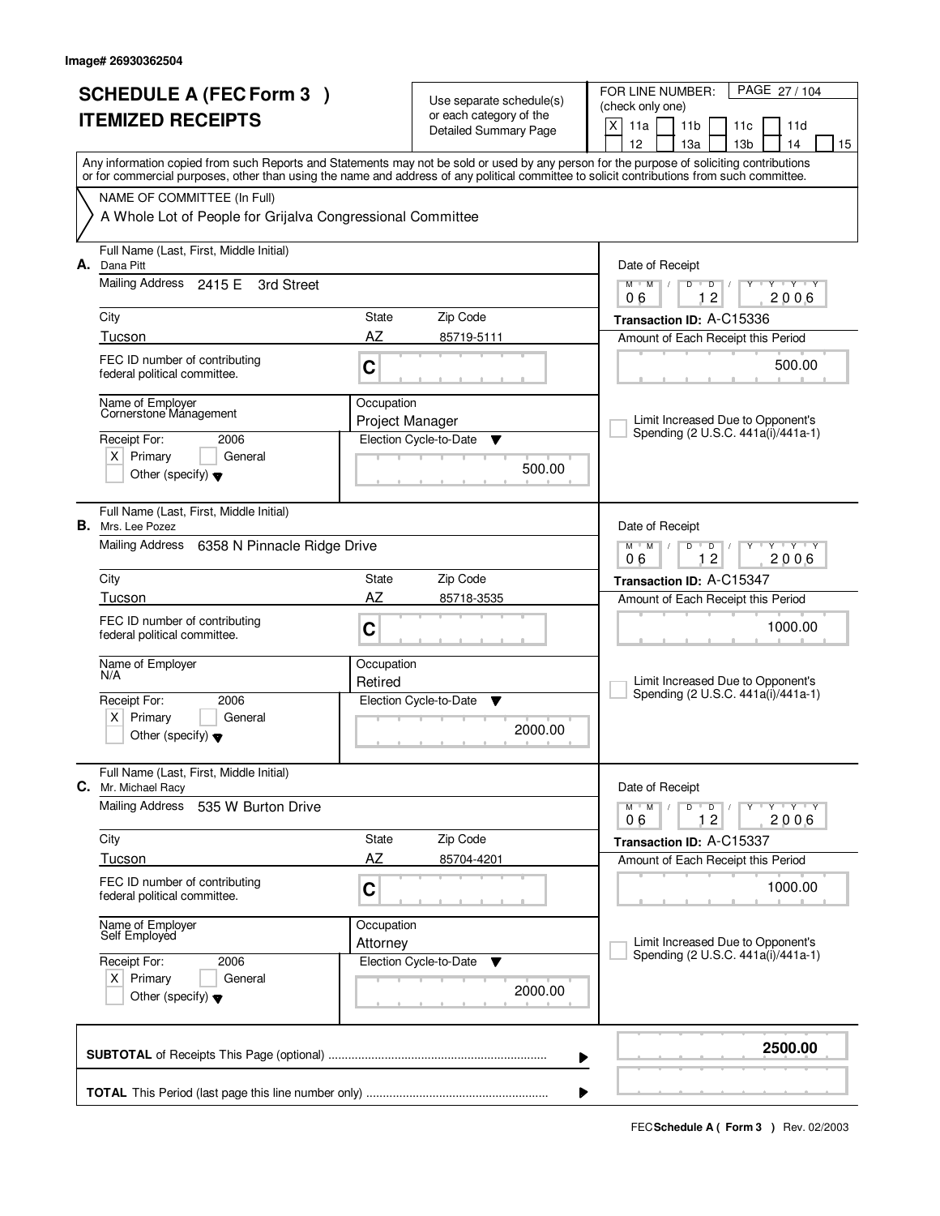Image# 26930362504

# SCHEDULE A (FEC Form 3 ) ITEMIZED RECEIPTS

Use separate schedule(s) or each category of the Detailed Summary Page

FOR LINE NUMBER: (check only one)

[X] 11a [ ] 11b [ ] 11c [ ] 11d [ ] 12 [ ] 13a [ ] 13b [ ] 14 [ ] 15

PAGE 27 / 104

Any information copied from such Reports and Statements may not be sold or used by any person for the purpose of soliciting contributions or for commercial purposes, other than using the name and address of any political committee to solicit contributions from such committee.

NAME OF COMMITTEE (In Full)

A Whole Lot of People for Grijalva Congressional Committee

---

**A.** Full Name (Last, First, Middle Initial): Dana Pitt

Mailing Address: 2415 E 3rd Street

City: Tucson | State: AZ | Zip Code: 85719-5111

FEC ID number of contributing federal political committee: C

Name of Employer: Cornerstone Management

Occupation: Project Manager

Receipt For: 2006 [X] Primary [ ] General [ ] Other (specify)

Election Cycle-to-Date: 500.00

Date of Receipt: 06 12 2006

Transaction ID: A-C15336

Amount of Each Receipt this Period: 500.00

[ ] Limit Increased Due to Opponent's Spending (2 U.S.C. 441a(i)/441a-1)

---

**B.** Full Name (Last, First, Middle Initial): Mrs. Lee Pozez

Mailing Address: 6358 N Pinnacle Ridge Drive

City: Tucson | State: AZ | Zip Code: 85718-3535

FEC ID number of contributing federal political committee: C

Name of Employer: N/A

Occupation: Retired

Receipt For: 2006 [X] Primary [ ] General [ ] Other (specify)

Election Cycle-to-Date: 2000.00

Date of Receipt: 06 12 2006

Transaction ID: A-C15347

Amount of Each Receipt this Period: 1000.00

[ ] Limit Increased Due to Opponent's Spending (2 U.S.C. 441a(i)/441a-1)

---

**C.** Full Name (Last, First, Middle Initial): Mr. Michael Racy

Mailing Address: 535 W Burton Drive

City: Tucson | State: AZ | Zip Code: 85704-4201

FEC ID number of contributing federal political committee: C

Name of Employer: Self Employed

Occupation: Attorney

Receipt For: 2006 [X] Primary [ ] General [ ] Other (specify)

Election Cycle-to-Date: 2000.00

Date of Receipt: 06 12 2006

Transaction ID: A-C15337

Amount of Each Receipt this Period: 1000.00

[ ] Limit Increased Due to Opponent's Spending (2 U.S.C. 441a(i)/441a-1)

---

**SUBTOTAL** of Receipts This Page (optional): **2500.00**

**TOTAL** This Period (last page this line number only):

FEC **Schedule A ( Form 3 )** Rev. 02/2003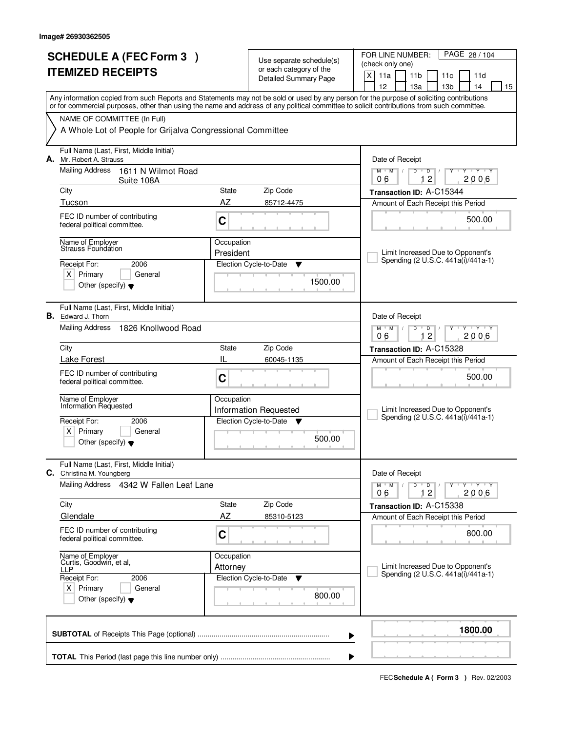Image# 26930362505

# SCHEDULE A (FEC Form 3 ) ITEMIZED RECEIPTS

Use separate schedule(s) or each category of the Detailed Summary Page

FOR LINE NUMBER: (check only one)

[X] 11a [ ] 11b [ ] 11c [ ] 11d [ ] 12 [ ] 13a [ ] 13b [ ] 14 [ ] 15

PAGE 28 / 104

Any information copied from such Reports and Statements may not be sold or used by any person for the purpose of soliciting contributions or for commercial purposes, other than using the name and address of any political committee to solicit contributions from such committee.

NAME OF COMMITTEE (In Full)

A Whole Lot of People for Grijalva Congressional Committee

---

**A.** Full Name (Last, First, Middle Initial): Mr. Robert A. Strauss

Mailing Address: 1611 N Wilmot Road, Suite 108A

City: Tucson | State: AZ | Zip Code: 85712-4475

FEC ID number of contributing federal political committee: C

Name of Employer: Strauss Foundation

Occupation: President

Receipt For: 2006 — [X] Primary [ ] General [ ] Other (specify)

Election Cycle-to-Date: 1500.00

Date of Receipt: 06 / 12 / 2006

Transaction ID: A-C15344

Amount of Each Receipt this Period: 500.00

[ ] Limit Increased Due to Opponent's Spending (2 U.S.C. 441a(i)/441a-1)

---

**B.** Full Name (Last, First, Middle Initial): Edward J. Thorn

Mailing Address: 1826 Knollwood Road

City: Lake Forest | State: IL | Zip Code: 60045-1135

FEC ID number of contributing federal political committee: C

Name of Employer: Information Requested

Occupation: Information Requested

Receipt For: 2006 — [X] Primary [ ] General [ ] Other (specify)

Election Cycle-to-Date: 500.00

Date of Receipt: 06 / 12 / 2006

Transaction ID: A-C15328

Amount of Each Receipt this Period: 500.00

[ ] Limit Increased Due to Opponent's Spending (2 U.S.C. 441a(i)/441a-1)

---

**C.** Full Name (Last, First, Middle Initial): Christina M. Youngberg

Mailing Address: 4342 W Fallen Leaf Lane

City: Glendale | State: AZ | Zip Code: 85310-5123

FEC ID number of contributing federal political committee: C

Name of Employer: Curtis, Goodwin, et al, LLP

Occupation: Attorney

Receipt For: 2006 — [X] Primary [ ] General [ ] Other (specify)

Election Cycle-to-Date: 800.00

Date of Receipt: 06 / 12 / 2006

Transaction ID: A-C15338

Amount of Each Receipt this Period: 800.00

[ ] Limit Increased Due to Opponent's Spending (2 U.S.C. 441a(i)/441a-1)

---

**SUBTOTAL** of Receipts This Page (optional): **1800.00**

**TOTAL** This Period (last page this line number only):

FEC **Schedule A ( Form 3 )** Rev. 02/2003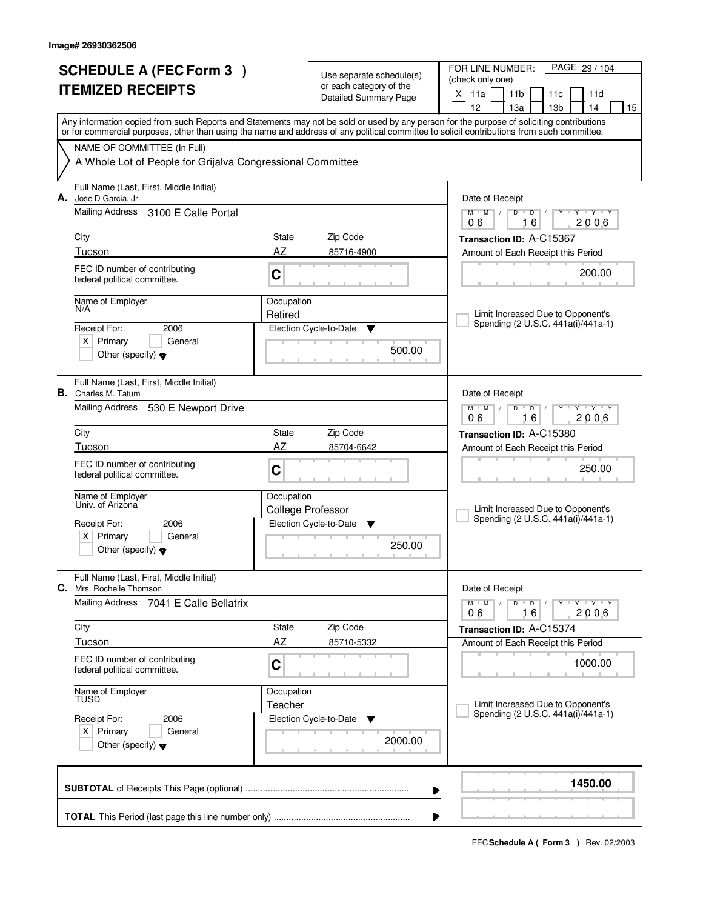Image# 26930362506

# SCHEDULE A (FEC Form 3 ) ITEMIZED RECEIPTS

Use separate schedule(s) or each category of the Detailed Summary Page

FOR LINE NUMBER: (check only one)

[X] 11a [ ] 11b [ ] 11c [ ] 11d [ ] 12 [ ] 13a [ ] 13b [ ] 14 [ ] 15

PAGE 29 / 104

Any information copied from such Reports and Statements may not be sold or used by any person for the purpose of soliciting contributions or for commercial purposes, other than using the name and address of any political committee to solicit contributions from such committee.

NAME OF COMMITTEE (In Full)

A Whole Lot of People for Grijalva Congressional Committee

---

**A.** Full Name (Last, First, Middle Initial): Jose D Garcia, Jr

Mailing Address: 3100 E Calle Portal

City: Tucson | State: AZ | Zip Code: 85716-4900

FEC ID number of contributing federal political committee: C

Name of Employer: N/A

Occupation: Retired

Receipt For: 2006 [X] Primary [ ] General [ ] Other (specify)

Election Cycle-to-Date: 500.00

Date of Receipt: 06 16 2006

Transaction ID: A-C15367

Amount of Each Receipt this Period: 200.00

[ ] Limit Increased Due to Opponent's Spending (2 U.S.C. 441a(i)/441a-1)

---

**B.** Full Name (Last, First, Middle Initial): Charles M. Tatum

Mailing Address: 530 E Newport Drive

City: Tucson | State: AZ | Zip Code: 85704-6642

FEC ID number of contributing federal political committee: C

Name of Employer: Univ. of Arizona

Occupation: College Professor

Receipt For: 2006 [X] Primary [ ] General [ ] Other (specify)

Election Cycle-to-Date: 250.00

Date of Receipt: 06 16 2006

Transaction ID: A-C15380

Amount of Each Receipt this Period: 250.00

[ ] Limit Increased Due to Opponent's Spending (2 U.S.C. 441a(i)/441a-1)

---

**C.** Full Name (Last, First, Middle Initial): Mrs. Rochelle Thomson

Mailing Address: 7041 E Calle Bellatrix

City: Tucson | State: AZ | Zip Code: 85710-5332

FEC ID number of contributing federal political committee: C

Name of Employer: TUSD

Occupation: Teacher

Receipt For: 2006 [X] Primary [ ] General [ ] Other (specify)

Election Cycle-to-Date: 2000.00

Date of Receipt: 06 16 2006

Transaction ID: A-C15374

Amount of Each Receipt this Period: 1000.00

[ ] Limit Increased Due to Opponent's Spending (2 U.S.C. 441a(i)/441a-1)

---

**SUBTOTAL** of Receipts This Page (optional): **1450.00**

**TOTAL** This Period (last page this line number only):

FEC **Schedule A ( Form 3 )** Rev. 02/2003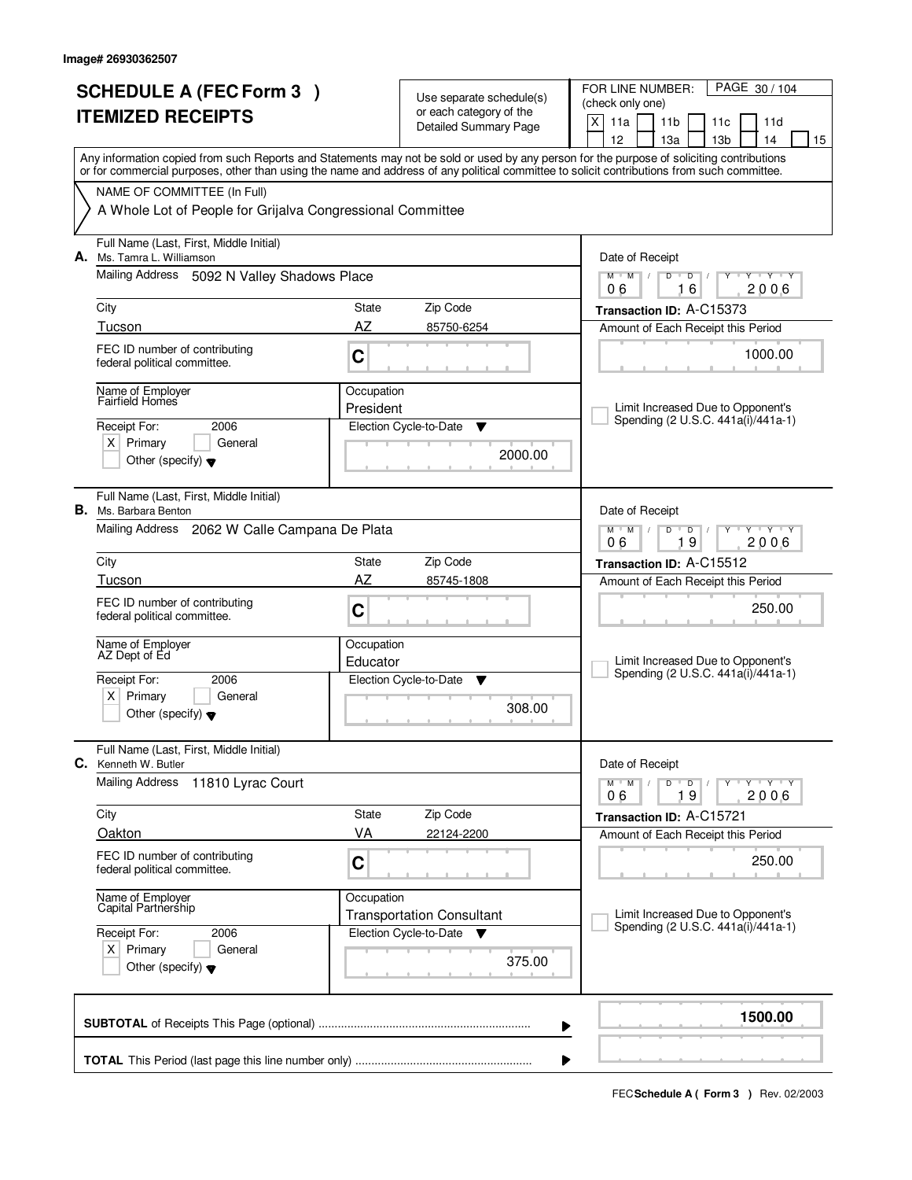Image# 26930362507

# SCHEDULE A (FEC Form 3 )
## ITEMIZED RECEIPTS

Use separate schedule(s) or each category of the Detailed Summary Page

FOR LINE NUMBER: (check only one)

PAGE 30 / 104

[X] 11a [ ] 11b [ ] 11c [ ] 11d [ ] 12 [ ] 13a [ ] 13b [ ] 14 [ ] 15

Any information copied from such Reports and Statements may not be sold or used by any person for the purpose of soliciting contributions or for commercial purposes, other than using the name and address of any political committee to solicit contributions from such committee.

NAME OF COMMITTEE (In Full)

A Whole Lot of People for Grijalva Congressional Committee

---

**A.** Full Name (Last, First, Middle Initial): Ms. Tamra L. Williamson

Mailing Address: 5092 N Valley Shadows Place

City: Tucson | State: AZ | Zip Code: 85750-6254

FEC ID number of contributing federal political committee: C

Name of Employer: Fairfield Homes

Occupation: President

Receipt For: 2006 — [X] Primary [ ] General [ ] Other (specify)

Election Cycle-to-Date: 2000.00

Date of Receipt: 06 / 16 / 2006

Transaction ID: A-C15373

Amount of Each Receipt this Period: 1000.00

[ ] Limit Increased Due to Opponent's Spending (2 U.S.C. 441a(i)/441a-1)

---

**B.** Full Name (Last, First, Middle Initial): Ms. Barbara Benton

Mailing Address: 2062 W Calle Campana De Plata

City: Tucson | State: AZ | Zip Code: 85745-1808

FEC ID number of contributing federal political committee: C

Name of Employer: AZ Dept of Ed

Occupation: Educator

Receipt For: 2006 — [X] Primary [ ] General [ ] Other (specify)

Election Cycle-to-Date: 308.00

Date of Receipt: 06 / 19 / 2006

Transaction ID: A-C15512

Amount of Each Receipt this Period: 250.00

[ ] Limit Increased Due to Opponent's Spending (2 U.S.C. 441a(i)/441a-1)

---

**C.** Full Name (Last, First, Middle Initial): Kenneth W. Butler

Mailing Address: 11810 Lyrac Court

City: Oakton | State: VA | Zip Code: 22124-2200

FEC ID number of contributing federal political committee: C

Name of Employer: Capital Partnership

Occupation: Transportation Consultant

Receipt For: 2006 — [X] Primary [ ] General [ ] Other (specify)

Election Cycle-to-Date: 375.00

Date of Receipt: 06 / 19 / 2006

Transaction ID: A-C15721

Amount of Each Receipt this Period: 250.00

[ ] Limit Increased Due to Opponent's Spending (2 U.S.C. 441a(i)/441a-1)

---

**SUBTOTAL** of Receipts This Page (optional): **1500.00**

**TOTAL** This Period (last page this line number only):

FEC **Schedule A ( Form 3 )** Rev. 02/2003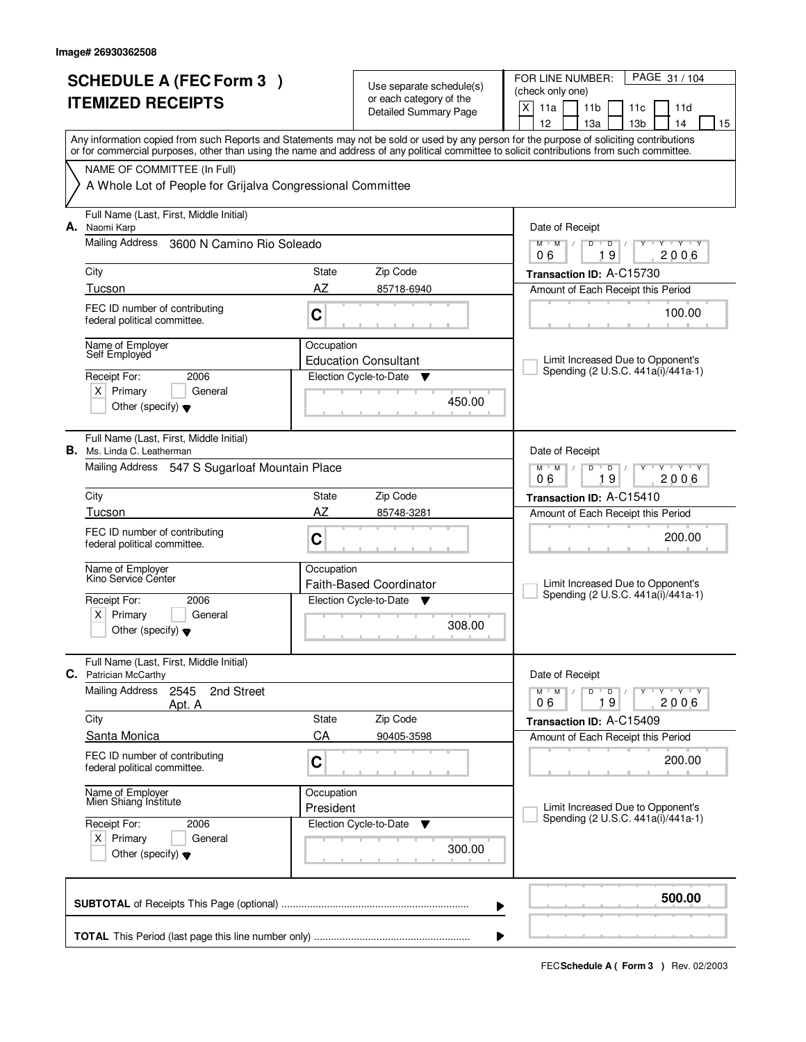Image# 26930362508

# SCHEDULE A (FEC Form 3 )
# ITEMIZED RECEIPTS

Use separate schedule(s) or each category of the Detailed Summary Page

FOR LINE NUMBER: (check only one)

[X] 11a [ ] 11b [ ] 11c [ ] 11d [ ] 12 [ ] 13a [ ] 13b [ ] 14 [ ] 15

PAGE 31 / 104

Any information copied from such Reports and Statements may not be sold or used by any person for the purpose of soliciting contributions or for commercial purposes, other than using the name and address of any political committee to solicit contributions from such committee.

NAME OF COMMITTEE (In Full)

A Whole Lot of People for Grijalva Congressional Committee

---

**A.** Full Name (Last, First, Middle Initial): Naomi Karp

Mailing Address: 3600 N Camino Rio Soleado

City: Tucson | State: AZ | Zip Code: 85718-6940

FEC ID number of contributing federal political committee: C

Name of Employer: Self Employed

Occupation: Education Consultant

Receipt For: 2006 — [X] Primary [ ] General [ ] Other (specify)

Election Cycle-to-Date: 450.00

Date of Receipt: 06 / 19 / 2006

Transaction ID: A-C15730

Amount of Each Receipt this Period: 100.00

[ ] Limit Increased Due to Opponent's Spending (2 U.S.C. 441a(i)/441a-1)

---

**B.** Full Name (Last, First, Middle Initial): Ms. Linda C. Leatherman

Mailing Address: 547 S Sugarloaf Mountain Place

City: Tucson | State: AZ | Zip Code: 85748-3281

FEC ID number of contributing federal political committee: C

Name of Employer: Kino Service Center

Occupation: Faith-Based Coordinator

Receipt For: 2006 — [X] Primary [ ] General [ ] Other (specify)

Election Cycle-to-Date: 308.00

Date of Receipt: 06 / 19 / 2006

Transaction ID: A-C15410

Amount of Each Receipt this Period: 200.00

[ ] Limit Increased Due to Opponent's Spending (2 U.S.C. 441a(i)/441a-1)

---

**C.** Full Name (Last, First, Middle Initial): Patrician McCarthy

Mailing Address: 2545 2nd Street Apt. A

City: Santa Monica | State: CA | Zip Code: 90405-3598

FEC ID number of contributing federal political committee: C

Name of Employer: Mien Shiang Institute

Occupation: President

Receipt For: 2006 — [X] Primary [ ] General [ ] Other (specify)

Election Cycle-to-Date: 300.00

Date of Receipt: 06 / 19 / 2006

Transaction ID: A-C15409

Amount of Each Receipt this Period: 200.00

[ ] Limit Increased Due to Opponent's Spending (2 U.S.C. 441a(i)/441a-1)

---

**SUBTOTAL** of Receipts This Page (optional): **500.00**

**TOTAL** This Period (last page this line number only):

FEC **Schedule A ( Form 3 )** Rev. 02/2003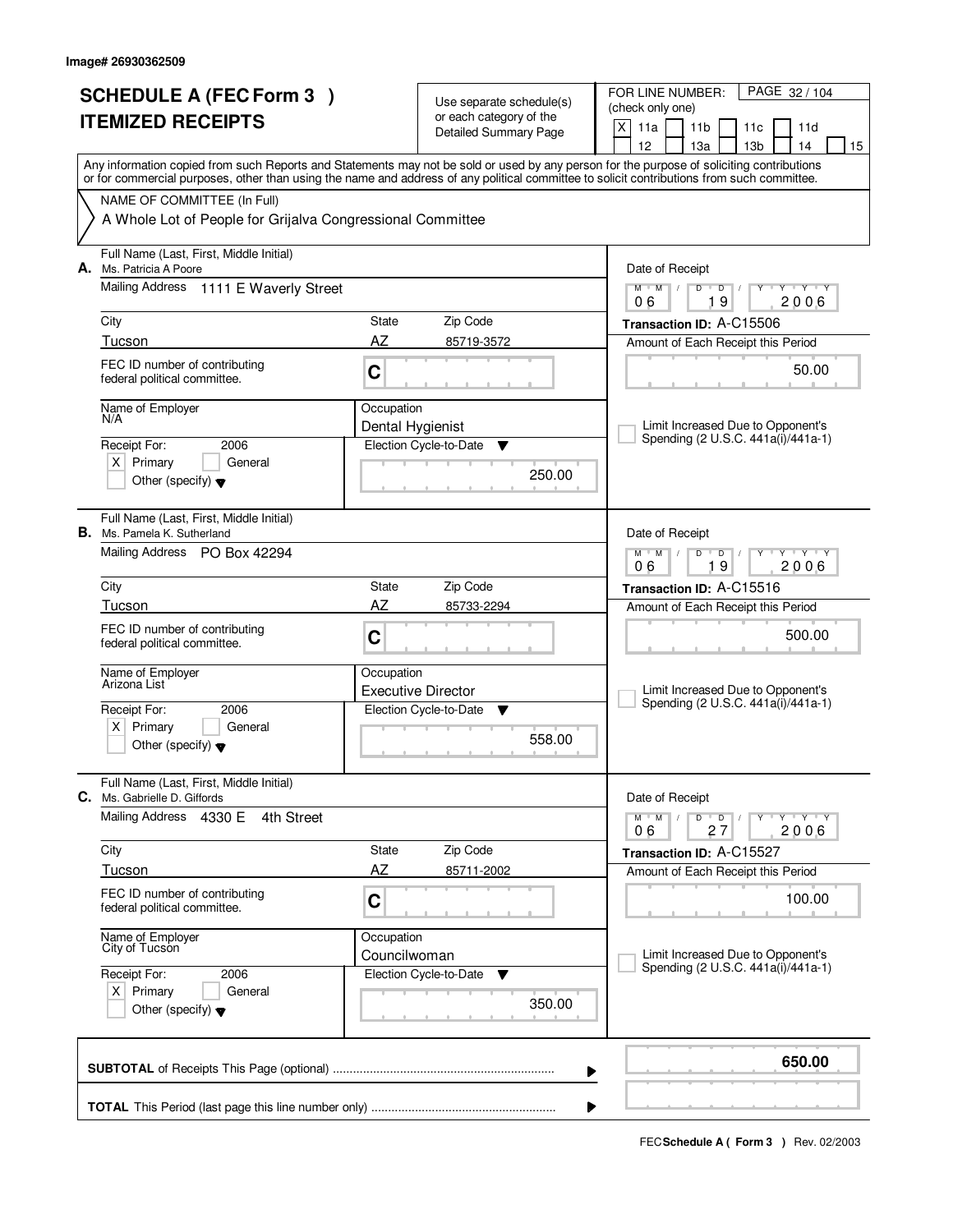Image# 26930362509

# SCHEDULE A (FEC Form 3 )
## ITEMIZED RECEIPTS

Use separate schedule(s) or each category of the Detailed Summary Page

FOR LINE NUMBER: (check only one)
[X] 11a [ ] 11b [ ] 11c [ ] 11d [ ] 12 [ ] 13a [ ] 13b [ ] 14 [ ] 15

PAGE 32 / 104

Any information copied from such Reports and Statements may not be sold or used by any person for the purpose of soliciting contributions or for commercial purposes, other than using the name and address of any political committee to solicit contributions from such committee.

NAME OF COMMITTEE (In Full)
A Whole Lot of People for Grijalva Congressional Committee

---

**A.** Full Name (Last, First, Middle Initial): Ms. Patricia A Poore
Mailing Address: 1111 E Waverly Street
City: Tucson | State: AZ | Zip Code: 85719-3572
FEC ID number of contributing federal political committee: C
Name of Employer: N/A
Occupation: Dental Hygienist
Receipt For: 2006 [X] Primary [ ] General [ ] Other (specify)
Election Cycle-to-Date: 250.00
Date of Receipt: 06 19 2006
Transaction ID: A-C15506
Amount of Each Receipt this Period: 50.00
[ ] Limit Increased Due to Opponent's Spending (2 U.S.C. 441a(i)/441a-1)

---

**B.** Full Name (Last, First, Middle Initial): Ms. Pamela K. Sutherland
Mailing Address: PO Box 42294
City: Tucson | State: AZ | Zip Code: 85733-2294
FEC ID number of contributing federal political committee: C
Name of Employer: Arizona List
Occupation: Executive Director
Receipt For: 2006 [X] Primary [ ] General [ ] Other (specify)
Election Cycle-to-Date: 558.00
Date of Receipt: 06 19 2006
Transaction ID: A-C15516
Amount of Each Receipt this Period: 500.00
[ ] Limit Increased Due to Opponent's Spending (2 U.S.C. 441a(i)/441a-1)

---

**C.** Full Name (Last, First, Middle Initial): Ms. Gabrielle D. Giffords
Mailing Address: 4330 E 4th Street
City: Tucson | State: AZ | Zip Code: 85711-2002
FEC ID number of contributing federal political committee: C
Name of Employer: City of Tucson
Occupation: Councilwoman
Receipt For: 2006 [X] Primary [ ] General [ ] Other (specify)
Election Cycle-to-Date: 350.00
Date of Receipt: 06 27 2006
Transaction ID: A-C15527
Amount of Each Receipt this Period: 100.00
[ ] Limit Increased Due to Opponent's Spending (2 U.S.C. 441a(i)/441a-1)

---

**SUBTOTAL** of Receipts This Page (optional): **650.00**

**TOTAL** This Period (last page this line number only):

FEC **Schedule A ( Form 3 )** Rev. 02/2003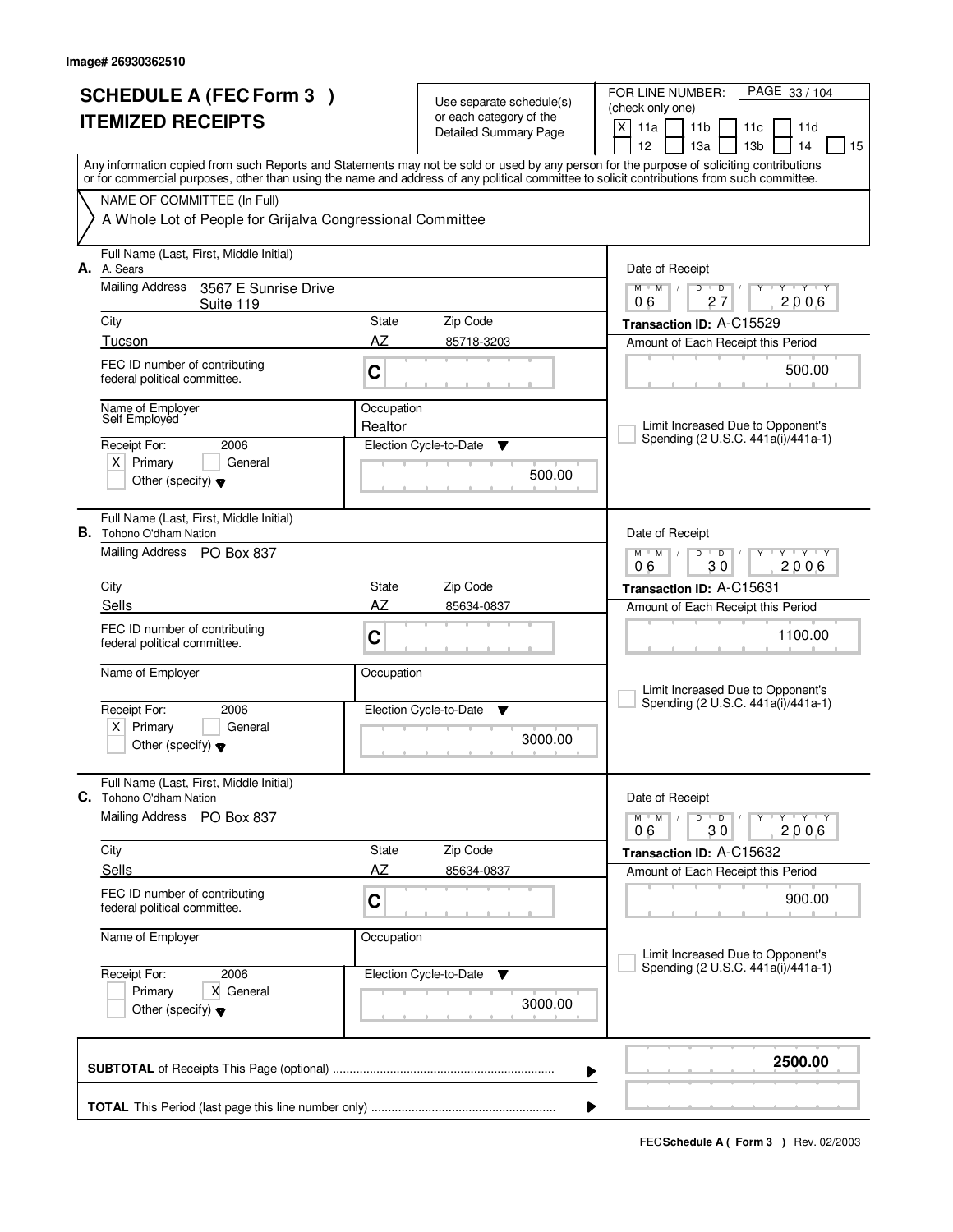Image# 26930362510

# SCHEDULE A (FEC Form 3 )
# ITEMIZED RECEIPTS

Use separate schedule(s) or each category of the Detailed Summary Page

FOR LINE NUMBER: (check only one)
[X] 11a [ ] 11b [ ] 11c [ ] 11d [ ] 12 [ ] 13a [ ] 13b [ ] 14 [ ] 15

PAGE 33 / 104

Any information copied from such Reports and Statements may not be sold or used by any person for the purpose of soliciting contributions or for commercial purposes, other than using the name and address of any political committee to solicit contributions from such committee.

NAME OF COMMITTEE (In Full)
A Whole Lot of People for Grijalva Congressional Committee

---

**A.** Full Name (Last, First, Middle Initial): A. Sears

Mailing Address: 3567 E Sunrise Drive Suite 119

City: Tucson | State: AZ | Zip Code: 85718-3203

FEC ID number of contributing federal political committee: C

Name of Employer: Self Employed

Occupation: Realtor

Receipt For: 2006 — [X] Primary [ ] General [ ] Other (specify)

Election Cycle-to-Date: 500.00

Date of Receipt: 06 / 27 / 2006

Transaction ID: A-C15529

Amount of Each Receipt this Period: 500.00

[ ] Limit Increased Due to Opponent's Spending (2 U.S.C. 441a(i)/441a-1)

---

**B.** Full Name (Last, First, Middle Initial): Tohono O'dham Nation

Mailing Address: PO Box 837

City: Sells | State: AZ | Zip Code: 85634-0837

FEC ID number of contributing federal political committee: C

Name of Employer:

Occupation:

Receipt For: 2006 — [X] Primary [ ] General [ ] Other (specify)

Election Cycle-to-Date: 3000.00

Date of Receipt: 06 / 30 / 2006

Transaction ID: A-C15631

Amount of Each Receipt this Period: 1100.00

[ ] Limit Increased Due to Opponent's Spending (2 U.S.C. 441a(i)/441a-1)

---

**C.** Full Name (Last, First, Middle Initial): Tohono O'dham Nation

Mailing Address: PO Box 837

City: Sells | State: AZ | Zip Code: 85634-0837

FEC ID number of contributing federal political committee: C

Name of Employer:

Occupation:

Receipt For: 2006 — [ ] Primary [X] General [ ] Other (specify)

Election Cycle-to-Date: 3000.00

Date of Receipt: 06 / 30 / 2006

Transaction ID: A-C15632

Amount of Each Receipt this Period: 900.00

[ ] Limit Increased Due to Opponent's Spending (2 U.S.C. 441a(i)/441a-1)

---

**SUBTOTAL** of Receipts This Page (optional): **2500.00**

**TOTAL** This Period (last page this line number only):

FEC **Schedule A ( Form 3 )** Rev. 02/2003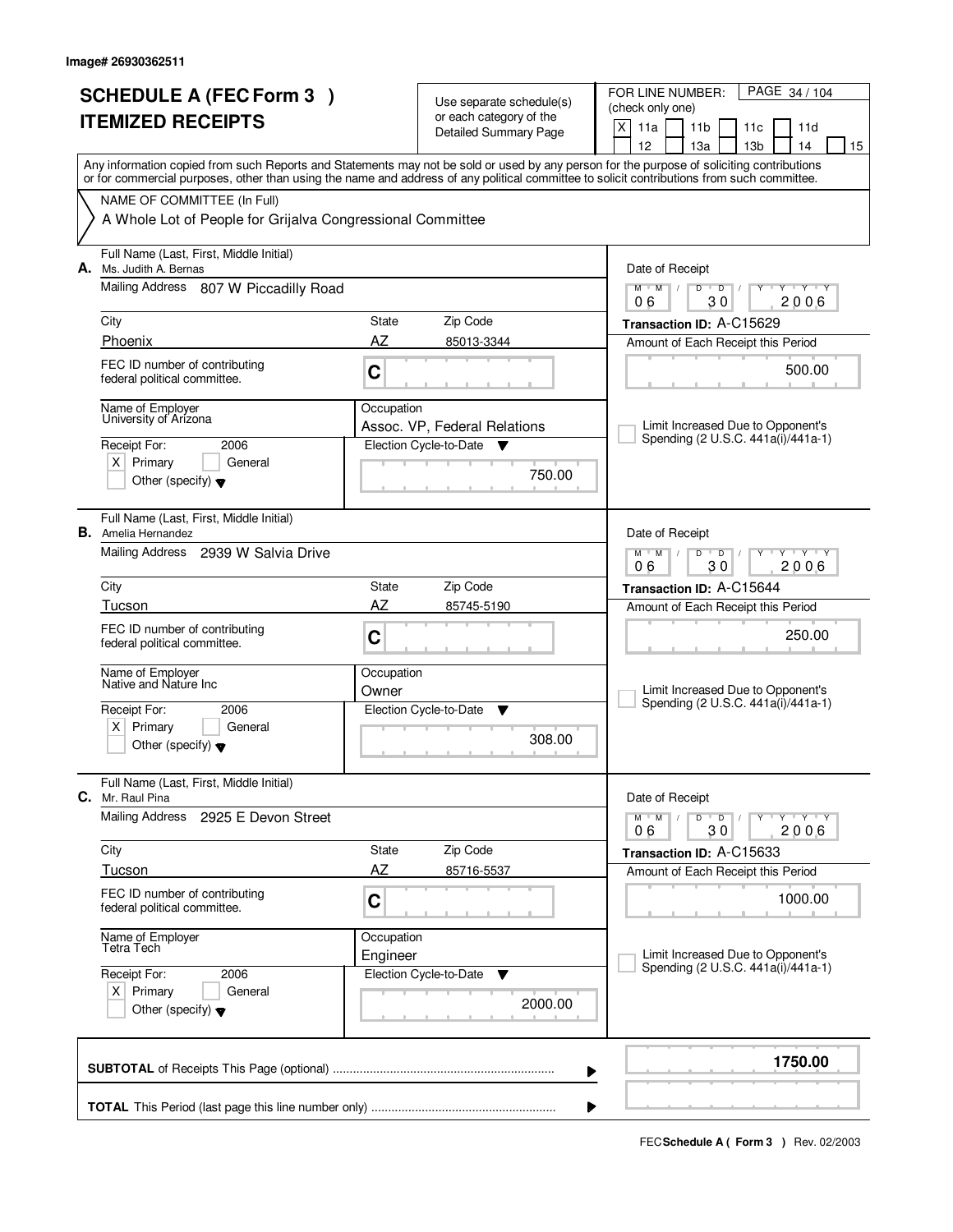Image# 26930362511

# SCHEDULE A (FEC Form 3 )
# ITEMIZED RECEIPTS

Use separate schedule(s) or each category of the Detailed Summary Page

FOR LINE NUMBER: (check only one)

[X] 11a [ ] 11b [ ] 11c [ ] 11d [ ] 12 [ ] 13a [ ] 13b [ ] 14 [ ] 15

Any information copied from such Reports and Statements may not be sold or used by any person for the purpose of soliciting contributions or for commercial purposes, other than using the name and address of any political committee to solicit contributions from such committee.

NAME OF COMMITTEE (In Full)

A Whole Lot of People for Grijalva Congressional Committee

---

**A.** Full Name (Last, First, Middle Initial): Ms. Judith A. Bernas

Mailing Address: 807 W Piccadilly Road

City: Phoenix | State: AZ | Zip Code: 85013-3344

FEC ID number of contributing federal political committee: C

Name of Employer: University of Arizona

Occupation: Assoc. VP, Federal Relations

Receipt For: 2006 [X] Primary [ ] General [ ] Other (specify)

Election Cycle-to-Date: 750.00

Date of Receipt: 06 / 30 / 2006

Transaction ID: A-C15629

Amount of Each Receipt this Period: 500.00

[ ] Limit Increased Due to Opponent's Spending (2 U.S.C. 441a(i)/441a-1)

---

**B.** Full Name (Last, First, Middle Initial): Amelia Hernandez

Mailing Address: 2939 W Salvia Drive

City: Tucson | State: AZ | Zip Code: 85745-5190

FEC ID number of contributing federal political committee: C

Name of Employer: Native and Nature Inc

Occupation: Owner

Receipt For: 2006 [X] Primary [ ] General [ ] Other (specify)

Election Cycle-to-Date: 308.00

Date of Receipt: 06 / 30 / 2006

Transaction ID: A-C15644

Amount of Each Receipt this Period: 250.00

[ ] Limit Increased Due to Opponent's Spending (2 U.S.C. 441a(i)/441a-1)

---

**C.** Full Name (Last, First, Middle Initial): Mr. Raul Pina

Mailing Address: 2925 E Devon Street

City: Tucson | State: AZ | Zip Code: 85716-5537

FEC ID number of contributing federal political committee: C

Name of Employer: Tetra Tech

Occupation: Engineer

Receipt For: 2006 [X] Primary [ ] General [ ] Other (specify)

Election Cycle-to-Date: 2000.00

Date of Receipt: 06 / 30 / 2006

Transaction ID: A-C15633

Amount of Each Receipt this Period: 1000.00

[ ] Limit Increased Due to Opponent's Spending (2 U.S.C. 441a(i)/441a-1)

---

**SUBTOTAL** of Receipts This Page (optional): **1750.00**

**TOTAL** This Period (last page this line number only):

FEC **Schedule A ( Form 3 )** Rev. 02/2003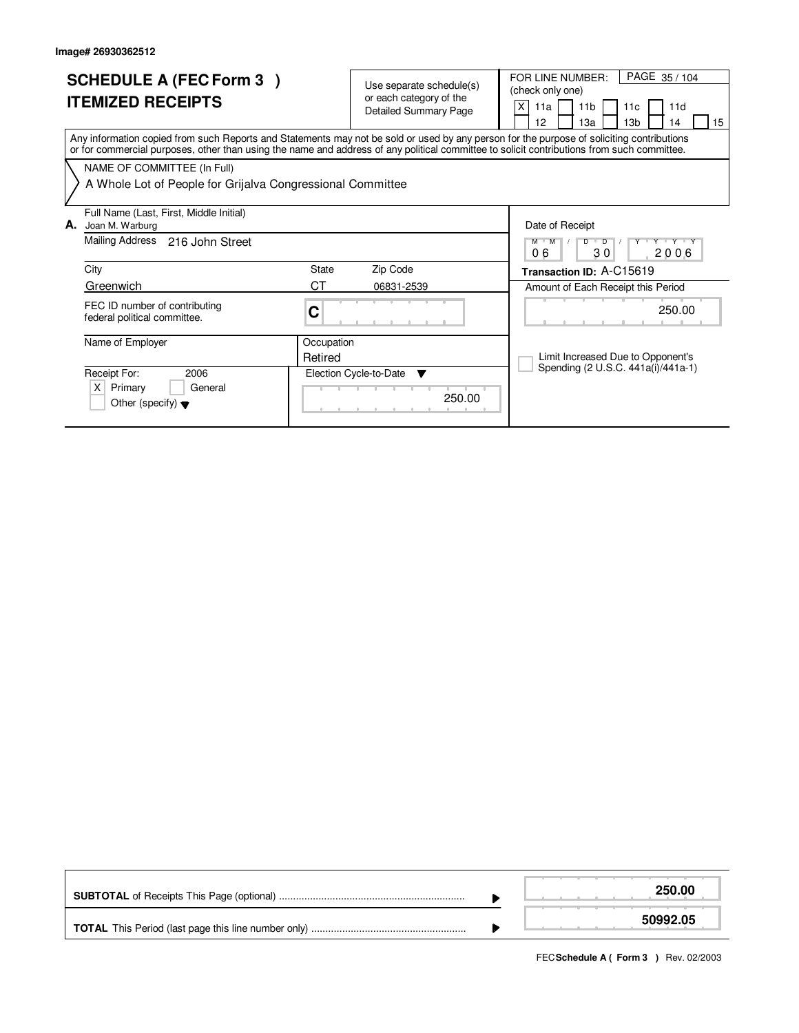Image# 26930362512

# SCHEDULE A (FEC Form 3 )
## ITEMIZED RECEIPTS

Use separate schedule(s) or each category of the Detailed Summary Page

FOR LINE NUMBER: (check only one)

PAGE 35 / 104

| [X] 11a | [ ] 11b | [ ] 11c | [ ] 11d |
|---|---|---|---|
| [ ] 12 | [ ] 13a | [ ] 13b | [ ] 14 | [ ] 15 |

Any information copied from such Reports and Statements may not be sold or used by any person for the purpose of soliciting contributions or for commercial purposes, other than using the name and address of any political committee to solicit contributions from such committee.

NAME OF COMMITTEE (In Full)

A Whole Lot of People for Grijalva Congressional Committee

**A.** Full Name (Last, First, Middle Initial)
Joan M. Warburg

Mailing Address 216 John Street

| City | State | Zip Code |
|---|---|---|
| Greenwich | CT | 06831-2539 |

FEC ID number of contributing federal political committee. C

Name of Employer:

Occupation: Retired

Receipt For: 2006
[X] Primary [ ] General
[ ] Other (specify)

Election Cycle-to-Date: 250.00

Date of Receipt: 06 / 30 / 2006

**Transaction ID:** A-C15619

Amount of Each Receipt this Period: 250.00

[ ] Limit Increased Due to Opponent's Spending (2 U.S.C. 441a(i)/441a-1)

| | |
|---|---|
| **SUBTOTAL** of Receipts This Page (optional) | **250.00** |
| **TOTAL** This Period (last page this line number only) | **50992.05** |

FEC **Schedule A ( Form 3 )** Rev. 02/2003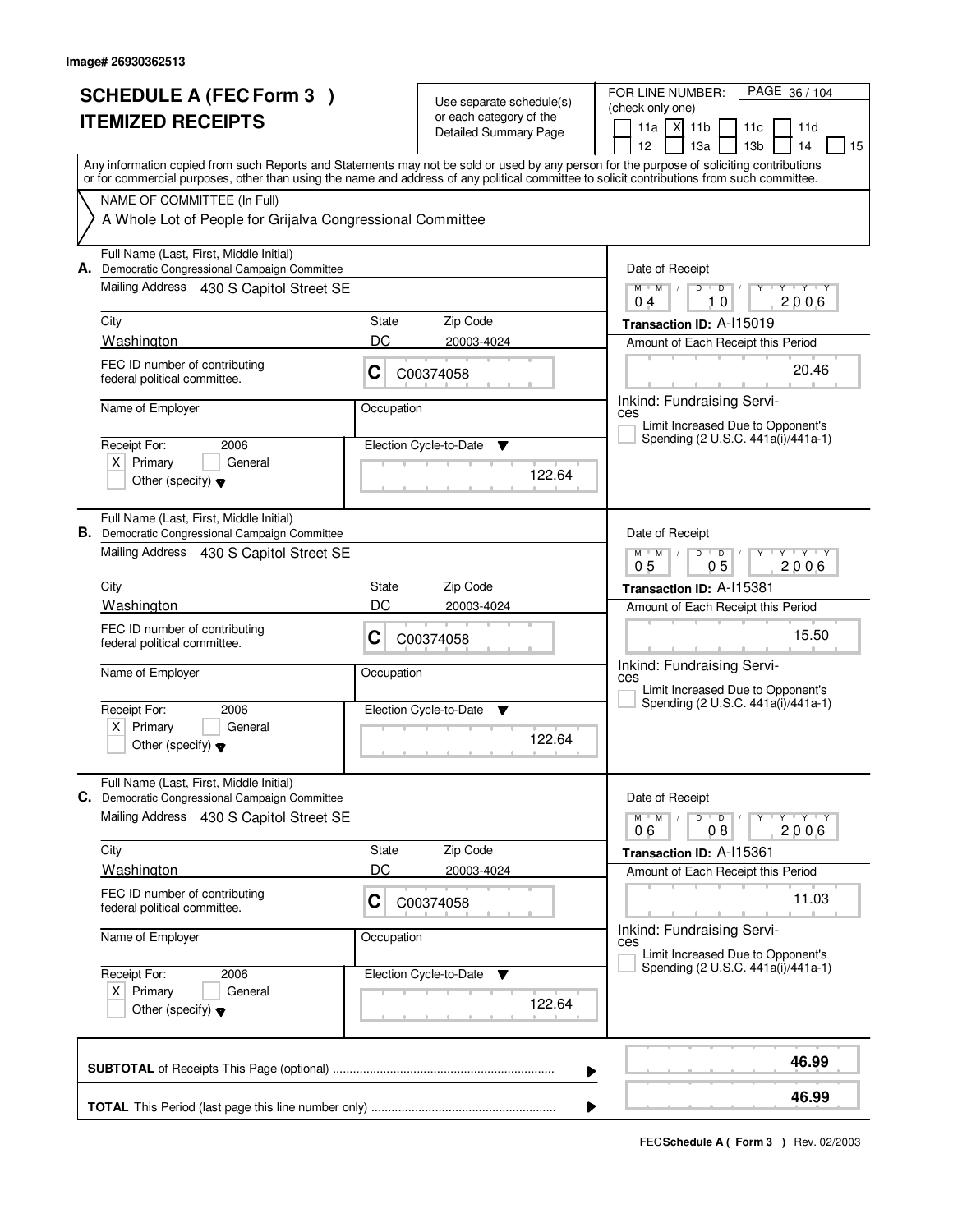Image# 26930362513

# SCHEDULE A (FEC Form 3 ) ITEMIZED RECEIPTS

Use separate schedule(s) or each category of the Detailed Summary Page

FOR LINE NUMBER: (check only one)
11a [X] 11b [ ] 11c [ ] 11d [ ] 12 [ ] 13a [ ] 13b [ ] 14 [ ] 15

Any information copied from such Reports and Statements may not be sold or used by any person for the purpose of soliciting contributions or for commercial purposes, other than using the name and address of any political committee to solicit contributions from such committee.

NAME OF COMMITTEE (In Full)
A Whole Lot of People for Grijalva Congressional Committee

---

**A.** Full Name (Last, First, Middle Initial): Democratic Congressional Campaign Committee
Mailing Address: 430 S Capitol Street SE
City: Washington | State: DC | Zip Code: 20003-4024
FEC ID number of contributing federal political committee: C C00374058
Name of Employer: | Occupation:
Receipt For: 2006 [X] Primary [ ] General [ ] Other (specify)
Election Cycle-to-Date: 122.64
Date of Receipt: 04 10 2006
Transaction ID: A-I15019
Amount of Each Receipt this Period: 20.46
Inkind: Fundraising Services
[ ] Limit Increased Due to Opponent's Spending (2 U.S.C. 441a(i)/441a-1)

---

**B.** Full Name (Last, First, Middle Initial): Democratic Congressional Campaign Committee
Mailing Address: 430 S Capitol Street SE
City: Washington | State: DC | Zip Code: 20003-4024
FEC ID number of contributing federal political committee: C C00374058
Name of Employer: | Occupation:
Receipt For: 2006 [X] Primary [ ] General [ ] Other (specify)
Election Cycle-to-Date: 122.64
Date of Receipt: 05 05 2006
Transaction ID: A-I15381
Amount of Each Receipt this Period: 15.50
Inkind: Fundraising Services
[ ] Limit Increased Due to Opponent's Spending (2 U.S.C. 441a(i)/441a-1)

---

**C.** Full Name (Last, First, Middle Initial): Democratic Congressional Campaign Committee
Mailing Address: 430 S Capitol Street SE
City: Washington | State: DC | Zip Code: 20003-4024
FEC ID number of contributing federal political committee: C C00374058
Name of Employer: | Occupation:
Receipt For: 2006 [X] Primary [ ] General [ ] Other (specify)
Election Cycle-to-Date: 122.64
Date of Receipt: 06 08 2006
Transaction ID: A-I15361
Amount of Each Receipt this Period: 11.03
Inkind: Fundraising Services
[ ] Limit Increased Due to Opponent's Spending (2 U.S.C. 441a(i)/441a-1)

---

**SUBTOTAL** of Receipts This Page (optional): **46.99**

**TOTAL** This Period (last page this line number only): **46.99**

FEC **Schedule A ( Form 3 )** Rev. 02/2003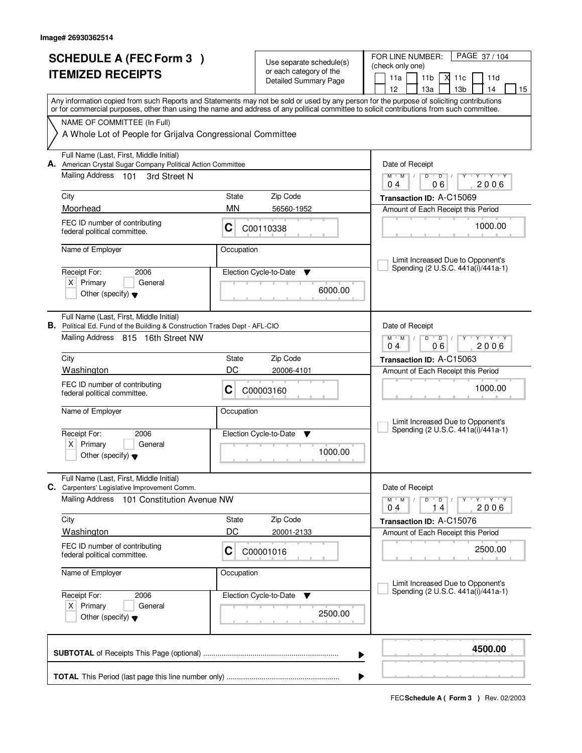Image# 26930362514

# SCHEDULE A (FEC Form 3 )
# ITEMIZED RECEIPTS

Use separate schedule(s) or each category of the Detailed Summary Page

FOR LINE NUMBER: (check only one)

11a | 11b | X 11c | 11d | 12 | 13a | 13b | 14 | 15

PAGE 37 / 104

Any information copied from such Reports and Statements may not be sold or used by any person for the purpose of soliciting contributions or for commercial purposes, other than using the name and address of any political committee to solicit contributions from such committee.

NAME OF COMMITTEE (In Full)

A Whole Lot of People for Grijalva Congressional Committee

---

**A.** Full Name (Last, First, Middle Initial): American Crystal Sugar Company Political Action Committee

Mailing Address: 101 3rd Street N

City: Moorhead | State: MN | Zip Code: 56560-1952

FEC ID number of contributing federal political committee: C C00110338

Name of Employer: | Occupation:

Receipt For: 2006 — X Primary | General | Other (specify)

Election Cycle-to-Date: 6000.00

Date of Receipt: 04 06 2006

Transaction ID: A-C15069

Amount of Each Receipt this Period: 1000.00

Limit Increased Due to Opponent's Spending (2 U.S.C. 441a(i)/441a-1)

---

**B.** Full Name (Last, First, Middle Initial): Political Ed. Fund of the Building & Construction Trades Dept - AFL-CIO

Mailing Address: 815 16th Street NW

City: Washington | State: DC | Zip Code: 20006-4101

FEC ID number of contributing federal political committee: C C00003160

Name of Employer: | Occupation:

Receipt For: 2006 — X Primary | General | Other (specify)

Election Cycle-to-Date: 1000.00

Date of Receipt: 04 06 2006

Transaction ID: A-C15063

Amount of Each Receipt this Period: 1000.00

Limit Increased Due to Opponent's Spending (2 U.S.C. 441a(i)/441a-1)

---

**C.** Full Name (Last, First, Middle Initial): Carpenters' Legislative Improvement Comm.

Mailing Address: 101 Constitution Avenue NW

City: Washington | State: DC | Zip Code: 20001-2133

FEC ID number of contributing federal political committee: C C00001016

Name of Employer: | Occupation:

Receipt For: 2006 — X Primary | General | Other (specify)

Election Cycle-to-Date: 2500.00

Date of Receipt: 04 14 2006

Transaction ID: A-C15076

Amount of Each Receipt this Period: 2500.00

Limit Increased Due to Opponent's Spending (2 U.S.C. 441a(i)/441a-1)

---

**SUBTOTAL** of Receipts This Page (optional) ........ **4500.00**

**TOTAL** This Period (last page this line number only) ........

FEC **Schedule A ( Form 3 )** Rev. 02/2003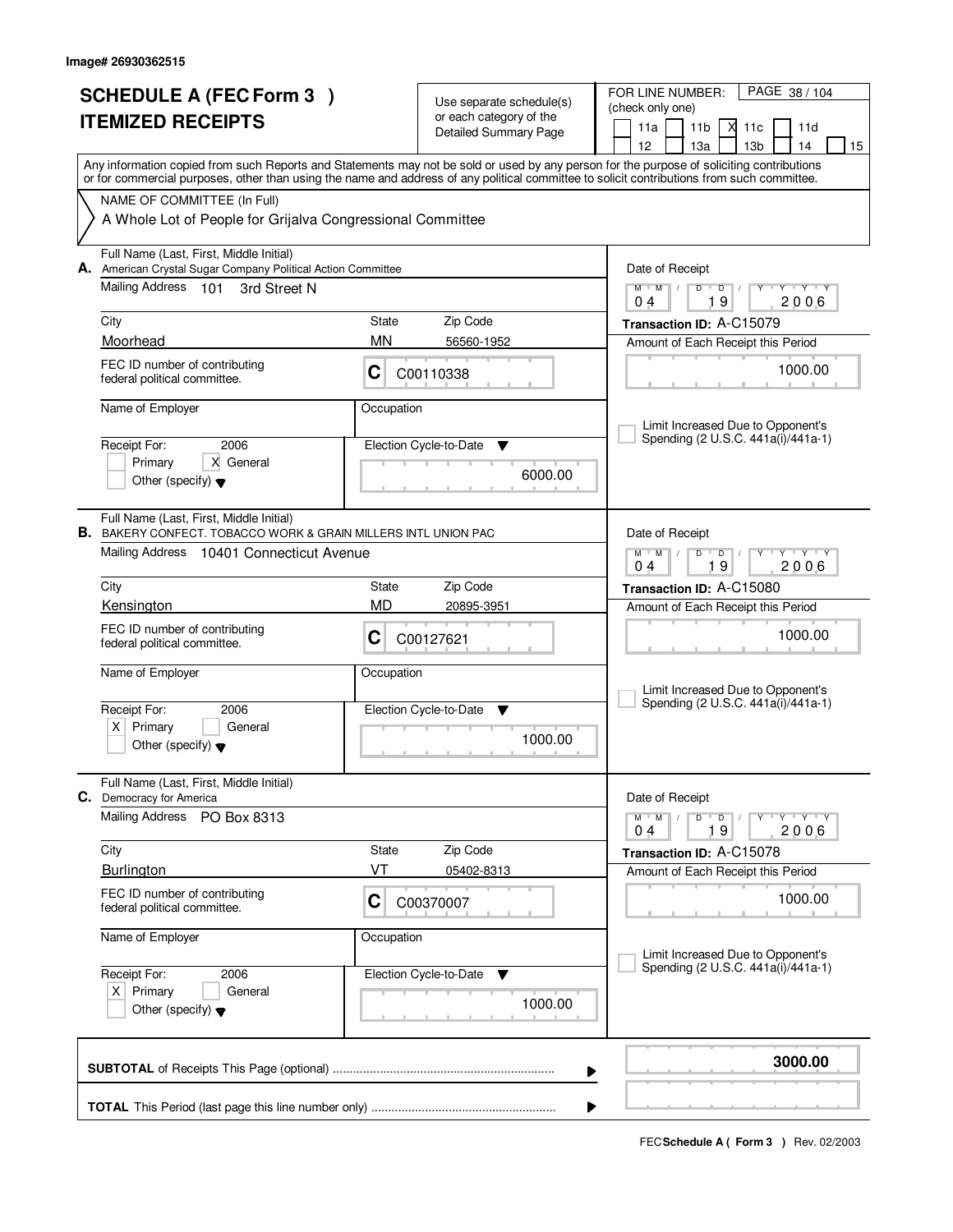Image# 26930362515

# SCHEDULE A (FEC Form 3 )
# ITEMIZED RECEIPTS

Use separate schedule(s) or each category of the Detailed Summary Page

FOR LINE NUMBER: (check only one)

11a [ ] 11b [ ] 11c [X] 11d [ ] 12 [ ] 13a [ ] 13b [ ] 14 [ ] 15 [ ]

Any information copied from such Reports and Statements may not be sold or used by any person for the purpose of soliciting contributions or for commercial purposes, other than using the name and address of any political committee to solicit contributions from such committee.

NAME OF COMMITTEE (In Full)

A Whole Lot of People for Grijalva Congressional Committee

---

**A.** Full Name (Last, First, Middle Initial): American Crystal Sugar Company Political Action Committee

Mailing Address: 101 3rd Street N

City: Moorhead | State: MN | Zip Code: 56560-1952

FEC ID number of contributing federal political committee: C C00110338

Name of Employer: | Occupation:

Receipt For: 2006 — [ ] Primary [X] General [ ] Other (specify)

Election Cycle-to-Date: 6000.00

Date of Receipt: 04/19/2006

Transaction ID: A-C15079

Amount of Each Receipt this Period: 1000.00

[ ] Limit Increased Due to Opponent's Spending (2 U.S.C. 441a(i)/441a-1)

---

**B.** Full Name (Last, First, Middle Initial): BAKERY CONFECT. TOBACCO WORK & GRAIN MILLERS INTL UNION PAC

Mailing Address: 10401 Connecticut Avenue

City: Kensington | State: MD | Zip Code: 20895-3951

FEC ID number of contributing federal political committee: C C00127621

Name of Employer: | Occupation:

Receipt For: 2006 — [X] Primary [ ] General [ ] Other (specify)

Election Cycle-to-Date: 1000.00

Date of Receipt: 04/19/2006

Transaction ID: A-C15080

Amount of Each Receipt this Period: 1000.00

[ ] Limit Increased Due to Opponent's Spending (2 U.S.C. 441a(i)/441a-1)

---

**C.** Full Name (Last, First, Middle Initial): Democracy for America

Mailing Address: PO Box 8313

City: Burlington | State: VT | Zip Code: 05402-8313

FEC ID number of contributing federal political committee: C C00370007

Name of Employer: | Occupation:

Receipt For: 2006 — [X] Primary [ ] General [ ] Other (specify)

Election Cycle-to-Date: 1000.00

Date of Receipt: 04/19/2006

Transaction ID: A-C15078

Amount of Each Receipt this Period: 1000.00

[ ] Limit Increased Due to Opponent's Spending (2 U.S.C. 441a(i)/441a-1)

---

**SUBTOTAL** of Receipts This Page (optional) ........ **3000.00**

**TOTAL** This Period (last page this line number only) ........

FEC **Schedule A ( Form 3 )** Rev. 02/2003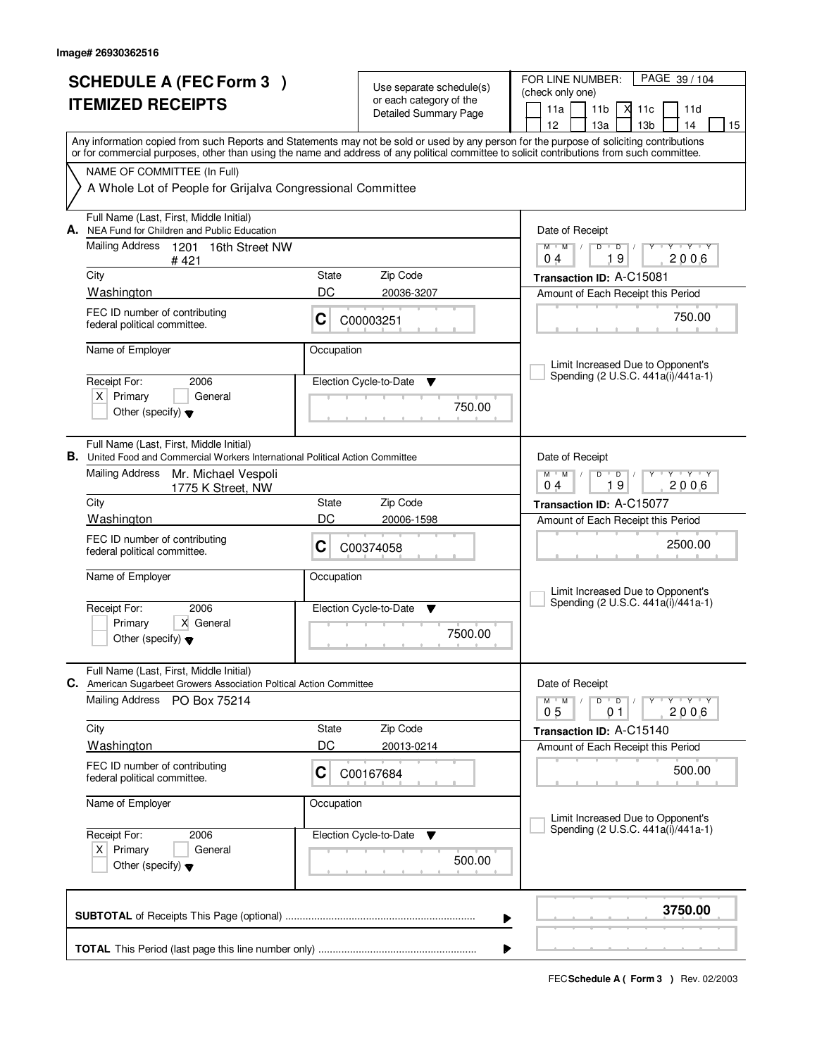Image# 26930362516

# SCHEDULE A (FEC Form 3 ) ITEMIZED RECEIPTS

Use separate schedule(s) or each category of the Detailed Summary Page

FOR LINE NUMBER: (check only one)

11a | 11b | X 11c | 11d | 12 | 13a | 13b | 14 | 15

PAGE 39 / 104

Any information copied from such Reports and Statements may not be sold or used by any person for the purpose of soliciting contributions or for commercial purposes, other than using the name and address of any political committee to solicit contributions from such committee.

NAME OF COMMITTEE (In Full)

A Whole Lot of People for Grijalva Congressional Committee

---

**A.** Full Name (Last, First, Middle Initial): NEA Fund for Children and Public Education

Mailing Address: 1201 16th Street NW #421

City: Washington | State: DC | Zip Code: 20036-3207

FEC ID number of contributing federal political committee: C C00003251

Name of Employer: | Occupation:

Receipt For: 2006 — X Primary | General | Other (specify)

Election Cycle-to-Date: 750.00

Date of Receipt: 04 / 19 / 2006

Transaction ID: A-C15081

Amount of Each Receipt this Period: 750.00

Limit Increased Due to Opponent's Spending (2 U.S.C. 441a(i)/441a-1)

---

**B.** Full Name (Last, First, Middle Initial): United Food and Commercial Workers International Political Action Committee

Mailing Address: Mr. Michael Vespoli, 1775 K Street, NW

City: Washington | State: DC | Zip Code: 20006-1598

FEC ID number of contributing federal political committee: C C00374058

Name of Employer: | Occupation:

Receipt For: 2006 — Primary | X General | Other (specify)

Election Cycle-to-Date: 7500.00

Date of Receipt: 04 / 19 / 2006

Transaction ID: A-C15077

Amount of Each Receipt this Period: 2500.00

Limit Increased Due to Opponent's Spending (2 U.S.C. 441a(i)/441a-1)

---

**C.** Full Name (Last, First, Middle Initial): American Sugarbeet Growers Association Poltical Action Committee

Mailing Address: PO Box 75214

City: Washington | State: DC | Zip Code: 20013-0214

FEC ID number of contributing federal political committee: C C00167684

Name of Employer: | Occupation:

Receipt For: 2006 — X Primary | General | Other (specify)

Election Cycle-to-Date: 500.00

Date of Receipt: 05 / 01 / 2006

Transaction ID: A-C15140

Amount of Each Receipt this Period: 500.00

Limit Increased Due to Opponent's Spending (2 U.S.C. 441a(i)/441a-1)

---

**SUBTOTAL** of Receipts This Page (optional): **3750.00**

**TOTAL** This Period (last page this line number only):

FEC **Schedule A ( Form 3 )** Rev. 02/2003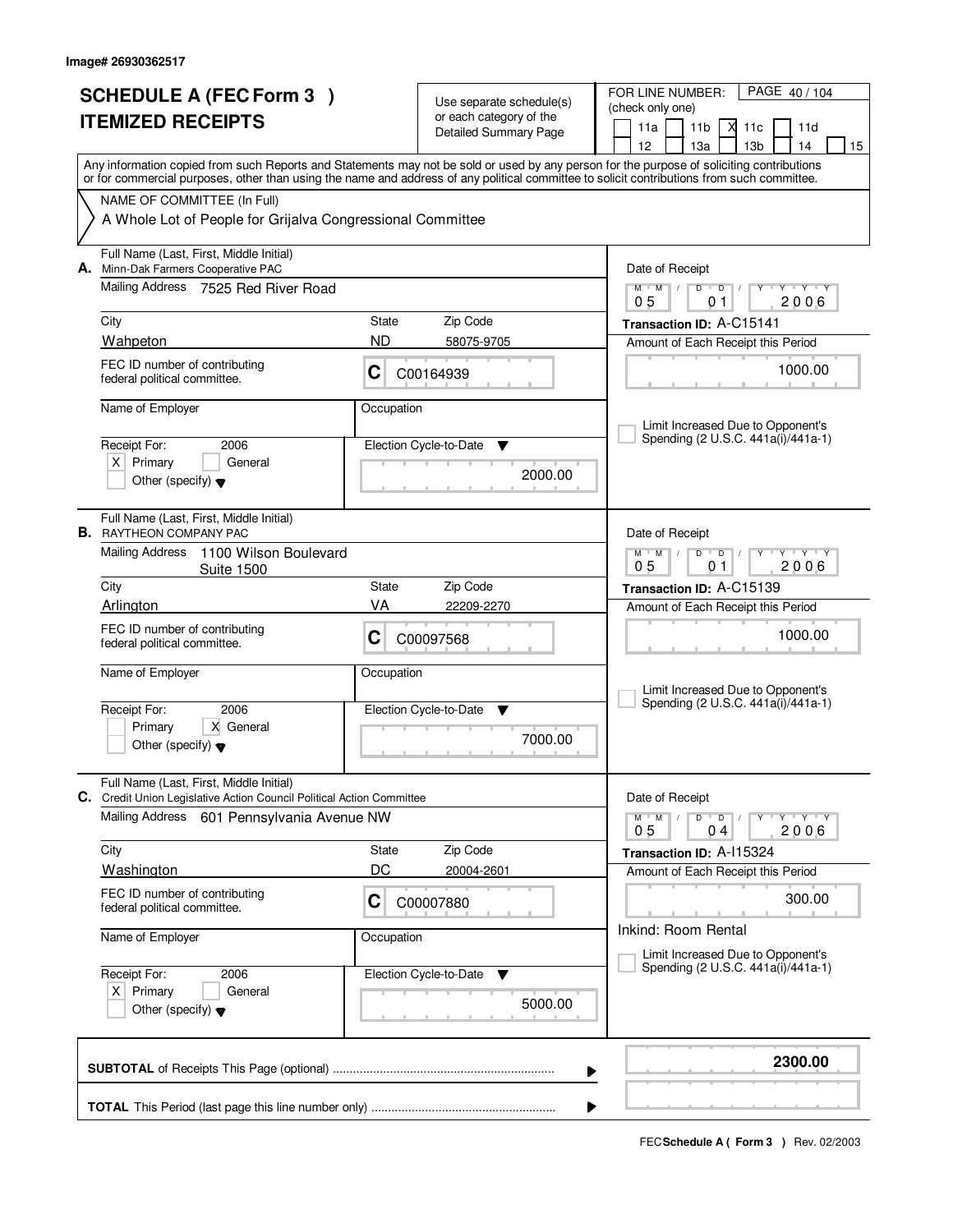Image# 26930362517

# SCHEDULE A (FEC Form 3 )
# ITEMIZED RECEIPTS

Use separate schedule(s) or each category of the Detailed Summary Page

FOR LINE NUMBER: (check only one)

11a [ ] 11b [ ] 11c [X] 11d [ ] 12 [ ] 13a [ ] 13b [ ] 14 [ ] 15 [ ]

PAGE 40 / 104

Any information copied from such Reports and Statements may not be sold or used by any person for the purpose of soliciting contributions or for commercial purposes, other than using the name and address of any political committee to solicit contributions from such committee.

NAME OF COMMITTEE (In Full)

A Whole Lot of People for Grijalva Congressional Committee

---

**A.** Full Name (Last, First, Middle Initial): Minn-Dak Farmers Cooperative PAC

Mailing Address: 7525 Red River Road

City: Wahpeton | State: ND | Zip Code: 58075-9705

FEC ID number of contributing federal political committee: C C00164939

Name of Employer: | Occupation:

Receipt For: 2006 [X] Primary [ ] General [ ] Other (specify)

Election Cycle-to-Date: 2000.00

Date of Receipt: 05 / 01 / 2006

Transaction ID: A-C15141

Amount of Each Receipt this Period: 1000.00

[ ] Limit Increased Due to Opponent's Spending (2 U.S.C. 441a(i)/441a-1)

---

**B.** Full Name (Last, First, Middle Initial): RAYTHEON COMPANY PAC

Mailing Address: 1100 Wilson Boulevard Suite 1500

City: Arlington | State: VA | Zip Code: 22209-2270

FEC ID number of contributing federal political committee: C C00097568

Name of Employer: | Occupation:

Receipt For: 2006 [ ] Primary [X] General [ ] Other (specify)

Election Cycle-to-Date: 7000.00

Date of Receipt: 05 / 01 / 2006

Transaction ID: A-C15139

Amount of Each Receipt this Period: 1000.00

[ ] Limit Increased Due to Opponent's Spending (2 U.S.C. 441a(i)/441a-1)

---

**C.** Full Name (Last, First, Middle Initial): Credit Union Legislative Action Council Political Action Committee

Mailing Address: 601 Pennsylvania Avenue NW

City: Washington | State: DC | Zip Code: 20004-2601

FEC ID number of contributing federal political committee: C C00007880

Name of Employer: | Occupation:

Receipt For: 2006 [X] Primary [ ] General [ ] Other (specify)

Election Cycle-to-Date: 5000.00

Date of Receipt: 05 / 04 / 2006

Transaction ID: A-I15324

Amount of Each Receipt this Period: 300.00

Inkind: Room Rental

[ ] Limit Increased Due to Opponent's Spending (2 U.S.C. 441a(i)/441a-1)

---

**SUBTOTAL** of Receipts This Page (optional): **2300.00**

**TOTAL** This Period (last page this line number only):

FEC **Schedule A ( Form 3 )** Rev. 02/2003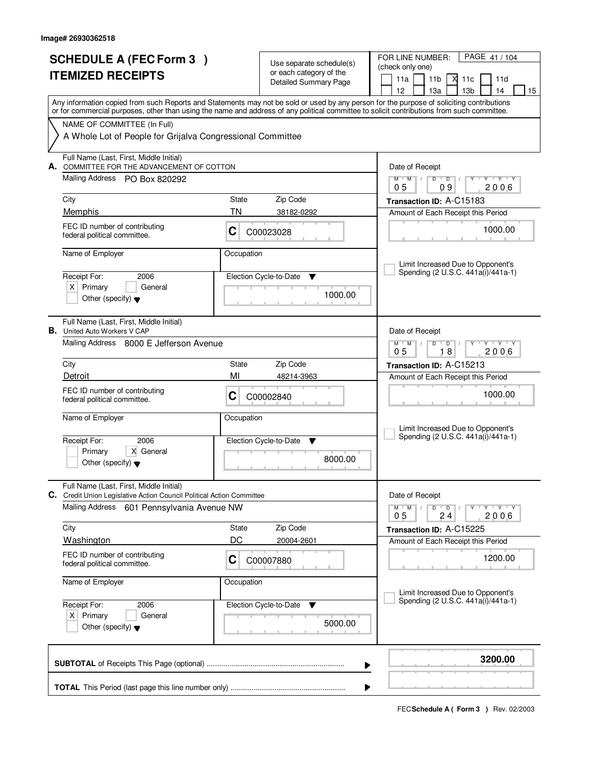Image# 26930362518

# SCHEDULE A (FEC Form 3 )
## ITEMIZED RECEIPTS

Use separate schedule(s) or each category of the Detailed Summary Page

FOR LINE NUMBER: (check only one) PAGE 41 / 104

[ ] 11a [ ] 11b [X] 11c [ ] 11d [ ] 12 [ ] 13a [ ] 13b [ ] 14 [ ] 15

Any information copied from such Reports and Statements may not be sold or used by any person for the purpose of soliciting contributions or for commercial purposes, other than using the name and address of any political committee to solicit contributions from such committee.

NAME OF COMMITTEE (In Full)
A Whole Lot of People for Grijalva Congressional Committee

---

**A.** Full Name (Last, First, Middle Initial): COMMITTEE FOR THE ADVANCEMENT OF COTTON
Mailing Address: PO Box 820292
City: Memphis | State: TN | Zip Code: 38182-0292
FEC ID number of contributing federal political committee: C C00023028
Name of Employer: | Occupation:
Receipt For: 2006 [X] Primary [ ] General [ ] Other (specify)
Election Cycle-to-Date: 1000.00

Date of Receipt: 05/09/2006
Transaction ID: A-C15183
Amount of Each Receipt this Period: 1000.00
[ ] Limit Increased Due to Opponent's Spending (2 U.S.C. 441a(i)/441a-1)

---

**B.** Full Name (Last, First, Middle Initial): United Auto Workers V CAP
Mailing Address: 8000 E Jefferson Avenue
City: Detroit | State: MI | Zip Code: 48214-3963
FEC ID number of contributing federal political committee: C C00002840
Name of Employer: | Occupation:
Receipt For: 2006 [ ] Primary [X] General [ ] Other (specify)
Election Cycle-to-Date: 8000.00

Date of Receipt: 05/18/2006
Transaction ID: A-C15213
Amount of Each Receipt this Period: 1000.00
[ ] Limit Increased Due to Opponent's Spending (2 U.S.C. 441a(i)/441a-1)

---

**C.** Full Name (Last, First, Middle Initial): Credit Union Legislative Action Council Political Action Committee
Mailing Address: 601 Pennsylvania Avenue NW
City: Washington | State: DC | Zip Code: 20004-2601
FEC ID number of contributing federal political committee: C C00007880
Name of Employer: | Occupation:
Receipt For: 2006 [X] Primary [ ] General [ ] Other (specify)
Election Cycle-to-Date: 5000.00

Date of Receipt: 05/24/2006
Transaction ID: A-C15225
Amount of Each Receipt this Period: 1200.00
[ ] Limit Increased Due to Opponent's Spending (2 U.S.C. 441a(i)/441a-1)

---

**SUBTOTAL** of Receipts This Page (optional): **3200.00**

**TOTAL** This Period (last page this line number only):

FEC **Schedule A ( Form 3 )** Rev. 02/2003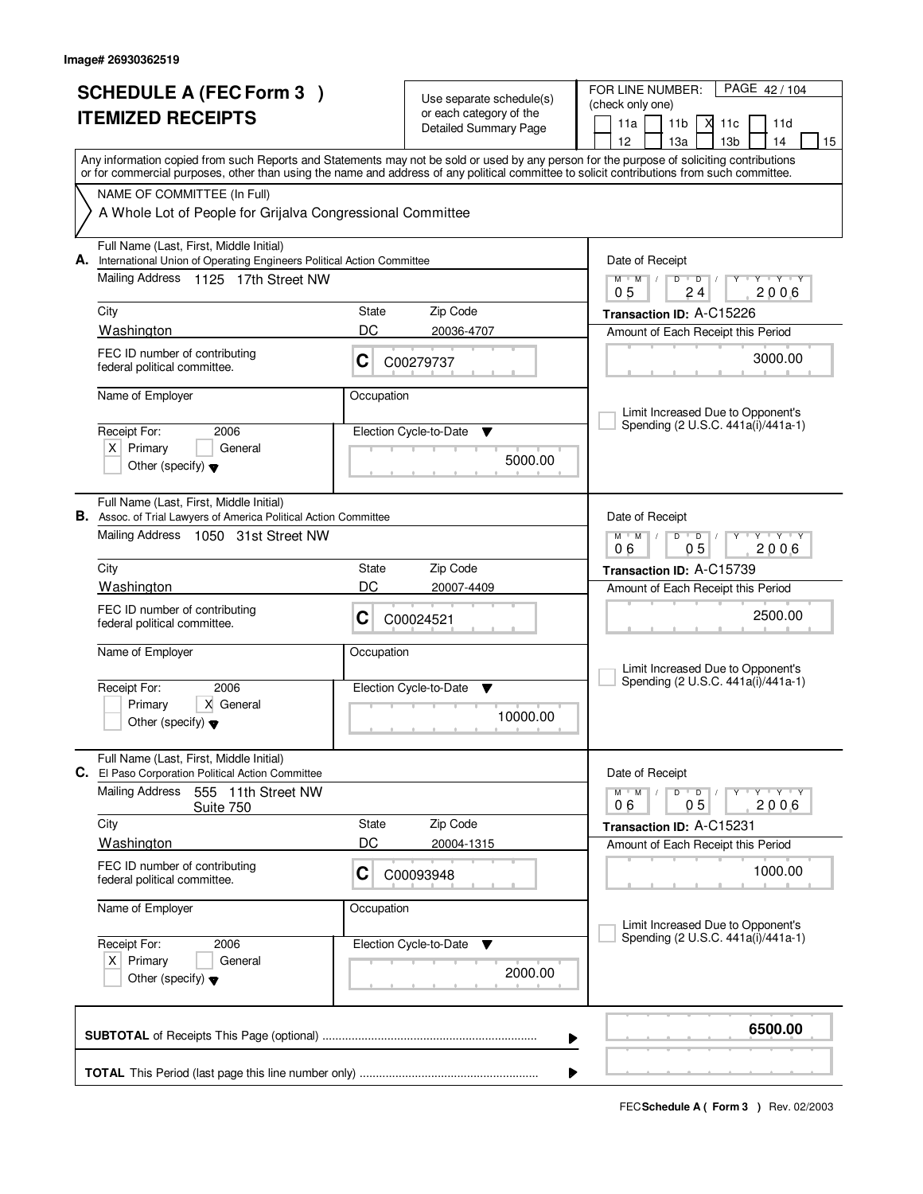Image# 26930362519

# SCHEDULE A (FEC Form 3 )
# ITEMIZED RECEIPTS

Use separate schedule(s) or each category of the Detailed Summary Page

FOR LINE NUMBER: (check only one)

| 11a | 11b | X 11c | 11d |
|---|---|---|---|
| 12 | 13a | 13b | 14 | 15 |

PAGE 42 / 104

Any information copied from such Reports and Statements may not be sold or used by any person for the purpose of soliciting contributions or for commercial purposes, other than using the name and address of any political committee to solicit contributions from such committee.

NAME OF COMMITTEE (In Full)
A Whole Lot of People for Grijalva Congressional Committee

---

**A.** Full Name (Last, First, Middle Initial): International Union of Operating Engineers Political Action Committee

Mailing Address: 1125 17th Street NW

City: Washington | State: DC | Zip Code: 20036-4707

FEC ID number of contributing federal political committee: C C00279737

Name of Employer:

Occupation:

Receipt For: 2006 — X Primary ☐ General ☐ Other (specify)

Election Cycle-to-Date: 5000.00

Date of Receipt: 05 / 24 / 2006

Transaction ID: A-C15226

Amount of Each Receipt this Period: 3000.00

☐ Limit Increased Due to Opponent's Spending (2 U.S.C. 441a(i)/441a-1)

---

**B.** Full Name (Last, First, Middle Initial): Assoc. of Trial Lawyers of America Political Action Committee

Mailing Address: 1050 31st Street NW

City: Washington | State: DC | Zip Code: 20007-4409

FEC ID number of contributing federal political committee: C C00024521

Name of Employer:

Occupation:

Receipt For: 2006 — ☐ Primary X General ☐ Other (specify)

Election Cycle-to-Date: 10000.00

Date of Receipt: 06 / 05 / 2006

Transaction ID: A-C15739

Amount of Each Receipt this Period: 2500.00

☐ Limit Increased Due to Opponent's Spending (2 U.S.C. 441a(i)/441a-1)

---

**C.** Full Name (Last, First, Middle Initial): El Paso Corporation Political Action Committee

Mailing Address: 555 11th Street NW, Suite 750

City: Washington | State: DC | Zip Code: 20004-1315

FEC ID number of contributing federal political committee: C C00093948

Name of Employer:

Occupation:

Receipt For: 2006 — X Primary ☐ General ☐ Other (specify)

Election Cycle-to-Date: 2000.00

Date of Receipt: 06 / 05 / 2006

Transaction ID: A-C15231

Amount of Each Receipt this Period: 1000.00

☐ Limit Increased Due to Opponent's Spending (2 U.S.C. 441a(i)/441a-1)

---

**SUBTOTAL** of Receipts This Page (optional): **6500.00**

**TOTAL** This Period (last page this line number only):

FEC **Schedule A ( Form 3 )** Rev. 02/2003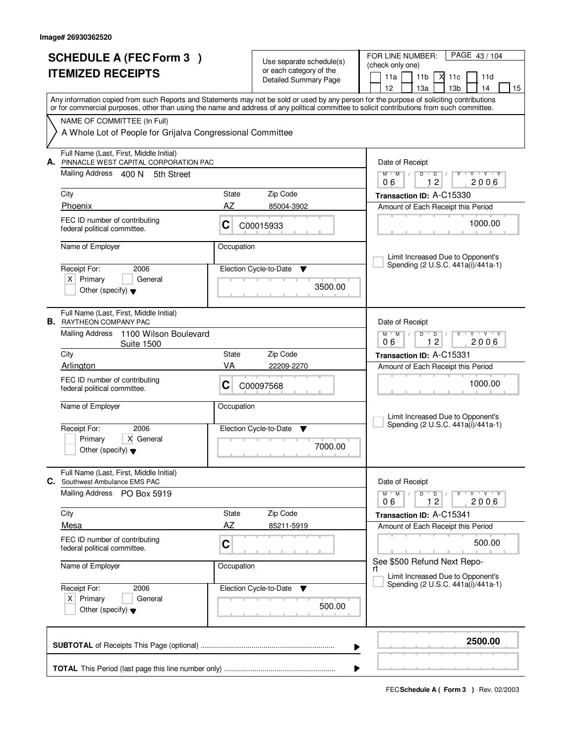Image# 26930362520

# SCHEDULE A (FEC Form 3 )
# ITEMIZED RECEIPTS

Use separate schedule(s) or each category of the Detailed Summary Page

FOR LINE NUMBER: (check only one)

11a | 11b | X 11c | 11d | 12 | 13a | 13b | 14 | 15

PAGE 43 / 104

Any information copied from such Reports and Statements may not be sold or used by any person for the purpose of soliciting contributions or for commercial purposes, other than using the name and address of any political committee to solicit contributions from such committee.

NAME OF COMMITTEE (In Full)

A Whole Lot of People for Grijalva Congressional Committee

---

**A.** Full Name (Last, First, Middle Initial): PINNACLE WEST CAPITAL CORPORATION PAC

Mailing Address: 400 N 5th Street

City: Phoenix | State: AZ | Zip Code: 85004-3902

FEC ID number of contributing federal political committee: C C00015933

Name of Employer:

Occupation:

Receipt For: 2006 — X Primary — General — Other (specify)

Election Cycle-to-Date: 3500.00

Date of Receipt: 06 / 12 / 2006

Transaction ID: A-C15330

Amount of Each Receipt this Period: 1000.00

Limit Increased Due to Opponent's Spending (2 U.S.C. 441a(i)/441a-1)

---

**B.** Full Name (Last, First, Middle Initial): RAYTHEON COMPANY PAC

Mailing Address: 1100 Wilson Boulevard, Suite 1500

City: Arlington | State: VA | Zip Code: 22209-2270

FEC ID number of contributing federal political committee: C C00097568

Name of Employer:

Occupation:

Receipt For: 2006 — Primary — X General — Other (specify)

Election Cycle-to-Date: 7000.00

Date of Receipt: 06 / 12 / 2006

Transaction ID: A-C15331

Amount of Each Receipt this Period: 1000.00

Limit Increased Due to Opponent's Spending (2 U.S.C. 441a(i)/441a-1)

---

**C.** Full Name (Last, First, Middle Initial): Southwest Ambulance EMS PAC

Mailing Address: PO Box 5919

City: Mesa | State: AZ | Zip Code: 85211-5919

FEC ID number of contributing federal political committee: C

Name of Employer:

Occupation:

Receipt For: 2006 — X Primary — General — Other (specify)

Election Cycle-to-Date: 500.00

Date of Receipt: 06 / 12 / 2006

Transaction ID: A-C15341

Amount of Each Receipt this Period: 500.00

See $500 Refund Next Report

Limit Increased Due to Opponent's Spending (2 U.S.C. 441a(i)/441a-1)

---

**SUBTOTAL** of Receipts This Page (optional): **2500.00**

**TOTAL** This Period (last page this line number only):

FEC **Schedule A ( Form 3 )** Rev. 02/2003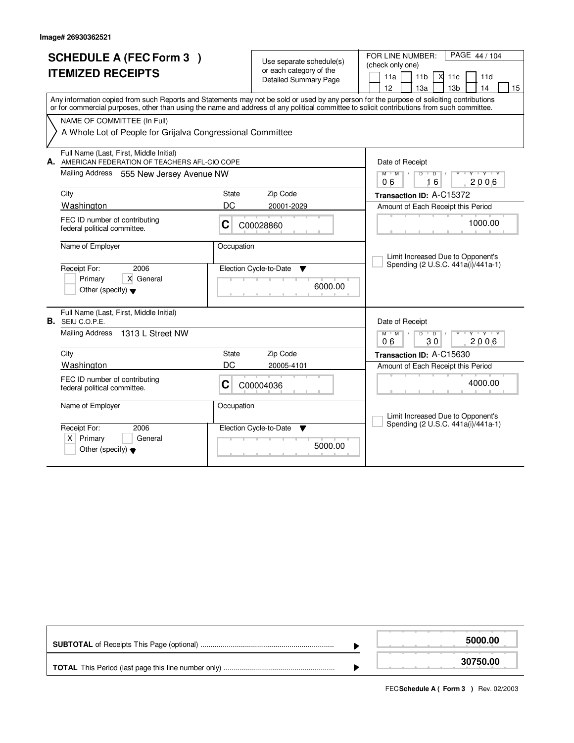Image# 26930362521

# SCHEDULE A (FEC Form 3 )
# ITEMIZED RECEIPTS

Use separate schedule(s) or each category of the Detailed Summary Page

FOR LINE NUMBER: (check only one)

PAGE 44 / 104

[ ] 11a [ ] 11b [X] 11c [ ] 11d [ ] 12 [ ] 13a [ ] 13b [ ] 14 [ ] 15

Any information copied from such Reports and Statements may not be sold or used by any person for the purpose of soliciting contributions or for commercial purposes, other than using the name and address of any political committee to solicit contributions from such committee.

NAME OF COMMITTEE (In Full)

A Whole Lot of People for Grijalva Congressional Committee

---

**A.** Full Name (Last, First, Middle Initial): AMERICAN FEDERATION OF TEACHERS AFL-CIO COPE

Mailing Address: 555 New Jersey Avenue NW

City: Washington | State: DC | Zip Code: 20001-2029

FEC ID number of contributing federal political committee: C C00028860

Name of Employer:

Occupation:

Receipt For: 2006 [ ] Primary [X] General [ ] Other (specify)

Election Cycle-to-Date: 6000.00

Date of Receipt: 06 / 16 / 2006

Transaction ID: A-C15372

Amount of Each Receipt this Period: 1000.00

[ ] Limit Increased Due to Opponent's Spending (2 U.S.C. 441a(i)/441a-1)

---

**B.** Full Name (Last, First, Middle Initial): SEIU C.O.P.E.

Mailing Address: 1313 L Street NW

City: Washington | State: DC | Zip Code: 20005-4101

FEC ID number of contributing federal political committee: C C00004036

Name of Employer:

Occupation:

Receipt For: 2006 [X] Primary [ ] General [ ] Other (specify)

Election Cycle-to-Date: 5000.00

Date of Receipt: 06 / 30 / 2006

Transaction ID: A-C15630

Amount of Each Receipt this Period: 4000.00

[ ] Limit Increased Due to Opponent's Spending (2 U.S.C. 441a(i)/441a-1)

---

**SUBTOTAL** of Receipts This Page (optional): **5000.00**

**TOTAL** This Period (last page this line number only): **30750.00**

FEC **Schedule A ( Form 3 )** Rev. 02/2003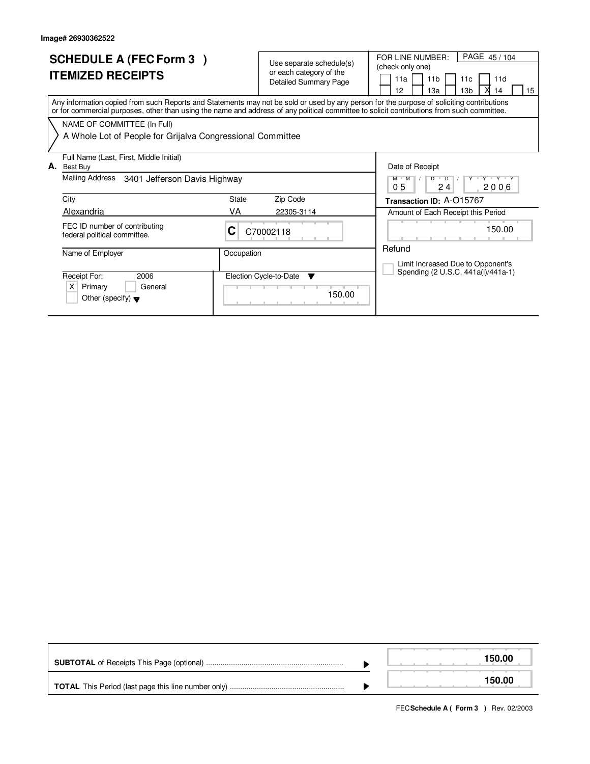Image# 26930362522

# SCHEDULE A (FEC Form 3 )
# ITEMIZED RECEIPTS

Use separate schedule(s) or each category of the Detailed Summary Page

FOR LINE NUMBER: (check only one)

11a | 11b | 11c | 11d | 12 | 13a | 13b | X 14 | 15

PAGE 45 / 104

Any information copied from such Reports and Statements may not be sold or used by any person for the purpose of soliciting contributions or for commercial purposes, other than using the name and address of any political committee to solicit contributions from such committee.

NAME OF COMMITTEE (In Full)

A Whole Lot of People for Grijalva Congressional Committee

**A.** Full Name (Last, First, Middle Initial)
Best Buy

Mailing Address: 3401 Jefferson Davis Highway

| City | State | Zip Code |
| --- | --- | --- |
| Alexandria | VA | 22305-3114 |

FEC ID number of contributing federal political committee.: C C70002118

Name of Employer:

Occupation:

Receipt For: 2006
- [X] Primary
- [ ] General
- [ ] Other (specify)

Election Cycle-to-Date: 150.00

Date of Receipt: 05 / 24 / 2006

**Transaction ID:** A-O15767

Amount of Each Receipt this Period: 150.00

Refund

- [ ] Limit Increased Due to Opponent's Spending (2 U.S.C. 441a(i)/441a-1)

| | |
| --- | --- |
| **SUBTOTAL** of Receipts This Page (optional) | **150.00** |
| **TOTAL** This Period (last page this line number only) | **150.00** |

FEC **Schedule A ( Form 3 )** Rev. 02/2003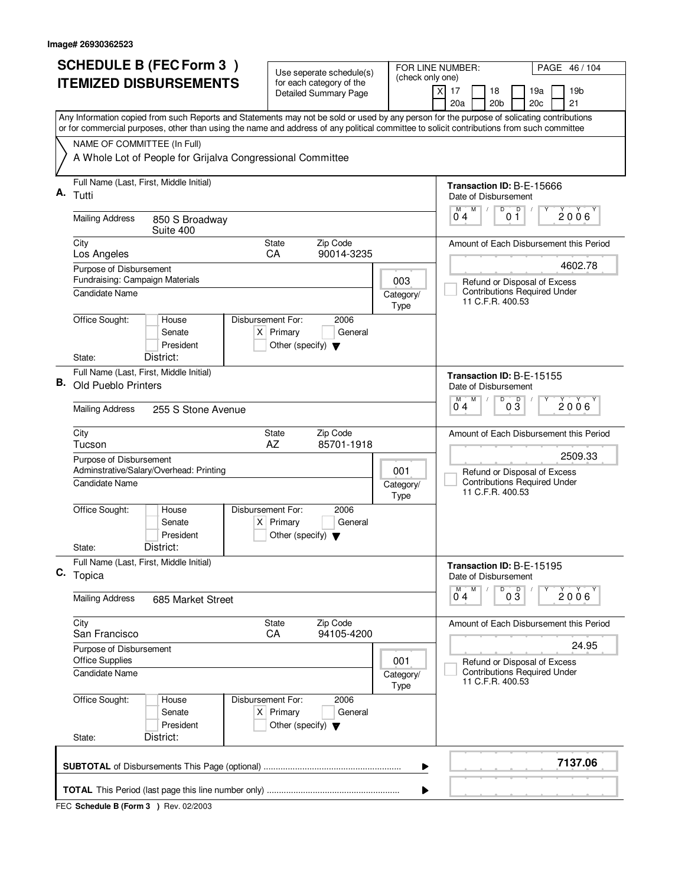Image# 26930362523

# SCHEDULE B (FEC Form 3) ITEMIZED DISBURSEMENTS

Use seperate schedule(s) for each category of the Detailed Summary Page

FOR LINE NUMBER: (check only one)
[X] 17 [ ] 18 [ ] 19a [ ] 19b [ ] 20a [ ] 20b [ ] 20c [ ] 21

PAGE 46 / 104

Any Information copied from such Reports and Statements may not be sold or used by any person for the purpose of solicating contributions or for commercial purposes, other than using the name and address of any political committee to solicit contributions from such committee

NAME OF COMMITTEE (In Full)
A Whole Lot of People for Grijalva Congressional Committee

---

**A.** Full Name (Last, First, Middle Initial): Tutti

Mailing Address: 850 S Broadway, Suite 400

City: Los Angeles | State: CA | Zip Code: 90014-3235

Purpose of Disbursement: Fundraising: Campaign Materials

Category/Type: 003

Candidate Name:

Office Sought: [ ] House [ ] Senate [ ] President
State: District:

Disbursement For: 2006 [X] Primary [ ] General [ ] Other (specify)

Transaction ID: B-E-15666
Date of Disbursement: 04 / 01 / 2006

Amount of Each Disbursement this Period: 4602.78

[ ] Refund or Disposal of Excess Contributions Required Under 11 C.F.R. 400.53

---

**B.** Full Name (Last, First, Middle Initial): Old Pueblo Printers

Mailing Address: 255 S Stone Avenue

City: Tucson | State: AZ | Zip Code: 85701-1918

Purpose of Disbursement: Adminstrative/Salary/Overhead: Printing

Category/Type: 001

Candidate Name:

Office Sought: [ ] House [ ] Senate [ ] President
State: District:

Disbursement For: 2006 [X] Primary [ ] General [ ] Other (specify)

Transaction ID: B-E-15155
Date of Disbursement: 04 / 03 / 2006

Amount of Each Disbursement this Period: 2509.33

[ ] Refund or Disposal of Excess Contributions Required Under 11 C.F.R. 400.53

---

**C.** Full Name (Last, First, Middle Initial): Topica

Mailing Address: 685 Market Street

City: San Francisco | State: CA | Zip Code: 94105-4200

Purpose of Disbursement: Office Supplies

Category/Type: 001

Candidate Name:

Office Sought: [ ] House [ ] Senate [ ] President
State: District:

Disbursement For: 2006 [X] Primary [ ] General [ ] Other (specify)

Transaction ID: B-E-15195
Date of Disbursement: 04 / 03 / 2006

Amount of Each Disbursement this Period: 24.95

[ ] Refund or Disposal of Excess Contributions Required Under 11 C.F.R. 400.53

---

**SUBTOTAL** of Disbursements This Page (optional): **7137.06**

**TOTAL** This Period (last page this line number only):

FEC **Schedule B (Form 3)** Rev. 02/2003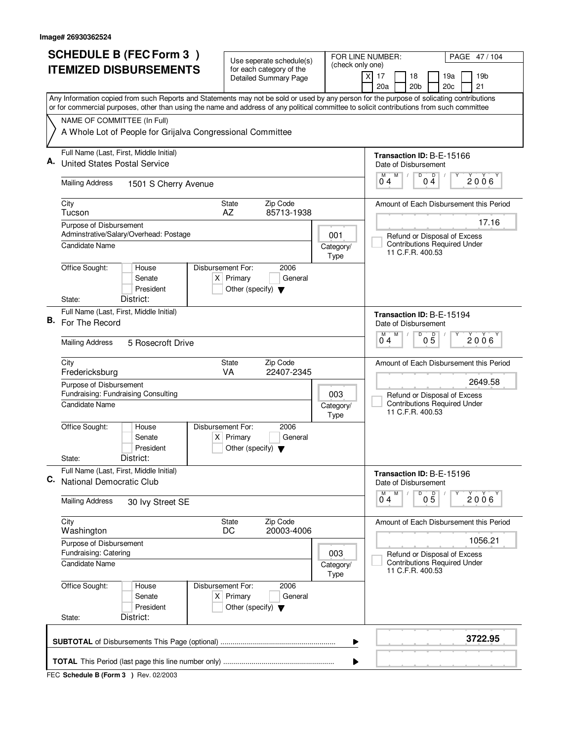Image# 26930362524

# SCHEDULE B (FEC Form 3 ) ITEMIZED DISBURSEMENTS

Use seperate schedule(s) for each category of the Detailed Summary Page

FOR LINE NUMBER: (check only one)

- [X] 17
- [ ] 18
- [ ] 19a
- [ ] 19b
- [ ] 20a
- [ ] 20b
- [ ] 20c
- [ ] 21

PAGE 47 / 104

Any Information copied from such Reports and Statements may not be sold or used by any person for the purpose of solicating contributions or for commercial purposes, other than using the name and address of any political committee to solicit contributions from such committee

NAME OF COMMITTEE (In Full)
A Whole Lot of People for Grijalva Congressional Committee

---

**A.** Full Name (Last, First, Middle Initial): United States Postal Service

Mailing Address: 1501 S Cherry Avenue

City: Tucson | State: AZ | Zip Code: 85713-1938

Purpose of Disbursement: Adminstrative/Salary/Overhead: Postage

Category/Type: 001

Candidate Name:

Office Sought: [ ] House [ ] Senate [ ] President

State: District:

Disbursement For: 2006 [X] Primary [ ] General [ ] Other (specify)

Transaction ID: B-E-15166

Date of Disbursement: 04 / 04 / 2006

Amount of Each Disbursement this Period: 17.16

[ ] Refund or Disposal of Excess Contributions Required Under 11 C.F.R. 400.53

---

**B.** Full Name (Last, First, Middle Initial): For The Record

Mailing Address: 5 Rosecroft Drive

City: Fredericksburg | State: VA | Zip Code: 22407-2345

Purpose of Disbursement: Fundraising: Fundraising Consulting

Category/Type: 003

Candidate Name:

Office Sought: [ ] House [ ] Senate [ ] President

State: District:

Disbursement For: 2006 [X] Primary [ ] General [ ] Other (specify)

Transaction ID: B-E-15194

Date of Disbursement: 04 / 05 / 2006

Amount of Each Disbursement this Period: 2649.58

[ ] Refund or Disposal of Excess Contributions Required Under 11 C.F.R. 400.53

---

**C.** Full Name (Last, First, Middle Initial): National Democratic Club

Mailing Address: 30 Ivy Street SE

City: Washington | State: DC | Zip Code: 20003-4006

Purpose of Disbursement: Fundraising: Catering

Category/Type: 003

Candidate Name:

Office Sought: [ ] House [ ] Senate [ ] President

State: District:

Disbursement For: 2006 [X] Primary [ ] General [ ] Other (specify)

Transaction ID: B-E-15196

Date of Disbursement: 04 / 05 / 2006

Amount of Each Disbursement this Period: 1056.21

[ ] Refund or Disposal of Excess Contributions Required Under 11 C.F.R. 400.53

---

**SUBTOTAL** of Disbursements This Page (optional): **3722.95**

**TOTAL** This Period (last page this line number only):

FEC **Schedule B (Form 3 )** Rev. 02/2003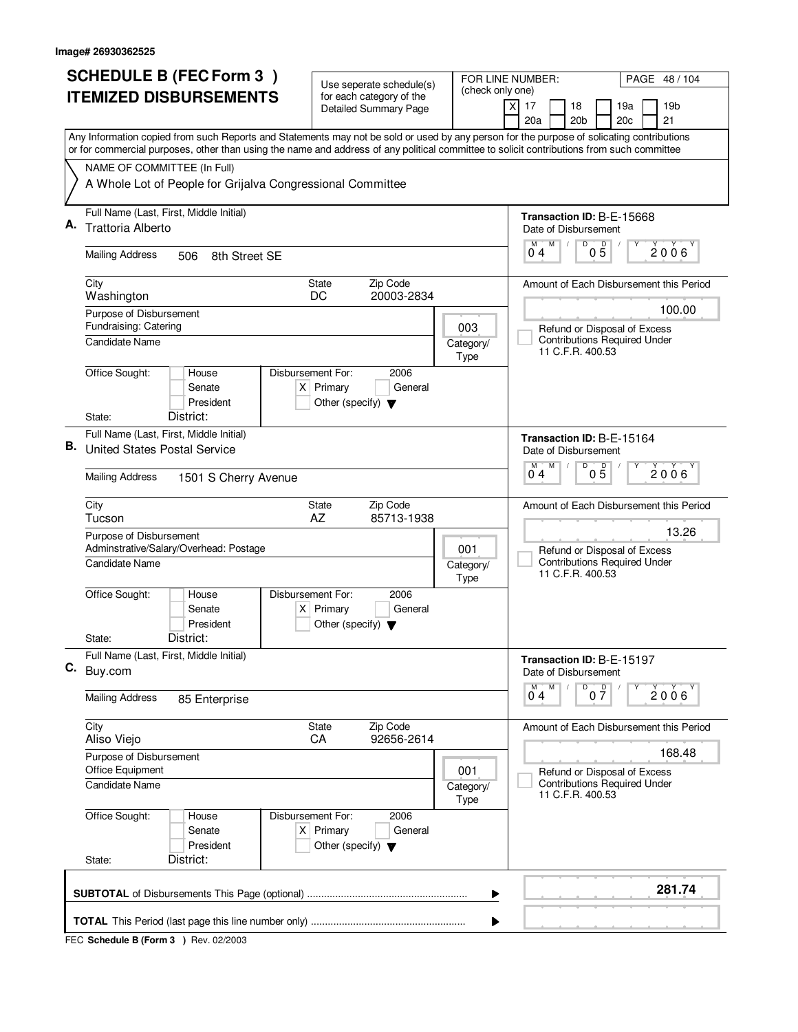Image# 26930362525

# SCHEDULE B (FEC Form 3 )
# ITEMIZED DISBURSEMENTS

Use seperate schedule(s) for each category of the Detailed Summary Page

FOR LINE NUMBER: (check only one)

[X] 17 [ ] 18 [ ] 19a [ ] 19b [ ] 20a [ ] 20b [ ] 20c [ ] 21

PAGE 48 / 104

Any Information copied from such Reports and Statements may not be sold or used by any person for the purpose of solicating contributions or for commercial purposes, other than using the name and address of any political committee to solicit contributions from such committee

NAME OF COMMITTEE (In Full)

A Whole Lot of People for Grijalva Congressional Committee

---

**A.** Full Name (Last, First, Middle Initial): Trattoria Alberto

Mailing Address: 506 8th Street SE

City: Washington | State: DC | Zip Code: 20003-2834

Purpose of Disbursement: Fundraising: Catering

Category/Type: 003

Candidate Name:

Office Sought: [ ] House [ ] Senate [ ] President

State: District:

Disbursement For: 2006 [X] Primary [ ] General [ ] Other (specify)

Transaction ID: B-E-15668

Date of Disbursement: 04/05/2006

Amount of Each Disbursement this Period: 100.00

[ ] Refund or Disposal of Excess Contributions Required Under 11 C.F.R. 400.53

---

**B.** Full Name (Last, First, Middle Initial): United States Postal Service

Mailing Address: 1501 S Cherry Avenue

City: Tucson | State: AZ | Zip Code: 85713-1938

Purpose of Disbursement: Adminstrative/Salary/Overhead: Postage

Category/Type: 001

Candidate Name:

Office Sought: [ ] House [ ] Senate [ ] President

State: District:

Disbursement For: 2006 [X] Primary [ ] General [ ] Other (specify)

Transaction ID: B-E-15164

Date of Disbursement: 04/05/2006

Amount of Each Disbursement this Period: 13.26

[ ] Refund or Disposal of Excess Contributions Required Under 11 C.F.R. 400.53

---

**C.** Full Name (Last, First, Middle Initial): Buy.com

Mailing Address: 85 Enterprise

City: Aliso Viejo | State: CA | Zip Code: 92656-2614

Purpose of Disbursement: Office Equipment

Category/Type: 001

Candidate Name:

Office Sought: [ ] House [ ] Senate [ ] President

State: District:

Disbursement For: 2006 [X] Primary [ ] General [ ] Other (specify)

Transaction ID: B-E-15197

Date of Disbursement: 04/07/2006

Amount of Each Disbursement this Period: 168.48

[ ] Refund or Disposal of Excess Contributions Required Under 11 C.F.R. 400.53

---

**SUBTOTAL** of Disbursements This Page (optional): **281.74**

**TOTAL** This Period (last page this line number only):

FEC **Schedule B (Form 3 )** Rev. 02/2003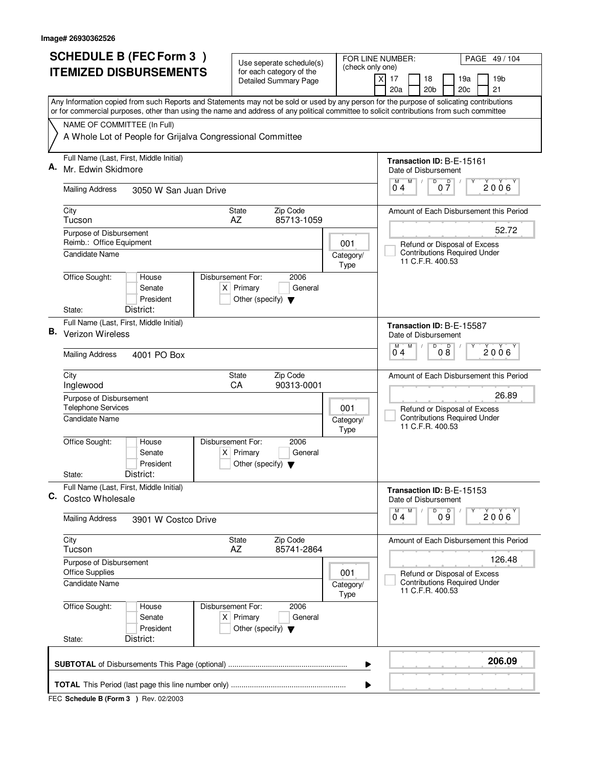Image# 26930362526

# SCHEDULE B (FEC Form 3 ) ITEMIZED DISBURSEMENTS

Use seperate schedule(s) for each category of the Detailed Summary Page

FOR LINE NUMBER: (check only one)

[X] 17 [ ] 18 [ ] 19a [ ] 19b [ ] 20a [ ] 20b [ ] 20c [ ] 21

PAGE 49 / 104

Any Information copied from such Reports and Statements may not be sold or used by any person for the purpose of solicating contributions or for commercial purposes, other than using the name and address of any political committee to solicit contributions from such committee

NAME OF COMMITTEE (In Full)

A Whole Lot of People for Grijalva Congressional Committee

---

**A.** Full Name (Last, First, Middle Initial): Mr. Edwin Skidmore

Transaction ID: B-E-15161

Date of Disbursement: 04 / 07 / 2006

Mailing Address: 3050 W San Juan Drive

City: Tucson | State: AZ | Zip Code: 85713-1059

Amount of Each Disbursement this Period: 52.72

Purpose of Disbursement: Reimb.: Office Equipment

Category/Type: 001

Candidate Name:

[ ] Refund or Disposal of Excess Contributions Required Under 11 C.F.R. 400.53

Office Sought: [ ] House [ ] Senate [ ] President

Disbursement For: 2006 [X] Primary [ ] General [ ] Other (specify)

State: District:

---

**B.** Full Name (Last, First, Middle Initial): Verizon Wireless

Transaction ID: B-E-15587

Date of Disbursement: 04 / 08 / 2006

Mailing Address: 4001 PO Box

City: Inglewood | State: CA | Zip Code: 90313-0001

Amount of Each Disbursement this Period: 26.89

Purpose of Disbursement: Telephone Services

Category/Type: 001

Candidate Name:

[ ] Refund or Disposal of Excess Contributions Required Under 11 C.F.R. 400.53

Office Sought: [ ] House [ ] Senate [ ] President

Disbursement For: 2006 [X] Primary [ ] General [ ] Other (specify)

State: District:

---

**C.** Full Name (Last, First, Middle Initial): Costco Wholesale

Transaction ID: B-E-15153

Date of Disbursement: 04 / 09 / 2006

Mailing Address: 3901 W Costco Drive

City: Tucson | State: AZ | Zip Code: 85741-2864

Amount of Each Disbursement this Period: 126.48

Purpose of Disbursement: Office Supplies

Category/Type: 001

Candidate Name:

[ ] Refund or Disposal of Excess Contributions Required Under 11 C.F.R. 400.53

Office Sought: [ ] House [ ] Senate [ ] President

Disbursement For: 2006 [X] Primary [ ] General [ ] Other (specify)

State: District:

---

**SUBTOTAL** of Disbursements This Page (optional) ........ **206.09**

**TOTAL** This Period (last page this line number only) ........

FEC **Schedule B (Form 3 )** Rev. 02/2003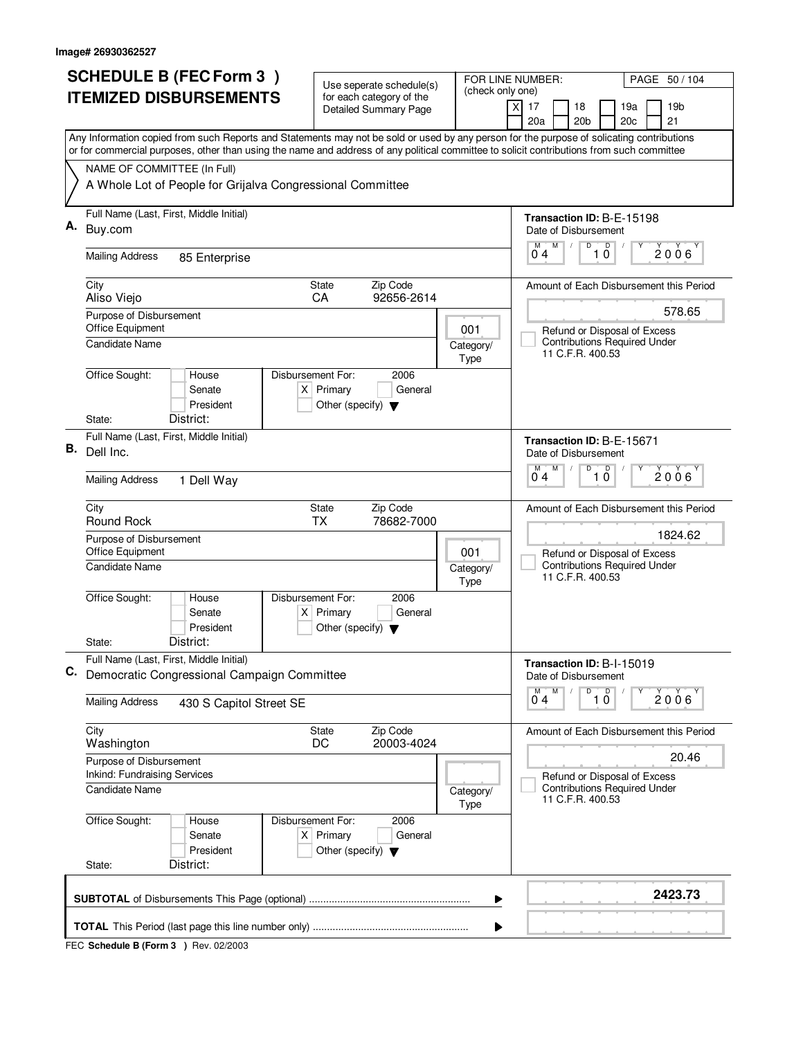Image# 26930362527

# SCHEDULE B (FEC Form 3 ) ITEMIZED DISBURSEMENTS

Use seperate schedule(s) for each category of the Detailed Summary Page

FOR LINE NUMBER: (check only one)

- [X] 17
- [ ] 18
- [ ] 19a
- [ ] 19b
- [ ] 20a
- [ ] 20b
- [ ] 20c
- [ ] 21

PAGE 50 / 104

Any Information copied from such Reports and Statements may not be sold or used by any person for the purpose of solicating contributions or for commercial purposes, other than using the name and address of any political committee to solicit contributions from such committee

NAME OF COMMITTEE (In Full)
A Whole Lot of People for Grijalva Congressional Committee

---

**A.** Full Name (Last, First, Middle Initial): Buy.com

Mailing Address: 85 Enterprise

City: Aliso Viejo | State: CA | Zip Code: 92656-2614

Purpose of Disbursement: Office Equipment

Category/Type: 001

Candidate Name:

Office Sought: [ ] House [ ] Senate [ ] President

State: District:

Disbursement For: 2006 [X] Primary [ ] General [ ] Other (specify)

Transaction ID: B-E-15198

Date of Disbursement: 04/10/2006

Amount of Each Disbursement this Period: 578.65

[ ] Refund or Disposal of Excess Contributions Required Under 11 C.F.R. 400.53

---

**B.** Full Name (Last, First, Middle Initial): Dell Inc.

Mailing Address: 1 Dell Way

City: Round Rock | State: TX | Zip Code: 78682-7000

Purpose of Disbursement: Office Equipment

Category/Type: 001

Candidate Name:

Office Sought: [ ] House [ ] Senate [ ] President

State: District:

Disbursement For: 2006 [X] Primary [ ] General [ ] Other (specify)

Transaction ID: B-E-15671

Date of Disbursement: 04/10/2006

Amount of Each Disbursement this Period: 1824.62

[ ] Refund or Disposal of Excess Contributions Required Under 11 C.F.R. 400.53

---

**C.** Full Name (Last, First, Middle Initial): Democratic Congressional Campaign Committee

Mailing Address: 430 S Capitol Street SE

City: Washington | State: DC | Zip Code: 20003-4024

Purpose of Disbursement: Inkind: Fundraising Services

Category/Type:

Candidate Name:

Office Sought: [ ] House [ ] Senate [ ] President

State: District:

Disbursement For: 2006 [X] Primary [ ] General [ ] Other (specify)

Transaction ID: B-I-15019

Date of Disbursement: 04/10/2006

Amount of Each Disbursement this Period: 20.46

[ ] Refund or Disposal of Excess Contributions Required Under 11 C.F.R. 400.53

---

**SUBTOTAL** of Disbursements This Page (optional): **2423.73**

**TOTAL** This Period (last page this line number only):

FEC **Schedule B (Form 3 )** Rev. 02/2003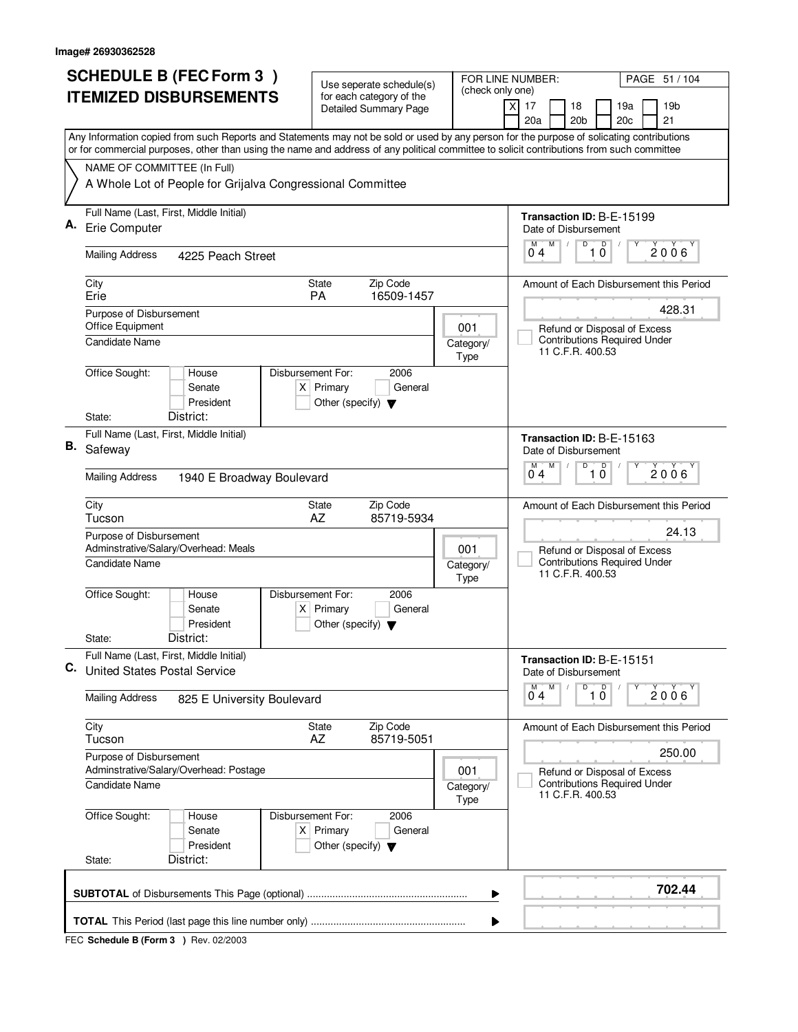Image# 26930362528

# SCHEDULE B (FEC Form 3 ) ITEMIZED DISBURSEMENTS

Use seperate schedule(s) for each category of the Detailed Summary Page

FOR LINE NUMBER: (check only one)
[X] 17 [ ] 18 [ ] 19a [ ] 19b [ ] 20a [ ] 20b [ ] 20c [ ] 21

Any Information copied from such Reports and Statements may not be sold or used by any person for the purpose of solicating contributions or for commercial purposes, other than using the name and address of any political committee to solicit contributions from such committee

NAME OF COMMITTEE (In Full)
A Whole Lot of People for Grijalva Congressional Committee

---

**A.** Full Name (Last, First, Middle Initial): Erie Computer

Mailing Address: 4225 Peach Street

City: Erie | State: PA | Zip Code: 16509-1457

Purpose of Disbursement: Office Equipment

Category/Type: 001

Candidate Name:

Office Sought: [ ] House [ ] Senate [ ] President
State: District:

Disbursement For: 2006 [X] Primary [ ] General [ ] Other (specify)

Transaction ID: B-E-15199
Date of Disbursement: 04/10/2006
Amount of Each Disbursement this Period: 428.31
[ ] Refund or Disposal of Excess Contributions Required Under 11 C.F.R. 400.53

---

**B.** Full Name (Last, First, Middle Initial): Safeway

Mailing Address: 1940 E Broadway Boulevard

City: Tucson | State: AZ | Zip Code: 85719-5934

Purpose of Disbursement: Adminstrative/Salary/Overhead: Meals

Category/Type: 001

Candidate Name:

Office Sought: [ ] House [ ] Senate [ ] President
State: District:

Disbursement For: 2006 [X] Primary [ ] General [ ] Other (specify)

Transaction ID: B-E-15163
Date of Disbursement: 04/10/2006
Amount of Each Disbursement this Period: 24.13
[ ] Refund or Disposal of Excess Contributions Required Under 11 C.F.R. 400.53

---

**C.** Full Name (Last, First, Middle Initial): United States Postal Service

Mailing Address: 825 E University Boulevard

City: Tucson | State: AZ | Zip Code: 85719-5051

Purpose of Disbursement: Adminstrative/Salary/Overhead: Postage

Category/Type: 001

Candidate Name:

Office Sought: [ ] House [ ] Senate [ ] President
State: District:

Disbursement For: 2006 [X] Primary [ ] General [ ] Other (specify)

Transaction ID: B-E-15151
Date of Disbursement: 04/10/2006
Amount of Each Disbursement this Period: 250.00
[ ] Refund or Disposal of Excess Contributions Required Under 11 C.F.R. 400.53

---

**SUBTOTAL** of Disbursements This Page (optional): **702.44**

**TOTAL** This Period (last page this line number only):

FEC **Schedule B (Form 3 )** Rev. 02/2003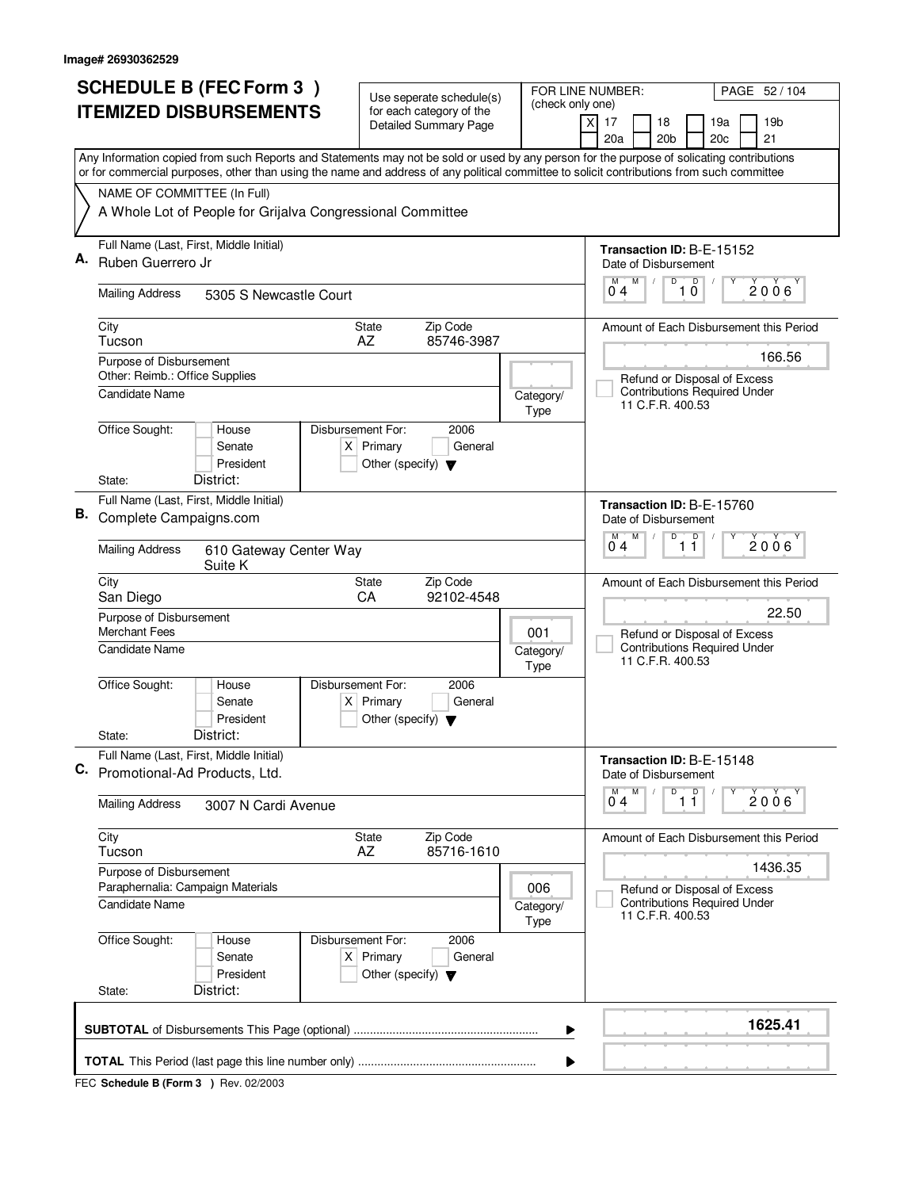Image# 26930362529

# SCHEDULE B (FEC Form 3 ) ITEMIZED DISBURSEMENTS

Use seperate schedule(s) for each category of the Detailed Summary Page

FOR LINE NUMBER: (check only one)
[X] 17 [ ] 18 [ ] 19a [ ] 19b [ ] 20a [ ] 20b [ ] 20c [ ] 21

PAGE 52 / 104

Any Information copied from such Reports and Statements may not be sold or used by any person for the purpose of solicating contributions or for commercial purposes, other than using the name and address of any political committee to solicit contributions from such committee

NAME OF COMMITTEE (In Full)
A Whole Lot of People for Grijalva Congressional Committee

---

**A.** Full Name (Last, First, Middle Initial): Ruben Guerrero Jr

Mailing Address: 5305 S Newcastle Court

City: Tucson | State: AZ | Zip Code: 85746-3987

Purpose of Disbursement: Other: Reimb.: Office Supplies

Category/Type:

Candidate Name:

Office Sought: [ ] House [ ] Senate [ ] President
State: District:

Disbursement For: 2006 [X] Primary [ ] General [ ] Other (specify)

Transaction ID: B-E-15152
Date of Disbursement: 04/10/2006

Amount of Each Disbursement this Period: 166.56

[ ] Refund or Disposal of Excess Contributions Required Under 11 C.F.R. 400.53

---

**B.** Full Name (Last, First, Middle Initial): Complete Campaigns.com

Mailing Address: 610 Gateway Center Way Suite K

City: San Diego | State: CA | Zip Code: 92102-4548

Purpose of Disbursement: Merchant Fees

Category/Type: 001

Candidate Name:

Office Sought: [ ] House [ ] Senate [ ] President
State: District:

Disbursement For: 2006 [X] Primary [ ] General [ ] Other (specify)

Transaction ID: B-E-15760
Date of Disbursement: 04/11/2006

Amount of Each Disbursement this Period: 22.50

[ ] Refund or Disposal of Excess Contributions Required Under 11 C.F.R. 400.53

---

**C.** Full Name (Last, First, Middle Initial): Promotional-Ad Products, Ltd.

Mailing Address: 3007 N Cardi Avenue

City: Tucson | State: AZ | Zip Code: 85716-1610

Purpose of Disbursement: Paraphernalia: Campaign Materials

Category/Type: 006

Candidate Name:

Office Sought: [ ] House [ ] Senate [ ] President
State: District:

Disbursement For: 2006 [X] Primary [ ] General [ ] Other (specify)

Transaction ID: B-E-15148
Date of Disbursement: 04/11/2006

Amount of Each Disbursement this Period: 1436.35

[ ] Refund or Disposal of Excess Contributions Required Under 11 C.F.R. 400.53

---

**SUBTOTAL** of Disbursements This Page (optional) ........ 1625.41

**TOTAL** This Period (last page this line number only) ........

FEC **Schedule B (Form 3 )** Rev. 02/2003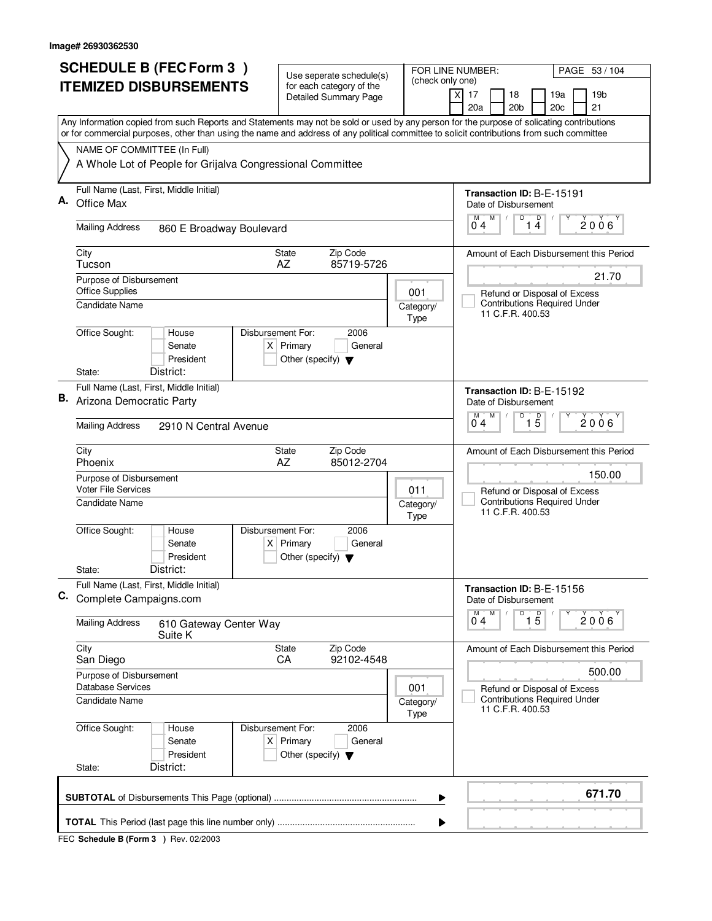Image# 26930362530

# SCHEDULE B (FEC Form 3 ) ITEMIZED DISBURSEMENTS

Use seperate schedule(s) for each category of the Detailed Summary Page

FOR LINE NUMBER: (check only one)

[X] 17 [ ] 18 [ ] 19a [ ] 19b [ ] 20a [ ] 20b [ ] 20c [ ] 21

PAGE 53 / 104

Any Information copied from such Reports and Statements may not be sold or used by any person for the purpose of solicating contributions or for commercial purposes, other than using the name and address of any political committee to solicit contributions from such committee

NAME OF COMMITTEE (In Full)
A Whole Lot of People for Grijalva Congressional Committee

---

**A.** Full Name (Last, First, Middle Initial): Office Max

Mailing Address: 860 E Broadway Boulevard

City: Tucson | State: AZ | Zip Code: 85719-5726

Purpose of Disbursement: Office Supplies

Category/Type: 001

Candidate Name:

Office Sought: [ ] House [ ] Senate [ ] President

State: District:

Disbursement For: 2006 [X] Primary [ ] General [ ] Other (specify)

Transaction ID: B-E-15191

Date of Disbursement: 04 / 14 / 2006

Amount of Each Disbursement this Period: 21.70

[ ] Refund or Disposal of Excess Contributions Required Under 11 C.F.R. 400.53

---

**B.** Full Name (Last, First, Middle Initial): Arizona Democratic Party

Mailing Address: 2910 N Central Avenue

City: Phoenix | State: AZ | Zip Code: 85012-2704

Purpose of Disbursement: Voter File Services

Category/Type: 011

Candidate Name:

Office Sought: [ ] House [ ] Senate [ ] President

State: District:

Disbursement For: 2006 [X] Primary [ ] General [ ] Other (specify)

Transaction ID: B-E-15192

Date of Disbursement: 04 / 15 / 2006

Amount of Each Disbursement this Period: 150.00

[ ] Refund or Disposal of Excess Contributions Required Under 11 C.F.R. 400.53

---

**C.** Full Name (Last, First, Middle Initial): Complete Campaigns.com

Mailing Address: 610 Gateway Center Way, Suite K

City: San Diego | State: CA | Zip Code: 92102-4548

Purpose of Disbursement: Database Services

Category/Type: 001

Candidate Name:

Office Sought: [ ] House [ ] Senate [ ] President

State: District:

Disbursement For: 2006 [X] Primary [ ] General [ ] Other (specify)

Transaction ID: B-E-15156

Date of Disbursement: 04 / 15 / 2006

Amount of Each Disbursement this Period: 500.00

[ ] Refund or Disposal of Excess Contributions Required Under 11 C.F.R. 400.53

---

**SUBTOTAL** of Disbursements This Page (optional) ........ **671.70**

**TOTAL** This Period (last page this line number only) ........

FEC **Schedule B (Form 3 )** Rev. 02/2003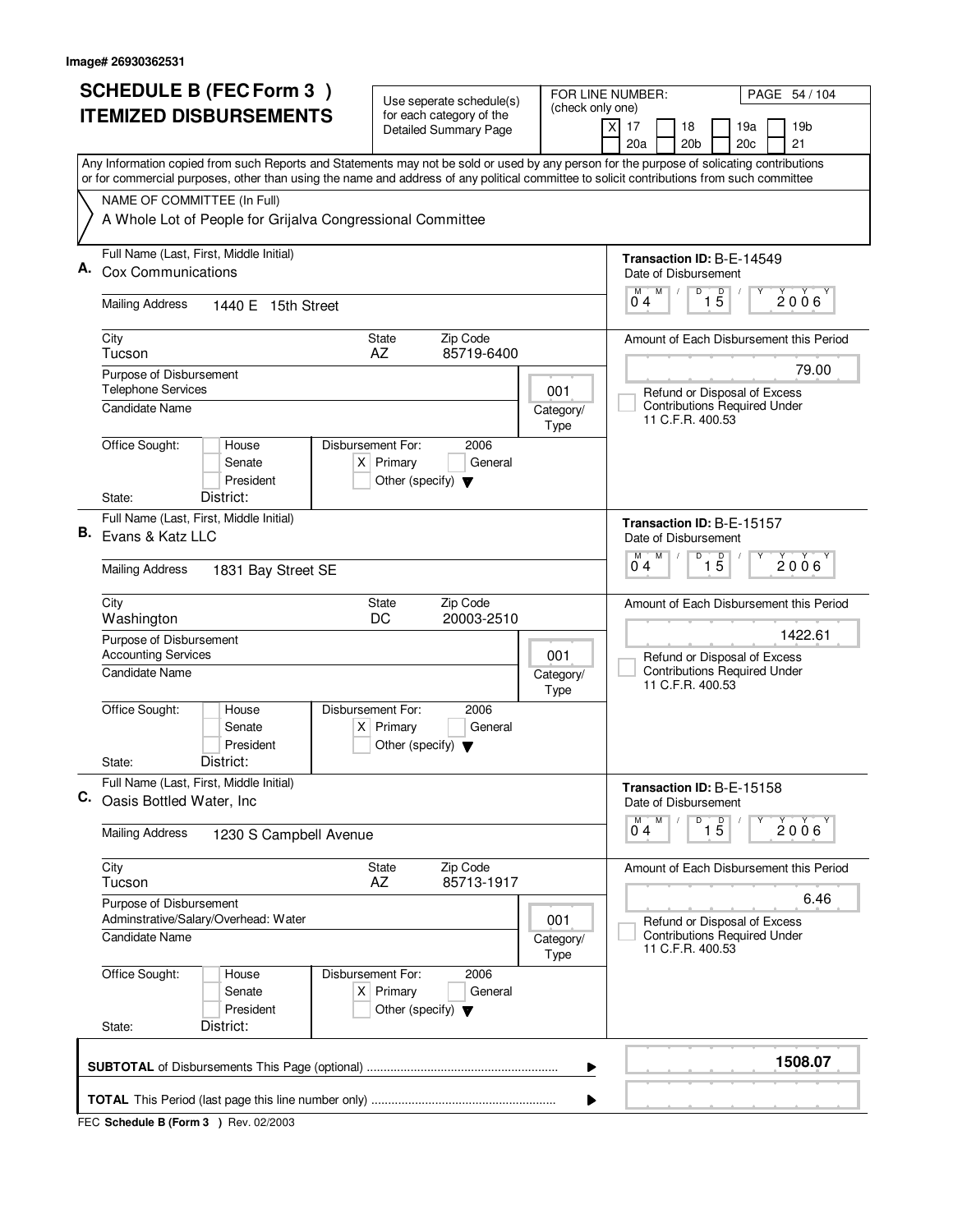Image# 26930362531

# SCHEDULE B (FEC Form 3 )
## ITEMIZED DISBURSEMENTS

Use seperate schedule(s) for each category of the Detailed Summary Page

FOR LINE NUMBER: (check only one)

[X] 17 [ ] 18 [ ] 19a [ ] 19b [ ] 20a [ ] 20b [ ] 20c [ ] 21

PAGE 54 / 104

Any Information copied from such Reports and Statements may not be sold or used by any person for the purpose of solicating contributions or for commercial purposes, other than using the name and address of any political committee to solicit contributions from such committee

NAME OF COMMITTEE (In Full)
A Whole Lot of People for Grijalva Congressional Committee

---

**A.** Full Name (Last, First, Middle Initial): Cox Communications

Transaction ID: B-E-14549

Mailing Address: 1440 E 15th Street

Date of Disbursement: 04 / 15 / 2006

City: Tucson | State: AZ | Zip Code: 85719-6400

Amount of Each Disbursement this Period: 79.00

Purpose of Disbursement: Telephone Services

Category/Type: 001

Candidate Name:

[ ] Refund or Disposal of Excess Contributions Required Under 11 C.F.R. 400.53

Office Sought: [ ] House [ ] Senate [ ] President

Disbursement For: 2006 [X] Primary [ ] General [ ] Other (specify)

State: District:

---

**B.** Full Name (Last, First, Middle Initial): Evans & Katz LLC

Transaction ID: B-E-15157

Mailing Address: 1831 Bay Street SE

Date of Disbursement: 04 / 15 / 2006

City: Washington | State: DC | Zip Code: 20003-2510

Amount of Each Disbursement this Period: 1422.61

Purpose of Disbursement: Accounting Services

Category/Type: 001

Candidate Name:

[ ] Refund or Disposal of Excess Contributions Required Under 11 C.F.R. 400.53

Office Sought: [ ] House [ ] Senate [ ] President

Disbursement For: 2006 [X] Primary [ ] General [ ] Other (specify)

State: District:

---

**C.** Full Name (Last, First, Middle Initial): Oasis Bottled Water, Inc

Transaction ID: B-E-15158

Mailing Address: 1230 S Campbell Avenue

Date of Disbursement: 04 / 15 / 2006

City: Tucson | State: AZ | Zip Code: 85713-1917

Amount of Each Disbursement this Period: 6.46

Purpose of Disbursement: Adminstrative/Salary/Overhead: Water

Category/Type: 001

Candidate Name:

[ ] Refund or Disposal of Excess Contributions Required Under 11 C.F.R. 400.53

Office Sought: [ ] House [ ] Senate [ ] President

Disbursement For: 2006 [X] Primary [ ] General [ ] Other (specify)

State: District:

---

**SUBTOTAL** of Disbursements This Page (optional) ........ **1508.07**

**TOTAL** This Period (last page this line number only) ........

FEC **Schedule B (Form 3 )** Rev. 02/2003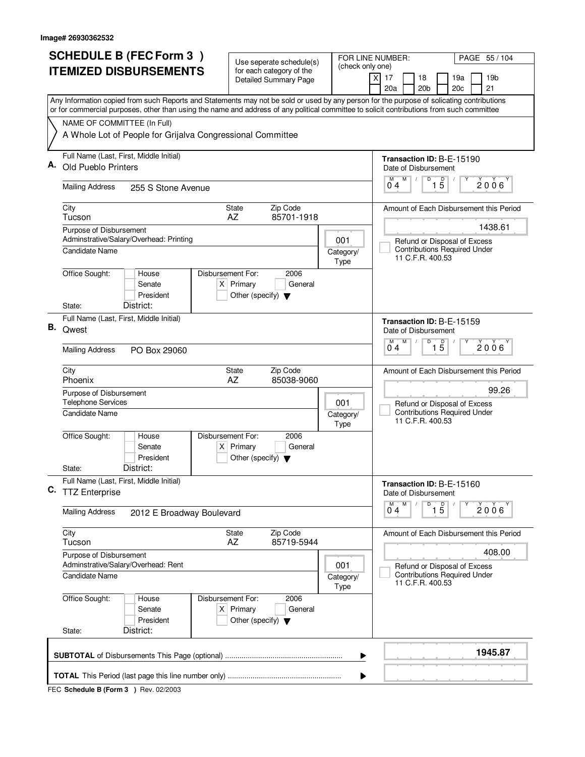Image# 26930362532

# SCHEDULE B (FEC Form 3 ) ITEMIZED DISBURSEMENTS

Use seperate schedule(s) for each category of the Detailed Summary Page

FOR LINE NUMBER: (check only one)

- [X] 17
- [ ] 18
- [ ] 19a
- [ ] 19b
- [ ] 20a
- [ ] 20b
- [ ] 20c
- [ ] 21

PAGE 55 / 104

Any Information copied from such Reports and Statements may not be sold or used by any person for the purpose of solicating contributions or for commercial purposes, other than using the name and address of any political committee to solicit contributions from such committee

NAME OF COMMITTEE (In Full)
A Whole Lot of People for Grijalva Congressional Committee

---

**A.** Full Name (Last, First, Middle Initial): Old Pueblo Printers

Mailing Address: 255 S Stone Avenue

City: Tucson | State: AZ | Zip Code: 85701-1918

Purpose of Disbursement: Adminstrative/Salary/Overhead: Printing

Category/Type: 001

Candidate Name:

Office Sought: [ ] House [ ] Senate [ ] President
State: District:

Disbursement For: 2006 [X] Primary [ ] General [ ] Other (specify)

Transaction ID: B-E-15190
Date of Disbursement: 04/15/2006

Amount of Each Disbursement this Period: 1438.61

[ ] Refund or Disposal of Excess Contributions Required Under 11 C.F.R. 400.53

---

**B.** Full Name (Last, First, Middle Initial): Qwest

Mailing Address: PO Box 29060

City: Phoenix | State: AZ | Zip Code: 85038-9060

Purpose of Disbursement: Telephone Services

Category/Type: 001

Candidate Name:

Office Sought: [ ] House [ ] Senate [ ] President
State: District:

Disbursement For: 2006 [X] Primary [ ] General [ ] Other (specify)

Transaction ID: B-E-15159
Date of Disbursement: 04/15/2006

Amount of Each Disbursement this Period: 99.26

[ ] Refund or Disposal of Excess Contributions Required Under 11 C.F.R. 400.53

---

**C.** Full Name (Last, First, Middle Initial): TTZ Enterprise

Mailing Address: 2012 E Broadway Boulevard

City: Tucson | State: AZ | Zip Code: 85719-5944

Purpose of Disbursement: Adminstrative/Salary/Overhead: Rent

Category/Type: 001

Candidate Name:

Office Sought: [ ] House [ ] Senate [ ] President
State: District:

Disbursement For: 2006 [X] Primary [ ] General [ ] Other (specify)

Transaction ID: B-E-15160
Date of Disbursement: 04/15/2006

Amount of Each Disbursement this Period: 408.00

[ ] Refund or Disposal of Excess Contributions Required Under 11 C.F.R. 400.53

---

**SUBTOTAL** of Disbursements This Page (optional): **1945.87**

**TOTAL** This Period (last page this line number only):

FEC **Schedule B (Form 3 )** Rev. 02/2003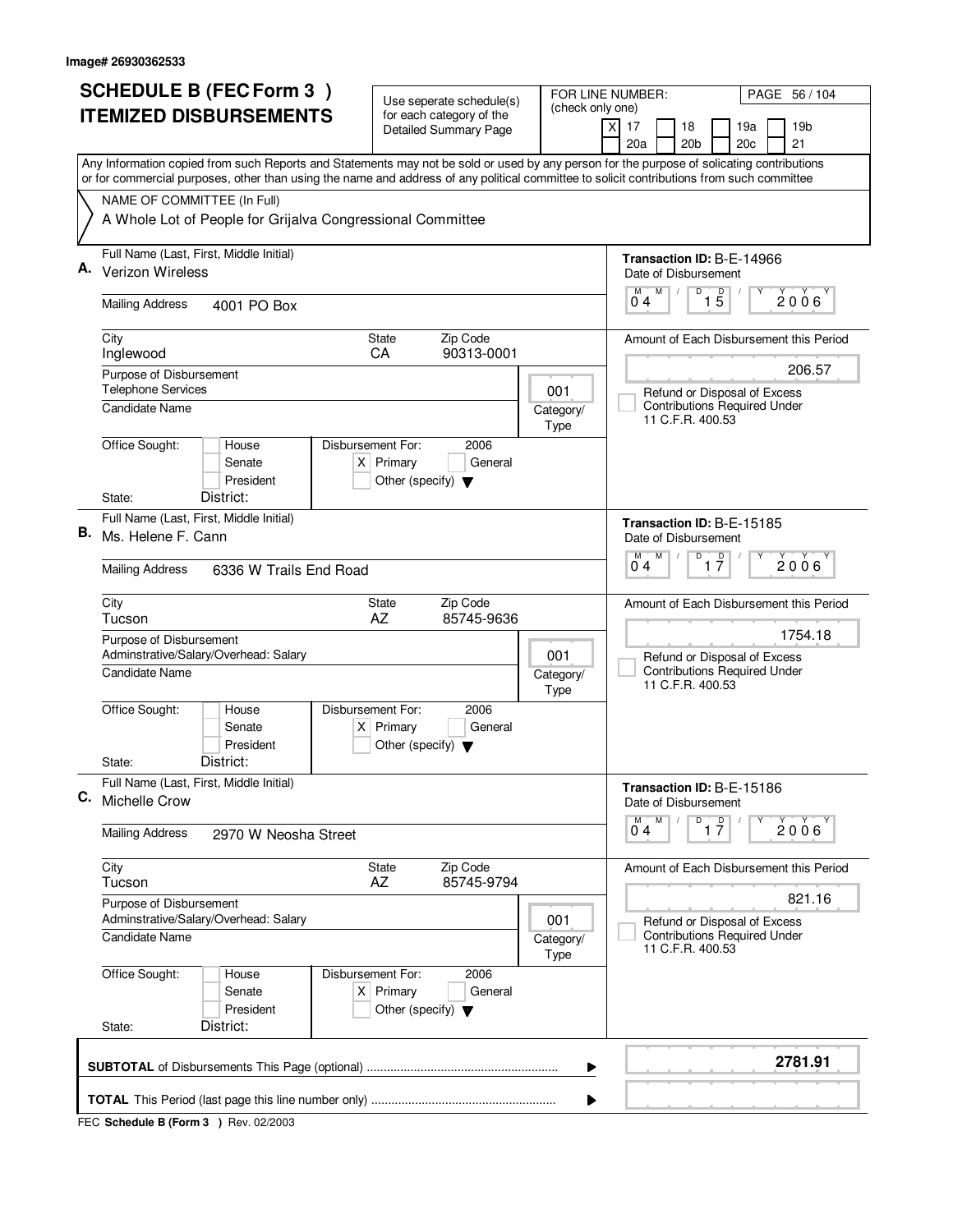Image# 26930362533

# SCHEDULE B (FEC Form 3 ) ITEMIZED DISBURSEMENTS

Use seperate schedule(s) for each category of the Detailed Summary Page

FOR LINE NUMBER: (check only one)

[X] 17 [ ] 18 [ ] 19a [ ] 19b [ ] 20a [ ] 20b [ ] 20c [ ] 21

PAGE 56 / 104

Any Information copied from such Reports and Statements may not be sold or used by any person for the purpose of solicating contributions or for commercial purposes, other than using the name and address of any political committee to solicit contributions from such committee

NAME OF COMMITTEE (In Full)
A Whole Lot of People for Grijalva Congressional Committee

---

**A.** Full Name (Last, First, Middle Initial): Verizon Wireless

Mailing Address: 4001 PO Box

City: Inglewood | State: CA | Zip Code: 90313-0001

Purpose of Disbursement: Telephone Services

Candidate Name:

Category/Type: 001

Office Sought: [ ] House [ ] Senate [ ] President

State: District:

Disbursement For: 2006 [X] Primary [ ] General [ ] Other (specify)

Transaction ID: B-E-14966

Date of Disbursement: 04/15/2006

Amount of Each Disbursement this Period: 206.57

[ ] Refund or Disposal of Excess Contributions Required Under 11 C.F.R. 400.53

---

**B.** Full Name (Last, First, Middle Initial): Ms. Helene F. Cann

Mailing Address: 6336 W Trails End Road

City: Tucson | State: AZ | Zip Code: 85745-9636

Purpose of Disbursement: Adminstrative/Salary/Overhead: Salary

Candidate Name:

Category/Type: 001

Office Sought: [ ] House [ ] Senate [ ] President

State: District:

Disbursement For: 2006 [X] Primary [ ] General [ ] Other (specify)

Transaction ID: B-E-15185

Date of Disbursement: 04/17/2006

Amount of Each Disbursement this Period: 1754.18

[ ] Refund or Disposal of Excess Contributions Required Under 11 C.F.R. 400.53

---

**C.** Full Name (Last, First, Middle Initial): Michelle Crow

Mailing Address: 2970 W Neosha Street

City: Tucson | State: AZ | Zip Code: 85745-9794

Purpose of Disbursement: Adminstrative/Salary/Overhead: Salary

Candidate Name:

Category/Type: 001

Office Sought: [ ] House [ ] Senate [ ] President

State: District:

Disbursement For: 2006 [X] Primary [ ] General [ ] Other (specify)

Transaction ID: B-E-15186

Date of Disbursement: 04/17/2006

Amount of Each Disbursement this Period: 821.16

[ ] Refund or Disposal of Excess Contributions Required Under 11 C.F.R. 400.53

---

**SUBTOTAL** of Disbursements This Page (optional) ........ 2781.91

**TOTAL** This Period (last page this line number only) ........

FEC **Schedule B (Form 3 )** Rev. 02/2003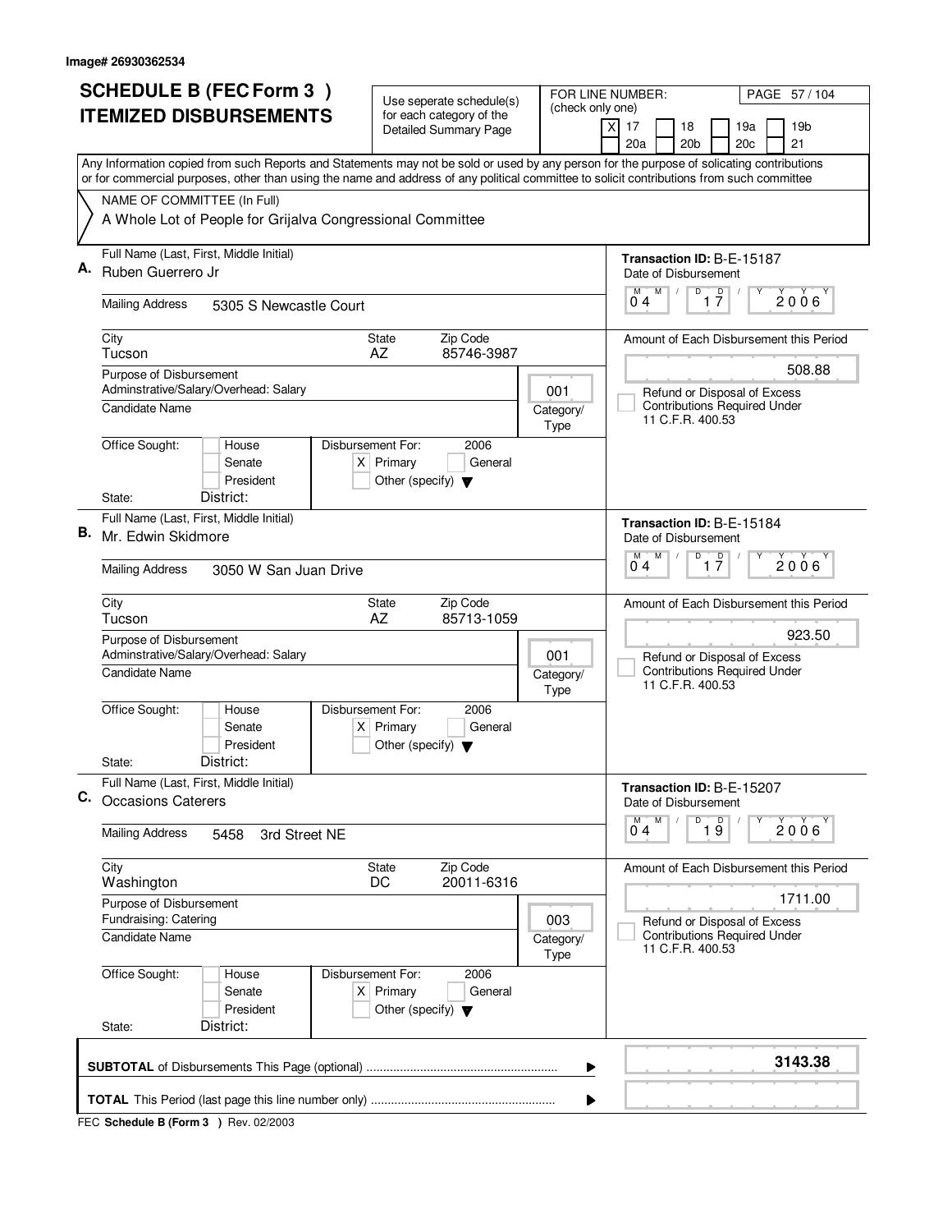Image# 26930362534

# SCHEDULE B (FEC Form 3 ) ITEMIZED DISBURSEMENTS

Use seperate schedule(s) for each category of the Detailed Summary Page

FOR LINE NUMBER: (check only one)

[X] 17 [ ] 18 [ ] 19a [ ] 19b [ ] 20a [ ] 20b [ ] 20c [ ] 21

Any Information copied from such Reports and Statements may not be sold or used by any person for the purpose of solicating contributions or for commercial purposes, other than using the name and address of any political committee to solicit contributions from such committee

NAME OF COMMITTEE (In Full)

A Whole Lot of People for Grijalva Congressional Committee

---

**A.** Full Name (Last, First, Middle Initial): Ruben Guerrero Jr

Mailing Address: 5305 S Newcastle Court

City: Tucson | State: AZ | Zip Code: 85746-3987

Purpose of Disbursement: Adminstrative/Salary/Overhead: Salary

Category/Type: 001

Candidate Name:

Office Sought: [ ] House [ ] Senate [ ] President

State: District:

Disbursement For: 2006 [X] Primary [ ] General [ ] Other (specify)

Transaction ID: B-E-15187

Date of Disbursement: 04/17/2006

Amount of Each Disbursement this Period: 508.88

[ ] Refund or Disposal of Excess Contributions Required Under 11 C.F.R. 400.53

---

**B.** Full Name (Last, First, Middle Initial): Mr. Edwin Skidmore

Mailing Address: 3050 W San Juan Drive

City: Tucson | State: AZ | Zip Code: 85713-1059

Purpose of Disbursement: Adminstrative/Salary/Overhead: Salary

Category/Type: 001

Candidate Name:

Office Sought: [ ] House [ ] Senate [ ] President

State: District:

Disbursement For: 2006 [X] Primary [ ] General [ ] Other (specify)

Transaction ID: B-E-15184

Date of Disbursement: 04/17/2006

Amount of Each Disbursement this Period: 923.50

[ ] Refund or Disposal of Excess Contributions Required Under 11 C.F.R. 400.53

---

**C.** Full Name (Last, First, Middle Initial): Occasions Caterers

Mailing Address: 5458 3rd Street NE

City: Washington | State: DC | Zip Code: 20011-6316

Purpose of Disbursement: Fundraising: Catering

Category/Type: 003

Candidate Name:

Office Sought: [ ] House [ ] Senate [ ] President

State: District:

Disbursement For: 2006 [X] Primary [ ] General [ ] Other (specify)

Transaction ID: B-E-15207

Date of Disbursement: 04/19/2006

Amount of Each Disbursement this Period: 1711.00

[ ] Refund or Disposal of Excess Contributions Required Under 11 C.F.R. 400.53

---

**SUBTOTAL** of Disbursements This Page (optional): **3143.38**

**TOTAL** This Period (last page this line number only):

FEC **Schedule B (Form 3 )** Rev. 02/2003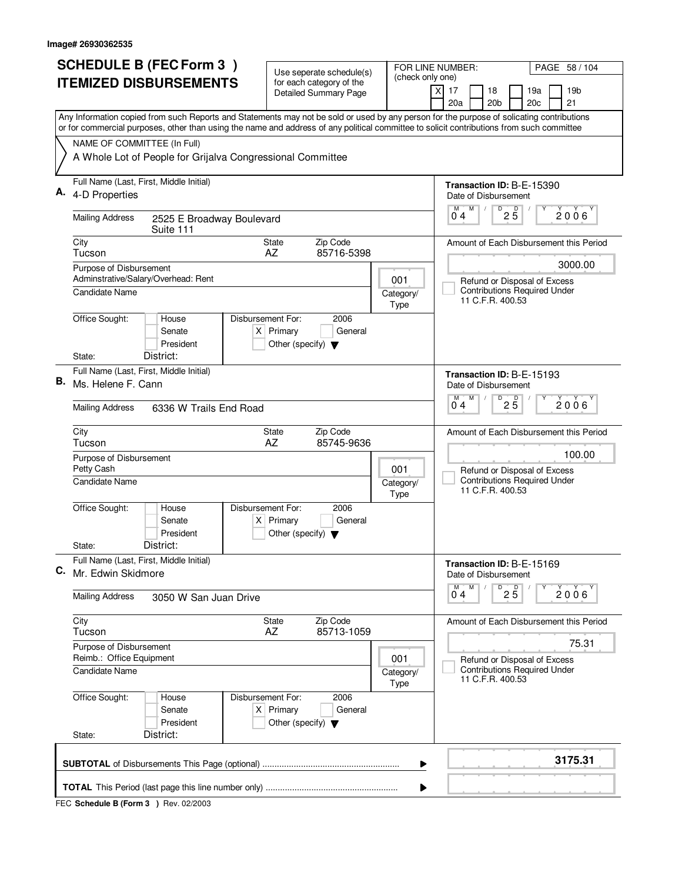Image# 26930362535

# SCHEDULE B (FEC Form 3 )
## ITEMIZED DISBURSEMENTS

Use seperate schedule(s) for each category of the Detailed Summary Page

FOR LINE NUMBER: (check only one)

- [X] 17
- [ ] 18
- [ ] 19a
- [ ] 19b
- [ ] 20a
- [ ] 20b
- [ ] 20c
- [ ] 21

PAGE 58 / 104

Any Information copied from such Reports and Statements may not be sold or used by any person for the purpose of solicating contributions or for commercial purposes, other than using the name and address of any political committee to solicit contributions from such committee

NAME OF COMMITTEE (In Full)
A Whole Lot of People for Grijalva Congressional Committee

---

**A.** Full Name (Last, First, Middle Initial): 4-D Properties

Mailing Address: 2525 E Broadway Boulevard, Suite 111

City: Tucson | State: AZ | Zip Code: 85716-5398

Purpose of Disbursement: Adminstrative/Salary/Overhead: Rent

Category/Type: 001

Candidate Name:

Office Sought: [ ] House [ ] Senate [ ] President
State: District:

Disbursement For: 2006 [X] Primary [ ] General [ ] Other (specify)

Transaction ID: B-E-15390
Date of Disbursement: 04 / 25 / 2006

Amount of Each Disbursement this Period: 3000.00

[ ] Refund or Disposal of Excess Contributions Required Under 11 C.F.R. 400.53

---

**B.** Full Name (Last, First, Middle Initial): Ms. Helene F. Cann

Mailing Address: 6336 W Trails End Road

City: Tucson | State: AZ | Zip Code: 85745-9636

Purpose of Disbursement: Petty Cash

Category/Type: 001

Candidate Name:

Office Sought: [ ] House [ ] Senate [ ] President
State: District:

Disbursement For: 2006 [X] Primary [ ] General [ ] Other (specify)

Transaction ID: B-E-15193
Date of Disbursement: 04 / 25 / 2006

Amount of Each Disbursement this Period: 100.00

[ ] Refund or Disposal of Excess Contributions Required Under 11 C.F.R. 400.53

---

**C.** Full Name (Last, First, Middle Initial): Mr. Edwin Skidmore

Mailing Address: 3050 W San Juan Drive

City: Tucson | State: AZ | Zip Code: 85713-1059

Purpose of Disbursement: Reimb.: Office Equipment

Category/Type: 001

Candidate Name:

Office Sought: [ ] House [ ] Senate [ ] President
State: District:

Disbursement For: 2006 [X] Primary [ ] General [ ] Other (specify)

Transaction ID: B-E-15169
Date of Disbursement: 04 / 25 / 2006

Amount of Each Disbursement this Period: 75.31

[ ] Refund or Disposal of Excess Contributions Required Under 11 C.F.R. 400.53

---

**SUBTOTAL** of Disbursements This Page (optional): **3175.31**

**TOTAL** This Period (last page this line number only):

FEC **Schedule B (Form 3 )** Rev. 02/2003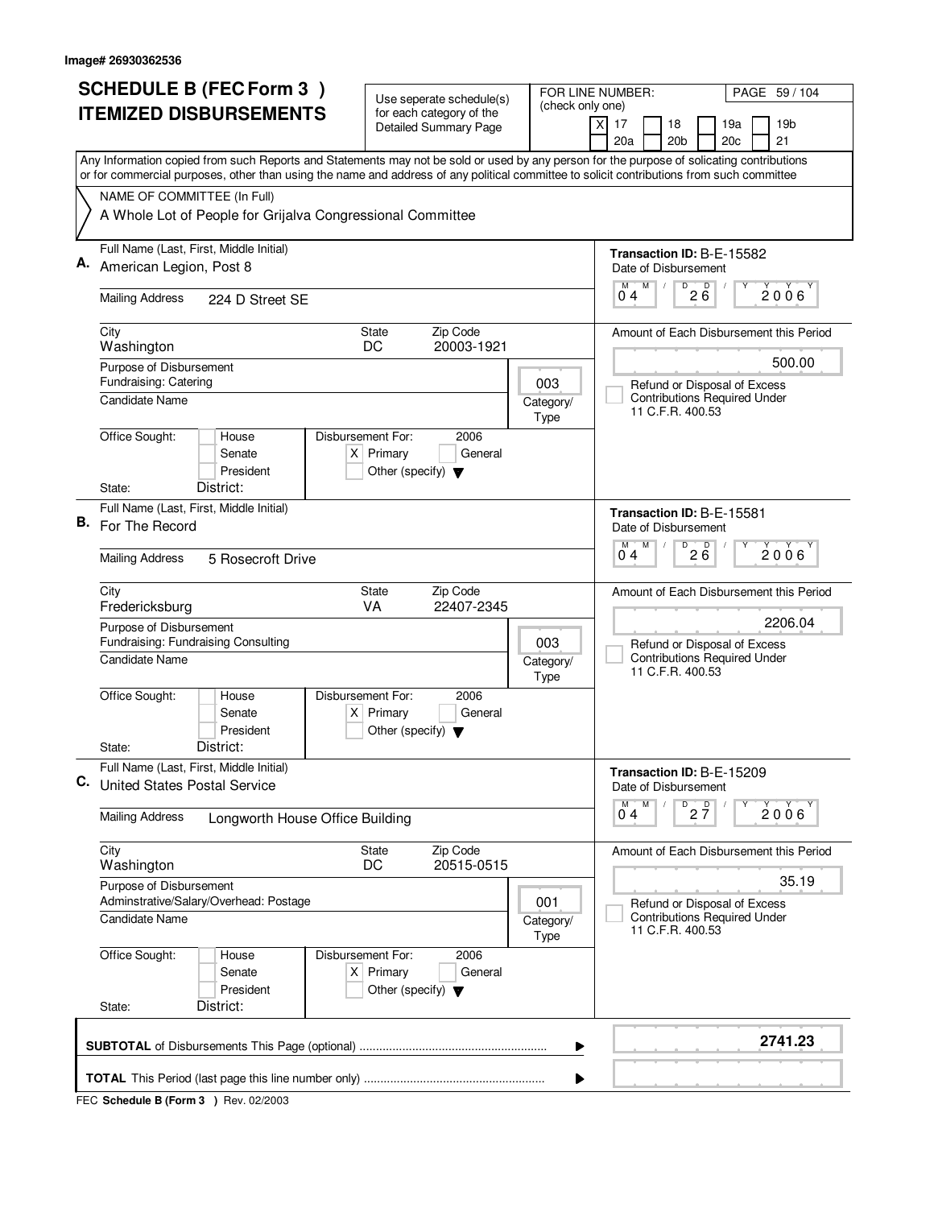Image# 26930362536

# SCHEDULE B (FEC Form 3 ) ITEMIZED DISBURSEMENTS

Use seperate schedule(s) for each category of the Detailed Summary Page

FOR LINE NUMBER: (check only one)

[X] 17 [ ] 18 [ ] 19a [ ] 19b [ ] 20a [ ] 20b [ ] 20c [ ] 21

Any Information copied from such Reports and Statements may not be sold or used by any person for the purpose of solicating contributions or for commercial purposes, other than using the name and address of any political committee to solicit contributions from such committee

NAME OF COMMITTEE (In Full)
A Whole Lot of People for Grijalva Congressional Committee

---

**A.** Full Name (Last, First, Middle Initial): American Legion, Post 8

Mailing Address: 224 D Street SE

City: Washington | State: DC | Zip Code: 20003-1921

Purpose of Disbursement: Fundraising: Catering

Category/Type: 003

Candidate Name:

Office Sought: [ ] House [ ] Senate [ ] President

State: District:

Disbursement For: [X] Primary [ ] General 2006 [ ] Other (specify)

Transaction ID: B-E-15582

Date of Disbursement: 04 / 26 / 2006

Amount of Each Disbursement this Period: 500.00

[ ] Refund or Disposal of Excess Contributions Required Under 11 C.F.R. 400.53

---

**B.** Full Name (Last, First, Middle Initial): For The Record

Mailing Address: 5 Rosecroft Drive

City: Fredericksburg | State: VA | Zip Code: 22407-2345

Purpose of Disbursement: Fundraising: Fundraising Consulting

Category/Type: 003

Candidate Name:

Office Sought: [ ] House [ ] Senate [ ] President

State: District:

Disbursement For: [X] Primary [ ] General 2006 [ ] Other (specify)

Transaction ID: B-E-15581

Date of Disbursement: 04 / 26 / 2006

Amount of Each Disbursement this Period: 2206.04

[ ] Refund or Disposal of Excess Contributions Required Under 11 C.F.R. 400.53

---

**C.** Full Name (Last, First, Middle Initial): United States Postal Service

Mailing Address: Longworth House Office Building

City: Washington | State: DC | Zip Code: 20515-0515

Purpose of Disbursement: Adminstrative/Salary/Overhead: Postage

Category/Type: 001

Candidate Name:

Office Sought: [ ] House [ ] Senate [ ] President

State: District:

Disbursement For: [X] Primary [ ] General 2006 [ ] Other (specify)

Transaction ID: B-E-15209

Date of Disbursement: 04 / 27 / 2006

Amount of Each Disbursement this Period: 35.19

[ ] Refund or Disposal of Excess Contributions Required Under 11 C.F.R. 400.53

---

**SUBTOTAL** of Disbursements This Page (optional): **2741.23**

**TOTAL** This Period (last page this line number only):

FEC **Schedule B (Form 3 )** Rev. 02/2003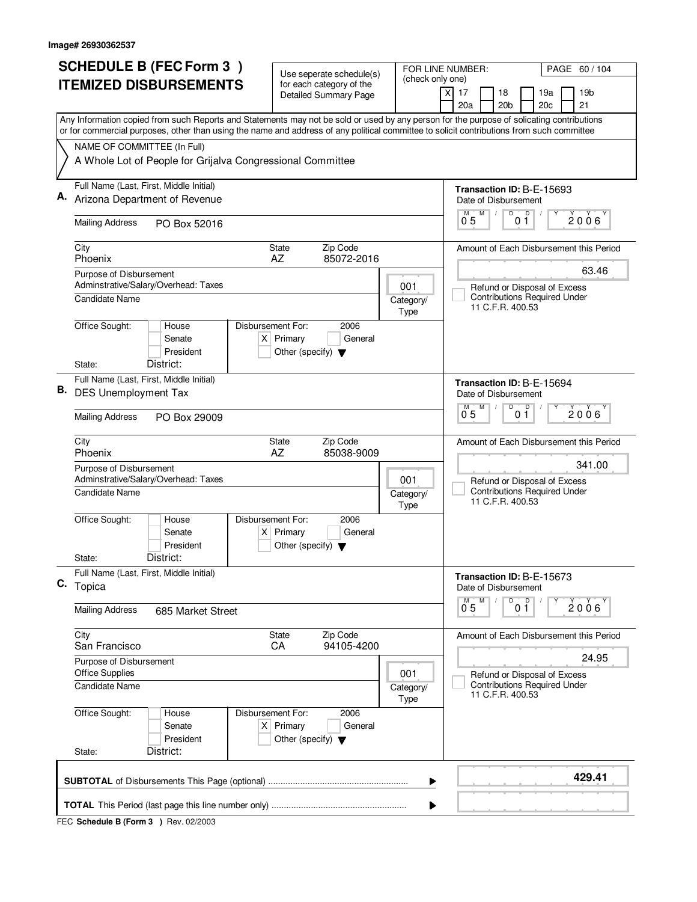Image# 26930362537

# SCHEDULE B (FEC Form 3 )
## ITEMIZED DISBURSEMENTS

Use seperate schedule(s) for each category of the Detailed Summary Page

FOR LINE NUMBER: (check only one)
[X] 17 [ ] 18 [ ] 19a [ ] 19b [ ] 20a [ ] 20b [ ] 20c [ ] 21

PAGE 60 / 104

Any Information copied from such Reports and Statements may not be sold or used by any person for the purpose of solicating contributions or for commercial purposes, other than using the name and address of any political committee to solicit contributions from such committee

NAME OF COMMITTEE (In Full)
A Whole Lot of People for Grijalva Congressional Committee

---

**A.** Full Name (Last, First, Middle Initial): Arizona Department of Revenue

Mailing Address: PO Box 52016

City: Phoenix | State: AZ | Zip Code: 85072-2016

Purpose of Disbursement: Adminstrative/Salary/Overhead: Taxes

Category/Type: 001

Candidate Name:

Office Sought: [ ] House [ ] Senate [ ] President
State: District:

Disbursement For: 2006 [X] Primary [ ] General [ ] Other (specify)

Transaction ID: B-E-15693
Date of Disbursement: 05 / 01 / 2006

Amount of Each Disbursement this Period: 63.46

[ ] Refund or Disposal of Excess Contributions Required Under 11 C.F.R. 400.53

---

**B.** Full Name (Last, First, Middle Initial): DES Unemployment Tax

Mailing Address: PO Box 29009

City: Phoenix | State: AZ | Zip Code: 85038-9009

Purpose of Disbursement: Adminstrative/Salary/Overhead: Taxes

Category/Type: 001

Candidate Name:

Office Sought: [ ] House [ ] Senate [ ] President
State: District:

Disbursement For: 2006 [X] Primary [ ] General [ ] Other (specify)

Transaction ID: B-E-15694
Date of Disbursement: 05 / 01 / 2006

Amount of Each Disbursement this Period: 341.00

[ ] Refund or Disposal of Excess Contributions Required Under 11 C.F.R. 400.53

---

**C.** Full Name (Last, First, Middle Initial): Topica

Mailing Address: 685 Market Street

City: San Francisco | State: CA | Zip Code: 94105-4200

Purpose of Disbursement: Office Supplies

Category/Type: 001

Candidate Name:

Office Sought: [ ] House [ ] Senate [ ] President
State: District:

Disbursement For: 2006 [X] Primary [ ] General [ ] Other (specify)

Transaction ID: B-E-15673
Date of Disbursement: 05 / 01 / 2006

Amount of Each Disbursement this Period: 24.95

[ ] Refund or Disposal of Excess Contributions Required Under 11 C.F.R. 400.53

---

**SUBTOTAL** of Disbursements This Page (optional) ........ **429.41**

**TOTAL** This Period (last page this line number only) ........

FEC **Schedule B (Form 3 )** Rev. 02/2003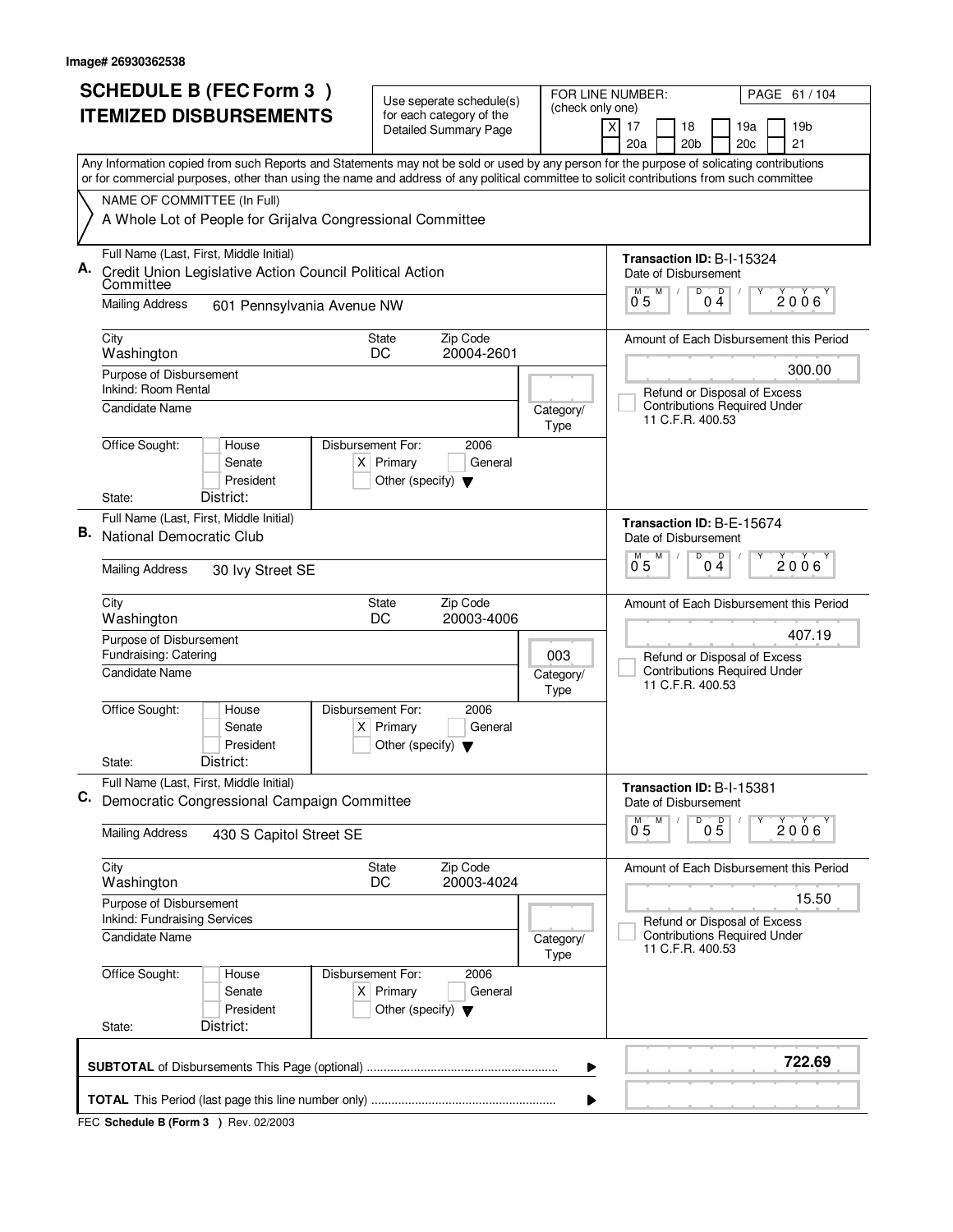Image# 26930362538

# SCHEDULE B (FEC Form 3 ) ITEMIZED DISBURSEMENTS

Use seperate schedule(s) for each category of the Detailed Summary Page

FOR LINE NUMBER: (check only one)
[X] 17 [ ] 18 [ ] 19a [ ] 19b [ ] 20a [ ] 20b [ ] 20c [ ] 21

Any Information copied from such Reports and Statements may not be sold or used by any person for the purpose of solicating contributions or for commercial purposes, other than using the name and address of any political committee to solicit contributions from such committee

NAME OF COMMITTEE (In Full)
A Whole Lot of People for Grijalva Congressional Committee

---

**A.** Full Name (Last, First, Middle Initial): Credit Union Legislative Action Council Political Action Committee

Mailing Address: 601 Pennsylvania Avenue NW

City: Washington | State: DC | Zip Code: 20004-2601

Purpose of Disbursement: Inkind: Room Rental

Candidate Name:

Category/Type:

Office Sought: [ ] House [ ] Senate [ ] President
State: District:

Disbursement For: 2006 [X] Primary [ ] General [ ] Other (specify)

Transaction ID: B-I-15324
Date of Disbursement: 05/04/2006

Amount of Each Disbursement this Period: 300.00

[ ] Refund or Disposal of Excess Contributions Required Under 11 C.F.R. 400.53

---

**B.** Full Name (Last, First, Middle Initial): National Democratic Club

Mailing Address: 30 Ivy Street SE

City: Washington | State: DC | Zip Code: 20003-4006

Purpose of Disbursement: Fundraising: Catering

Candidate Name:

Category/Type: 003

Office Sought: [ ] House [ ] Senate [ ] President
State: District:

Disbursement For: 2006 [X] Primary [ ] General [ ] Other (specify)

Transaction ID: B-E-15674
Date of Disbursement: 05/04/2006

Amount of Each Disbursement this Period: 407.19

[ ] Refund or Disposal of Excess Contributions Required Under 11 C.F.R. 400.53

---

**C.** Full Name (Last, First, Middle Initial): Democratic Congressional Campaign Committee

Mailing Address: 430 S Capitol Street SE

City: Washington | State: DC | Zip Code: 20003-4024

Purpose of Disbursement: Inkind: Fundraising Services

Candidate Name:

Category/Type:

Office Sought: [ ] House [ ] Senate [ ] President
State: District:

Disbursement For: 2006 [X] Primary [ ] General [ ] Other (specify)

Transaction ID: B-I-15381
Date of Disbursement: 05/05/2006

Amount of Each Disbursement this Period: 15.50

[ ] Refund or Disposal of Excess Contributions Required Under 11 C.F.R. 400.53

---

**SUBTOTAL** of Disbursements This Page (optional) ▶ **722.69**

**TOTAL** This Period (last page this line number only) ▶

FEC **Schedule B (Form 3 )** Rev. 02/2003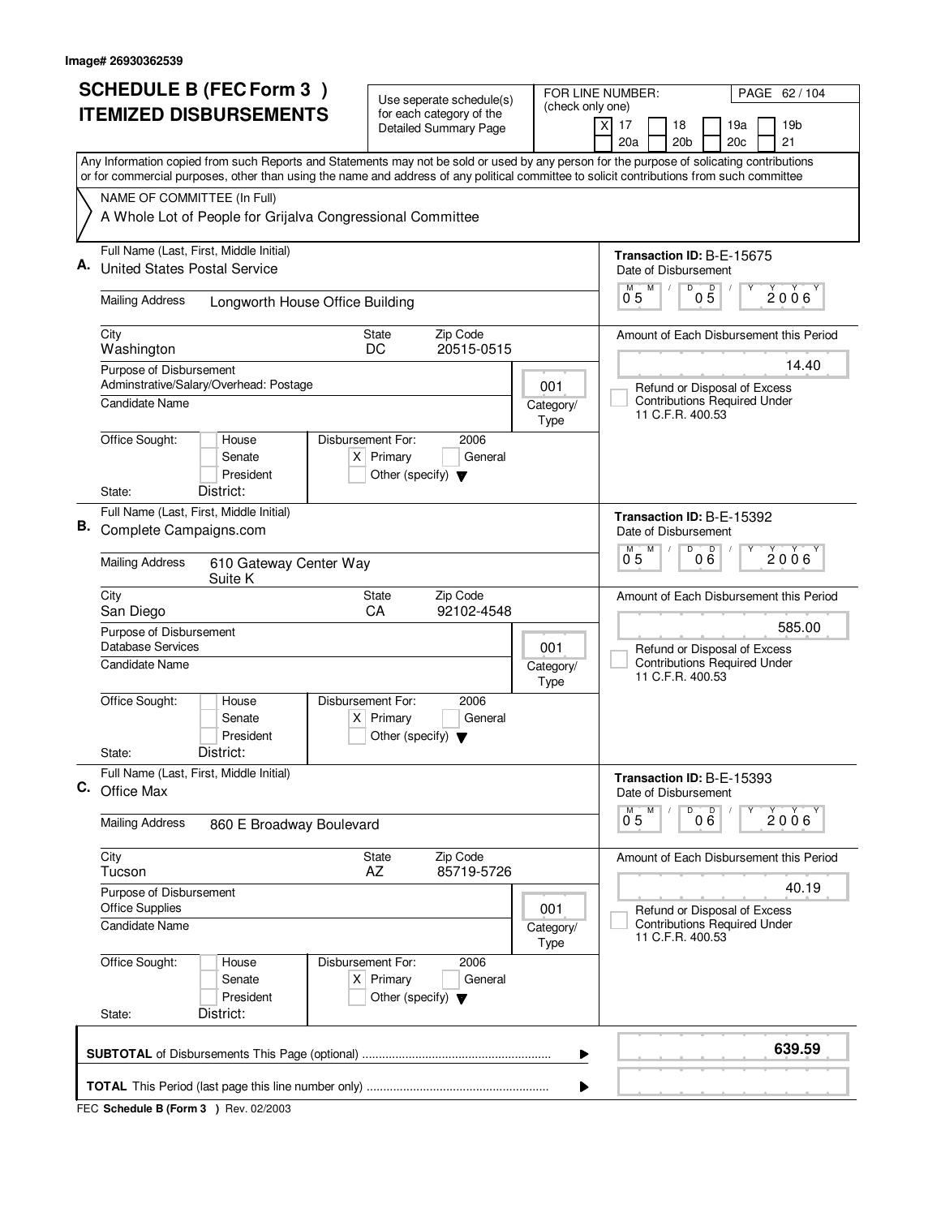Image# 26930362539

# SCHEDULE B (FEC Form 3) ITEMIZED DISBURSEMENTS

Use seperate schedule(s) for each category of the Detailed Summary Page

FOR LINE NUMBER: (check only one)

[X] 17 [ ] 18 [ ] 19a [ ] 19b [ ] 20a [ ] 20b [ ] 20c [ ] 21

Any Information copied from such Reports and Statements may not be sold or used by any person for the purpose of solicating contributions or for commercial purposes, other than using the name and address of any political committee to solicit contributions from such committee

NAME OF COMMITTEE (In Full)
A Whole Lot of People for Grijalva Congressional Committee

---

**A.** Full Name (Last, First, Middle Initial): United States Postal Service

Transaction ID: B-E-15675

Mailing Address: Longworth House Office Building

Date of Disbursement: 05 / 05 / 2006

City: Washington | State: DC | Zip Code: 20515-0515

Amount of Each Disbursement this Period: 14.40

Purpose of Disbursement: Adminstrative/Salary/Overhead: Postage

Category/Type: 001

[ ] Refund or Disposal of Excess Contributions Required Under 11 C.F.R. 400.53

Candidate Name:

Office Sought: [ ] House [ ] Senate [ ] President

Disbursement For: 2006 [X] Primary [ ] General [ ] Other (specify)

State: District:

---

**B.** Full Name (Last, First, Middle Initial): Complete Campaigns.com

Transaction ID: B-E-15392

Mailing Address: 610 Gateway Center Way, Suite K

Date of Disbursement: 05 / 06 / 2006

City: San Diego | State: CA | Zip Code: 92102-4548

Amount of Each Disbursement this Period: 585.00

Purpose of Disbursement: Database Services

Category/Type: 001

[ ] Refund or Disposal of Excess Contributions Required Under 11 C.F.R. 400.53

Candidate Name:

Office Sought: [ ] House [ ] Senate [ ] President

Disbursement For: 2006 [X] Primary [ ] General [ ] Other (specify)

State: District:

---

**C.** Full Name (Last, First, Middle Initial): Office Max

Transaction ID: B-E-15393

Mailing Address: 860 E Broadway Boulevard

Date of Disbursement: 05 / 06 / 2006

City: Tucson | State: AZ | Zip Code: 85719-5726

Amount of Each Disbursement this Period: 40.19

Purpose of Disbursement: Office Supplies

Category/Type: 001

[ ] Refund or Disposal of Excess Contributions Required Under 11 C.F.R. 400.53

Candidate Name:

Office Sought: [ ] House [ ] Senate [ ] President

Disbursement For: 2006 [X] Primary [ ] General [ ] Other (specify)

State: District:

---

**SUBTOTAL** of Disbursements This Page (optional) ........ **639.59**

**TOTAL** This Period (last page this line number only) ........

FEC Schedule B (Form 3) Rev. 02/2003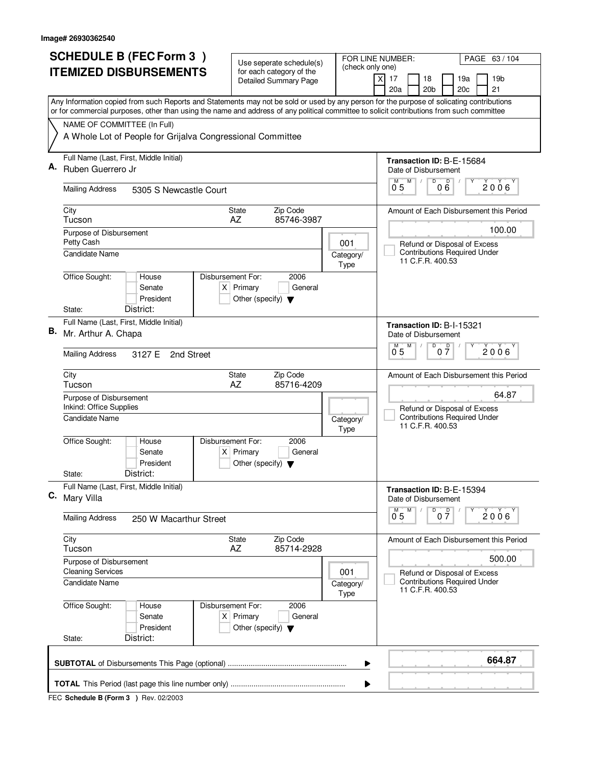Image# 26930362540

# SCHEDULE B (FEC Form 3 ) ITEMIZED DISBURSEMENTS

Use seperate schedule(s) for each category of the Detailed Summary Page

FOR LINE NUMBER: (check only one)

[X] 17 [ ] 18 [ ] 19a [ ] 19b [ ] 20a [ ] 20b [ ] 20c [ ] 21

PAGE 63 / 104

Any Information copied from such Reports and Statements may not be sold or used by any person for the purpose of solicating contributions or for commercial purposes, other than using the name and address of any political committee to solicit contributions from such committee

NAME OF COMMITTEE (In Full)

A Whole Lot of People for Grijalva Congressional Committee

---

**A.** Full Name (Last, First, Middle Initial): Ruben Guerrero Jr

Mailing Address: 5305 S Newcastle Court

City: Tucson | State: AZ | Zip Code: 85746-3987

Purpose of Disbursement: Petty Cash

Category/Type: 001

Candidate Name:

Office Sought: [ ] House [ ] Senate [ ] President

State: District:

Disbursement For: 2006 [X] Primary [ ] General [ ] Other (specify)

Transaction ID: B-E-15684

Date of Disbursement: 05 / 06 / 2006

Amount of Each Disbursement this Period: 100.00

[ ] Refund or Disposal of Excess Contributions Required Under 11 C.F.R. 400.53

---

**B.** Full Name (Last, First, Middle Initial): Mr. Arthur A. Chapa

Mailing Address: 3127 E 2nd Street

City: Tucson | State: AZ | Zip Code: 85716-4209

Purpose of Disbursement: Inkind: Office Supplies

Category/Type:

Candidate Name:

Office Sought: [ ] House [ ] Senate [ ] President

State: District:

Disbursement For: 2006 [X] Primary [ ] General [ ] Other (specify)

Transaction ID: B-I-15321

Date of Disbursement: 05 / 07 / 2006

Amount of Each Disbursement this Period: 64.87

[ ] Refund or Disposal of Excess Contributions Required Under 11 C.F.R. 400.53

---

**C.** Full Name (Last, First, Middle Initial): Mary Villa

Mailing Address: 250 W Macarthur Street

City: Tucson | State: AZ | Zip Code: 85714-2928

Purpose of Disbursement: Cleaning Services

Category/Type: 001

Candidate Name:

Office Sought: [ ] House [ ] Senate [ ] President

State: District:

Disbursement For: 2006 [X] Primary [ ] General [ ] Other (specify)

Transaction ID: B-E-15394

Date of Disbursement: 05 / 07 / 2006

Amount of Each Disbursement this Period: 500.00

[ ] Refund or Disposal of Excess Contributions Required Under 11 C.F.R. 400.53

---

**SUBTOTAL** of Disbursements This Page (optional): **664.87**

**TOTAL** This Period (last page this line number only):

FEC **Schedule B (Form 3 )** Rev. 02/2003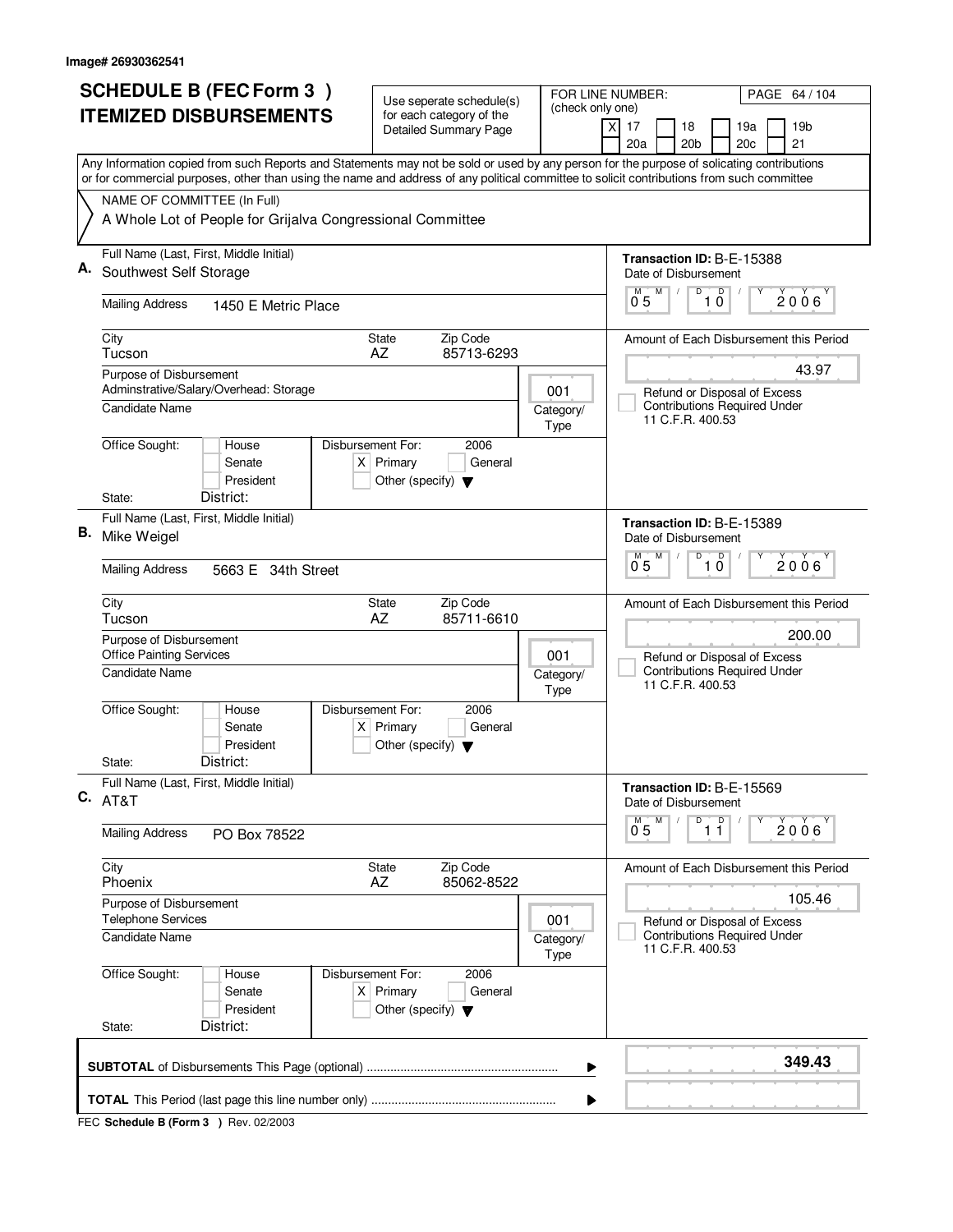Image# 26930362541

# SCHEDULE B (FEC Form 3 ) ITEMIZED DISBURSEMENTS

Use seperate schedule(s) for each category of the Detailed Summary Page

FOR LINE NUMBER: (check only one)

- [X] 17
- [ ] 18
- [ ] 19a
- [ ] 19b
- [ ] 20a
- [ ] 20b
- [ ] 20c
- [ ] 21

PAGE 64 / 104

Any Information copied from such Reports and Statements may not be sold or used by any person for the purpose of solicating contributions or for commercial purposes, other than using the name and address of any political committee to solicit contributions from such committee

NAME OF COMMITTEE (In Full)
A Whole Lot of People for Grijalva Congressional Committee

---

**A.** Full Name (Last, First, Middle Initial): Southwest Self Storage

Mailing Address: 1450 E Metric Place

City: Tucson | State: AZ | Zip Code: 85713-6293

Purpose of Disbursement: Adminstrative/Salary/Overhead: Storage

Category/Type: 001

Candidate Name:

Office Sought: [ ] House [ ] Senate [ ] President

State: District:

Disbursement For: 2006 [X] Primary [ ] General [ ] Other (specify)

Transaction ID: B-E-15388

Date of Disbursement: 05 / 10 / 2006

Amount of Each Disbursement this Period: 43.97

[ ] Refund or Disposal of Excess Contributions Required Under 11 C.F.R. 400.53

---

**B.** Full Name (Last, First, Middle Initial): Mike Weigel

Mailing Address: 5663 E 34th Street

City: Tucson | State: AZ | Zip Code: 85711-6610

Purpose of Disbursement: Office Painting Services

Category/Type: 001

Candidate Name:

Office Sought: [ ] House [ ] Senate [ ] President

State: District:

Disbursement For: 2006 [X] Primary [ ] General [ ] Other (specify)

Transaction ID: B-E-15389

Date of Disbursement: 05 / 10 / 2006

Amount of Each Disbursement this Period: 200.00

[ ] Refund or Disposal of Excess Contributions Required Under 11 C.F.R. 400.53

---

**C.** Full Name (Last, First, Middle Initial): AT&T

Mailing Address: PO Box 78522

City: Phoenix | State: AZ | Zip Code: 85062-8522

Purpose of Disbursement: Telephone Services

Category/Type: 001

Candidate Name:

Office Sought: [ ] House [ ] Senate [ ] President

State: District:

Disbursement For: 2006 [X] Primary [ ] General [ ] Other (specify)

Transaction ID: B-E-15569

Date of Disbursement: 05 / 11 / 2006

Amount of Each Disbursement this Period: 105.46

[ ] Refund or Disposal of Excess Contributions Required Under 11 C.F.R. 400.53

---

**SUBTOTAL** of Disbursements This Page (optional): **349.43**

**TOTAL** This Period (last page this line number only):

FEC **Schedule B (Form 3 )** Rev. 02/2003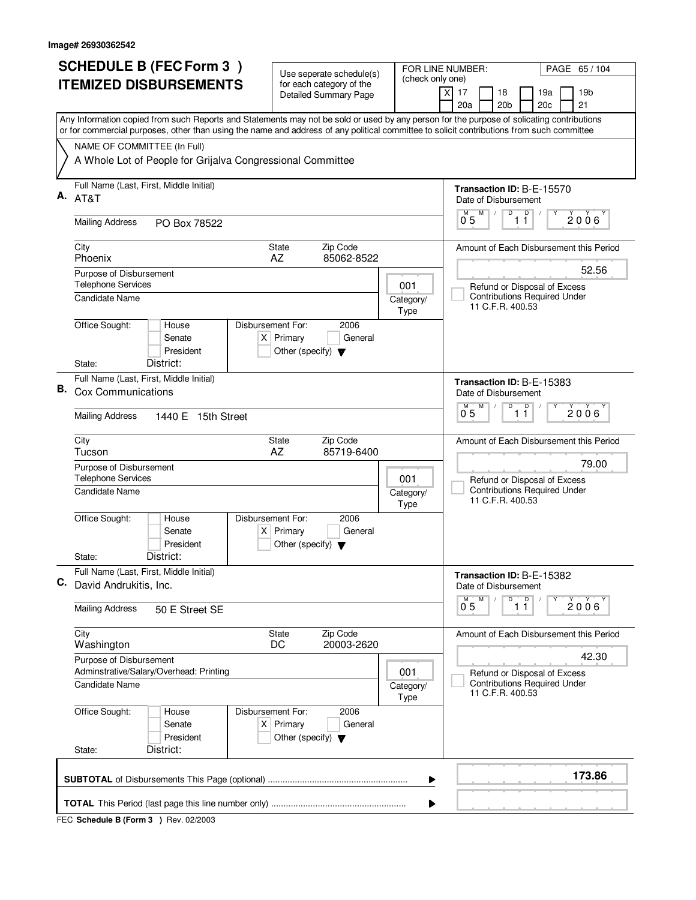Image# 26930362542

# SCHEDULE B (FEC Form 3 ) ITEMIZED DISBURSEMENTS

Use seperate schedule(s) for each category of the Detailed Summary Page

FOR LINE NUMBER: (check only one)

[X] 17 [ ] 18 [ ] 19a [ ] 19b [ ] 20a [ ] 20b [ ] 20c [ ] 21

Any Information copied from such Reports and Statements may not be sold or used by any person for the purpose of solicating contributions or for commercial purposes, other than using the name and address of any political committee to solicit contributions from such committee

NAME OF COMMITTEE (In Full)

A Whole Lot of People for Grijalva Congressional Committee

---

**A.** Full Name (Last, First, Middle Initial): AT&T

Mailing Address: PO Box 78522

City: Phoenix | State: AZ | Zip Code: 85062-8522

Purpose of Disbursement: Telephone Services

Category/Type: 001

Candidate Name:

Office Sought: [ ] House [ ] Senate [ ] President

State: District:

Disbursement For: 2006 [X] Primary [ ] General [ ] Other (specify)

Transaction ID: B-E-15570

Date of Disbursement: 05 / 11 / 2006

Amount of Each Disbursement this Period: 52.56

[ ] Refund or Disposal of Excess Contributions Required Under 11 C.F.R. 400.53

---

**B.** Full Name (Last, First, Middle Initial): Cox Communications

Mailing Address: 1440 E 15th Street

City: Tucson | State: AZ | Zip Code: 85719-6400

Purpose of Disbursement: Telephone Services

Category/Type: 001

Candidate Name:

Office Sought: [ ] House [ ] Senate [ ] President

State: District:

Disbursement For: 2006 [X] Primary [ ] General [ ] Other (specify)

Transaction ID: B-E-15383

Date of Disbursement: 05 / 11 / 2006

Amount of Each Disbursement this Period: 79.00

[ ] Refund or Disposal of Excess Contributions Required Under 11 C.F.R. 400.53

---

**C.** Full Name (Last, First, Middle Initial): David Andrukitis, Inc.

Mailing Address: 50 E Street SE

City: Washington | State: DC | Zip Code: 20003-2620

Purpose of Disbursement: Adminstrative/Salary/Overhead: Printing

Category/Type: 001

Candidate Name:

Office Sought: [ ] House [ ] Senate [ ] President

State: District:

Disbursement For: 2006 [X] Primary [ ] General [ ] Other (specify)

Transaction ID: B-E-15382

Date of Disbursement: 05 / 11 / 2006

Amount of Each Disbursement this Period: 42.30

[ ] Refund or Disposal of Excess Contributions Required Under 11 C.F.R. 400.53

---

**SUBTOTAL** of Disbursements This Page (optional): **173.86**

**TOTAL** This Period (last page this line number only):

FEC **Schedule B (Form 3 )** Rev. 02/2003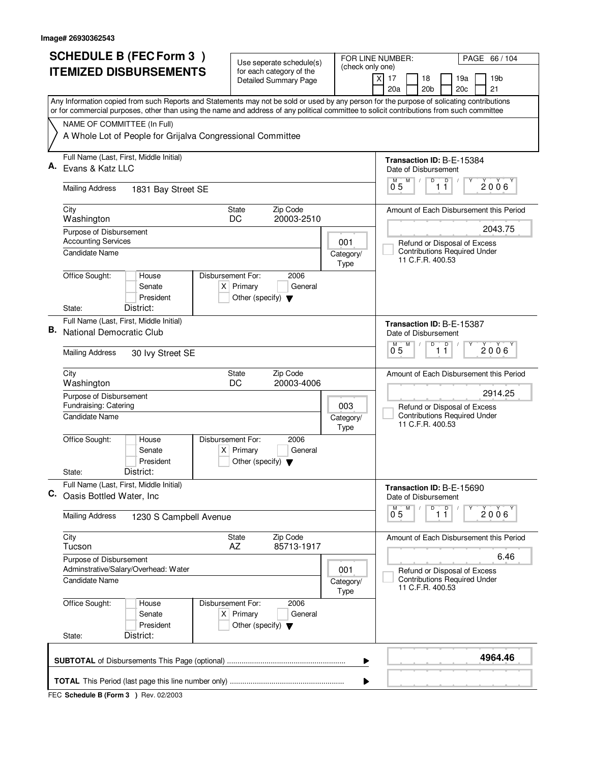Image# 26930362543

# SCHEDULE B (FEC Form 3 ) ITEMIZED DISBURSEMENTS

Use seperate schedule(s) for each category of the Detailed Summary Page

FOR LINE NUMBER: (check only one)
[X] 17 [ ] 18 [ ] 19a [ ] 19b [ ] 20a [ ] 20b [ ] 20c [ ] 21

PAGE 66 / 104

Any Information copied from such Reports and Statements may not be sold or used by any person for the purpose of solicating contributions or for commercial purposes, other than using the name and address of any political committee to solicit contributions from such committee

NAME OF COMMITTEE (In Full)
A Whole Lot of People for Grijalva Congressional Committee

---

**A.** Full Name (Last, First, Middle Initial): Evans & Katz LLC

Mailing Address: 1831 Bay Street SE

City: Washington | State: DC | Zip Code: 20003-2510

Purpose of Disbursement: Accounting Services

Category/Type: 001

Candidate Name:

Office Sought: [ ] House [ ] Senate [ ] President
State: District:

Disbursement For: 2006 [X] Primary [ ] General [ ] Other (specify)

Transaction ID: B-E-15384
Date of Disbursement: 05/11/2006

Amount of Each Disbursement this Period: 2043.75

[ ] Refund or Disposal of Excess Contributions Required Under 11 C.F.R. 400.53

---

**B.** Full Name (Last, First, Middle Initial): National Democratic Club

Mailing Address: 30 Ivy Street SE

City: Washington | State: DC | Zip Code: 20003-4006

Purpose of Disbursement: Fundraising: Catering

Category/Type: 003

Candidate Name:

Office Sought: [ ] House [ ] Senate [ ] President
State: District:

Disbursement For: 2006 [X] Primary [ ] General [ ] Other (specify)

Transaction ID: B-E-15387
Date of Disbursement: 05/11/2006

Amount of Each Disbursement this Period: 2914.25

[ ] Refund or Disposal of Excess Contributions Required Under 11 C.F.R. 400.53

---

**C.** Full Name (Last, First, Middle Initial): Oasis Bottled Water, Inc

Mailing Address: 1230 S Campbell Avenue

City: Tucson | State: AZ | Zip Code: 85713-1917

Purpose of Disbursement: Adminstrative/Salary/Overhead: Water

Category/Type: 001

Candidate Name:

Office Sought: [ ] House [ ] Senate [ ] President
State: District:

Disbursement For: 2006 [X] Primary [ ] General [ ] Other (specify)

Transaction ID: B-E-15690
Date of Disbursement: 05/11/2006

Amount of Each Disbursement this Period: 6.46

[ ] Refund or Disposal of Excess Contributions Required Under 11 C.F.R. 400.53

---

**SUBTOTAL** of Disbursements This Page (optional): **4964.46**

**TOTAL** This Period (last page this line number only):

FEC **Schedule B (Form 3 )** Rev. 02/2003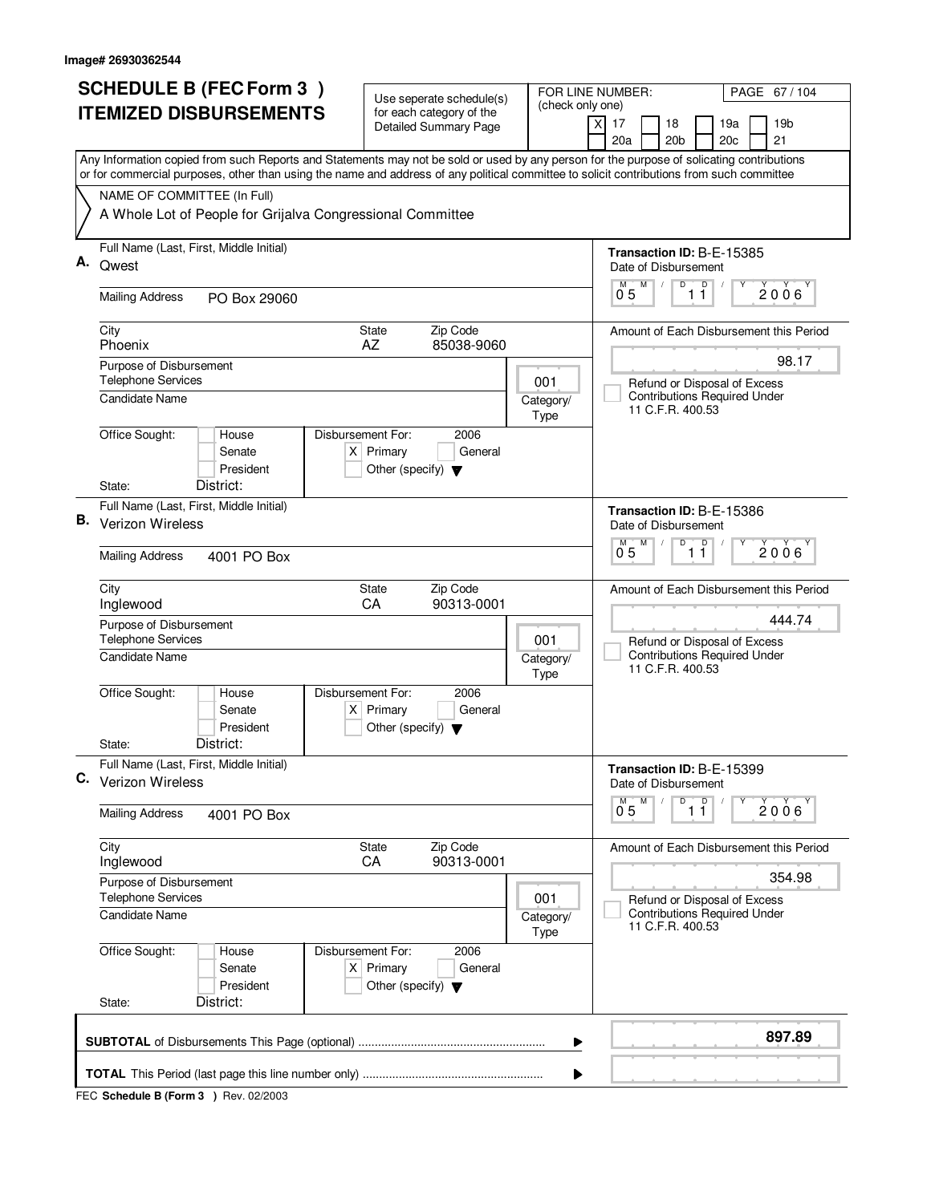Image# 26930362544

# SCHEDULE B (FEC Form 3 ) ITEMIZED DISBURSEMENTS

Use seperate schedule(s) for each category of the Detailed Summary Page

FOR LINE NUMBER: (check only one)

[X] 17 [ ] 18 [ ] 19a [ ] 19b [ ] 20a [ ] 20b [ ] 20c [ ] 21

Any Information copied from such Reports and Statements may not be sold or used by any person for the purpose of solicating contributions or for commercial purposes, other than using the name and address of any political committee to solicit contributions from such committee

NAME OF COMMITTEE (In Full)

A Whole Lot of People for Grijalva Congressional Committee

---

**A.** Full Name (Last, First, Middle Initial): Qwest

Mailing Address: PO Box 29060

City: Phoenix | State: AZ | Zip Code: 85038-9060

Purpose of Disbursement: Telephone Services

Candidate Name:

Category/Type: 001

Office Sought: [ ] House [ ] Senate [ ] President

State: District:

Disbursement For: 2006 [X] Primary [ ] General [ ] Other (specify)

Transaction ID: B-E-15385

Date of Disbursement: 05 / 11 / 2006

Amount of Each Disbursement this Period: 98.17

[ ] Refund or Disposal of Excess Contributions Required Under 11 C.F.R. 400.53

---

**B.** Full Name (Last, First, Middle Initial): Verizon Wireless

Mailing Address: 4001 PO Box

City: Inglewood | State: CA | Zip Code: 90313-0001

Purpose of Disbursement: Telephone Services

Candidate Name:

Category/Type: 001

Office Sought: [ ] House [ ] Senate [ ] President

State: District:

Disbursement For: 2006 [X] Primary [ ] General [ ] Other (specify)

Transaction ID: B-E-15386

Date of Disbursement: 05 / 11 / 2006

Amount of Each Disbursement this Period: 444.74

[ ] Refund or Disposal of Excess Contributions Required Under 11 C.F.R. 400.53

---

**C.** Full Name (Last, First, Middle Initial): Verizon Wireless

Mailing Address: 4001 PO Box

City: Inglewood | State: CA | Zip Code: 90313-0001

Purpose of Disbursement: Telephone Services

Candidate Name:

Category/Type: 001

Office Sought: [ ] House [ ] Senate [ ] President

State: District:

Disbursement For: 2006 [X] Primary [ ] General [ ] Other (specify)

Transaction ID: B-E-15399

Date of Disbursement: 05 / 11 / 2006

Amount of Each Disbursement this Period: 354.98

[ ] Refund or Disposal of Excess Contributions Required Under 11 C.F.R. 400.53

---

**SUBTOTAL** of Disbursements This Page (optional) ........ **897.89**

**TOTAL** This Period (last page this line number only) ........

FEC **Schedule B (Form 3 )** Rev. 02/2003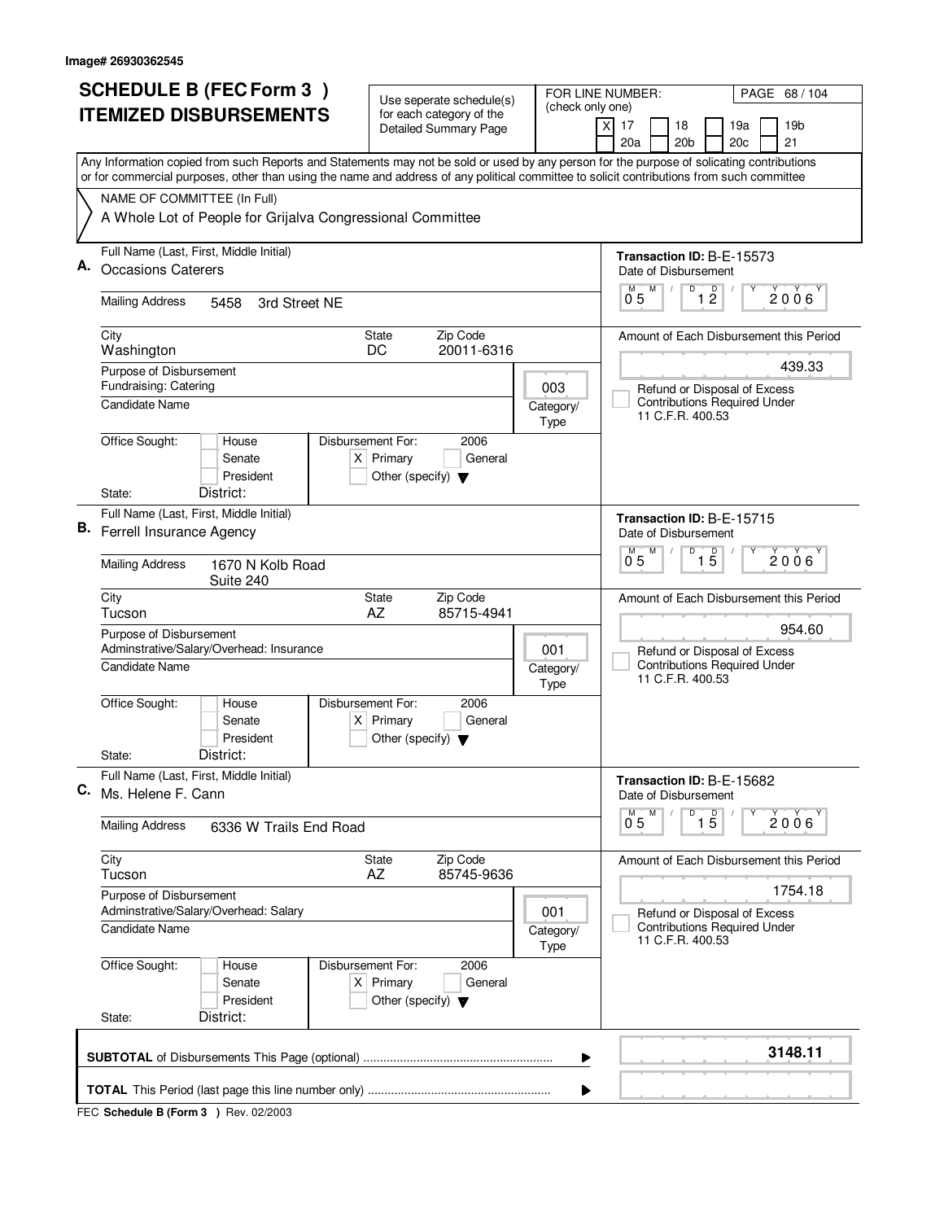Image# 26930362545

# SCHEDULE B (FEC Form 3 )
# ITEMIZED DISBURSEMENTS

Use seperate schedule(s) for each category of the Detailed Summary Page

FOR LINE NUMBER: (check only one)
[X] 17 [ ] 18 [ ] 19a [ ] 19b [ ] 20a [ ] 20b [ ] 20c [ ] 21

Any Information copied from such Reports and Statements may not be sold or used by any person for the purpose of solicating contributions or for commercial purposes, other than using the name and address of any political committee to solicit contributions from such committee

NAME OF COMMITTEE (In Full)
A Whole Lot of People for Grijalva Congressional Committee

---

**A.** Full Name (Last, First, Middle Initial): Occasions Caterers

Mailing Address: 5458 3rd Street NE

City: Washington | State: DC | Zip Code: 20011-6316

Purpose of Disbursement: Fundraising: Catering

Category/Type: 003

Candidate Name:

Office Sought: [ ] House [ ] Senate [ ] President
State: District:

Disbursement For: 2006 [X] Primary [ ] General [ ] Other (specify)

Transaction ID: B-E-15573
Date of Disbursement: 05 / 12 / 2006

Amount of Each Disbursement this Period: 439.33

[ ] Refund or Disposal of Excess Contributions Required Under 11 C.F.R. 400.53

---

**B.** Full Name (Last, First, Middle Initial): Ferrell Insurance Agency

Mailing Address: 1670 N Kolb Road Suite 240

City: Tucson | State: AZ | Zip Code: 85715-4941

Purpose of Disbursement: Adminstrative/Salary/Overhead: Insurance

Category/Type: 001

Candidate Name:

Office Sought: [ ] House [ ] Senate [ ] President
State: District:

Disbursement For: 2006 [X] Primary [ ] General [ ] Other (specify)

Transaction ID: B-E-15715
Date of Disbursement: 05 / 15 / 2006

Amount of Each Disbursement this Period: 954.60

[ ] Refund or Disposal of Excess Contributions Required Under 11 C.F.R. 400.53

---

**C.** Full Name (Last, First, Middle Initial): Ms. Helene F. Cann

Mailing Address: 6336 W Trails End Road

City: Tucson | State: AZ | Zip Code: 85745-9636

Purpose of Disbursement: Adminstrative/Salary/Overhead: Salary

Category/Type: 001

Candidate Name:

Office Sought: [ ] House [ ] Senate [ ] President
State: District:

Disbursement For: 2006 [X] Primary [ ] General [ ] Other (specify)

Transaction ID: B-E-15682
Date of Disbursement: 05 / 15 / 2006

Amount of Each Disbursement this Period: 1754.18

[ ] Refund or Disposal of Excess Contributions Required Under 11 C.F.R. 400.53

---

**SUBTOTAL** of Disbursements This Page (optional): **3148.11**

**TOTAL** This Period (last page this line number only):

FEC **Schedule B (Form 3 )** Rev. 02/2003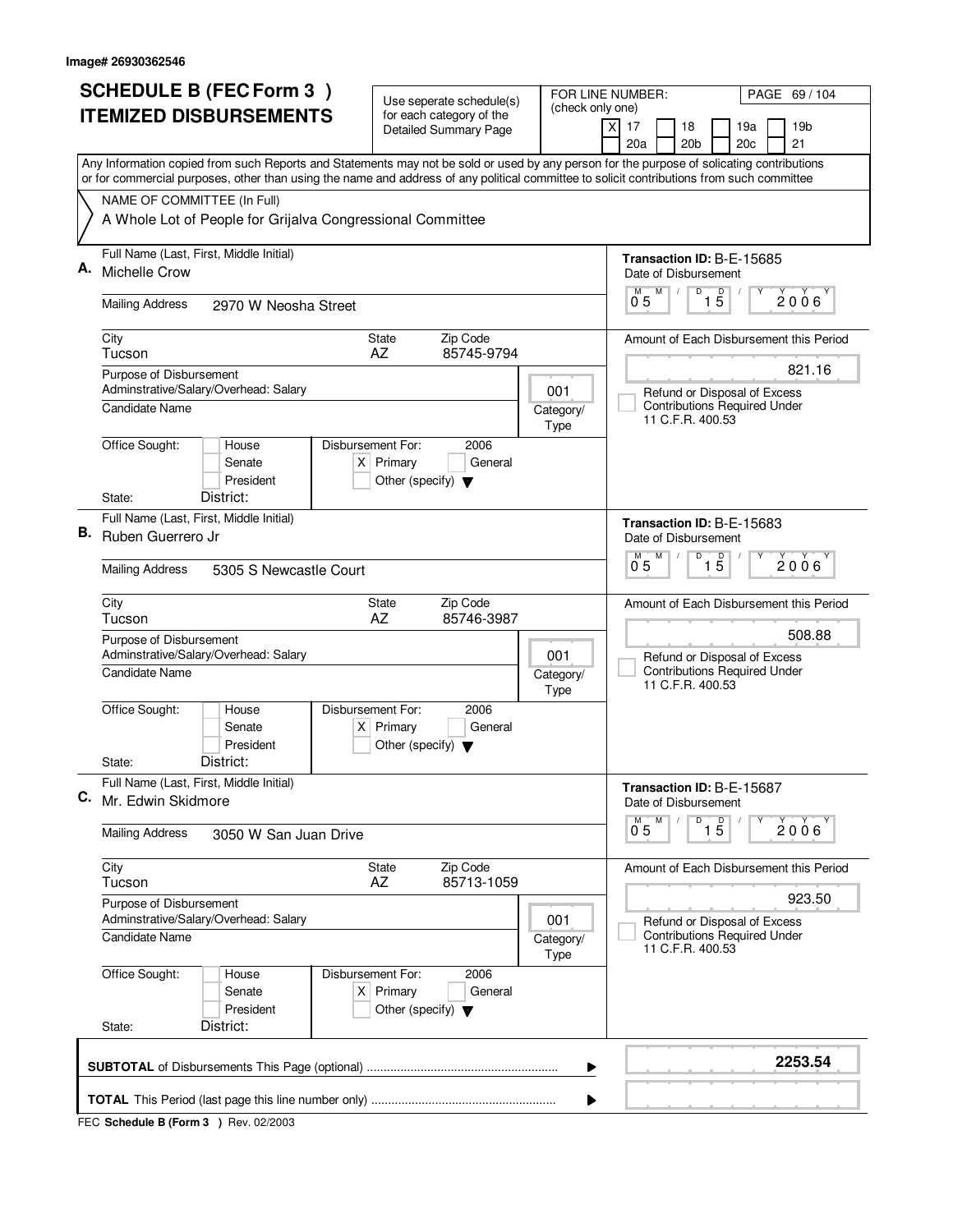Image# 26930362546

# SCHEDULE B (FEC Form 3 ) ITEMIZED DISBURSEMENTS

Use seperate schedule(s) for each category of the Detailed Summary Page

FOR LINE NUMBER: (check only one)

[X] 17 [ ] 18 [ ] 19a [ ] 19b [ ] 20a [ ] 20b [ ] 20c [ ] 21

Any Information copied from such Reports and Statements may not be sold or used by any person for the purpose of solicating contributions or for commercial purposes, other than using the name and address of any political committee to solicit contributions from such committee

NAME OF COMMITTEE (In Full)

A Whole Lot of People for Grijalva Congressional Committee

---

**A.** Full Name (Last, First, Middle Initial): Michelle Crow

Mailing Address: 2970 W Neosha Street

City: Tucson | State: AZ | Zip Code: 85745-9794

Purpose of Disbursement: Adminstrative/Salary/Overhead: Salary

Category/Type: 001

Candidate Name:

Office Sought: [ ] House [ ] Senate [ ] President

State: District:

Disbursement For: 2006 [X] Primary [ ] General [ ] Other (specify)

Transaction ID: B-E-15685

Date of Disbursement: 05/15/2006

Amount of Each Disbursement this Period: 821.16

[ ] Refund or Disposal of Excess Contributions Required Under 11 C.F.R. 400.53

---

**B.** Full Name (Last, First, Middle Initial): Ruben Guerrero Jr

Mailing Address: 5305 S Newcastle Court

City: Tucson | State: AZ | Zip Code: 85746-3987

Purpose of Disbursement: Adminstrative/Salary/Overhead: Salary

Category/Type: 001

Candidate Name:

Office Sought: [ ] House [ ] Senate [ ] President

State: District:

Disbursement For: 2006 [X] Primary [ ] General [ ] Other (specify)

Transaction ID: B-E-15683

Date of Disbursement: 05/15/2006

Amount of Each Disbursement this Period: 508.88

[ ] Refund or Disposal of Excess Contributions Required Under 11 C.F.R. 400.53

---

**C.** Full Name (Last, First, Middle Initial): Mr. Edwin Skidmore

Mailing Address: 3050 W San Juan Drive

City: Tucson | State: AZ | Zip Code: 85713-1059

Purpose of Disbursement: Adminstrative/Salary/Overhead: Salary

Category/Type: 001

Candidate Name:

Office Sought: [ ] House [ ] Senate [ ] President

State: District:

Disbursement For: 2006 [X] Primary [ ] General [ ] Other (specify)

Transaction ID: B-E-15687

Date of Disbursement: 05/15/2006

Amount of Each Disbursement this Period: 923.50

[ ] Refund or Disposal of Excess Contributions Required Under 11 C.F.R. 400.53

---

**SUBTOTAL** of Disbursements This Page (optional): **2253.54**

**TOTAL** This Period (last page this line number only):

FEC **Schedule B (Form 3 )** Rev. 02/2003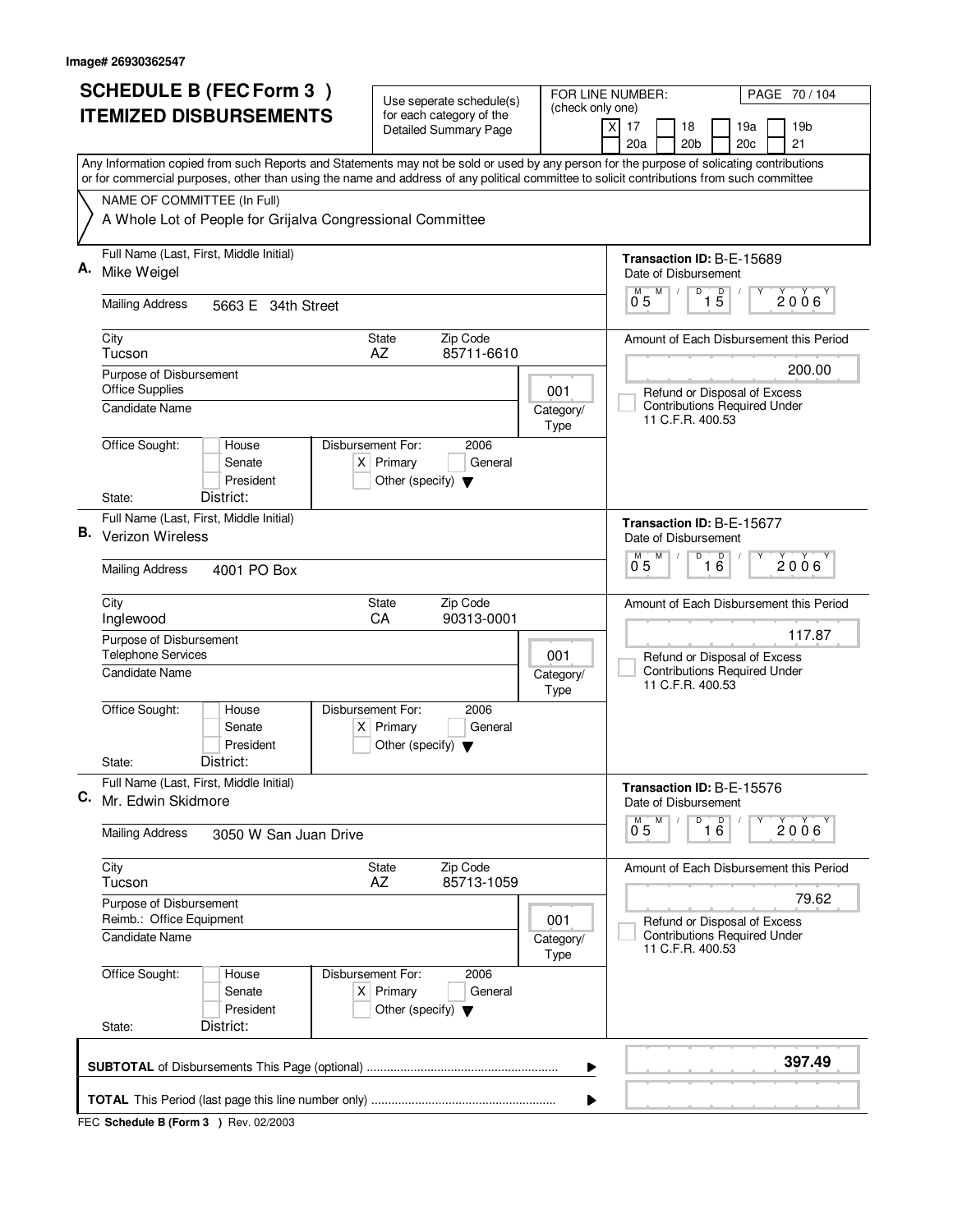Image# 26930362547

# SCHEDULE B (FEC Form 3 )
# ITEMIZED DISBURSEMENTS

Use seperate schedule(s) for each category of the Detailed Summary Page

FOR LINE NUMBER: (check only one)
[X] 17 [ ] 18 [ ] 19a [ ] 19b [ ] 20a [ ] 20b [ ] 20c [ ] 21

Any Information copied from such Reports and Statements may not be sold or used by any person for the purpose of solicating contributions or for commercial purposes, other than using the name and address of any political committee to solicit contributions from such committee

NAME OF COMMITTEE (In Full)
A Whole Lot of People for Grijalva Congressional Committee

---

**A.** Full Name (Last, First, Middle Initial): Mike Weigel

Mailing Address: 5663 E 34th Street

City: Tucson | State: AZ | Zip Code: 85711-6610

Purpose of Disbursement: Office Supplies

Candidate Name:

Category/Type: 001

Office Sought: [ ] House [ ] Senate [ ] President

State: District:

Disbursement For: 2006 [X] Primary [ ] General [ ] Other (specify)

Transaction ID: B-E-15689

Date of Disbursement: 05/15/2006

Amount of Each Disbursement this Period: 200.00

[ ] Refund or Disposal of Excess Contributions Required Under 11 C.F.R. 400.53

---

**B.** Full Name (Last, First, Middle Initial): Verizon Wireless

Mailing Address: 4001 PO Box

City: Inglewood | State: CA | Zip Code: 90313-0001

Purpose of Disbursement: Telephone Services

Candidate Name:

Category/Type: 001

Office Sought: [ ] House [ ] Senate [ ] President

State: District:

Disbursement For: 2006 [X] Primary [ ] General [ ] Other (specify)

Transaction ID: B-E-15677

Date of Disbursement: 05/16/2006

Amount of Each Disbursement this Period: 117.87

[ ] Refund or Disposal of Excess Contributions Required Under 11 C.F.R. 400.53

---

**C.** Full Name (Last, First, Middle Initial): Mr. Edwin Skidmore

Mailing Address: 3050 W San Juan Drive

City: Tucson | State: AZ | Zip Code: 85713-1059

Purpose of Disbursement: Reimb.: Office Equipment

Candidate Name:

Category/Type: 001

Office Sought: [ ] House [ ] Senate [ ] President

State: District:

Disbursement For: 2006 [X] Primary [ ] General [ ] Other (specify)

Transaction ID: B-E-15576

Date of Disbursement: 05/16/2006

Amount of Each Disbursement this Period: 79.62

[ ] Refund or Disposal of Excess Contributions Required Under 11 C.F.R. 400.53

---

**SUBTOTAL** of Disbursements This Page (optional): **397.49**

**TOTAL** This Period (last page this line number only):

FEC **Schedule B (Form 3 )** Rev. 02/2003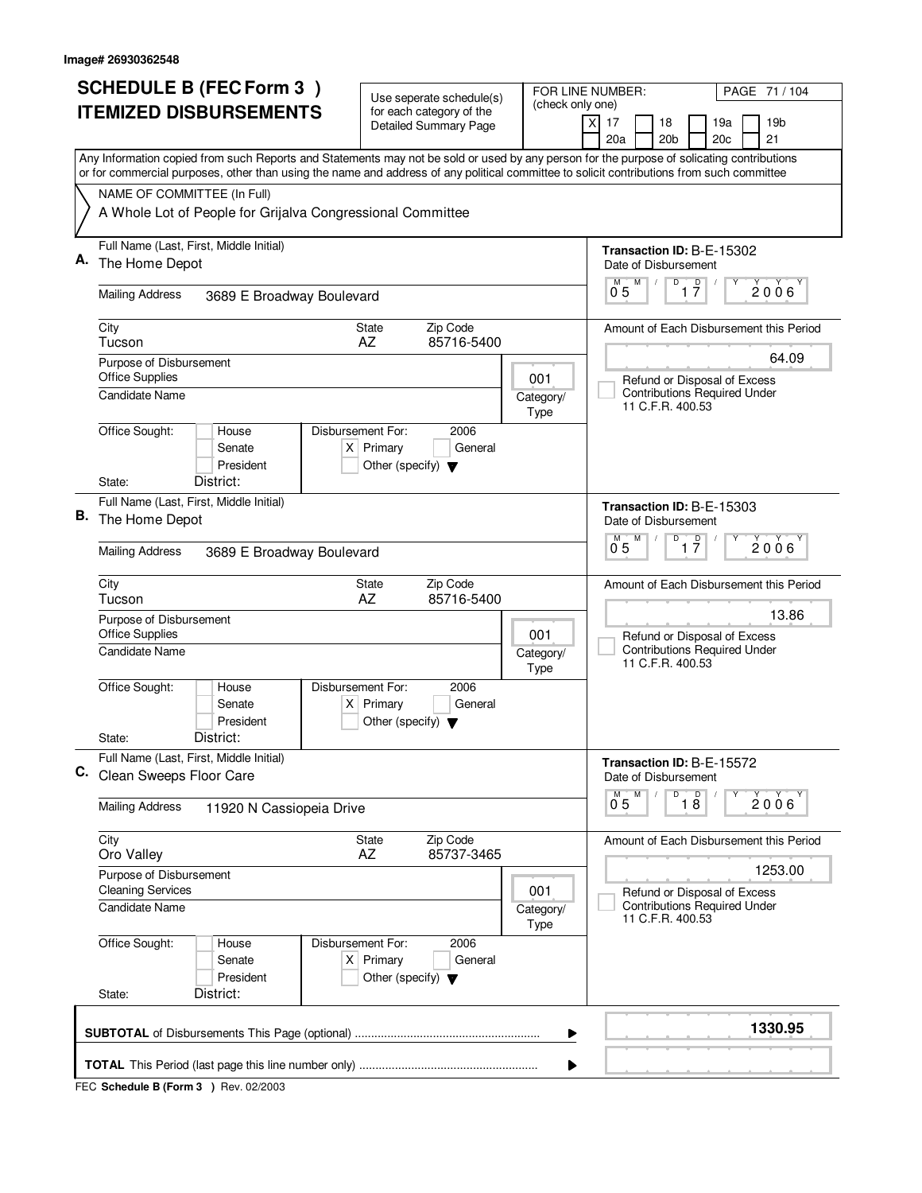Image# 26930362548

# SCHEDULE B (FEC Form 3 ) ITEMIZED DISBURSEMENTS

Use seperate schedule(s) for each category of the Detailed Summary Page

FOR LINE NUMBER: (check only one)
[X] 17 [ ] 18 [ ] 19a [ ] 19b [ ] 20a [ ] 20b [ ] 20c [ ] 21

Any Information copied from such Reports and Statements may not be sold or used by any person for the purpose of solicating contributions or for commercial purposes, other than using the name and address of any political committee to solicit contributions from such committee

NAME OF COMMITTEE (In Full)
A Whole Lot of People for Grijalva Congressional Committee

---

**A.** Full Name (Last, First, Middle Initial): The Home Depot

Transaction ID: B-E-15302

Mailing Address: 3689 E Broadway Boulevard

Date of Disbursement: 05 / 17 / 2006

City: Tucson | State: AZ | Zip Code: 85716-5400

Amount of Each Disbursement this Period: 64.09

Purpose of Disbursement: Office Supplies

Category/Type: 001

Candidate Name:

[ ] Refund or Disposal of Excess Contributions Required Under 11 C.F.R. 400.53

Office Sought: [ ] House [ ] Senate [ ] President

Disbursement For: 2006 [X] Primary [ ] General [ ] Other (specify)

State: District:

---

**B.** Full Name (Last, First, Middle Initial): The Home Depot

Transaction ID: B-E-15303

Mailing Address: 3689 E Broadway Boulevard

Date of Disbursement: 05 / 17 / 2006

City: Tucson | State: AZ | Zip Code: 85716-5400

Amount of Each Disbursement this Period: 13.86

Purpose of Disbursement: Office Supplies

Category/Type: 001

Candidate Name:

[ ] Refund or Disposal of Excess Contributions Required Under 11 C.F.R. 400.53

Office Sought: [ ] House [ ] Senate [ ] President

Disbursement For: 2006 [X] Primary [ ] General [ ] Other (specify)

State: District:

---

**C.** Full Name (Last, First, Middle Initial): Clean Sweeps Floor Care

Transaction ID: B-E-15572

Mailing Address: 11920 N Cassiopeia Drive

Date of Disbursement: 05 / 18 / 2006

City: Oro Valley | State: AZ | Zip Code: 85737-3465

Amount of Each Disbursement this Period: 1253.00

Purpose of Disbursement: Cleaning Services

Category/Type: 001

Candidate Name:

[ ] Refund or Disposal of Excess Contributions Required Under 11 C.F.R. 400.53

Office Sought: [ ] House [ ] Senate [ ] President

Disbursement For: 2006 [X] Primary [ ] General [ ] Other (specify)

State: District:

---

**SUBTOTAL** of Disbursements This Page (optional) ........ **1330.95**

**TOTAL** This Period (last page this line number only) ........

FEC **Schedule B (Form 3 )** Rev. 02/2003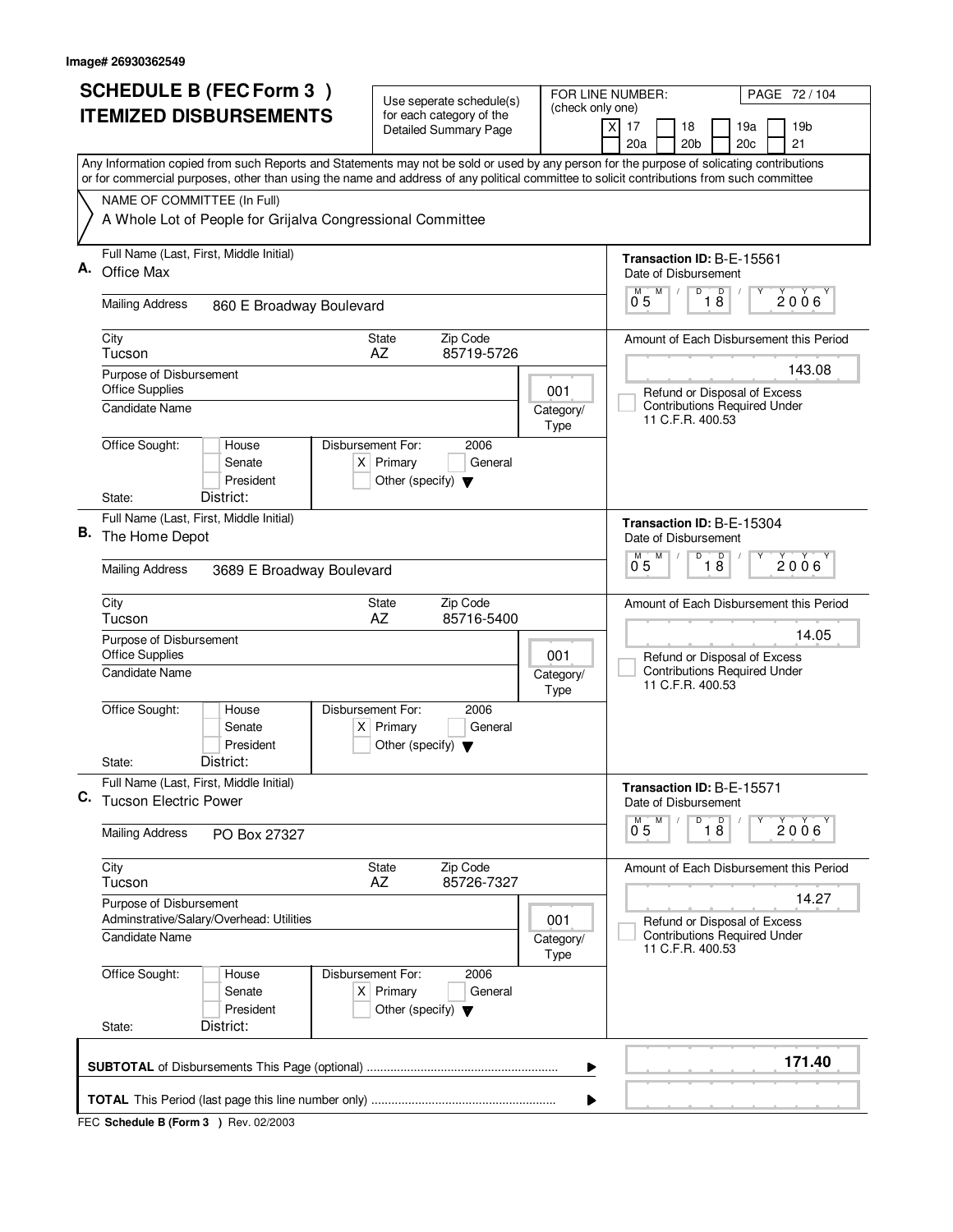Image# 26930362549

# SCHEDULE B (FEC Form 3 ) ITEMIZED DISBURSEMENTS

Use seperate schedule(s) for each category of the Detailed Summary Page

FOR LINE NUMBER: (check only one)

- [X] 17
- [ ] 18
- [ ] 19a
- [ ] 19b
- [ ] 20a
- [ ] 20b
- [ ] 20c
- [ ] 21

PAGE 72 / 104

Any Information copied from such Reports and Statements may not be sold or used by any person for the purpose of solicating contributions or for commercial purposes, other than using the name and address of any political committee to solicit contributions from such committee

NAME OF COMMITTEE (In Full)
A Whole Lot of People for Grijalva Congressional Committee

---

**A.** Full Name (Last, First, Middle Initial): Office Max

Transaction ID: B-E-15561

Mailing Address: 860 E Broadway Boulevard

Date of Disbursement: 05/18/2006

City: Tucson | State: AZ | Zip Code: 85719-5726

Amount of Each Disbursement this Period: 143.08

Purpose of Disbursement: Office Supplies

Category/Type: 001

Candidate Name:

- [ ] Refund or Disposal of Excess Contributions Required Under 11 C.F.R. 400.53

Office Sought: [ ] House [ ] Senate [ ] President

Disbursement For: 2006 — [X] Primary [ ] General [ ] Other (specify)

State: District:

---

**B.** Full Name (Last, First, Middle Initial): The Home Depot

Transaction ID: B-E-15304

Mailing Address: 3689 E Broadway Boulevard

Date of Disbursement: 05/18/2006

City: Tucson | State: AZ | Zip Code: 85716-5400

Amount of Each Disbursement this Period: 14.05

Purpose of Disbursement: Office Supplies

Category/Type: 001

Candidate Name:

- [ ] Refund or Disposal of Excess Contributions Required Under 11 C.F.R. 400.53

Office Sought: [ ] House [ ] Senate [ ] President

Disbursement For: 2006 — [X] Primary [ ] General [ ] Other (specify)

State: District:

---

**C.** Full Name (Last, First, Middle Initial): Tucson Electric Power

Transaction ID: B-E-15571

Mailing Address: PO Box 27327

Date of Disbursement: 05/18/2006

City: Tucson | State: AZ | Zip Code: 85726-7327

Amount of Each Disbursement this Period: 14.27

Purpose of Disbursement: Adminstrative/Salary/Overhead: Utilities

Category/Type: 001

Candidate Name:

- [ ] Refund or Disposal of Excess Contributions Required Under 11 C.F.R. 400.53

Office Sought: [ ] House [ ] Senate [ ] President

Disbursement For: 2006 — [X] Primary [ ] General [ ] Other (specify)

State: District:

---

**SUBTOTAL** of Disbursements This Page (optional) ........ **171.40**

**TOTAL** This Period (last page this line number only) ........

FEC **Schedule B (Form 3 )** Rev. 02/2003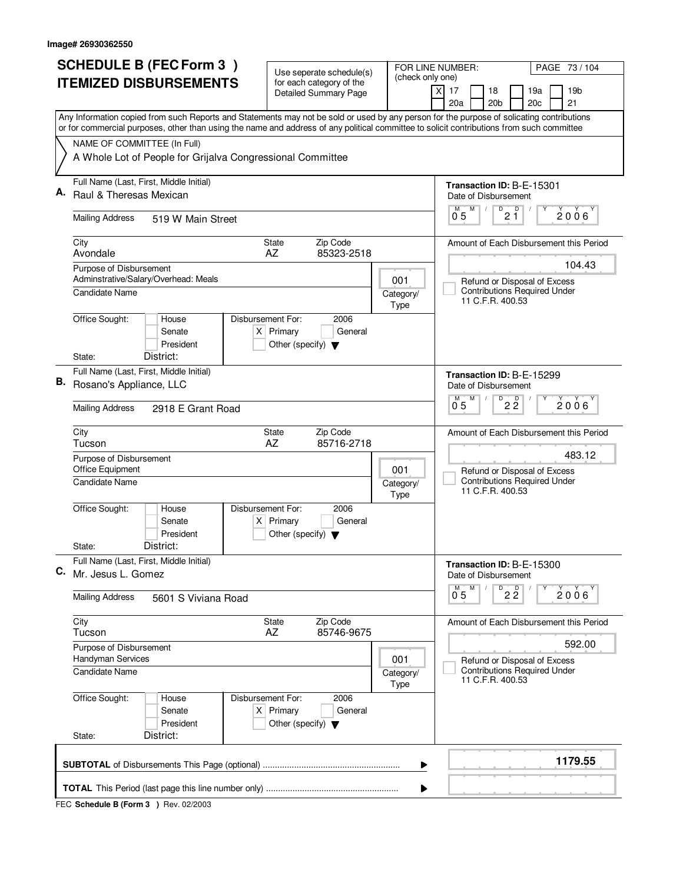Image# 26930362550

# SCHEDULE B (FEC Form 3 ) ITEMIZED DISBURSEMENTS

Use seperate schedule(s) for each category of the Detailed Summary Page

FOR LINE NUMBER: (check only one)

- [X] 17
- [ ] 18
- [ ] 19a
- [ ] 19b
- [ ] 20a
- [ ] 20b
- [ ] 20c
- [ ] 21

Any Information copied from such Reports and Statements may not be sold or used by any person for the purpose of solicating contributions or for commercial purposes, other than using the name and address of any political committee to solicit contributions from such committee

NAME OF COMMITTEE (In Full)
A Whole Lot of People for Grijalva Congressional Committee

---

**A.** Full Name (Last, First, Middle Initial): Raul & Theresas Mexican

Transaction ID: B-E-15301
Date of Disbursement: 05 / 21 / 2006

Mailing Address: 519 W Main Street
City: Avondale | State: AZ | Zip Code: 85323-2518

Amount of Each Disbursement this Period: 104.43

Purpose of Disbursement: Adminstrative/Salary/Overhead: Meals
Category/Type: 001
Candidate Name:

- [ ] Refund or Disposal of Excess Contributions Required Under 11 C.F.R. 400.53

Office Sought: [ ] House [ ] Senate [ ] President
State: District:
Disbursement For: 2006 [X] Primary [ ] General [ ] Other (specify)

---

**B.** Full Name (Last, First, Middle Initial): Rosano's Appliance, LLC

Transaction ID: B-E-15299
Date of Disbursement: 05 / 22 / 2006

Mailing Address: 2918 E Grant Road
City: Tucson | State: AZ | Zip Code: 85716-2718

Amount of Each Disbursement this Period: 483.12

Purpose of Disbursement: Office Equipment
Category/Type: 001
Candidate Name:

- [ ] Refund or Disposal of Excess Contributions Required Under 11 C.F.R. 400.53

Office Sought: [ ] House [ ] Senate [ ] President
State: District:
Disbursement For: 2006 [X] Primary [ ] General [ ] Other (specify)

---

**C.** Full Name (Last, First, Middle Initial): Mr. Jesus L. Gomez

Transaction ID: B-E-15300
Date of Disbursement: 05 / 22 / 2006

Mailing Address: 5601 S Viviana Road
City: Tucson | State: AZ | Zip Code: 85746-9675

Amount of Each Disbursement this Period: 592.00

Purpose of Disbursement: Handyman Services
Category/Type: 001
Candidate Name:

- [ ] Refund or Disposal of Excess Contributions Required Under 11 C.F.R. 400.53

Office Sought: [ ] House [ ] Senate [ ] President
State: District:
Disbursement For: 2006 [X] Primary [ ] General [ ] Other (specify)

---

**SUBTOTAL** of Disbursements This Page (optional): **1179.55**

**TOTAL** This Period (last page this line number only):

FEC **Schedule B (Form 3 )** Rev. 02/2003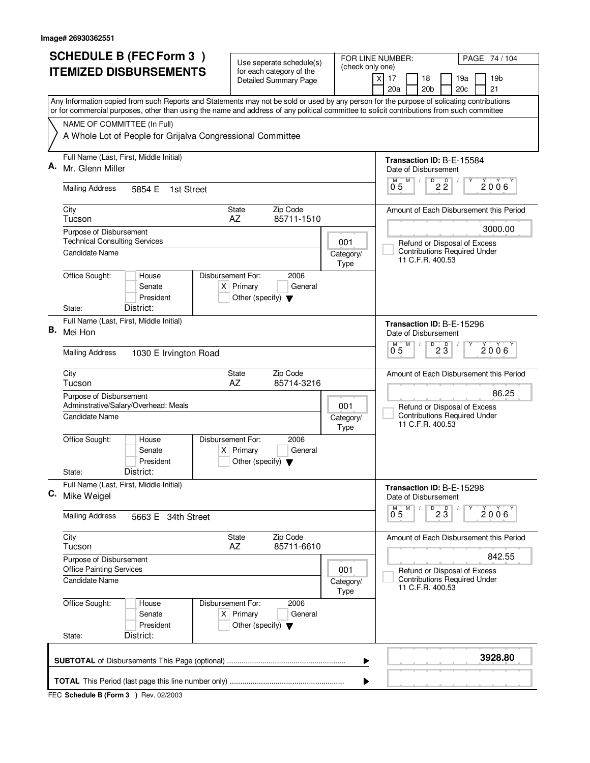Image# 26930362551

# SCHEDULE B (FEC Form 3 ) ITEMIZED DISBURSEMENTS

Use seperate schedule(s) for each category of the Detailed Summary Page

FOR LINE NUMBER: (check only one)

[X] 17 [ ] 18 [ ] 19a [ ] 19b [ ] 20a [ ] 20b [ ] 20c [ ] 21

PAGE 74 / 104

Any Information copied from such Reports and Statements may not be sold or used by any person for the purpose of solicating contributions or for commercial purposes, other than using the name and address of any political committee to solicit contributions from such committee

NAME OF COMMITTEE (In Full)
A Whole Lot of People for Grijalva Congressional Committee

---

**A.** Full Name (Last, First, Middle Initial): Mr. Glenn Miller

Mailing Address: 5854 E 1st Street

City: Tucson | State: AZ | Zip Code: 85711-1510

Purpose of Disbursement: Technical Consulting Services

Candidate Name:

Category/Type: 001

Office Sought: [ ] House [ ] Senate [ ] President

State: District:

Disbursement For: 2006 [X] Primary [ ] General [ ] Other (specify)

Transaction ID: B-E-15584

Date of Disbursement: 05 / 22 / 2006

Amount of Each Disbursement this Period: 3000.00

[ ] Refund or Disposal of Excess Contributions Required Under 11 C.F.R. 400.53

---

**B.** Full Name (Last, First, Middle Initial): Mei Hon

Mailing Address: 1030 E Irvington Road

City: Tucson | State: AZ | Zip Code: 85714-3216

Purpose of Disbursement: Adminstrative/Salary/Overhead: Meals

Candidate Name:

Category/Type: 001

Office Sought: [ ] House [ ] Senate [ ] President

State: District:

Disbursement For: 2006 [X] Primary [ ] General [ ] Other (specify)

Transaction ID: B-E-15296

Date of Disbursement: 05 / 23 / 2006

Amount of Each Disbursement this Period: 86.25

[ ] Refund or Disposal of Excess Contributions Required Under 11 C.F.R. 400.53

---

**C.** Full Name (Last, First, Middle Initial): Mike Weigel

Mailing Address: 5663 E 34th Street

City: Tucson | State: AZ | Zip Code: 85711-6610

Purpose of Disbursement: Office Painting Services

Candidate Name:

Category/Type: 001

Office Sought: [ ] House [ ] Senate [ ] President

State: District:

Disbursement For: 2006 [X] Primary [ ] General [ ] Other (specify)

Transaction ID: B-E-15298

Date of Disbursement: 05 / 23 / 2006

Amount of Each Disbursement this Period: 842.55

[ ] Refund or Disposal of Excess Contributions Required Under 11 C.F.R. 400.53

---

**SUBTOTAL** of Disbursements This Page (optional): **3928.80**

**TOTAL** This Period (last page this line number only):

FEC **Schedule B (Form 3 )** Rev. 02/2003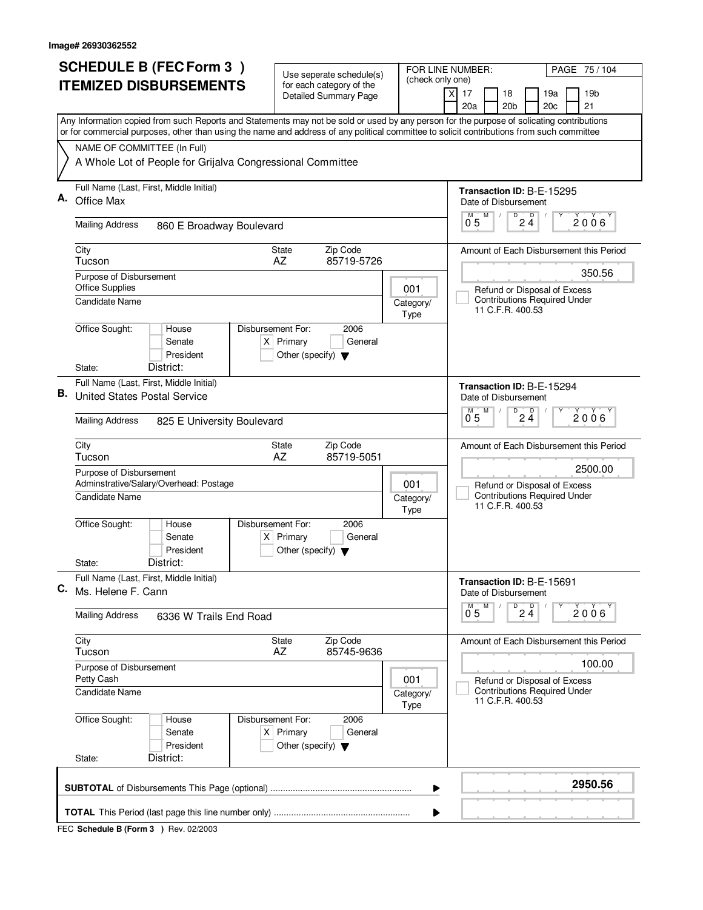Image# 26930362552

# SCHEDULE B (FEC Form 3 ) ITEMIZED DISBURSEMENTS

Use seperate schedule(s) for each category of the Detailed Summary Page

FOR LINE NUMBER: (check only one)

- [X] 17
- [ ] 18
- [ ] 19a
- [ ] 19b
- [ ] 20a
- [ ] 20b
- [ ] 20c
- [ ] 21

PAGE 75 / 104

Any Information copied from such Reports and Statements may not be sold or used by any person for the purpose of solicating contributions or for commercial purposes, other than using the name and address of any political committee to solicit contributions from such committee

NAME OF COMMITTEE (In Full)
A Whole Lot of People for Grijalva Congressional Committee

---

**A.** Full Name (Last, First, Middle Initial): Office Max

Transaction ID: B-E-15295

Date of Disbursement: 05 / 24 / 2006

Mailing Address: 860 E Broadway Boulevard

City: Tucson | State: AZ | Zip Code: 85719-5726

Amount of Each Disbursement this Period: 350.56

Purpose of Disbursement: Office Supplies

Category/Type: 001

Candidate Name:

- [ ] Refund or Disposal of Excess Contributions Required Under 11 C.F.R. 400.53

Office Sought: [ ] House [ ] Senate [ ] President

Disbursement For: 2006 [X] Primary [ ] General [ ] Other (specify)

State: District:

---

**B.** Full Name (Last, First, Middle Initial): United States Postal Service

Transaction ID: B-E-15294

Date of Disbursement: 05 / 24 / 2006

Mailing Address: 825 E University Boulevard

City: Tucson | State: AZ | Zip Code: 85719-5051

Amount of Each Disbursement this Period: 2500.00

Purpose of Disbursement: Adminstrative/Salary/Overhead: Postage

Category/Type: 001

Candidate Name:

- [ ] Refund or Disposal of Excess Contributions Required Under 11 C.F.R. 400.53

Office Sought: [ ] House [ ] Senate [ ] President

Disbursement For: 2006 [X] Primary [ ] General [ ] Other (specify)

State: District:

---

**C.** Full Name (Last, First, Middle Initial): Ms. Helene F. Cann

Transaction ID: B-E-15691

Date of Disbursement: 05 / 24 / 2006

Mailing Address: 6336 W Trails End Road

City: Tucson | State: AZ | Zip Code: 85745-9636

Amount of Each Disbursement this Period: 100.00

Purpose of Disbursement: Petty Cash

Category/Type: 001

Candidate Name:

- [ ] Refund or Disposal of Excess Contributions Required Under 11 C.F.R. 400.53

Office Sought: [ ] House [ ] Senate [ ] President

Disbursement For: 2006 [X] Primary [ ] General [ ] Other (specify)

State: District:

---

**SUBTOTAL** of Disbursements This Page (optional): **2950.56**

**TOTAL** This Period (last page this line number only):

FEC Schedule B (Form 3 ) Rev. 02/2003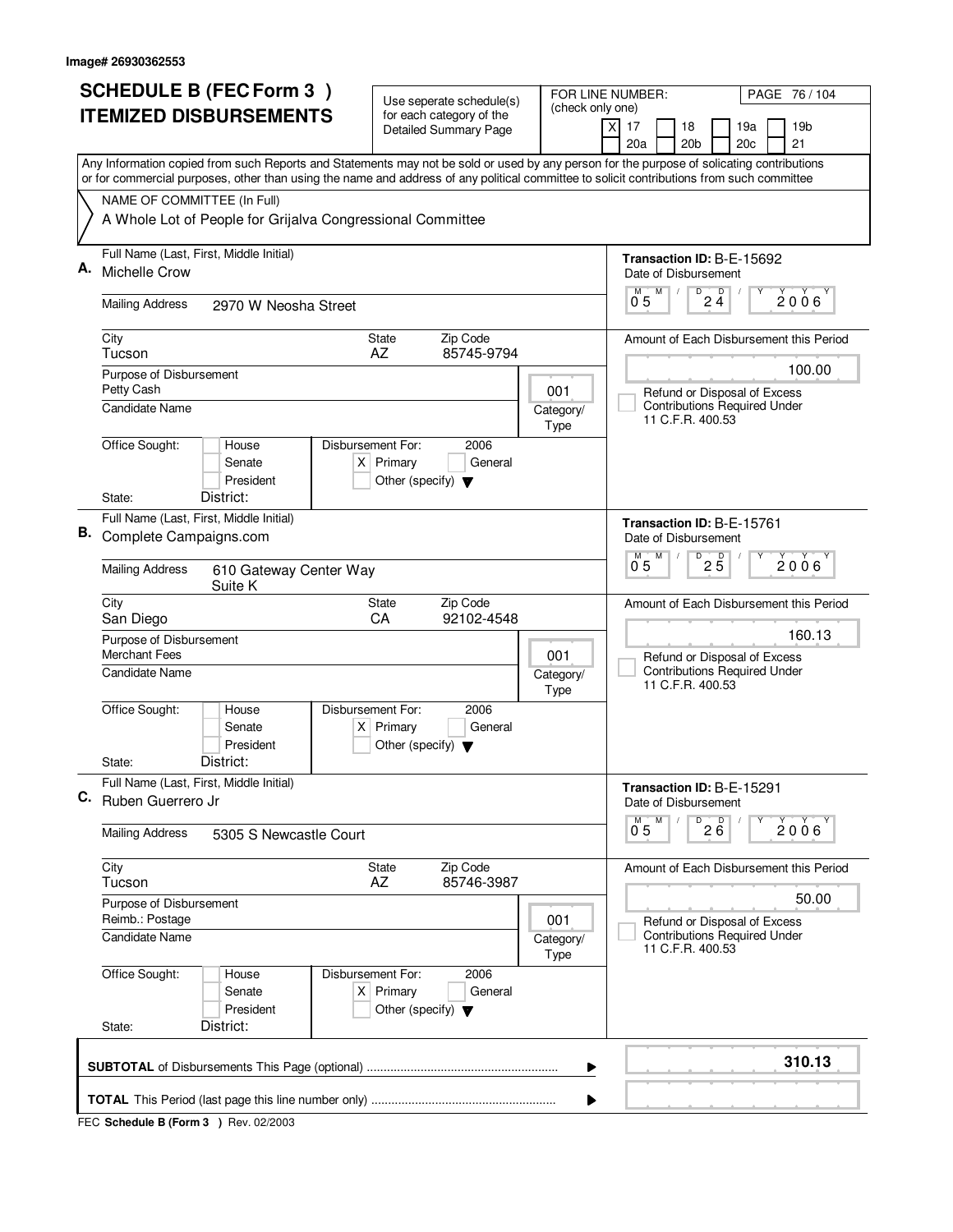Image# 26930362553

# SCHEDULE B (FEC Form 3 ) ITEMIZED DISBURSEMENTS

Use seperate schedule(s) for each category of the Detailed Summary Page

FOR LINE NUMBER: (check only one)

[X] 17 [ ] 18 [ ] 19a [ ] 19b [ ] 20a [ ] 20b [ ] 20c [ ] 21

Any Information copied from such Reports and Statements may not be sold or used by any person for the purpose of solicating contributions or for commercial purposes, other than using the name and address of any political committee to solicit contributions from such committee

NAME OF COMMITTEE (In Full)
A Whole Lot of People for Grijalva Congressional Committee

---

**A.** Full Name (Last, First, Middle Initial): Michelle Crow

Mailing Address: 2970 W Neosha Street

City: Tucson | State: AZ | Zip Code: 85745-9794

Purpose of Disbursement: Petty Cash

Category/Type: 001

Candidate Name:

Office Sought: [ ] House [ ] Senate [ ] President

State: District:

Disbursement For: 2006 [X] Primary [ ] General [ ] Other (specify)

Transaction ID: B-E-15692

Date of Disbursement: 05 / 24 / 2006

Amount of Each Disbursement this Period: 100.00

[ ] Refund or Disposal of Excess Contributions Required Under 11 C.F.R. 400.53

---

**B.** Full Name (Last, First, Middle Initial): Complete Campaigns.com

Mailing Address: 610 Gateway Center Way Suite K

City: San Diego | State: CA | Zip Code: 92102-4548

Purpose of Disbursement: Merchant Fees

Category/Type: 001

Candidate Name:

Office Sought: [ ] House [ ] Senate [ ] President

State: District:

Disbursement For: 2006 [X] Primary [ ] General [ ] Other (specify)

Transaction ID: B-E-15761

Date of Disbursement: 05 / 25 / 2006

Amount of Each Disbursement this Period: 160.13

[ ] Refund or Disposal of Excess Contributions Required Under 11 C.F.R. 400.53

---

**C.** Full Name (Last, First, Middle Initial): Ruben Guerrero Jr

Mailing Address: 5305 S Newcastle Court

City: Tucson | State: AZ | Zip Code: 85746-3987

Purpose of Disbursement: Reimb.: Postage

Category/Type: 001

Candidate Name:

Office Sought: [ ] House [ ] Senate [ ] President

State: District:

Disbursement For: 2006 [X] Primary [ ] General [ ] Other (specify)

Transaction ID: B-E-15291

Date of Disbursement: 05 / 26 / 2006

Amount of Each Disbursement this Period: 50.00

[ ] Refund or Disposal of Excess Contributions Required Under 11 C.F.R. 400.53

---

**SUBTOTAL** of Disbursements This Page (optional): **310.13**

**TOTAL** This Period (last page this line number only):

FEC **Schedule B (Form 3 )** Rev. 02/2003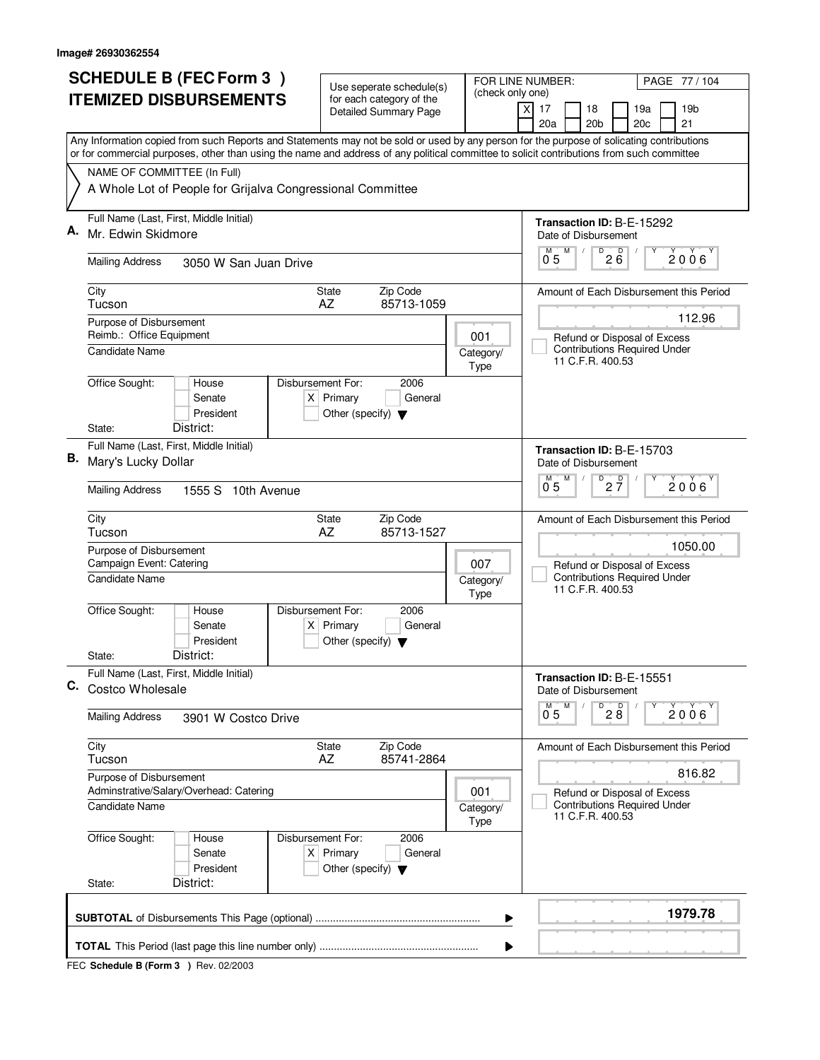Image# 26930362554

# SCHEDULE B (FEC Form 3) ITEMIZED DISBURSEMENTS

Use seperate schedule(s) for each category of the Detailed Summary Page

FOR LINE NUMBER: (check only one)

- [X] 17
- [ ] 18
- [ ] 19a
- [ ] 19b
- [ ] 20a
- [ ] 20b
- [ ] 20c
- [ ] 21

Any Information copied from such Reports and Statements may not be sold or used by any person for the purpose of solicating contributions or for commercial purposes, other than using the name and address of any political committee to solicit contributions from such committee

NAME OF COMMITTEE (In Full)

A Whole Lot of People for Grijalva Congressional Committee

---

**A.** Full Name (Last, First, Middle Initial): Mr. Edwin Skidmore

Mailing Address: 3050 W San Juan Drive

City: Tucson | State: AZ | Zip Code: 85713-1059

Purpose of Disbursement: Reimb.: Office Equipment

Category/Type: 001

Candidate Name:

Office Sought: [ ] House [ ] Senate [ ] President

State: District:

Disbursement For: 2006 [X] Primary [ ] General [ ] Other (specify)

Transaction ID: B-E-15292

Date of Disbursement: 05 / 26 / 2006

Amount of Each Disbursement this Period: 112.96

[ ] Refund or Disposal of Excess Contributions Required Under 11 C.F.R. 400.53

---

**B.** Full Name (Last, First, Middle Initial): Mary's Lucky Dollar

Mailing Address: 1555 S 10th Avenue

City: Tucson | State: AZ | Zip Code: 85713-1527

Purpose of Disbursement: Campaign Event: Catering

Category/Type: 007

Candidate Name:

Office Sought: [ ] House [ ] Senate [ ] President

State: District:

Disbursement For: 2006 [X] Primary [ ] General [ ] Other (specify)

Transaction ID: B-E-15703

Date of Disbursement: 05 / 27 / 2006

Amount of Each Disbursement this Period: 1050.00

[ ] Refund or Disposal of Excess Contributions Required Under 11 C.F.R. 400.53

---

**C.** Full Name (Last, First, Middle Initial): Costco Wholesale

Mailing Address: 3901 W Costco Drive

City: Tucson | State: AZ | Zip Code: 85741-2864

Purpose of Disbursement: Adminstrative/Salary/Overhead: Catering

Category/Type: 001

Candidate Name:

Office Sought: [ ] House [ ] Senate [ ] President

State: District:

Disbursement For: 2006 [X] Primary [ ] General [ ] Other (specify)

Transaction ID: B-E-15551

Date of Disbursement: 05 / 28 / 2006

Amount of Each Disbursement this Period: 816.82

[ ] Refund or Disposal of Excess Contributions Required Under 11 C.F.R. 400.53

---

**SUBTOTAL** of Disbursements This Page (optional): **1979.78**

**TOTAL** This Period (last page this line number only):

FEC **Schedule B (Form 3)** Rev. 02/2003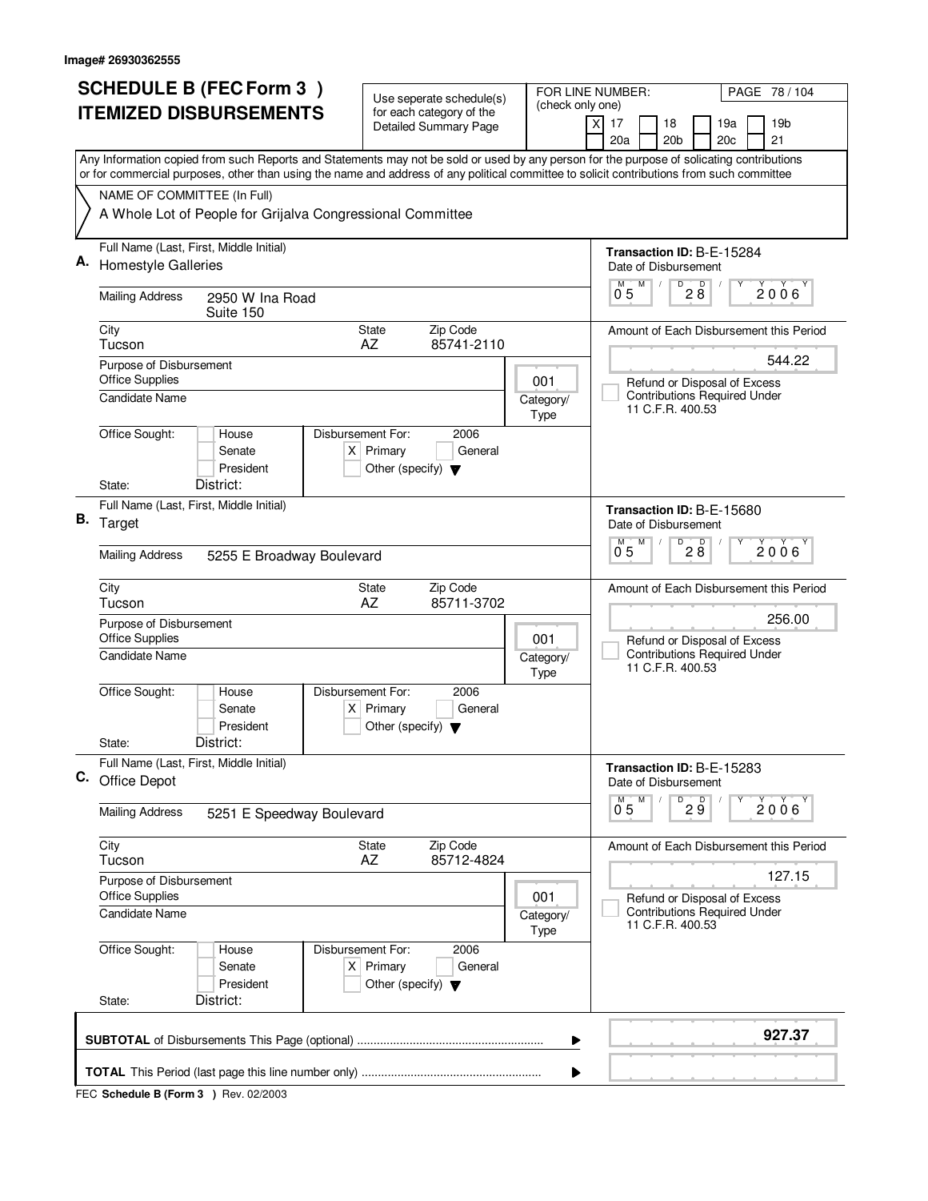Image# 26930362555

# SCHEDULE B (FEC Form 3 ) ITEMIZED DISBURSEMENTS

Use seperate schedule(s) for each category of the Detailed Summary Page

FOR LINE NUMBER: (check only one)

[X] 17 [ ] 18 [ ] 19a [ ] 19b [ ] 20a [ ] 20b [ ] 20c [ ] 21

PAGE 78 / 104

Any Information copied from such Reports and Statements may not be sold or used by any person for the purpose of solicating contributions or for commercial purposes, other than using the name and address of any political committee to solicit contributions from such committee

NAME OF COMMITTEE (In Full)
A Whole Lot of People for Grijalva Congressional Committee

---

**A.** Full Name (Last, First, Middle Initial): Homestyle Galleries

Mailing Address: 2950 W Ina Road, Suite 150

City: Tucson | State: AZ | Zip Code: 85741-2110

Purpose of Disbursement: Office Supplies

Candidate Name:

Category/Type: 001

Office Sought: [ ] House [ ] Senate [ ] President

State: District:

Disbursement For: 2006 [X] Primary [ ] General [ ] Other (specify)

Transaction ID: B-E-15284

Date of Disbursement: 05/28/2006

Amount of Each Disbursement this Period: 544.22

[ ] Refund or Disposal of Excess Contributions Required Under 11 C.F.R. 400.53

---

**B.** Full Name (Last, First, Middle Initial): Target

Mailing Address: 5255 E Broadway Boulevard

City: Tucson | State: AZ | Zip Code: 85711-3702

Purpose of Disbursement: Office Supplies

Candidate Name:

Category/Type: 001

Office Sought: [ ] House [ ] Senate [ ] President

State: District:

Disbursement For: 2006 [X] Primary [ ] General [ ] Other (specify)

Transaction ID: B-E-15680

Date of Disbursement: 05/28/2006

Amount of Each Disbursement this Period: 256.00

[ ] Refund or Disposal of Excess Contributions Required Under 11 C.F.R. 400.53

---

**C.** Full Name (Last, First, Middle Initial): Office Depot

Mailing Address: 5251 E Speedway Boulevard

City: Tucson | State: AZ | Zip Code: 85712-4824

Purpose of Disbursement: Office Supplies

Candidate Name:

Category/Type: 001

Office Sought: [ ] House [ ] Senate [ ] President

State: District:

Disbursement For: 2006 [X] Primary [ ] General [ ] Other (specify)

Transaction ID: B-E-15283

Date of Disbursement: 05/29/2006

Amount of Each Disbursement this Period: 127.15

[ ] Refund or Disposal of Excess Contributions Required Under 11 C.F.R. 400.53

---

**SUBTOTAL** of Disbursements This Page (optional): **927.37**

**TOTAL** This Period (last page this line number only):

FEC **Schedule B (Form 3 )** Rev. 02/2003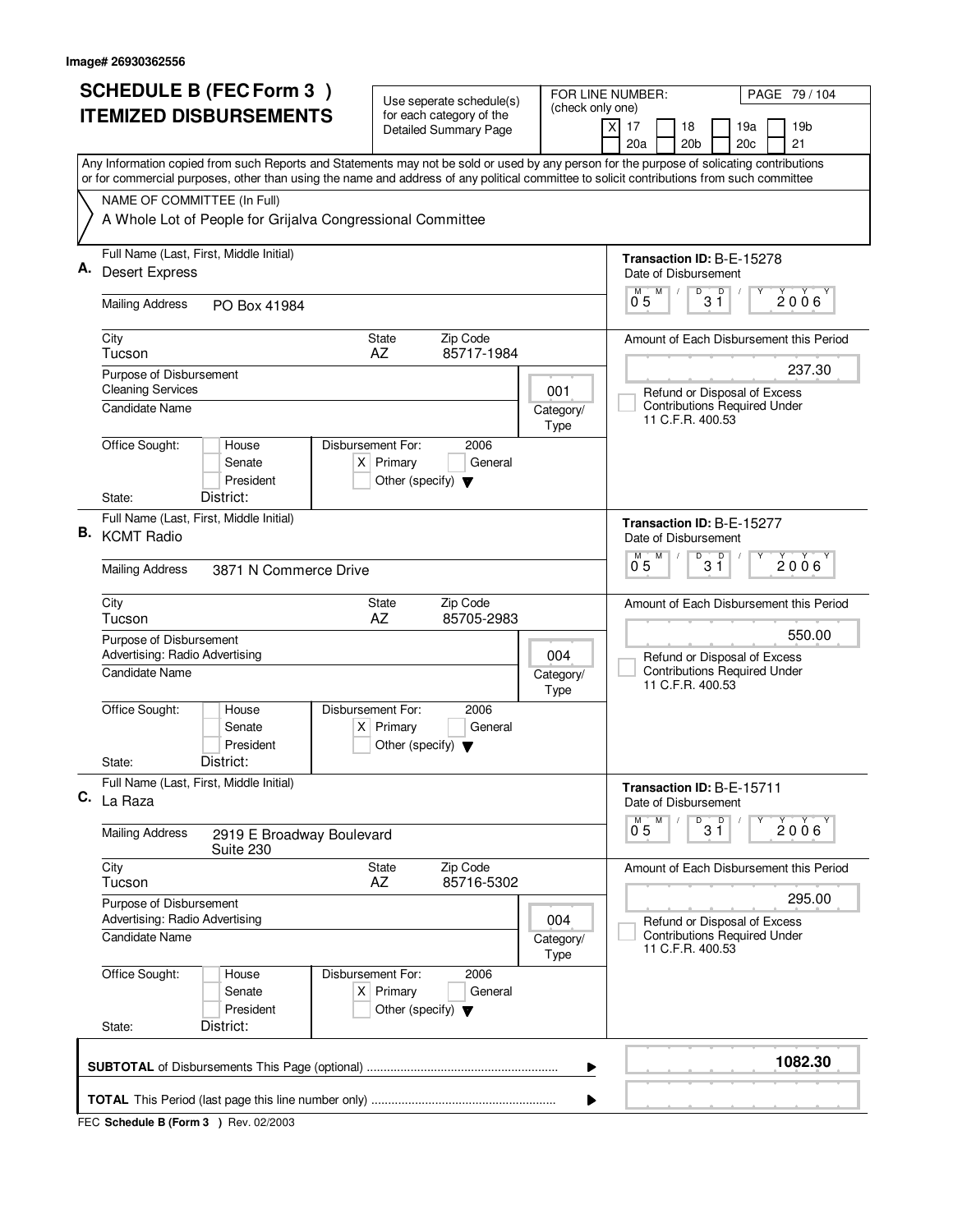Image# 26930362556

# SCHEDULE B (FEC Form 3 ) ITEMIZED DISBURSEMENTS

Use seperate schedule(s) for each category of the Detailed Summary Page

FOR LINE NUMBER: (check only one)

- [X] 17
- [ ] 18
- [ ] 19a
- [ ] 19b
- [ ] 20a
- [ ] 20b
- [ ] 20c
- [ ] 21

Any Information copied from such Reports and Statements may not be sold or used by any person for the purpose of solicating contributions or for commercial purposes, other than using the name and address of any political committee to solicit contributions from such committee

NAME OF COMMITTEE (In Full)

A Whole Lot of People for Grijalva Congressional Committee

---

**A.** Full Name (Last, First, Middle Initial): Desert Express

Mailing Address: PO Box 41984

City: Tucson | State: AZ | Zip Code: 85717-1984

Purpose of Disbursement: Cleaning Services

Category/Type: 001

Candidate Name:

Office Sought: [ ] House [ ] Senate [ ] President

State: District:

Disbursement For: 2006 [X] Primary [ ] General [ ] Other (specify)

Transaction ID: B-E-15278

Date of Disbursement: 05/31/2006

Amount of Each Disbursement this Period: 237.30

[ ] Refund or Disposal of Excess Contributions Required Under 11 C.F.R. 400.53

---

**B.** Full Name (Last, First, Middle Initial): KCMT Radio

Mailing Address: 3871 N Commerce Drive

City: Tucson | State: AZ | Zip Code: 85705-2983

Purpose of Disbursement: Advertising: Radio Advertising

Category/Type: 004

Candidate Name:

Office Sought: [ ] House [ ] Senate [ ] President

State: District:

Disbursement For: 2006 [X] Primary [ ] General [ ] Other (specify)

Transaction ID: B-E-15277

Date of Disbursement: 05/31/2006

Amount of Each Disbursement this Period: 550.00

[ ] Refund or Disposal of Excess Contributions Required Under 11 C.F.R. 400.53

---

**C.** Full Name (Last, First, Middle Initial): La Raza

Mailing Address: 2919 E Broadway Boulevard Suite 230

City: Tucson | State: AZ | Zip Code: 85716-5302

Purpose of Disbursement: Advertising: Radio Advertising

Category/Type: 004

Candidate Name:

Office Sought: [ ] House [ ] Senate [ ] President

State: District:

Disbursement For: 2006 [X] Primary [ ] General [ ] Other (specify)

Transaction ID: B-E-15711

Date of Disbursement: 05/31/2006

Amount of Each Disbursement this Period: 295.00

[ ] Refund or Disposal of Excess Contributions Required Under 11 C.F.R. 400.53

---

**SUBTOTAL** of Disbursements This Page (optional): **1082.30**

**TOTAL** This Period (last page this line number only):

FEC **Schedule B (Form 3 )** Rev. 02/2003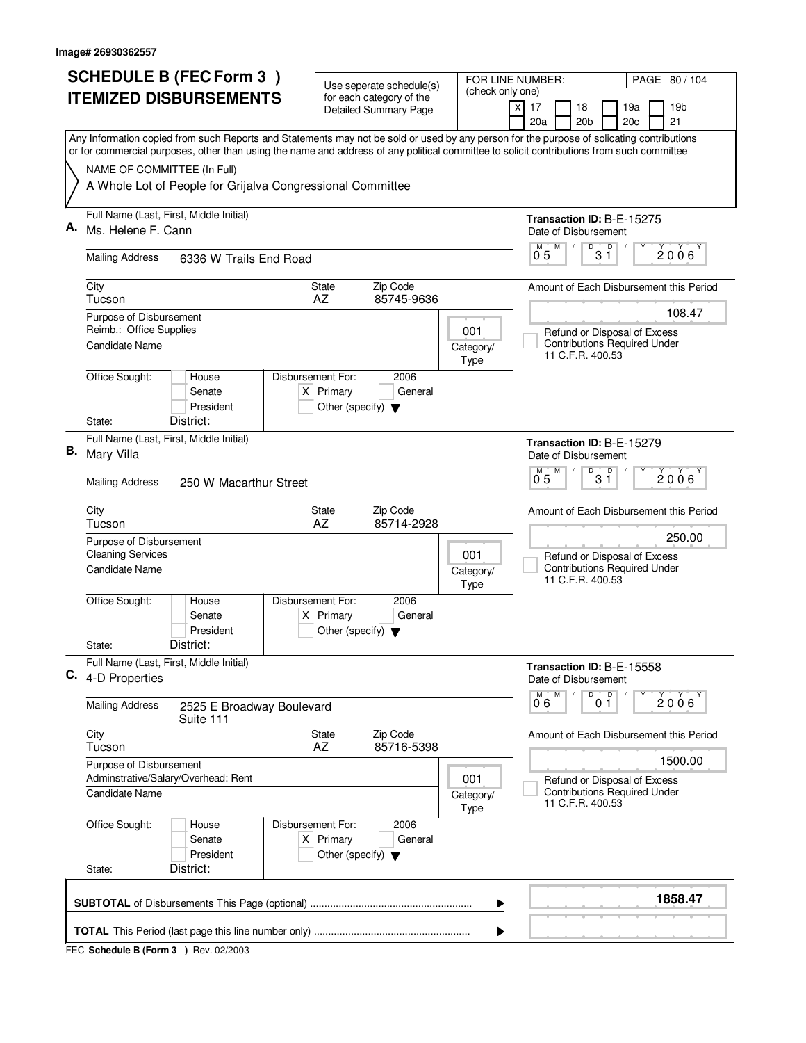Image# 26930362557

# SCHEDULE B (FEC Form 3 ) ITEMIZED DISBURSEMENTS

Use seperate schedule(s) for each category of the Detailed Summary Page

FOR LINE NUMBER: (check only one)

- [X] 17
- [ ] 18
- [ ] 19a
- [ ] 19b
- [ ] 20a
- [ ] 20b
- [ ] 20c
- [ ] 21

PAGE 80 / 104

Any Information copied from such Reports and Statements may not be sold or used by any person for the purpose of solicating contributions or for commercial purposes, other than using the name and address of any political committee to solicit contributions from such committee

NAME OF COMMITTEE (In Full)
A Whole Lot of People for Grijalva Congressional Committee

---

## A.

**Full Name (Last, First, Middle Initial):** Ms. Helene F. Cann

**Mailing Address:** 6336 W Trails End Road

**City:** Tucson **State:** AZ **Zip Code:** 85745-9636

**Transaction ID:** B-E-15275

**Date of Disbursement:** 05/31/2006

**Purpose of Disbursement:** Reimb.: Office Supplies

**Category/Type:** 001

**Candidate Name:**

**Amount of Each Disbursement this Period:** 108.47

- [ ] Refund or Disposal of Excess Contributions Required Under 11 C.F.R. 400.53

**Office Sought:** [ ] House [ ] Senate [ ] President

**Disbursement For:** 2006 [X] Primary [ ] General [ ] Other (specify)

**State:** **District:**

---

## B.

**Full Name (Last, First, Middle Initial):** Mary Villa

**Mailing Address:** 250 W Macarthur Street

**City:** Tucson **State:** AZ **Zip Code:** 85714-2928

**Transaction ID:** B-E-15279

**Date of Disbursement:** 05/31/2006

**Purpose of Disbursement:** Cleaning Services

**Category/Type:** 001

**Candidate Name:**

**Amount of Each Disbursement this Period:** 250.00

- [ ] Refund or Disposal of Excess Contributions Required Under 11 C.F.R. 400.53

**Office Sought:** [ ] House [ ] Senate [ ] President

**Disbursement For:** 2006 [X] Primary [ ] General [ ] Other (specify)

**State:** **District:**

---

## C.

**Full Name (Last, First, Middle Initial):** 4-D Properties

**Mailing Address:** 2525 E Broadway Boulevard, Suite 111

**City:** Tucson **State:** AZ **Zip Code:** 85716-5398

**Transaction ID:** B-E-15558

**Date of Disbursement:** 06/01/2006

**Purpose of Disbursement:** Adminstrative/Salary/Overhead: Rent

**Category/Type:** 001

**Candidate Name:**

**Amount of Each Disbursement this Period:** 1500.00

- [ ] Refund or Disposal of Excess Contributions Required Under 11 C.F.R. 400.53

**Office Sought:** [ ] House [ ] Senate [ ] President

**Disbursement For:** 2006 [X] Primary [ ] General [ ] Other (specify)

**State:** **District:**

---

**SUBTOTAL** of Disbursements This Page (optional): **1858.47**

**TOTAL** This Period (last page this line number only):

FEC **Schedule B (Form 3 )** Rev. 02/2003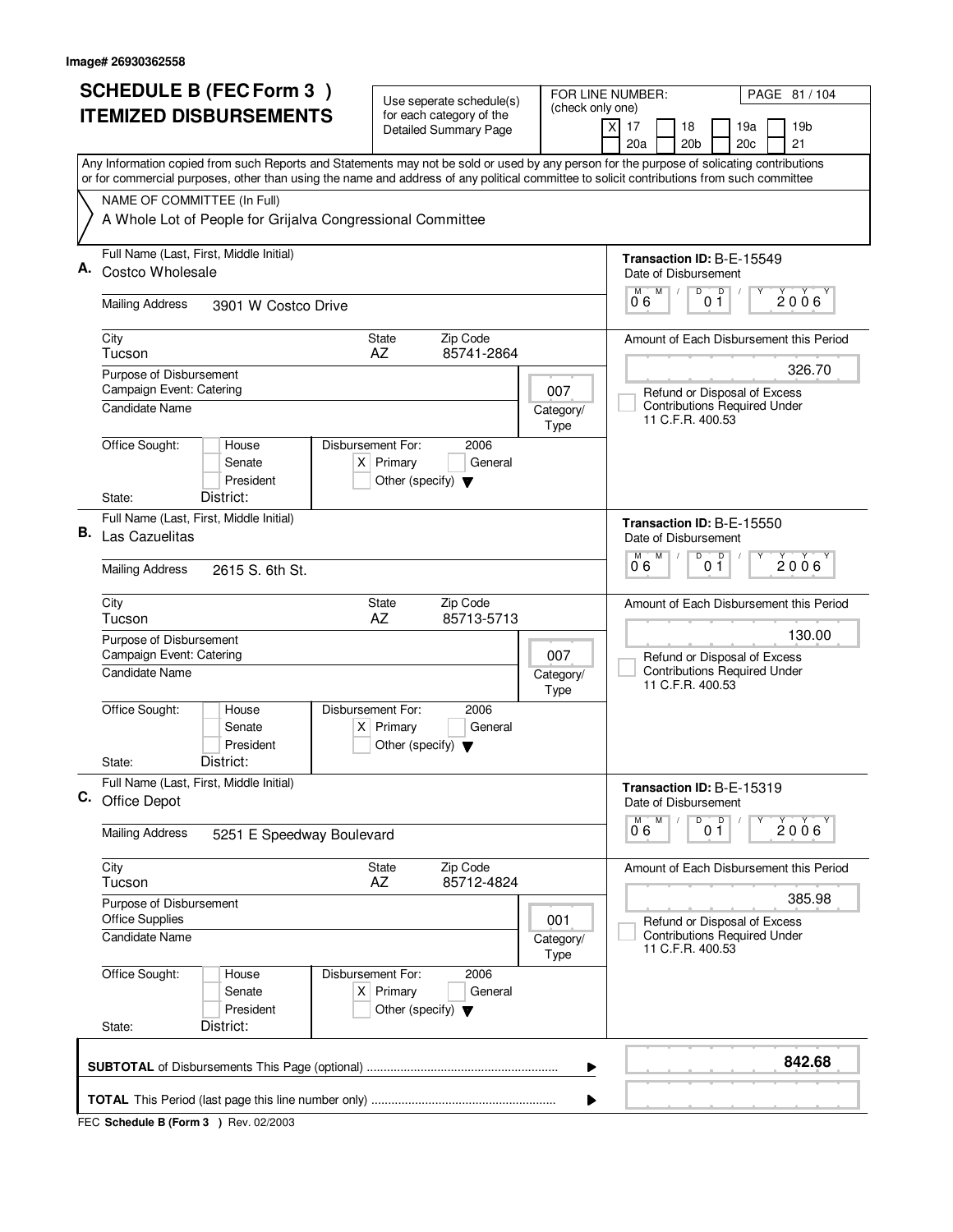Image# 26930362558

# SCHEDULE B (FEC Form 3 ) ITEMIZED DISBURSEMENTS

Use seperate schedule(s) for each category of the Detailed Summary Page

FOR LINE NUMBER: (check only one)

[X] 17 [ ] 18 [ ] 19a [ ] 19b [ ] 20a [ ] 20b [ ] 20c [ ] 21

Any Information copied from such Reports and Statements may not be sold or used by any person for the purpose of solicating contributions or for commercial purposes, other than using the name and address of any political committee to solicit contributions from such committee

NAME OF COMMITTEE (In Full)

A Whole Lot of People for Grijalva Congressional Committee

---

**A.** Full Name (Last, First, Middle Initial): Costco Wholesale

Mailing Address: 3901 W Costco Drive

City: Tucson | State: AZ | Zip Code: 85741-2864

Purpose of Disbursement: Campaign Event: Catering

Category/Type: 007

Candidate Name:

Office Sought: [ ] House [ ] Senate [ ] President

State: District:

Disbursement For: 2006 [X] Primary [ ] General [ ] Other (specify)

Transaction ID: B-E-15549

Date of Disbursement: 06/01/2006

Amount of Each Disbursement this Period: 326.70

[ ] Refund or Disposal of Excess Contributions Required Under 11 C.F.R. 400.53

---

**B.** Full Name (Last, First, Middle Initial): Las Cazuelitas

Mailing Address: 2615 S. 6th St.

City: Tucson | State: AZ | Zip Code: 85713-5713

Purpose of Disbursement: Campaign Event: Catering

Category/Type: 007

Candidate Name:

Office Sought: [ ] House [ ] Senate [ ] President

State: District:

Disbursement For: 2006 [X] Primary [ ] General [ ] Other (specify)

Transaction ID: B-E-15550

Date of Disbursement: 06/01/2006

Amount of Each Disbursement this Period: 130.00

[ ] Refund or Disposal of Excess Contributions Required Under 11 C.F.R. 400.53

---

**C.** Full Name (Last, First, Middle Initial): Office Depot

Mailing Address: 5251 E Speedway Boulevard

City: Tucson | State: AZ | Zip Code: 85712-4824

Purpose of Disbursement: Office Supplies

Category/Type: 001

Candidate Name:

Office Sought: [ ] House [ ] Senate [ ] President

State: District:

Disbursement For: 2006 [X] Primary [ ] General [ ] Other (specify)

Transaction ID: B-E-15319

Date of Disbursement: 06/01/2006

Amount of Each Disbursement this Period: 385.98

[ ] Refund or Disposal of Excess Contributions Required Under 11 C.F.R. 400.53

---

**SUBTOTAL** of Disbursements This Page (optional): **842.68**

**TOTAL** This Period (last page this line number only):

FEC **Schedule B (Form 3 )** Rev. 02/2003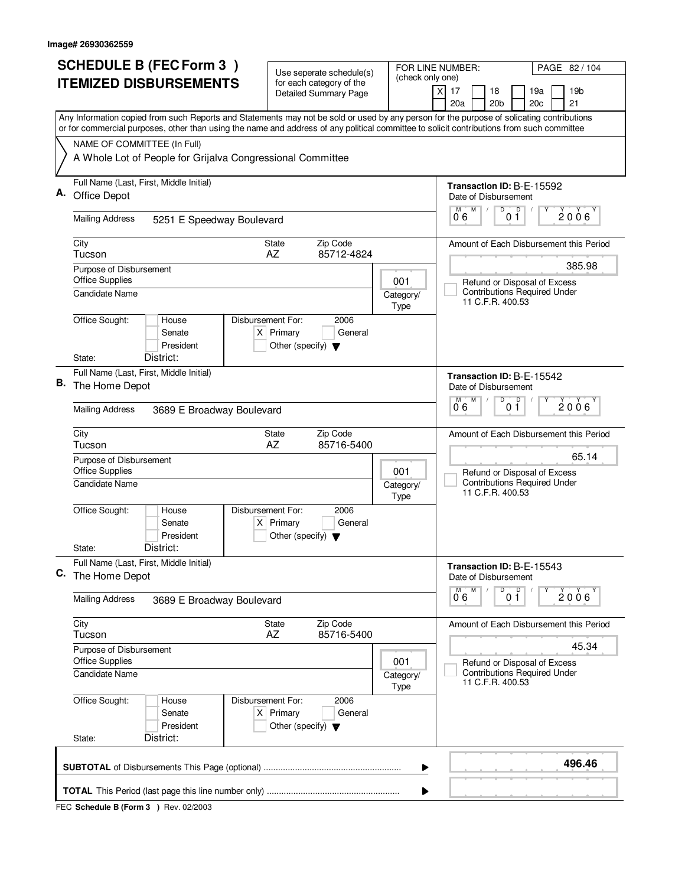Image# 26930362559

# SCHEDULE B (FEC Form 3 ) ITEMIZED DISBURSEMENTS

Use seperate schedule(s) for each category of the Detailed Summary Page

FOR LINE NUMBER: (check only one)

- [X] 17
- [ ] 18
- [ ] 19a
- [ ] 19b
- [ ] 20a
- [ ] 20b
- [ ] 20c
- [ ] 21

PAGE 82 / 104

Any Information copied from such Reports and Statements may not be sold or used by any person for the purpose of solicating contributions or for commercial purposes, other than using the name and address of any political committee to solicit contributions from such committee

NAME OF COMMITTEE (In Full)
A Whole Lot of People for Grijalva Congressional Committee

## A.

Full Name (Last, First, Middle Initial): Office Depot

Mailing Address: 5251 E Speedway Boulevard

City: Tucson | State: AZ | Zip Code: 85712-4824

Purpose of Disbursement: Office Supplies

Candidate Name:

Category/Type: 001

Office Sought: [ ] House [ ] Senate [ ] President

State: District:

Disbursement For: 2006 [X] Primary [ ] General [ ] Other (specify)

Transaction ID: B-E-15592

Date of Disbursement: 06 / 01 / 2006

Amount of Each Disbursement this Period: 385.98

[ ] Refund or Disposal of Excess Contributions Required Under 11 C.F.R. 400.53

## B.

Full Name (Last, First, Middle Initial): The Home Depot

Mailing Address: 3689 E Broadway Boulevard

City: Tucson | State: AZ | Zip Code: 85716-5400

Purpose of Disbursement: Office Supplies

Candidate Name:

Category/Type: 001

Office Sought: [ ] House [ ] Senate [ ] President

State: District:

Disbursement For: 2006 [X] Primary [ ] General [ ] Other (specify)

Transaction ID: B-E-15542

Date of Disbursement: 06 / 01 / 2006

Amount of Each Disbursement this Period: 65.14

[ ] Refund or Disposal of Excess Contributions Required Under 11 C.F.R. 400.53

## C.

Full Name (Last, First, Middle Initial): The Home Depot

Mailing Address: 3689 E Broadway Boulevard

City: Tucson | State: AZ | Zip Code: 85716-5400

Purpose of Disbursement: Office Supplies

Candidate Name:

Category/Type: 001

Office Sought: [ ] House [ ] Senate [ ] President

State: District:

Disbursement For: 2006 [X] Primary [ ] General [ ] Other (specify)

Transaction ID: B-E-15543

Date of Disbursement: 06 / 01 / 2006

Amount of Each Disbursement this Period: 45.34

[ ] Refund or Disposal of Excess Contributions Required Under 11 C.F.R. 400.53

**SUBTOTAL** of Disbursements This Page (optional) ........ **496.46**

**TOTAL** This Period (last page this line number only) ........

FEC **Schedule B (Form 3 )** Rev. 02/2003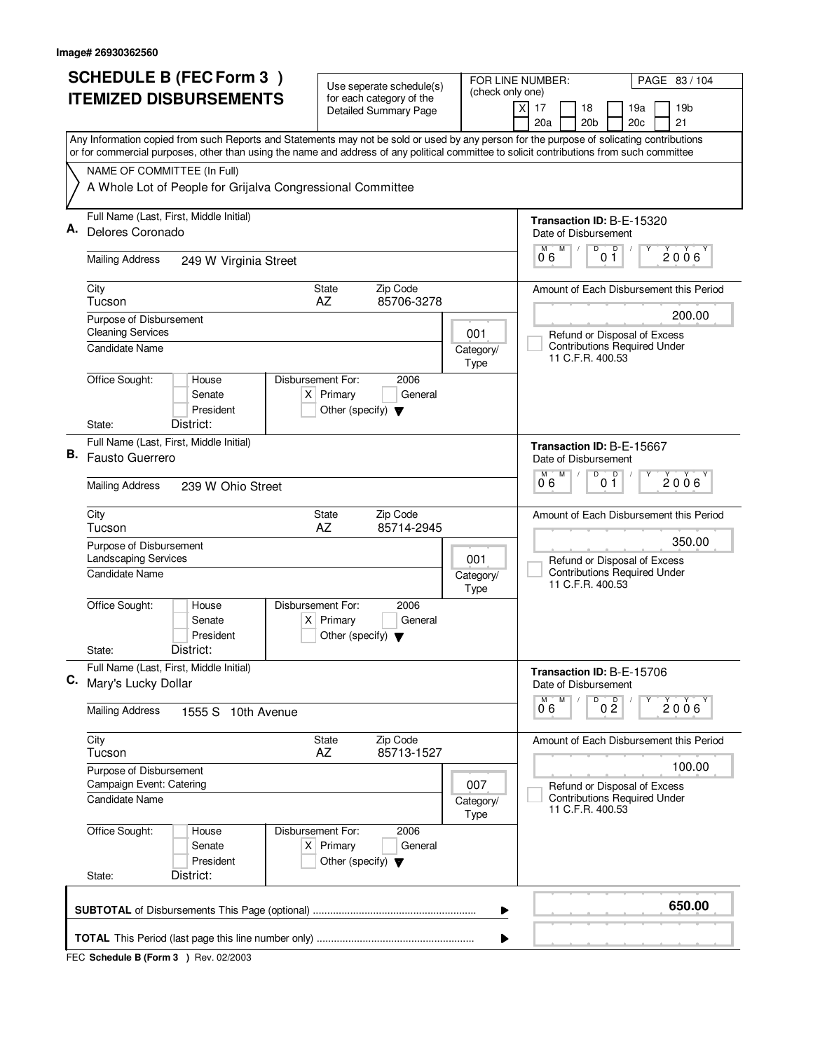Image# 26930362560

# SCHEDULE B (FEC Form 3 ) ITEMIZED DISBURSEMENTS

Use seperate schedule(s) for each category of the Detailed Summary Page

FOR LINE NUMBER: (check only one)

[X] 17 [ ] 18 [ ] 19a [ ] 19b [ ] 20a [ ] 20b [ ] 20c [ ] 21

Any Information copied from such Reports and Statements may not be sold or used by any person for the purpose of solicating contributions or for commercial purposes, other than using the name and address of any political committee to solicit contributions from such committee

NAME OF COMMITTEE (In Full)
A Whole Lot of People for Grijalva Congressional Committee

---

**A.** Full Name (Last, First, Middle Initial): Delores Coronado

Mailing Address: 249 W Virginia Street

City: Tucson | State: AZ | Zip Code: 85706-3278

Purpose of Disbursement: Cleaning Services

Category/Type: 001

Candidate Name:

Office Sought: [ ] House [ ] Senate [ ] President
State: District:

Disbursement For: 2006 [X] Primary [ ] General [ ] Other (specify)

Transaction ID: B-E-15320
Date of Disbursement: 06/01/2006

Amount of Each Disbursement this Period: 200.00

[ ] Refund or Disposal of Excess Contributions Required Under 11 C.F.R. 400.53

---

**B.** Full Name (Last, First, Middle Initial): Fausto Guerrero

Mailing Address: 239 W Ohio Street

City: Tucson | State: AZ | Zip Code: 85714-2945

Purpose of Disbursement: Landscaping Services

Category/Type: 001

Candidate Name:

Office Sought: [ ] House [ ] Senate [ ] President
State: District:

Disbursement For: 2006 [X] Primary [ ] General [ ] Other (specify)

Transaction ID: B-E-15667
Date of Disbursement: 06/01/2006

Amount of Each Disbursement this Period: 350.00

[ ] Refund or Disposal of Excess Contributions Required Under 11 C.F.R. 400.53

---

**C.** Full Name (Last, First, Middle Initial): Mary's Lucky Dollar

Mailing Address: 1555 S 10th Avenue

City: Tucson | State: AZ | Zip Code: 85713-1527

Purpose of Disbursement: Campaign Event: Catering

Category/Type: 007

Candidate Name:

Office Sought: [ ] House [ ] Senate [ ] President
State: District:

Disbursement For: 2006 [X] Primary [ ] General [ ] Other (specify)

Transaction ID: B-E-15706
Date of Disbursement: 06/02/2006

Amount of Each Disbursement this Period: 100.00

[ ] Refund or Disposal of Excess Contributions Required Under 11 C.F.R. 400.53

---

**SUBTOTAL** of Disbursements This Page (optional): **650.00**

**TOTAL** This Period (last page this line number only):

FEC **Schedule B (Form 3 )** Rev. 02/2003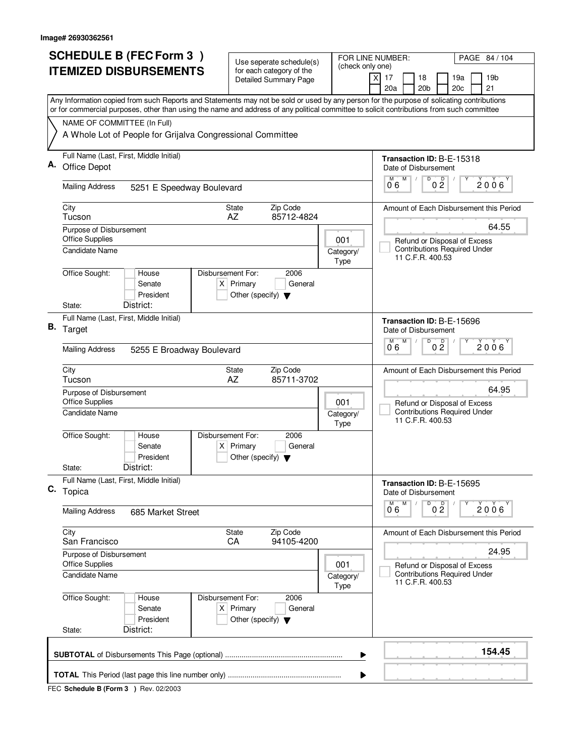Image# 26930362561

# SCHEDULE B (FEC Form 3 ) ITEMIZED DISBURSEMENTS

Use seperate schedule(s) for each category of the Detailed Summary Page

FOR LINE NUMBER: (check only one)

- [X] 17
- [ ] 18
- [ ] 19a
- [ ] 19b
- [ ] 20a
- [ ] 20b
- [ ] 20c
- [ ] 21

PAGE 84 / 104

Any Information copied from such Reports and Statements may not be sold or used by any person for the purpose of solicating contributions or for commercial purposes, other than using the name and address of any political committee to solicit contributions from such committee

NAME OF COMMITTEE (In Full)
A Whole Lot of People for Grijalva Congressional Committee

---

**A.** Full Name (Last, First, Middle Initial): Office Depot

Mailing Address: 5251 E Speedway Boulevard

City: Tucson | State: AZ | Zip Code: 85712-4824

Purpose of Disbursement: Office Supplies

Candidate Name:

Category/Type: 001

Office Sought: [ ] House [ ] Senate [ ] President

State: District:

Disbursement For: 2006 [X] Primary [ ] General [ ] Other (specify)

Transaction ID: B-E-15318

Date of Disbursement: 06 / 02 / 2006

Amount of Each Disbursement this Period: 64.55

[ ] Refund or Disposal of Excess Contributions Required Under 11 C.F.R. 400.53

---

**B.** Full Name (Last, First, Middle Initial): Target

Mailing Address: 5255 E Broadway Boulevard

City: Tucson | State: AZ | Zip Code: 85711-3702

Purpose of Disbursement: Office Supplies

Candidate Name:

Category/Type: 001

Office Sought: [ ] House [ ] Senate [ ] President

State: District:

Disbursement For: 2006 [X] Primary [ ] General [ ] Other (specify)

Transaction ID: B-E-15696

Date of Disbursement: 06 / 02 / 2006

Amount of Each Disbursement this Period: 64.95

[ ] Refund or Disposal of Excess Contributions Required Under 11 C.F.R. 400.53

---

**C.** Full Name (Last, First, Middle Initial): Topica

Mailing Address: 685 Market Street

City: San Francisco | State: CA | Zip Code: 94105-4200

Purpose of Disbursement: Office Supplies

Candidate Name:

Category/Type: 001

Office Sought: [ ] House [ ] Senate [ ] President

State: District:

Disbursement For: 2006 [X] Primary [ ] General [ ] Other (specify)

Transaction ID: B-E-15695

Date of Disbursement: 06 / 02 / 2006

Amount of Each Disbursement this Period: 24.95

[ ] Refund or Disposal of Excess Contributions Required Under 11 C.F.R. 400.53

---

**SUBTOTAL** of Disbursements This Page (optional): **154.45**

**TOTAL** This Period (last page this line number only):

FEC **Schedule B (Form 3 )** Rev. 02/2003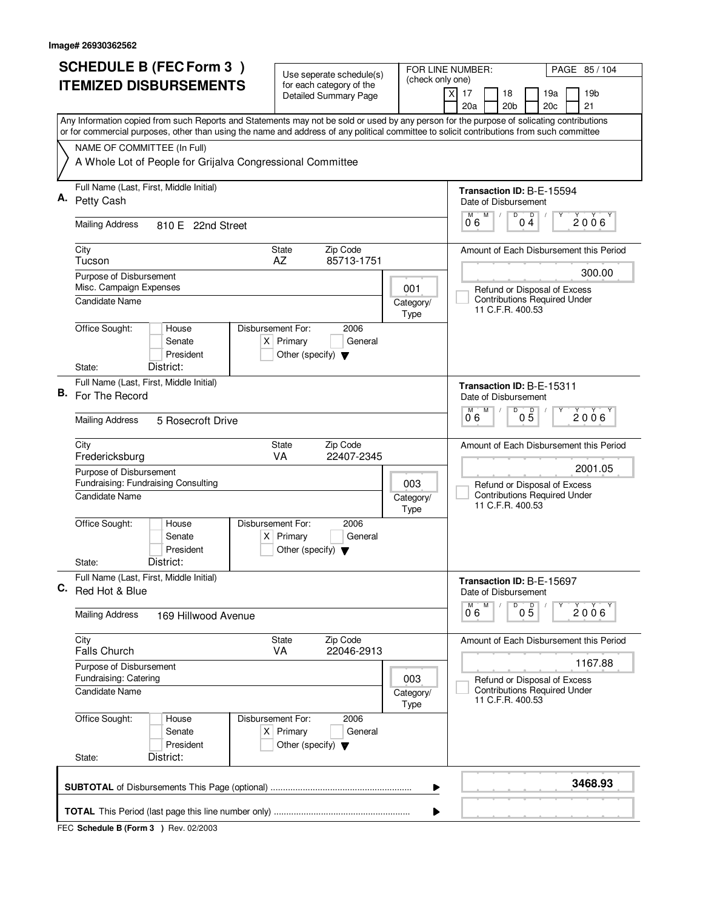Image# 26930362562

# SCHEDULE B (FEC Form 3 ) ITEMIZED DISBURSEMENTS

Use seperate schedule(s) for each category of the Detailed Summary Page

FOR LINE NUMBER: (check only one)

- [X] 17
- [ ] 18
- [ ] 19a
- [ ] 19b
- [ ] 20a
- [ ] 20b
- [ ] 20c
- [ ] 21

PAGE 85 / 104

Any Information copied from such Reports and Statements may not be sold or used by any person for the purpose of solicating contributions or for commercial purposes, other than using the name and address of any political committee to solicit contributions from such committee

NAME OF COMMITTEE (In Full)
A Whole Lot of People for Grijalva Congressional Committee

---

## A.

Full Name (Last, First, Middle Initial): Petty Cash

Mailing Address: 810 E 22nd Street

City: Tucson | State: AZ | Zip Code: 85713-1751

Purpose of Disbursement: Misc. Campaign Expenses

Category/Type: 001

Candidate Name:

Office Sought: [ ] House [ ] Senate [ ] President

State: District:

Disbursement For: 2006 [X] Primary [ ] General [ ] Other (specify)

Transaction ID: B-E-15594

Date of Disbursement: 06 / 04 / 2006

Amount of Each Disbursement this Period: 300.00

[ ] Refund or Disposal of Excess Contributions Required Under 11 C.F.R. 400.53

---

## B.

Full Name (Last, First, Middle Initial): For The Record

Mailing Address: 5 Rosecroft Drive

City: Fredericksburg | State: VA | Zip Code: 22407-2345

Purpose of Disbursement: Fundraising: Fundraising Consulting

Category/Type: 003

Candidate Name:

Office Sought: [ ] House [ ] Senate [ ] President

State: District:

Disbursement For: 2006 [X] Primary [ ] General [ ] Other (specify)

Transaction ID: B-E-15311

Date of Disbursement: 06 / 05 / 2006

Amount of Each Disbursement this Period: 2001.05

[ ] Refund or Disposal of Excess Contributions Required Under 11 C.F.R. 400.53

---

## C.

Full Name (Last, First, Middle Initial): Red Hot & Blue

Mailing Address: 169 Hillwood Avenue

City: Falls Church | State: VA | Zip Code: 22046-2913

Purpose of Disbursement: Fundraising: Catering

Category/Type: 003

Candidate Name:

Office Sought: [ ] House [ ] Senate [ ] President

State: District:

Disbursement For: 2006 [X] Primary [ ] General [ ] Other (specify)

Transaction ID: B-E-15697

Date of Disbursement: 06 / 05 / 2006

Amount of Each Disbursement this Period: 1167.88

[ ] Refund or Disposal of Excess Contributions Required Under 11 C.F.R. 400.53

---

**SUBTOTAL** of Disbursements This Page (optional): **3468.93**

**TOTAL** This Period (last page this line number only):

FEC **Schedule B (Form 3 )** Rev. 02/2003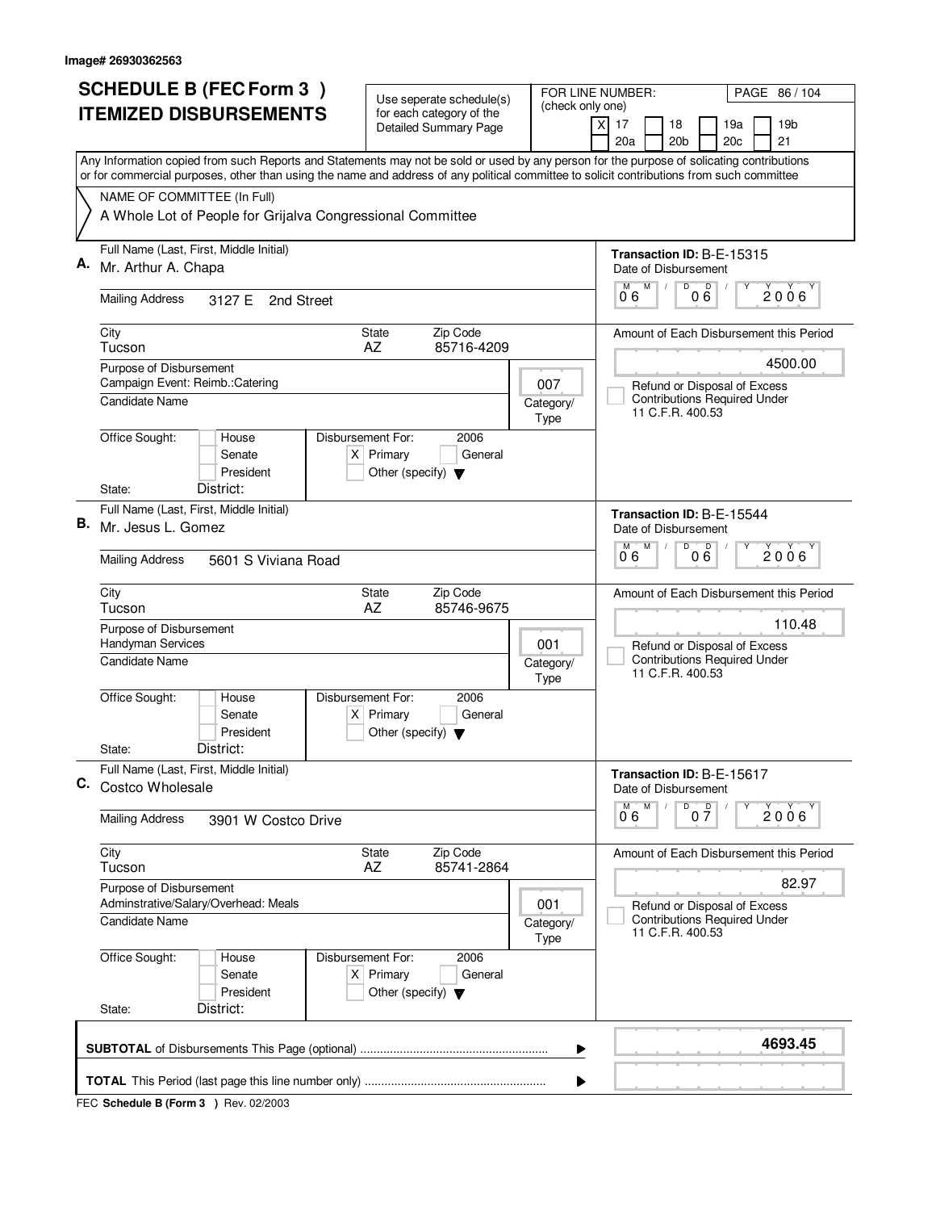Image# 26930362563

# SCHEDULE B (FEC Form 3 ) ITEMIZED DISBURSEMENTS

Use seperate schedule(s) for each category of the Detailed Summary Page

FOR LINE NUMBER: (check only one)

- [X] 17
- [ ] 18
- [ ] 19a
- [ ] 19b
- [ ] 20a
- [ ] 20b
- [ ] 20c
- [ ] 21

PAGE 86 / 104

Any Information copied from such Reports and Statements may not be sold or used by any person for the purpose of solicating contributions or for commercial purposes, other than using the name and address of any political committee to solicit contributions from such committee

NAME OF COMMITTEE (In Full)
A Whole Lot of People for Grijalva Congressional Committee

---

**A.** Full Name (Last, First, Middle Initial): Mr. Arthur A. Chapa

Transaction ID: B-E-15315

Mailing Address: 3127 E 2nd Street

Date of Disbursement: 06 / 06 / 2006

City: Tucson | State: AZ | Zip Code: 85716-4209

Amount of Each Disbursement this Period: 4500.00

Purpose of Disbursement: Campaign Event: Reimb.:Catering

Category/Type: 007

- [ ] Refund or Disposal of Excess Contributions Required Under 11 C.F.R. 400.53

Candidate Name:

Office Sought: [ ] House [ ] Senate [ ] President

Disbursement For: 2006 [X] Primary [ ] General [ ] Other (specify)

State: District:

---

**B.** Full Name (Last, First, Middle Initial): Mr. Jesus L. Gomez

Transaction ID: B-E-15544

Mailing Address: 5601 S Viviana Road

Date of Disbursement: 06 / 06 / 2006

City: Tucson | State: AZ | Zip Code: 85746-9675

Amount of Each Disbursement this Period: 110.48

Purpose of Disbursement: Handyman Services

Category/Type: 001

- [ ] Refund or Disposal of Excess Contributions Required Under 11 C.F.R. 400.53

Candidate Name:

Office Sought: [ ] House [ ] Senate [ ] President

Disbursement For: 2006 [X] Primary [ ] General [ ] Other (specify)

State: District:

---

**C.** Full Name (Last, First, Middle Initial): Costco Wholesale

Transaction ID: B-E-15617

Mailing Address: 3901 W Costco Drive

Date of Disbursement: 06 / 07 / 2006

City: Tucson | State: AZ | Zip Code: 85741-2864

Amount of Each Disbursement this Period: 82.97

Purpose of Disbursement: Adminstrative/Salary/Overhead: Meals

Category/Type: 001

- [ ] Refund or Disposal of Excess Contributions Required Under 11 C.F.R. 400.53

Candidate Name:

Office Sought: [ ] House [ ] Senate [ ] President

Disbursement For: 2006 [X] Primary [ ] General [ ] Other (specify)

State: District:

---

**SUBTOTAL** of Disbursements This Page (optional) ........ **4693.45**

**TOTAL** This Period (last page this line number only) ........

FEC **Schedule B (Form 3 )** Rev. 02/2003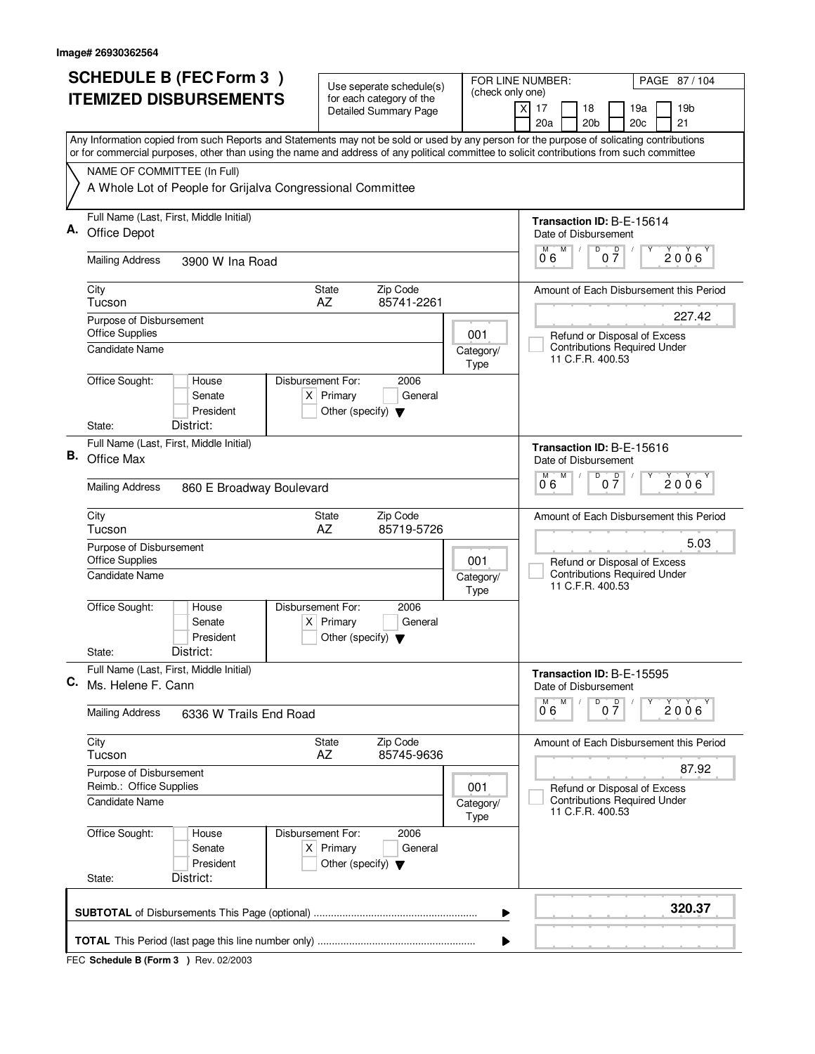Image# 26930362564

# SCHEDULE B (FEC Form 3 ) ITEMIZED DISBURSEMENTS

Use seperate schedule(s) for each category of the Detailed Summary Page

FOR LINE NUMBER: (check only one)

- [X] 17
- [ ] 18
- [ ] 19a
- [ ] 19b
- [ ] 20a
- [ ] 20b
- [ ] 20c
- [ ] 21

Any Information copied from such Reports and Statements may not be sold or used by any person for the purpose of solicating contributions or for commercial purposes, other than using the name and address of any political committee to solicit contributions from such committee

NAME OF COMMITTEE (In Full)

A Whole Lot of People for Grijalva Congressional Committee

---

**A.** Full Name (Last, First, Middle Initial): Office Depot

Mailing Address: 3900 W Ina Road

City: Tucson | State: AZ | Zip Code: 85741-2261

Purpose of Disbursement: Office Supplies

Candidate Name:

Category/Type: 001

Office Sought: [ ] House [ ] Senate [ ] President

State: District:

Disbursement For: 2006 [X] Primary [ ] General [ ] Other (specify)

Transaction ID: B-E-15614

Date of Disbursement: 06/07/2006

Amount of Each Disbursement this Period: 227.42

[ ] Refund or Disposal of Excess Contributions Required Under 11 C.F.R. 400.53

---

**B.** Full Name (Last, First, Middle Initial): Office Max

Mailing Address: 860 E Broadway Boulevard

City: Tucson | State: AZ | Zip Code: 85719-5726

Purpose of Disbursement: Office Supplies

Candidate Name:

Category/Type: 001

Office Sought: [ ] House [ ] Senate [ ] President

State: District:

Disbursement For: 2006 [X] Primary [ ] General [ ] Other (specify)

Transaction ID: B-E-15616

Date of Disbursement: 06/07/2006

Amount of Each Disbursement this Period: 5.03

[ ] Refund or Disposal of Excess Contributions Required Under 11 C.F.R. 400.53

---

**C.** Full Name (Last, First, Middle Initial): Ms. Helene F. Cann

Mailing Address: 6336 W Trails End Road

City: Tucson | State: AZ | Zip Code: 85745-9636

Purpose of Disbursement: Reimb.: Office Supplies

Candidate Name:

Category/Type: 001

Office Sought: [ ] House [ ] Senate [ ] President

State: District:

Disbursement For: 2006 [X] Primary [ ] General [ ] Other (specify)

Transaction ID: B-E-15595

Date of Disbursement: 06/07/2006

Amount of Each Disbursement this Period: 87.92

[ ] Refund or Disposal of Excess Contributions Required Under 11 C.F.R. 400.53

---

**SUBTOTAL** of Disbursements This Page (optional): **320.37**

**TOTAL** This Period (last page this line number only):

FEC **Schedule B (Form 3 )** Rev. 02/2003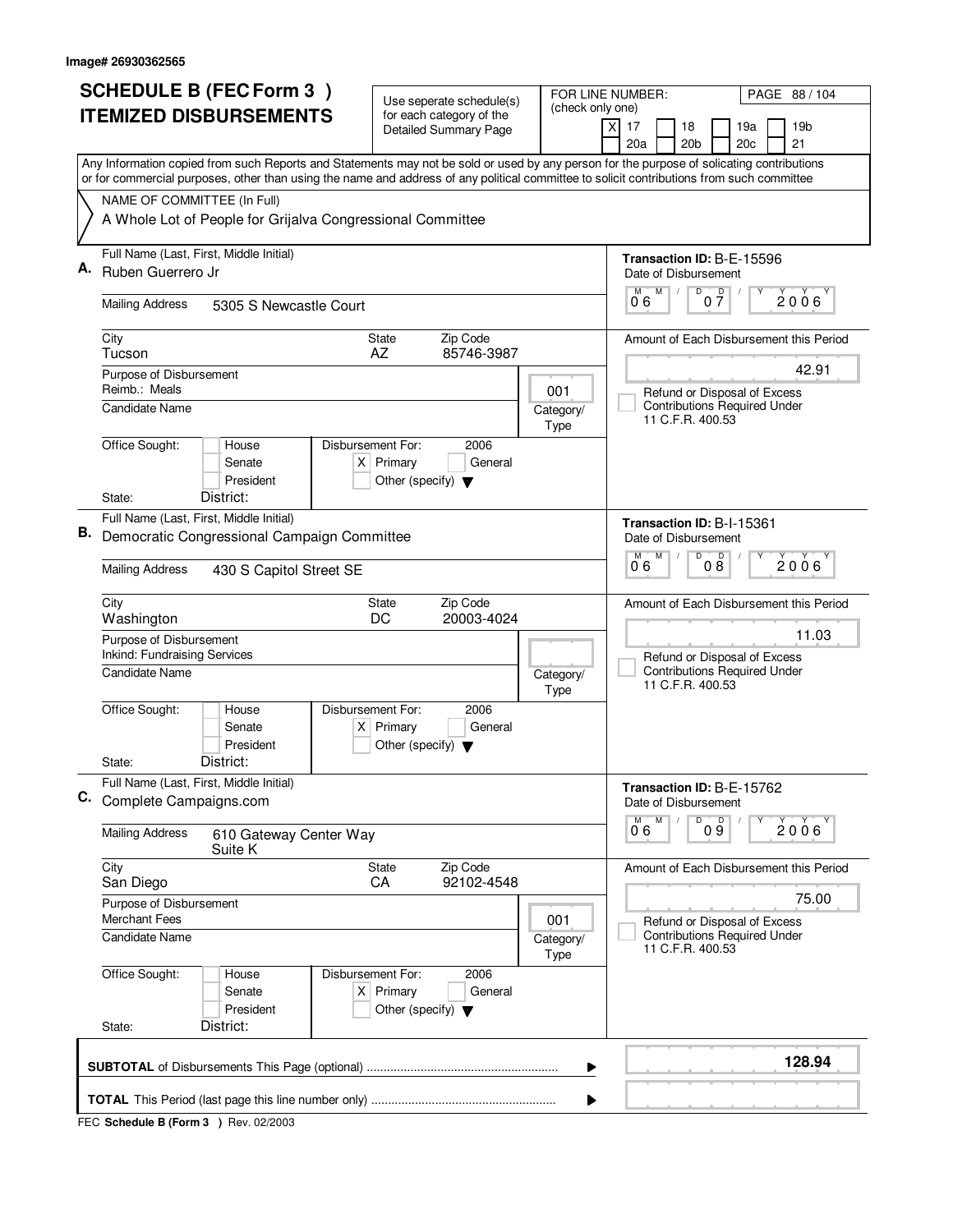Image# 26930362565

# SCHEDULE B (FEC Form 3 ) ITEMIZED DISBURSEMENTS

Use seperate schedule(s) for each category of the Detailed Summary Page

FOR LINE NUMBER: (check only one)

- [X] 17
- [ ] 18
- [ ] 19a
- [ ] 19b
- [ ] 20a
- [ ] 20b
- [ ] 20c
- [ ] 21

PAGE 88 / 104

Any Information copied from such Reports and Statements may not be sold or used by any person for the purpose of solicating contributions or for commercial purposes, other than using the name and address of any political committee to solicit contributions from such committee

NAME OF COMMITTEE (In Full)

A Whole Lot of People for Grijalva Congressional Committee

---

**A.** Full Name (Last, First, Middle Initial): Ruben Guerrero Jr

Mailing Address: 5305 S Newcastle Court

City: Tucson | State: AZ | Zip Code: 85746-3987

Purpose of Disbursement: Reimb.: Meals

Category/Type: 001

Candidate Name:

Office Sought: [ ] House [ ] Senate [ ] President

State: District:

Disbursement For: 2006 [X] Primary [ ] General [ ] Other (specify)

Transaction ID: B-E-15596

Date of Disbursement: 06 / 07 / 2006

Amount of Each Disbursement this Period: 42.91

[ ] Refund or Disposal of Excess Contributions Required Under 11 C.F.R. 400.53

---

**B.** Full Name (Last, First, Middle Initial): Democratic Congressional Campaign Committee

Mailing Address: 430 S Capitol Street SE

City: Washington | State: DC | Zip Code: 20003-4024

Purpose of Disbursement: Inkind: Fundraising Services

Category/Type:

Candidate Name:

Office Sought: [ ] House [ ] Senate [ ] President

State: District:

Disbursement For: 2006 [X] Primary [ ] General [ ] Other (specify)

Transaction ID: B-I-15361

Date of Disbursement: 06 / 08 / 2006

Amount of Each Disbursement this Period: 11.03

[ ] Refund or Disposal of Excess Contributions Required Under 11 C.F.R. 400.53

---

**C.** Full Name (Last, First, Middle Initial): Complete Campaigns.com

Mailing Address: 610 Gateway Center Way, Suite K

City: San Diego | State: CA | Zip Code: 92102-4548

Purpose of Disbursement: Merchant Fees

Category/Type: 001

Candidate Name:

Office Sought: [ ] House [ ] Senate [ ] President

State: District:

Disbursement For: 2006 [X] Primary [ ] General [ ] Other (specify)

Transaction ID: B-E-15762

Date of Disbursement: 06 / 09 / 2006

Amount of Each Disbursement this Period: 75.00

[ ] Refund or Disposal of Excess Contributions Required Under 11 C.F.R. 400.53

---

**SUBTOTAL** of Disbursements This Page (optional): **128.94**

**TOTAL** This Period (last page this line number only):

FEC **Schedule B (Form 3 )** Rev. 02/2003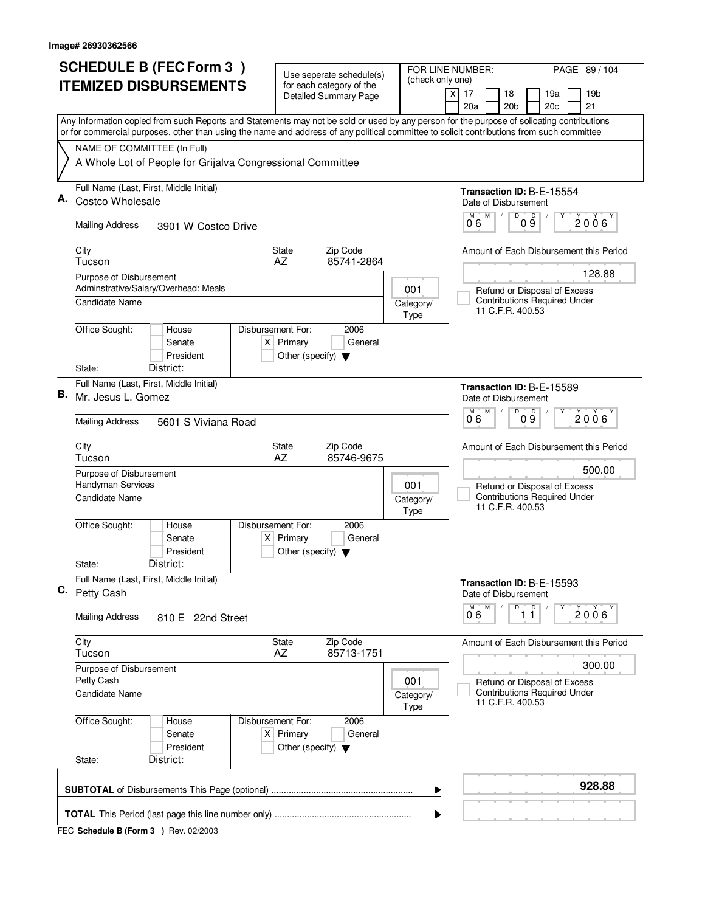Image# 26930362566

# SCHEDULE B (FEC Form 3 )
# ITEMIZED DISBURSEMENTS

Use seperate schedule(s) for each category of the Detailed Summary Page

FOR LINE NUMBER: (check only one)
[X] 17 [ ] 18 [ ] 19a [ ] 19b [ ] 20a [ ] 20b [ ] 20c [ ] 21

Any Information copied from such Reports and Statements may not be sold or used by any person for the purpose of solicating contributions or for commercial purposes, other than using the name and address of any political committee to solicit contributions from such committee

NAME OF COMMITTEE (In Full)
A Whole Lot of People for Grijalva Congressional Committee

---

**A.** Full Name (Last, First, Middle Initial): Costco Wholesale

Mailing Address: 3901 W Costco Drive

City: Tucson | State: AZ | Zip Code: 85741-2864

Purpose of Disbursement: Adminstrative/Salary/Overhead: Meals

Category/Type: 001

Candidate Name:

Office Sought: [ ] House [ ] Senate [ ] President

State: District:

Disbursement For: 2006 [X] Primary [ ] General [ ] Other (specify)

Transaction ID: B-E-15554

Date of Disbursement: 06/09/2006

Amount of Each Disbursement this Period: 128.88

[ ] Refund or Disposal of Excess Contributions Required Under 11 C.F.R. 400.53

---

**B.** Full Name (Last, First, Middle Initial): Mr. Jesus L. Gomez

Mailing Address: 5601 S Viviana Road

City: Tucson | State: AZ | Zip Code: 85746-9675

Purpose of Disbursement: Handyman Services

Category/Type: 001

Candidate Name:

Office Sought: [ ] House [ ] Senate [ ] President

State: District:

Disbursement For: 2006 [X] Primary [ ] General [ ] Other (specify)

Transaction ID: B-E-15589

Date of Disbursement: 06/09/2006

Amount of Each Disbursement this Period: 500.00

[ ] Refund or Disposal of Excess Contributions Required Under 11 C.F.R. 400.53

---

**C.** Full Name (Last, First, Middle Initial): Petty Cash

Mailing Address: 810 E 22nd Street

City: Tucson | State: AZ | Zip Code: 85713-1751

Purpose of Disbursement: Petty Cash

Category/Type: 001

Candidate Name:

Office Sought: [ ] House [ ] Senate [ ] President

State: District:

Disbursement For: 2006 [X] Primary [ ] General [ ] Other (specify)

Transaction ID: B-E-15593

Date of Disbursement: 06/11/2006

Amount of Each Disbursement this Period: 300.00

[ ] Refund or Disposal of Excess Contributions Required Under 11 C.F.R. 400.53

---

**SUBTOTAL** of Disbursements This Page (optional) ........ 928.88

**TOTAL** This Period (last page this line number only) ........

FEC **Schedule B (Form 3 )** Rev. 02/2003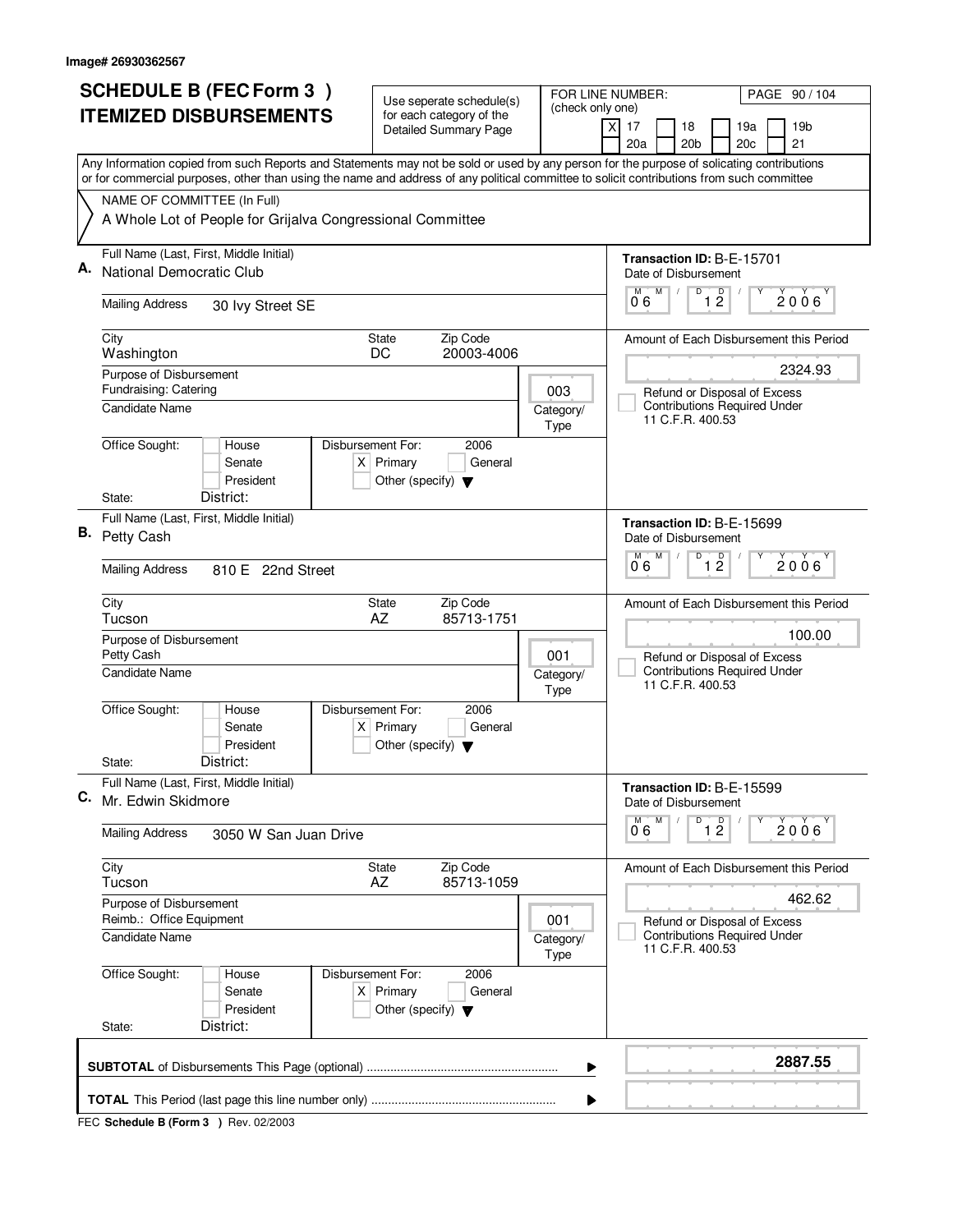Image# 26930362567

# SCHEDULE B (FEC Form 3 ) ITEMIZED DISBURSEMENTS

Use seperate schedule(s) for each category of the Detailed Summary Page

FOR LINE NUMBER: (check only one)

[X] 17 [ ] 18 [ ] 19a [ ] 19b [ ] 20a [ ] 20b [ ] 20c [ ] 21

PAGE 90 / 104

Any Information copied from such Reports and Statements may not be sold or used by any person for the purpose of solicating contributions or for commercial purposes, other than using the name and address of any political committee to solicit contributions from such committee

NAME OF COMMITTEE (In Full)
A Whole Lot of People for Grijalva Congressional Committee

---

**A.** Full Name (Last, First, Middle Initial): National Democratic Club

Mailing Address: 30 Ivy Street SE

City: Washington | State: DC | Zip Code: 20003-4006

Purpose of Disbursement: Fundraising: Catering

Category/Type: 003

Candidate Name:

Office Sought: [ ] House [ ] Senate [ ] President

State: District:

Disbursement For: 2006 [X] Primary [ ] General [ ] Other (specify)

Transaction ID: B-E-15701

Date of Disbursement: 06 / 12 / 2006

Amount of Each Disbursement this Period: 2324.93

[ ] Refund or Disposal of Excess Contributions Required Under 11 C.F.R. 400.53

---

**B.** Full Name (Last, First, Middle Initial): Petty Cash

Mailing Address: 810 E 22nd Street

City: Tucson | State: AZ | Zip Code: 85713-1751

Purpose of Disbursement: Petty Cash

Category/Type: 001

Candidate Name:

Office Sought: [ ] House [ ] Senate [ ] President

State: District:

Disbursement For: 2006 [X] Primary [ ] General [ ] Other (specify)

Transaction ID: B-E-15699

Date of Disbursement: 06 / 12 / 2006

Amount of Each Disbursement this Period: 100.00

[ ] Refund or Disposal of Excess Contributions Required Under 11 C.F.R. 400.53

---

**C.** Full Name (Last, First, Middle Initial): Mr. Edwin Skidmore

Mailing Address: 3050 W San Juan Drive

City: Tucson | State: AZ | Zip Code: 85713-1059

Purpose of Disbursement: Reimb.: Office Equipment

Category/Type: 001

Candidate Name:

Office Sought: [ ] House [ ] Senate [ ] President

State: District:

Disbursement For: 2006 [X] Primary [ ] General [ ] Other (specify)

Transaction ID: B-E-15599

Date of Disbursement: 06 / 12 / 2006

Amount of Each Disbursement this Period: 462.62

[ ] Refund or Disposal of Excess Contributions Required Under 11 C.F.R. 400.53

---

**SUBTOTAL** of Disbursements This Page (optional): **2887.55**

**TOTAL** This Period (last page this line number only):

FEC **Schedule B (Form 3 )** Rev. 02/2003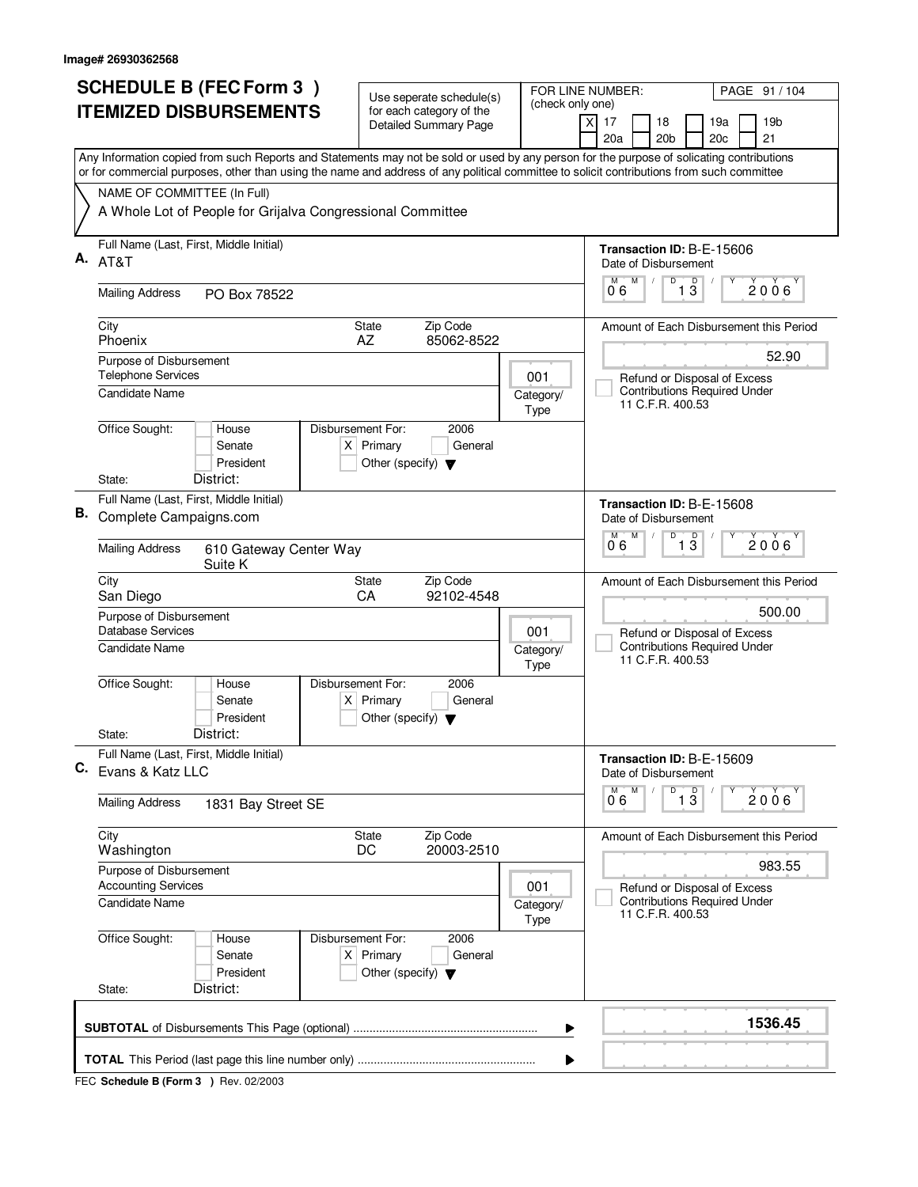Image# 26930362568

# SCHEDULE B (FEC Form 3 ) ITEMIZED DISBURSEMENTS

Use seperate schedule(s) for each category of the Detailed Summary Page

FOR LINE NUMBER: (check only one)

[X] 17 [ ] 18 [ ] 19a [ ] 19b [ ] 20a [ ] 20b [ ] 20c [ ] 21

Any Information copied from such Reports and Statements may not be sold or used by any person for the purpose of solicating contributions or for commercial purposes, other than using the name and address of any political committee to solicit contributions from such committee

NAME OF COMMITTEE (In Full)
A Whole Lot of People for Grijalva Congressional Committee

---

**A.** Full Name (Last, First, Middle Initial): AT&T

Mailing Address: PO Box 78522

City: Phoenix | State: AZ | Zip Code: 85062-8522

Purpose of Disbursement: Telephone Services

Candidate Name:

Category/Type: 001

Office Sought: [ ] House [ ] Senate [ ] President
State: District:

Disbursement For: 2006 [X] Primary [ ] General [ ] Other (specify)

Transaction ID: B-E-15606
Date of Disbursement: 06/13/2006

Amount of Each Disbursement this Period: 52.90

[ ] Refund or Disposal of Excess Contributions Required Under 11 C.F.R. 400.53

---

**B.** Full Name (Last, First, Middle Initial): Complete Campaigns.com

Mailing Address: 610 Gateway Center Way Suite K

City: San Diego | State: CA | Zip Code: 92102-4548

Purpose of Disbursement: Database Services

Candidate Name:

Category/Type: 001

Office Sought: [ ] House [ ] Senate [ ] President
State: District:

Disbursement For: 2006 [X] Primary [ ] General [ ] Other (specify)

Transaction ID: B-E-15608
Date of Disbursement: 06/13/2006

Amount of Each Disbursement this Period: 500.00

[ ] Refund or Disposal of Excess Contributions Required Under 11 C.F.R. 400.53

---

**C.** Full Name (Last, First, Middle Initial): Evans & Katz LLC

Mailing Address: 1831 Bay Street SE

City: Washington | State: DC | Zip Code: 20003-2510

Purpose of Disbursement: Accounting Services

Candidate Name:

Category/Type: 001

Office Sought: [ ] House [ ] Senate [ ] President
State: District:

Disbursement For: 2006 [X] Primary [ ] General [ ] Other (specify)

Transaction ID: B-E-15609
Date of Disbursement: 06/13/2006

Amount of Each Disbursement this Period: 983.55

[ ] Refund or Disposal of Excess Contributions Required Under 11 C.F.R. 400.53

---

**SUBTOTAL** of Disbursements This Page (optional) ........ **1536.45**

**TOTAL** This Period (last page this line number only) ........

FEC **Schedule B (Form 3 )** Rev. 02/2003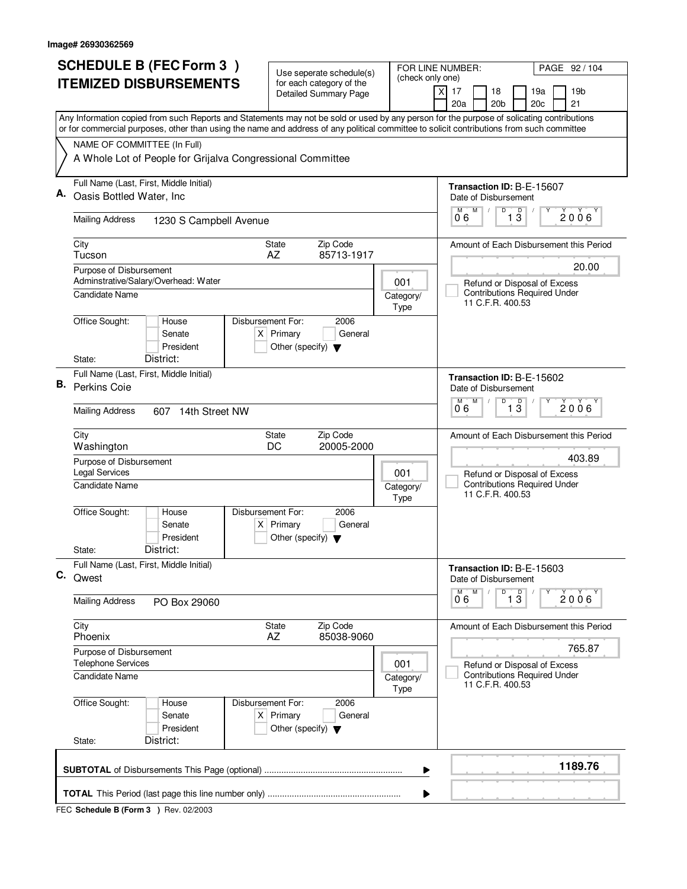Image# 26930362569

# SCHEDULE B (FEC Form 3 ) ITEMIZED DISBURSEMENTS

Use seperate schedule(s) for each category of the Detailed Summary Page

FOR LINE NUMBER: (check only one)

- [X] 17
- [ ] 18
- [ ] 19a
- [ ] 19b
- [ ] 20a
- [ ] 20b
- [ ] 20c
- [ ] 21

Any Information copied from such Reports and Statements may not be sold or used by any person for the purpose of solicating contributions or for commercial purposes, other than using the name and address of any political committee to solicit contributions from such committee

NAME OF COMMITTEE (In Full)
A Whole Lot of People for Grijalva Congressional Committee

---

**A.** Full Name (Last, First, Middle Initial): Oasis Bottled Water, Inc

Mailing Address: 1230 S Campbell Avenue

City: Tucson | State: AZ | Zip Code: 85713-1917

Purpose of Disbursement: Adminstrative/Salary/Overhead: Water

Candidate Name:

Category/Type: 001

Office Sought: House / Senate / President

State: District:

Disbursement For: 2006 [X] Primary [ ] General [ ] Other (specify)

Transaction ID: B-E-15607

Date of Disbursement: 06/13/2006

Amount of Each Disbursement this Period: 20.00

[ ] Refund or Disposal of Excess Contributions Required Under 11 C.F.R. 400.53

---

**B.** Full Name (Last, First, Middle Initial): Perkins Coie

Mailing Address: 607 14th Street NW

City: Washington | State: DC | Zip Code: 20005-2000

Purpose of Disbursement: Legal Services

Candidate Name:

Category/Type: 001

Office Sought: House / Senate / President

State: District:

Disbursement For: 2006 [X] Primary [ ] General [ ] Other (specify)

Transaction ID: B-E-15602

Date of Disbursement: 06/13/2006

Amount of Each Disbursement this Period: 403.89

[ ] Refund or Disposal of Excess Contributions Required Under 11 C.F.R. 400.53

---

**C.** Full Name (Last, First, Middle Initial): Qwest

Mailing Address: PO Box 29060

City: Phoenix | State: AZ | Zip Code: 85038-9060

Purpose of Disbursement: Telephone Services

Candidate Name:

Category/Type: 001

Office Sought: House / Senate / President

State: District:

Disbursement For: 2006 [X] Primary [ ] General [ ] Other (specify)

Transaction ID: B-E-15603

Date of Disbursement: 06/13/2006

Amount of Each Disbursement this Period: 765.87

[ ] Refund or Disposal of Excess Contributions Required Under 11 C.F.R. 400.53

---

**SUBTOTAL** of Disbursements This Page (optional): **1189.76**

**TOTAL** This Period (last page this line number only):

FEC **Schedule B (Form 3 )** Rev. 02/2003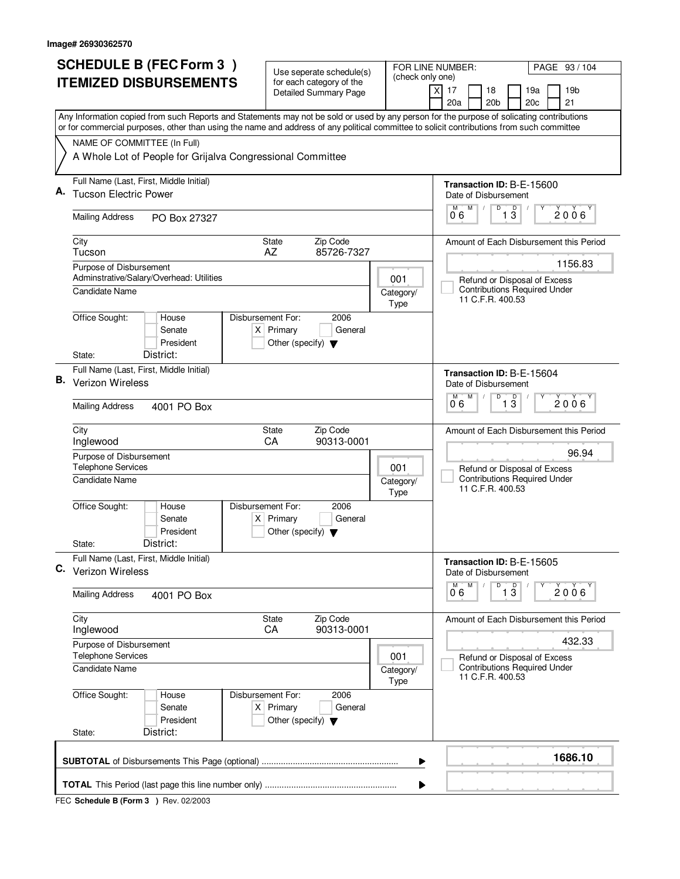Image# 26930362570

# SCHEDULE B (FEC Form 3 ) ITEMIZED DISBURSEMENTS

Use seperate schedule(s) for each category of the Detailed Summary Page

FOR LINE NUMBER: (check only one)

[X] 17 [ ] 18 [ ] 19a [ ] 19b [ ] 20a [ ] 20b [ ] 20c [ ] 21

Any Information copied from such Reports and Statements may not be sold or used by any person for the purpose of solicating contributions or for commercial purposes, other than using the name and address of any political committee to solicit contributions from such committee

NAME OF COMMITTEE (In Full)

A Whole Lot of People for Grijalva Congressional Committee

---

**A.** Full Name (Last, First, Middle Initial): Tucson Electric Power

Mailing Address: PO Box 27327

City: Tucson | State: AZ | Zip Code: 85726-7327

Purpose of Disbursement: Adminstrative/Salary/Overhead: Utilities

Candidate Name:

Category/Type: 001

Office Sought: [ ] House [ ] Senate [ ] President

State: District:

Disbursement For: 2006 [X] Primary [ ] General [ ] Other (specify)

Transaction ID: B-E-15600

Date of Disbursement: 06/13/2006

Amount of Each Disbursement this Period: 1156.83

[ ] Refund or Disposal of Excess Contributions Required Under 11 C.F.R. 400.53

---

**B.** Full Name (Last, First, Middle Initial): Verizon Wireless

Mailing Address: 4001 PO Box

City: Inglewood | State: CA | Zip Code: 90313-0001

Purpose of Disbursement: Telephone Services

Candidate Name:

Category/Type: 001

Office Sought: [ ] House [ ] Senate [ ] President

State: District:

Disbursement For: 2006 [X] Primary [ ] General [ ] Other (specify)

Transaction ID: B-E-15604

Date of Disbursement: 06/13/2006

Amount of Each Disbursement this Period: 96.94

[ ] Refund or Disposal of Excess Contributions Required Under 11 C.F.R. 400.53

---

**C.** Full Name (Last, First, Middle Initial): Verizon Wireless

Mailing Address: 4001 PO Box

City: Inglewood | State: CA | Zip Code: 90313-0001

Purpose of Disbursement: Telephone Services

Candidate Name:

Category/Type: 001

Office Sought: [ ] House [ ] Senate [ ] President

State: District:

Disbursement For: 2006 [X] Primary [ ] General [ ] Other (specify)

Transaction ID: B-E-15605

Date of Disbursement: 06/13/2006

Amount of Each Disbursement this Period: 432.33

[ ] Refund or Disposal of Excess Contributions Required Under 11 C.F.R. 400.53

---

**SUBTOTAL** of Disbursements This Page (optional): **1686.10**

**TOTAL** This Period (last page this line number only):

FEC **Schedule B (Form 3 )** Rev. 02/2003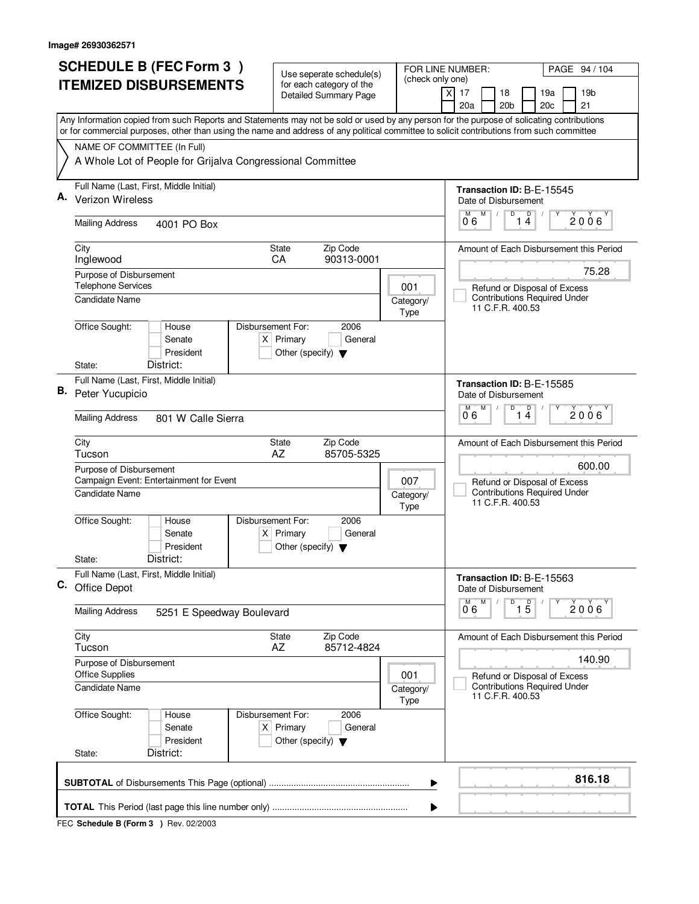Image# 26930362571

# SCHEDULE B (FEC Form 3 ) ITEMIZED DISBURSEMENTS

Use seperate schedule(s) for each category of the Detailed Summary Page

FOR LINE NUMBER: (check only one)

- [X] 17
- [ ] 18
- [ ] 19a
- [ ] 19b
- [ ] 20a
- [ ] 20b
- [ ] 20c
- [ ] 21

Any Information copied from such Reports and Statements may not be sold or used by any person for the purpose of solicating contributions or for commercial purposes, other than using the name and address of any political committee to solicit contributions from such committee

NAME OF COMMITTEE (In Full)

A Whole Lot of People for Grijalva Congressional Committee

---

**A.** Full Name (Last, First, Middle Initial): Verizon Wireless

Mailing Address: 4001 PO Box

City: Inglewood | State: CA | Zip Code: 90313-0001

Purpose of Disbursement: Telephone Services

Category/Type: 001

Candidate Name:

Office Sought: [ ] House [ ] Senate [ ] President

State: District:

Disbursement For: 2006 [X] Primary [ ] General [ ] Other (specify)

Transaction ID: B-E-15545

Date of Disbursement: 06 / 14 / 2006

Amount of Each Disbursement this Period: 75.28

[ ] Refund or Disposal of Excess Contributions Required Under 11 C.F.R. 400.53

---

**B.** Full Name (Last, First, Middle Initial): Peter Yucupicio

Mailing Address: 801 W Calle Sierra

City: Tucson | State: AZ | Zip Code: 85705-5325

Purpose of Disbursement: Campaign Event: Entertainment for Event

Category/Type: 007

Candidate Name:

Office Sought: [ ] House [ ] Senate [ ] President

State: District:

Disbursement For: 2006 [X] Primary [ ] General [ ] Other (specify)

Transaction ID: B-E-15585

Date of Disbursement: 06 / 14 / 2006

Amount of Each Disbursement this Period: 600.00

[ ] Refund or Disposal of Excess Contributions Required Under 11 C.F.R. 400.53

---

**C.** Full Name (Last, First, Middle Initial): Office Depot

Mailing Address: 5251 E Speedway Boulevard

City: Tucson | State: AZ | Zip Code: 85712-4824

Purpose of Disbursement: Office Supplies

Category/Type: 001

Candidate Name:

Office Sought: [ ] House [ ] Senate [ ] President

State: District:

Disbursement For: 2006 [X] Primary [ ] General [ ] Other (specify)

Transaction ID: B-E-15563

Date of Disbursement: 06 / 15 / 2006

Amount of Each Disbursement this Period: 140.90

[ ] Refund or Disposal of Excess Contributions Required Under 11 C.F.R. 400.53

---

**SUBTOTAL** of Disbursements This Page (optional): **816.18**

**TOTAL** This Period (last page this line number only):

FEC **Schedule B (Form 3 )** Rev. 02/2003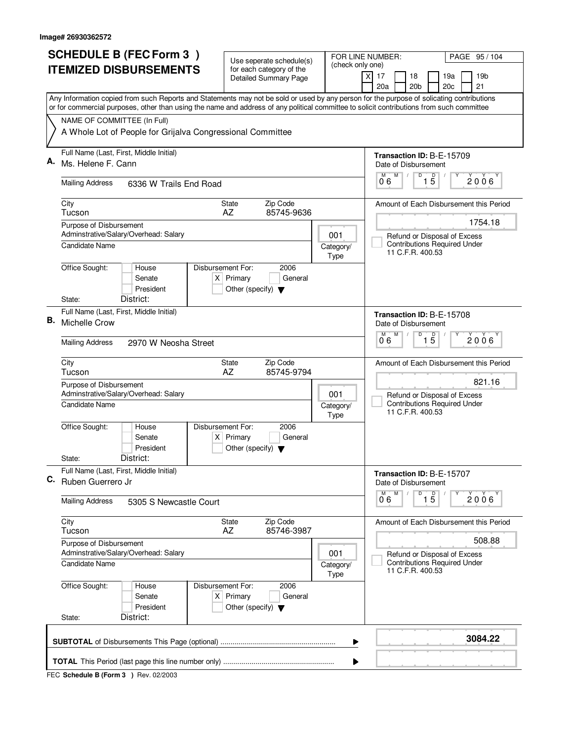Image# 26930362572

# SCHEDULE B (FEC Form 3 ) ITEMIZED DISBURSEMENTS

Use seperate schedule(s) for each category of the Detailed Summary Page

FOR LINE NUMBER: (check only one)

| | | | |
|---|---|---|---|
| X 17 | 18 | 19a | 19b |
| 20a | 20b | 20c | 21 |

PAGE 95 / 104

Any Information copied from such Reports and Statements may not be sold or used by any person for the purpose of solicating contributions or for commercial purposes, other than using the name and address of any political committee to solicit contributions from such committee

NAME OF COMMITTEE (In Full)
A Whole Lot of People for Grijalva Congressional Committee

---

**A.** Full Name (Last, First, Middle Initial): Ms. Helene F. Cann

Mailing Address: 6336 W Trails End Road

City: Tucson | State: AZ | Zip Code: 85745-9636

Purpose of Disbursement: Adminstrative/Salary/Overhead: Salary

Category/Type: 001

Candidate Name:

Office Sought: House / Senate / President

State: District:

Disbursement For: 2006 [X] Primary [ ] General [ ] Other (specify)

Transaction ID: B-E-15709

Date of Disbursement: 06 / 15 / 2006

Amount of Each Disbursement this Period: 1754.18

[ ] Refund or Disposal of Excess Contributions Required Under 11 C.F.R. 400.53

---

**B.** Full Name (Last, First, Middle Initial): Michelle Crow

Mailing Address: 2970 W Neosha Street

City: Tucson | State: AZ | Zip Code: 85745-9794

Purpose of Disbursement: Adminstrative/Salary/Overhead: Salary

Category/Type: 001

Candidate Name:

Office Sought: House / Senate / President

State: District:

Disbursement For: 2006 [X] Primary [ ] General [ ] Other (specify)

Transaction ID: B-E-15708

Date of Disbursement: 06 / 15 / 2006

Amount of Each Disbursement this Period: 821.16

[ ] Refund or Disposal of Excess Contributions Required Under 11 C.F.R. 400.53

---

**C.** Full Name (Last, First, Middle Initial): Ruben Guerrero Jr

Mailing Address: 5305 S Newcastle Court

City: Tucson | State: AZ | Zip Code: 85746-3987

Purpose of Disbursement: Adminstrative/Salary/Overhead: Salary

Category/Type: 001

Candidate Name:

Office Sought: House / Senate / President

State: District:

Disbursement For: 2006 [X] Primary [ ] General [ ] Other (specify)

Transaction ID: B-E-15707

Date of Disbursement: 06 / 15 / 2006

Amount of Each Disbursement this Period: 508.88

[ ] Refund or Disposal of Excess Contributions Required Under 11 C.F.R. 400.53

---

**SUBTOTAL** of Disbursements This Page (optional) ........ **3084.22**

**TOTAL** This Period (last page this line number only) ........

FEC **Schedule B (Form 3 )** Rev. 02/2003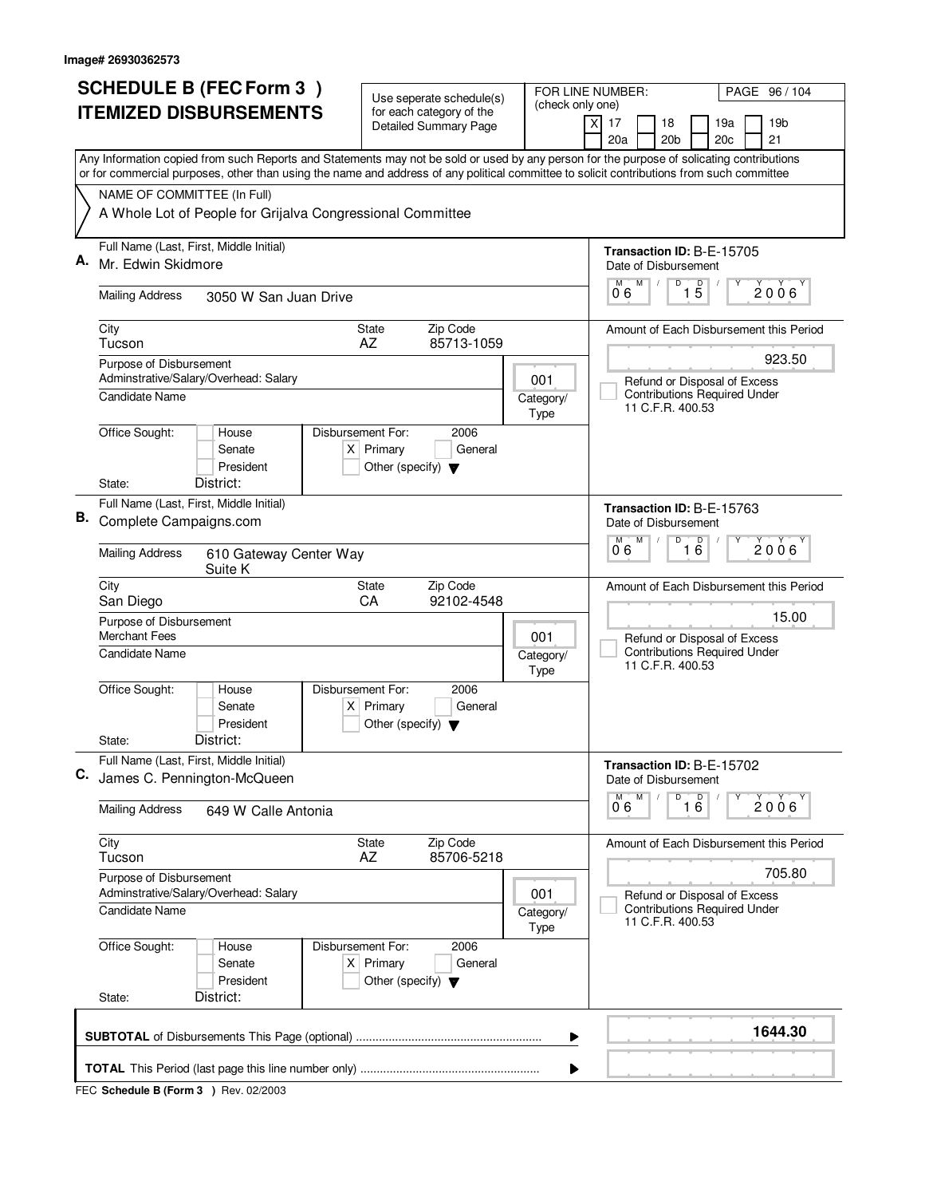Image# 26930362573

# SCHEDULE B (FEC Form 3 ) ITEMIZED DISBURSEMENTS

Use seperate schedule(s) for each category of the Detailed Summary Page

FOR LINE NUMBER: (check only one)

- [X] 17
- [ ] 18
- [ ] 19a
- [ ] 19b
- [ ] 20a
- [ ] 20b
- [ ] 20c
- [ ] 21

Any Information copied from such Reports and Statements may not be sold or used by any person for the purpose of solicating contributions or for commercial purposes, other than using the name and address of any political committee to solicit contributions from such committee

NAME OF COMMITTEE (In Full)

A Whole Lot of People for Grijalva Congressional Committee

---

**A.** Full Name (Last, First, Middle Initial): Mr. Edwin Skidmore

Mailing Address: 3050 W San Juan Drive

City: Tucson | State: AZ | Zip Code: 85713-1059

Purpose of Disbursement: Adminstrative/Salary/Overhead: Salary

Category/Type: 001

Candidate Name:

Office Sought: [ ] House [ ] Senate [ ] President

State: District:

Disbursement For: 2006 [X] Primary [ ] General [ ] Other (specify)

Transaction ID: B-E-15705

Date of Disbursement: 06/15/2006

Amount of Each Disbursement this Period: 923.50

[ ] Refund or Disposal of Excess Contributions Required Under 11 C.F.R. 400.53

---

**B.** Full Name (Last, First, Middle Initial): Complete Campaigns.com

Mailing Address: 610 Gateway Center Way Suite K

City: San Diego | State: CA | Zip Code: 92102-4548

Purpose of Disbursement: Merchant Fees

Category/Type: 001

Candidate Name:

Office Sought: [ ] House [ ] Senate [ ] President

State: District:

Disbursement For: 2006 [X] Primary [ ] General [ ] Other (specify)

Transaction ID: B-E-15763

Date of Disbursement: 06/16/2006

Amount of Each Disbursement this Period: 15.00

[ ] Refund or Disposal of Excess Contributions Required Under 11 C.F.R. 400.53

---

**C.** Full Name (Last, First, Middle Initial): James C. Pennington-McQueen

Mailing Address: 649 W Calle Antonia

City: Tucson | State: AZ | Zip Code: 85706-5218

Purpose of Disbursement: Adminstrative/Salary/Overhead: Salary

Category/Type: 001

Candidate Name:

Office Sought: [ ] House [ ] Senate [ ] President

State: District:

Disbursement For: 2006 [X] Primary [ ] General [ ] Other (specify)

Transaction ID: B-E-15702

Date of Disbursement: 06/16/2006

Amount of Each Disbursement this Period: 705.80

[ ] Refund or Disposal of Excess Contributions Required Under 11 C.F.R. 400.53

---

**SUBTOTAL** of Disbursements This Page (optional): **1644.30**

**TOTAL** This Period (last page this line number only):

FEC **Schedule B (Form 3 )** Rev. 02/2003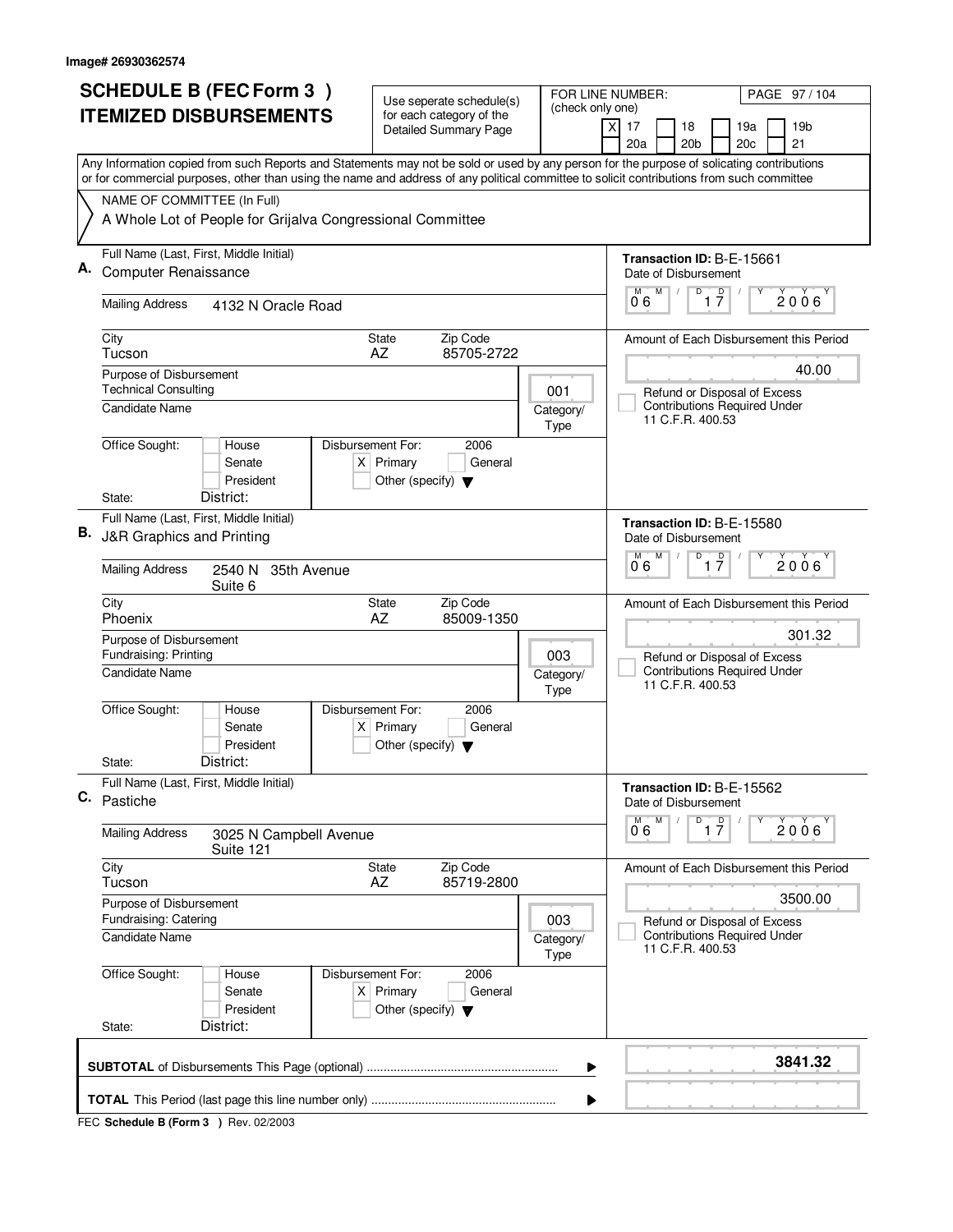Image# 26930362574

# SCHEDULE B (FEC Form 3 ) ITEMIZED DISBURSEMENTS

Use seperate schedule(s) for each category of the Detailed Summary Page

FOR LINE NUMBER: (check only one)

- [X] 17
- [ ] 18
- [ ] 19a
- [ ] 19b
- [ ] 20a
- [ ] 20b
- [ ] 20c
- [ ] 21

PAGE 97 / 104

Any Information copied from such Reports and Statements may not be sold or used by any person for the purpose of solicating contributions or for commercial purposes, other than using the name and address of any political committee to solicit contributions from such committee

NAME OF COMMITTEE (In Full)
A Whole Lot of People for Grijalva Congressional Committee

---

**A.** Full Name (Last, First, Middle Initial): Computer Renaissance

Mailing Address: 4132 N Oracle Road

City: Tucson | State: AZ | Zip Code: 85705-2722

Purpose of Disbursement: Technical Consulting

Category/Type: 001

Candidate Name:

Office Sought: [ ] House [ ] Senate [ ] President
State: District:

Disbursement For: 2006 [X] Primary [ ] General [ ] Other (specify)

Transaction ID: B-E-15661
Date of Disbursement: 06/17/2006

Amount of Each Disbursement this Period: 40.00

[ ] Refund or Disposal of Excess Contributions Required Under 11 C.F.R. 400.53

---

**B.** Full Name (Last, First, Middle Initial): J&R Graphics and Printing

Mailing Address: 2540 N 35th Avenue, Suite 6

City: Phoenix | State: AZ | Zip Code: 85009-1350

Purpose of Disbursement: Fundraising: Printing

Category/Type: 003

Candidate Name:

Office Sought: [ ] House [ ] Senate [ ] President
State: District:

Disbursement For: 2006 [X] Primary [ ] General [ ] Other (specify)

Transaction ID: B-E-15580
Date of Disbursement: 06/17/2006

Amount of Each Disbursement this Period: 301.32

[ ] Refund or Disposal of Excess Contributions Required Under 11 C.F.R. 400.53

---

**C.** Full Name (Last, First, Middle Initial): Pastiche

Mailing Address: 3025 N Campbell Avenue, Suite 121

City: Tucson | State: AZ | Zip Code: 85719-2800

Purpose of Disbursement: Fundraising: Catering

Category/Type: 003

Candidate Name:

Office Sought: [ ] House [ ] Senate [ ] President
State: District:

Disbursement For: 2006 [X] Primary [ ] General [ ] Other (specify)

Transaction ID: B-E-15562
Date of Disbursement: 06/17/2006

Amount of Each Disbursement this Period: 3500.00

[ ] Refund or Disposal of Excess Contributions Required Under 11 C.F.R. 400.53

---

**SUBTOTAL** of Disbursements This Page (optional): **3841.32**

**TOTAL** This Period (last page this line number only):

FEC **Schedule B (Form 3 )** Rev. 02/2003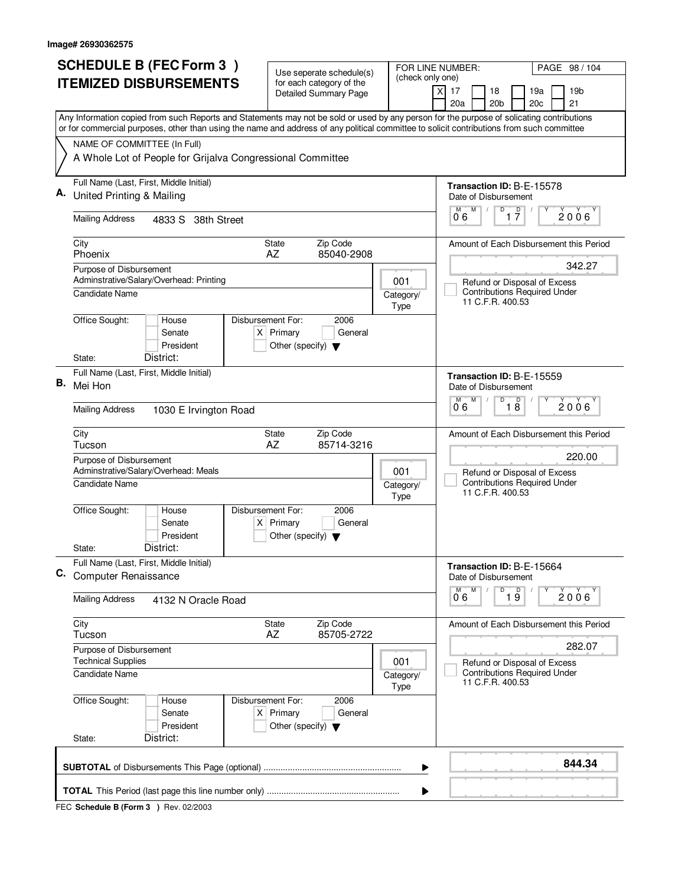Image# 26930362575

# SCHEDULE B (FEC Form 3 )
## ITEMIZED DISBURSEMENTS

Use seperate schedule(s) for each category of the Detailed Summary Page

FOR LINE NUMBER: (check only one)

[X] 17 [ ] 18 [ ] 19a [ ] 19b [ ] 20a [ ] 20b [ ] 20c [ ] 21

PAGE 98 / 104

Any Information copied from such Reports and Statements may not be sold or used by any person for the purpose of solicating contributions or for commercial purposes, other than using the name and address of any political committee to solicit contributions from such committee

NAME OF COMMITTEE (In Full)
A Whole Lot of People for Grijalva Congressional Committee

---

**A.** Full Name (Last, First, Middle Initial): United Printing & Mailing

Transaction ID: B-E-15578

Mailing Address: 4833 S 38th Street

Date of Disbursement: 06 / 17 / 2006

City: Phoenix | State: AZ | Zip Code: 85040-2908

Amount of Each Disbursement this Period: 342.27

Purpose of Disbursement: Adminstrative/Salary/Overhead: Printing

Category/Type: 001

[ ] Refund or Disposal of Excess Contributions Required Under 11 C.F.R. 400.53

Candidate Name:

Office Sought: [ ] House [ ] Senate [ ] President

Disbursement For: 2006 [X] Primary [ ] General [ ] Other (specify)

State: District:

---

**B.** Full Name (Last, First, Middle Initial): Mei Hon

Transaction ID: B-E-15559

Mailing Address: 1030 E Irvington Road

Date of Disbursement: 06 / 18 / 2006

City: Tucson | State: AZ | Zip Code: 85714-3216

Amount of Each Disbursement this Period: 220.00

Purpose of Disbursement: Adminstrative/Salary/Overhead: Meals

Category/Type: 001

[ ] Refund or Disposal of Excess Contributions Required Under 11 C.F.R. 400.53

Candidate Name:

Office Sought: [ ] House [ ] Senate [ ] President

Disbursement For: 2006 [X] Primary [ ] General [ ] Other (specify)

State: District:

---

**C.** Full Name (Last, First, Middle Initial): Computer Renaissance

Transaction ID: B-E-15664

Mailing Address: 4132 N Oracle Road

Date of Disbursement: 06 / 19 / 2006

City: Tucson | State: AZ | Zip Code: 85705-2722

Amount of Each Disbursement this Period: 282.07

Purpose of Disbursement: Technical Supplies

Category/Type: 001

[ ] Refund or Disposal of Excess Contributions Required Under 11 C.F.R. 400.53

Candidate Name:

Office Sought: [ ] House [ ] Senate [ ] President

Disbursement For: 2006 [X] Primary [ ] General [ ] Other (specify)

State: District:

---

**SUBTOTAL** of Disbursements This Page (optional) ........ **844.34**

**TOTAL** This Period (last page this line number only) ........

FEC **Schedule B (Form 3 )** Rev. 02/2003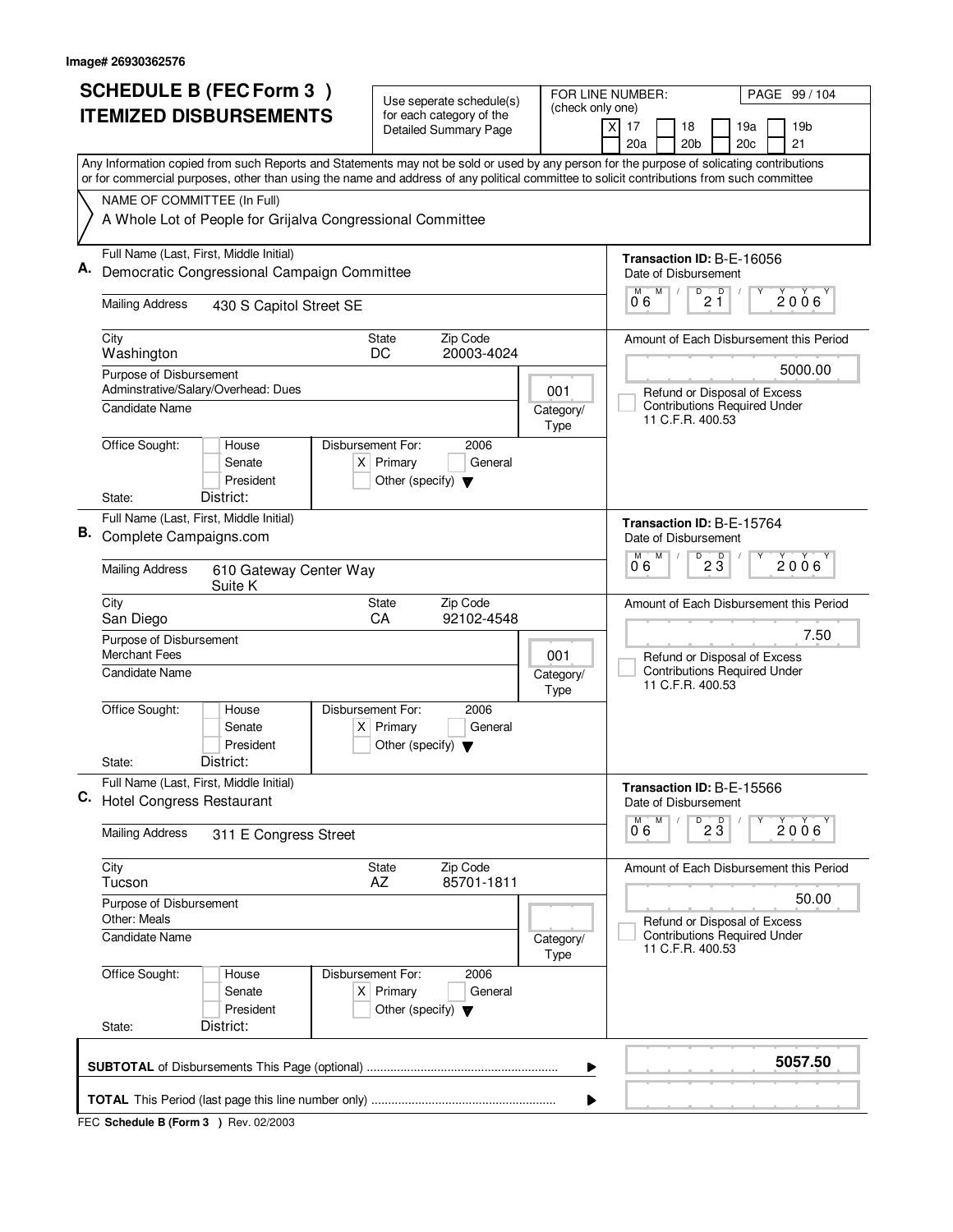Image# 26930362576

# SCHEDULE B (FEC Form 3 ) ITEMIZED DISBURSEMENTS

Use seperate schedule(s) for each category of the Detailed Summary Page

FOR LINE NUMBER: (check only one)

[X] 17 [ ] 18 [ ] 19a [ ] 19b [ ] 20a [ ] 20b [ ] 20c [ ] 21

Any Information copied from such Reports and Statements may not be sold or used by any person for the purpose of solicating contributions or for commercial purposes, other than using the name and address of any political committee to solicit contributions from such committee

NAME OF COMMITTEE (In Full)
A Whole Lot of People for Grijalva Congressional Committee

---

**A.** Full Name (Last, First, Middle Initial): Democratic Congressional Campaign Committee

Mailing Address: 430 S Capitol Street SE

City: Washington | State: DC | Zip Code: 20003-4024

Purpose of Disbursement: Adminstrative/Salary/Overhead: Dues

Category/Type: 001

Candidate Name:

Office Sought: [ ] House [ ] Senate [ ] President

State: District:

Disbursement For: 2006 [X] Primary [ ] General [ ] Other (specify)

Transaction ID: B-E-16056

Date of Disbursement: 06/21/2006

Amount of Each Disbursement this Period: 5000.00

[ ] Refund or Disposal of Excess Contributions Required Under 11 C.F.R. 400.53

---

**B.** Full Name (Last, First, Middle Initial): Complete Campaigns.com

Mailing Address: 610 Gateway Center Way Suite K

City: San Diego | State: CA | Zip Code: 92102-4548

Purpose of Disbursement: Merchant Fees

Category/Type: 001

Candidate Name:

Office Sought: [ ] House [ ] Senate [ ] President

State: District:

Disbursement For: 2006 [X] Primary [ ] General [ ] Other (specify)

Transaction ID: B-E-15764

Date of Disbursement: 06/23/2006

Amount of Each Disbursement this Period: 7.50

[ ] Refund or Disposal of Excess Contributions Required Under 11 C.F.R. 400.53

---

**C.** Full Name (Last, First, Middle Initial): Hotel Congress Restaurant

Mailing Address: 311 E Congress Street

City: Tucson | State: AZ | Zip Code: 85701-1811

Purpose of Disbursement: Other: Meals

Category/Type:

Candidate Name:

Office Sought: [ ] House [ ] Senate [ ] President

State: District:

Disbursement For: 2006 [X] Primary [ ] General [ ] Other (specify)

Transaction ID: B-E-15566

Date of Disbursement: 06/23/2006

Amount of Each Disbursement this Period: 50.00

[ ] Refund or Disposal of Excess Contributions Required Under 11 C.F.R. 400.53

---

**SUBTOTAL** of Disbursements This Page (optional): **5057.50**

**TOTAL** This Period (last page this line number only):

FEC **Schedule B (Form 3 )** Rev. 02/2003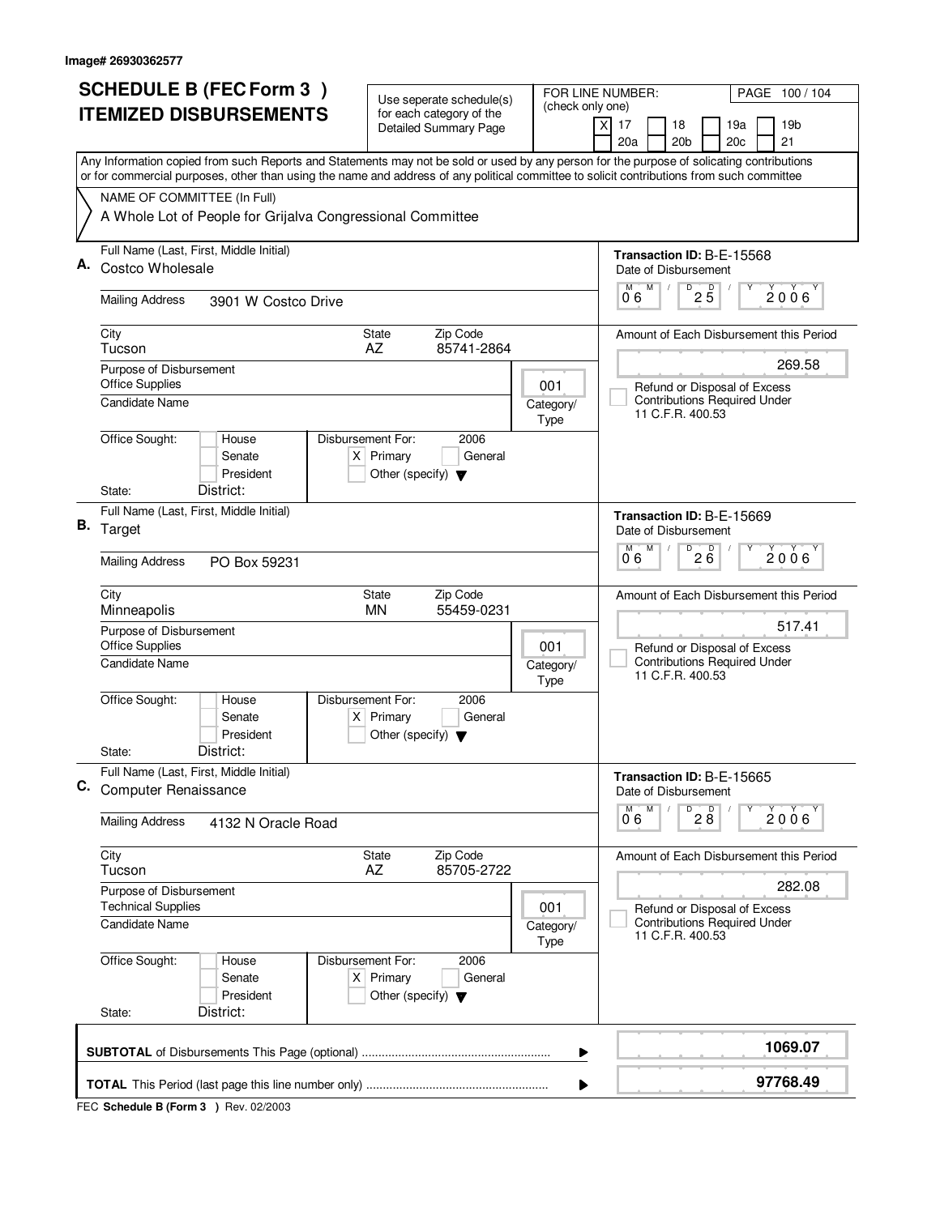Image# 26930362577

# SCHEDULE B (FEC Form 3 )
# ITEMIZED DISBURSEMENTS

Use seperate schedule(s) for each category of the Detailed Summary Page

FOR LINE NUMBER: (check only one)
[X] 17 [ ] 18 [ ] 19a [ ] 19b [ ] 20a [ ] 20b [ ] 20c [ ] 21

PAGE 100 / 104

Any Information copied from such Reports and Statements may not be sold or used by any person for the purpose of solicating contributions or for commercial purposes, other than using the name and address of any political committee to solicit contributions from such committee

NAME OF COMMITTEE (In Full)
A Whole Lot of People for Grijalva Congressional Committee

---

**A.** Full Name (Last, First, Middle Initial): Costco Wholesale

Transaction ID: B-E-15568

Mailing Address: 3901 W Costco Drive

Date of Disbursement: 06 / 25 / 2006

City: Tucson | State: AZ | Zip Code: 85741-2864

Purpose of Disbursement: Office Supplies

Category/Type: 001

Candidate Name:

Amount of Each Disbursement this Period: 269.58

[ ] Refund or Disposal of Excess Contributions Required Under 11 C.F.R. 400.53

Office Sought: [ ] House [ ] Senate [ ] President

Disbursement For: 2006 [X] Primary [ ] General [ ] Other (specify)

State: District:

---

**B.** Full Name (Last, First, Middle Initial): Target

Transaction ID: B-E-15669

Mailing Address: PO Box 59231

Date of Disbursement: 06 / 26 / 2006

City: Minneapolis | State: MN | Zip Code: 55459-0231

Purpose of Disbursement: Office Supplies

Category/Type: 001

Candidate Name:

Amount of Each Disbursement this Period: 517.41

[ ] Refund or Disposal of Excess Contributions Required Under 11 C.F.R. 400.53

Office Sought: [ ] House [ ] Senate [ ] President

Disbursement For: 2006 [X] Primary [ ] General [ ] Other (specify)

State: District:

---

**C.** Full Name (Last, First, Middle Initial): Computer Renaissance

Transaction ID: B-E-15665

Mailing Address: 4132 N Oracle Road

Date of Disbursement: 06 / 28 / 2006

City: Tucson | State: AZ | Zip Code: 85705-2722

Purpose of Disbursement: Technical Supplies

Category/Type: 001

Candidate Name:

Amount of Each Disbursement this Period: 282.08

[ ] Refund or Disposal of Excess Contributions Required Under 11 C.F.R. 400.53

Office Sought: [ ] House [ ] Senate [ ] President

Disbursement For: 2006 [X] Primary [ ] General [ ] Other (specify)

State: District:

---

**SUBTOTAL** of Disbursements This Page (optional) ........ **1069.07**

**TOTAL** This Period (last page this line number only) ........ **97768.49**

FEC **Schedule B (Form 3 )** Rev. 02/2003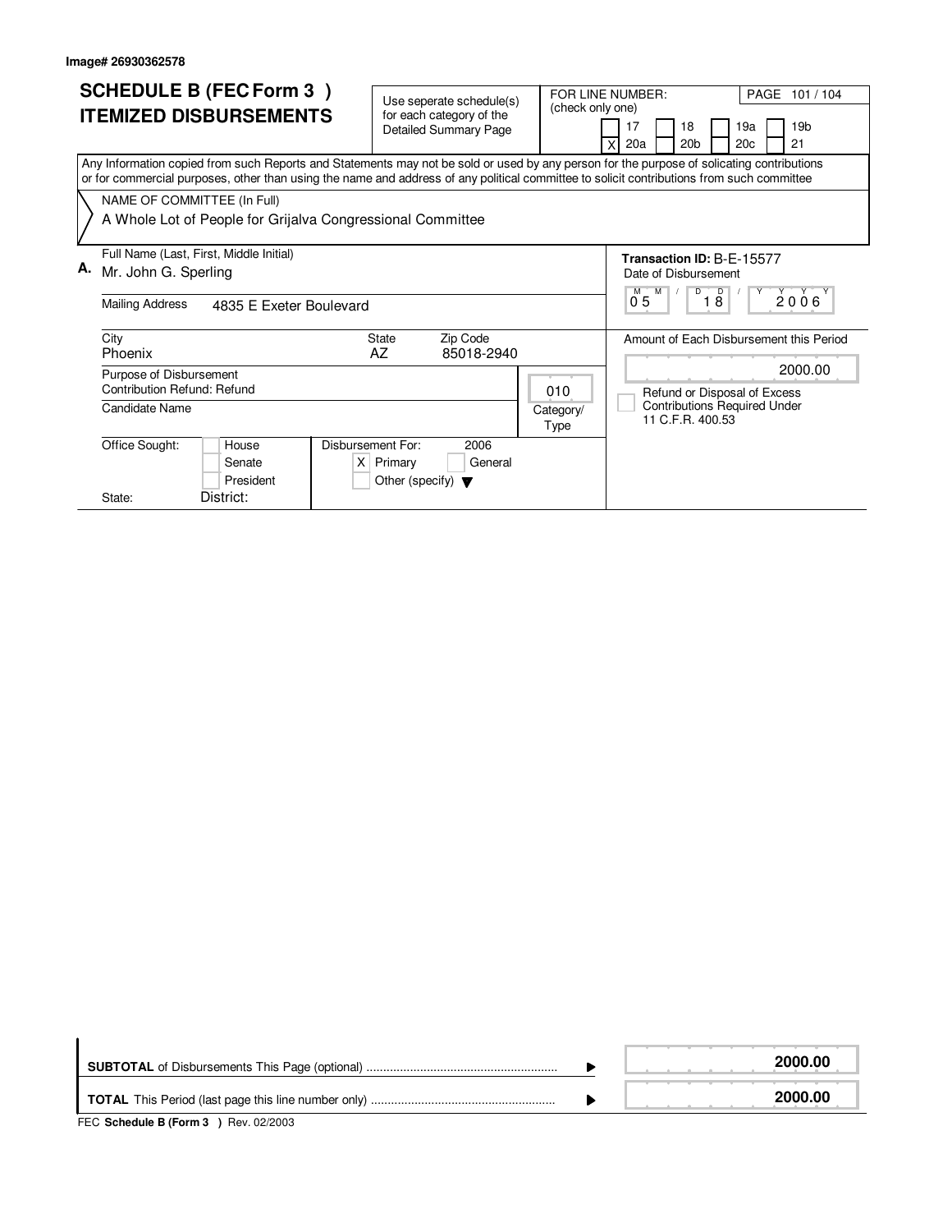Image# 26930362578

# SCHEDULE B (FEC Form 3 )
# ITEMIZED DISBURSEMENTS

Use seperate schedule(s) for each category of the Detailed Summary Page

FOR LINE NUMBER: (check only one)

| | | | | | | | |
|---|---|---|---|---|---|---|---|
| [ ] | 17 | [ ] | 18 | [ ] | 19a | [ ] | 19b |
| [X] | 20a | [ ] | 20b | [ ] | 20c | [ ] | 21 |

PAGE 101 / 104

Any Information copied from such Reports and Statements may not be sold or used by any person for the purpose of solicating contributions or for commercial purposes, other than using the name and address of any political committee to solicit contributions from such committee

NAME OF COMMITTEE (In Full)
A Whole Lot of People for Grijalva Congressional Committee

**A.** Full Name (Last, First, Middle Initial)
Mr. John G. Sperling

Mailing Address 4835 E Exeter Boulevard

City: Phoenix
State: AZ
Zip Code: 85018-2940

Purpose of Disbursement
Contribution Refund: Refund

Category/Type: 010

Candidate Name

Office Sought: [ ] House [ ] Senate [ ] President
State: District:

Disbursement For: 2006
[X] Primary [ ] General
[ ] Other (specify)

**Transaction ID:** B-E-15577
Date of Disbursement: 05 / 18 / 2006

Amount of Each Disbursement this Period: 2000.00

[ ] Refund or Disposal of Excess Contributions Required Under 11 C.F.R. 400.53

| | |
|---|---|
| **SUBTOTAL** of Disbursements This Page (optional) | **2000.00** |
| **TOTAL** This Period (last page this line number only) | **2000.00** |

FEC **Schedule B (Form 3 )** Rev. 02/2003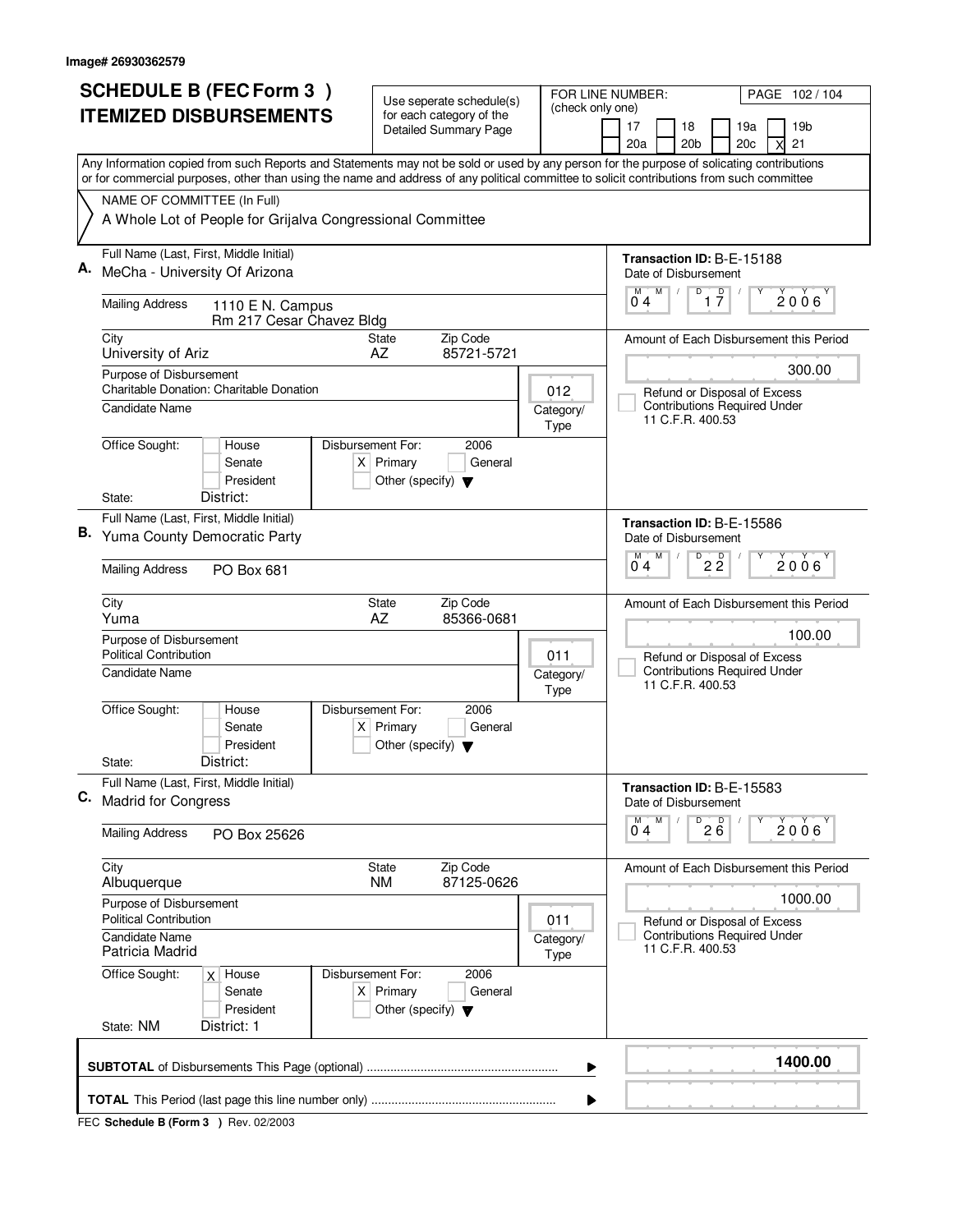Image# 26930362579

# SCHEDULE B (FEC Form 3 ) ITEMIZED DISBURSEMENTS

Use seperate schedule(s) for each category of the Detailed Summary Page

FOR LINE NUMBER: (check only one)
17 | 18 | 19a | 19b | 20a | 20b | 20c | X 21

Any Information copied from such Reports and Statements may not be sold or used by any person for the purpose of solicating contributions or for commercial purposes, other than using the name and address of any political committee to solicit contributions from such committee

NAME OF COMMITTEE (In Full)
A Whole Lot of People for Grijalva Congressional Committee

---

**A.** Full Name (Last, First, Middle Initial): MeCha - University Of Arizona

Mailing Address: 1110 E N. Campus, Rm 217 Cesar Chavez Bldg

City: University of Ariz | State: AZ | Zip Code: 85721-5721

Purpose of Disbursement: Charitable Donation: Charitable Donation

Category/Type: 012

Candidate Name:

Office Sought: House / Senate / President
State: | District:

Disbursement For: X Primary | General | 2006 | Other (specify)

Transaction ID: B-E-15188
Date of Disbursement: 04/17/2006
Amount of Each Disbursement this Period: 300.00
Refund or Disposal of Excess Contributions Required Under 11 C.F.R. 400.53

---

**B.** Full Name (Last, First, Middle Initial): Yuma County Democratic Party

Mailing Address: PO Box 681

City: Yuma | State: AZ | Zip Code: 85366-0681

Purpose of Disbursement: Political Contribution

Category/Type: 011

Candidate Name:

Office Sought: House / Senate / President
State: | District:

Disbursement For: X Primary | General | 2006 | Other (specify)

Transaction ID: B-E-15586
Date of Disbursement: 04/22/2006
Amount of Each Disbursement this Period: 100.00
Refund or Disposal of Excess Contributions Required Under 11 C.F.R. 400.53

---

**C.** Full Name (Last, First, Middle Initial): Madrid for Congress

Mailing Address: PO Box 25626

City: Albuquerque | State: NM | Zip Code: 87125-0626

Purpose of Disbursement: Political Contribution

Category/Type: 011

Candidate Name: Patricia Madrid

Office Sought: X House / Senate / President
State: NM | District: 1

Disbursement For: X Primary | General | 2006 | Other (specify)

Transaction ID: B-E-15583
Date of Disbursement: 04/26/2006
Amount of Each Disbursement this Period: 1000.00
Refund or Disposal of Excess Contributions Required Under 11 C.F.R. 400.53

---

**SUBTOTAL** of Disbursements This Page (optional): **1400.00**

**TOTAL** This Period (last page this line number only):

FEC **Schedule B (Form 3 )** Rev. 02/2003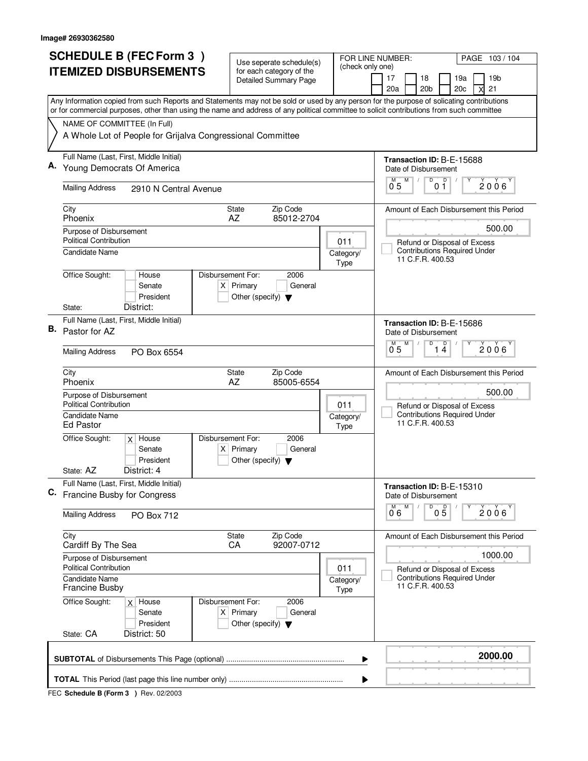Image# 26930362580

# SCHEDULE B (FEC Form 3 )
# ITEMIZED DISBURSEMENTS

Use seperate schedule(s) for each category of the Detailed Summary Page

FOR LINE NUMBER: (check only one)

17 | 18 | 19a | 19b | 20a | 20b | 20c | X 21

PAGE 103 / 104

Any Information copied from such Reports and Statements may not be sold or used by any person for the purpose of solicating contributions or for commercial purposes, other than using the name and address of any political committee to solicit contributions from such committee

NAME OF COMMITTEE (In Full)
A Whole Lot of People for Grijalva Congressional Committee

---

**A.** Full Name (Last, First, Middle Initial): Young Democrats Of America

Mailing Address: 2910 N Central Avenue

City: Phoenix | State: AZ | Zip Code: 85012-2704

Purpose of Disbursement: Political Contribution

Candidate Name:

Category/Type: 011

Office Sought: House / Senate / President

State: | District:

Disbursement For: X Primary | General | 2006 | Other (specify)

Transaction ID: B-E-15688

Date of Disbursement: 05 / 01 / 2006

Amount of Each Disbursement this Period: 500.00

Refund or Disposal of Excess Contributions Required Under 11 C.F.R. 400.53

---

**B.** Full Name (Last, First, Middle Initial): Pastor for AZ

Mailing Address: PO Box 6554

City: Phoenix | State: AZ | Zip Code: 85005-6554

Purpose of Disbursement: Political Contribution

Candidate Name: Ed Pastor

Category/Type: 011

Office Sought: X House / Senate / President

State: AZ | District: 4

Disbursement For: X Primary | General | 2006 | Other (specify)

Transaction ID: B-E-15686

Date of Disbursement: 05 / 14 / 2006

Amount of Each Disbursement this Period: 500.00

Refund or Disposal of Excess Contributions Required Under 11 C.F.R. 400.53

---

**C.** Full Name (Last, First, Middle Initial): Francine Busby for Congress

Mailing Address: PO Box 712

City: Cardiff By The Sea | State: CA | Zip Code: 92007-0712

Purpose of Disbursement: Political Contribution

Candidate Name: Francine Busby

Category/Type: 011

Office Sought: X House / Senate / President

State: CA | District: 50

Disbursement For: X Primary | General | 2006 | Other (specify)

Transaction ID: B-E-15310

Date of Disbursement: 06 / 05 / 2006

Amount of Each Disbursement this Period: 1000.00

Refund or Disposal of Excess Contributions Required Under 11 C.F.R. 400.53

---

**SUBTOTAL** of Disbursements This Page (optional) ........ **2000.00**

**TOTAL** This Period (last page this line number only) ........

FEC **Schedule B (Form 3 )** Rev. 02/2003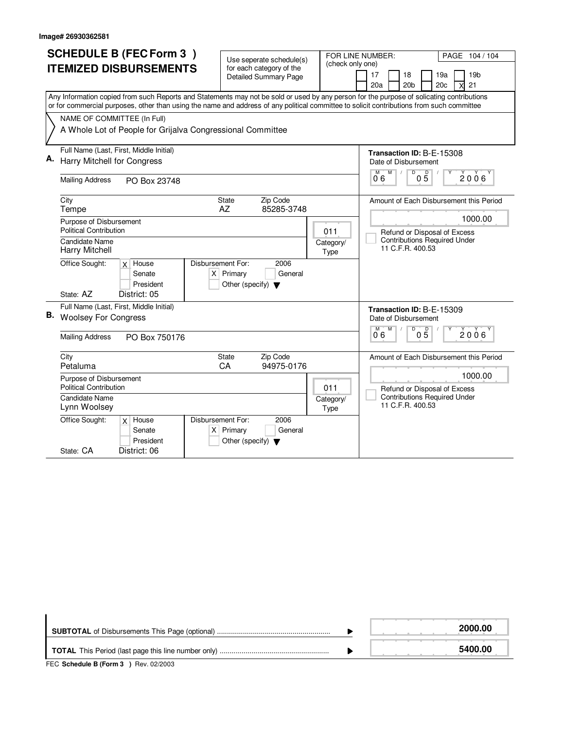Image# 26930362581

# SCHEDULE B (FEC Form 3 )
# ITEMIZED DISBURSEMENTS

Use seperate schedule(s) for each category of the Detailed Summary Page

FOR LINE NUMBER: (check only one)

[ ] 17 [ ] 18 [ ] 19a [ ] 19b [ ] 20a [ ] 20b [ ] 20c [X] 21

Any Information copied from such Reports and Statements may not be sold or used by any person for the purpose of solicating contributions or for commercial purposes, other than using the name and address of any political committee to solicit contributions from such committee

NAME OF COMMITTEE (In Full)

A Whole Lot of People for Grijalva Congressional Committee

---

**A.** Full Name (Last, First, Middle Initial): Harry Mitchell for Congress

Mailing Address: PO Box 23748

City: Tempe | State: AZ | Zip Code: 85285-3748

Purpose of Disbursement: Political Contribution

Category/Type: 011

Candidate Name: Harry Mitchell

Office Sought: [X] House [ ] Senate [ ] President

State: AZ District: 05

Disbursement For: 2006 [X] Primary [ ] General [ ] Other (specify)

Transaction ID: B-E-15308

Date of Disbursement: 06 / 05 / 2006

Amount of Each Disbursement this Period: 1000.00

[ ] Refund or Disposal of Excess Contributions Required Under 11 C.F.R. 400.53

---

**B.** Full Name (Last, First, Middle Initial): Woolsey For Congress

Mailing Address: PO Box 750176

City: Petaluma | State: CA | Zip Code: 94975-0176

Purpose of Disbursement: Political Contribution

Category/Type: 011

Candidate Name: Lynn Woolsey

Office Sought: [X] House [ ] Senate [ ] President

State: CA District: 06

Disbursement For: 2006 [X] Primary [ ] General [ ] Other (specify)

Transaction ID: B-E-15309

Date of Disbursement: 06 / 05 / 2006

Amount of Each Disbursement this Period: 1000.00

[ ] Refund or Disposal of Excess Contributions Required Under 11 C.F.R. 400.53

---

| | |
|---|---|
| **SUBTOTAL** of Disbursements This Page (optional) | **2000.00** |
| **TOTAL** This Period (last page this line number only) | **5400.00** |

FEC **Schedule B (Form 3 )** Rev. 02/2003